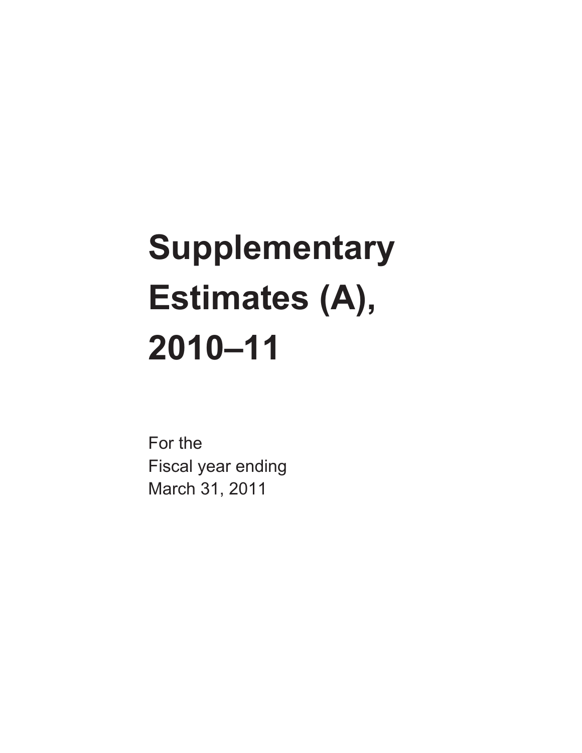# Supplementary Estimates (A), 2010–11

For the
Fiscal year ending
March 31, 2011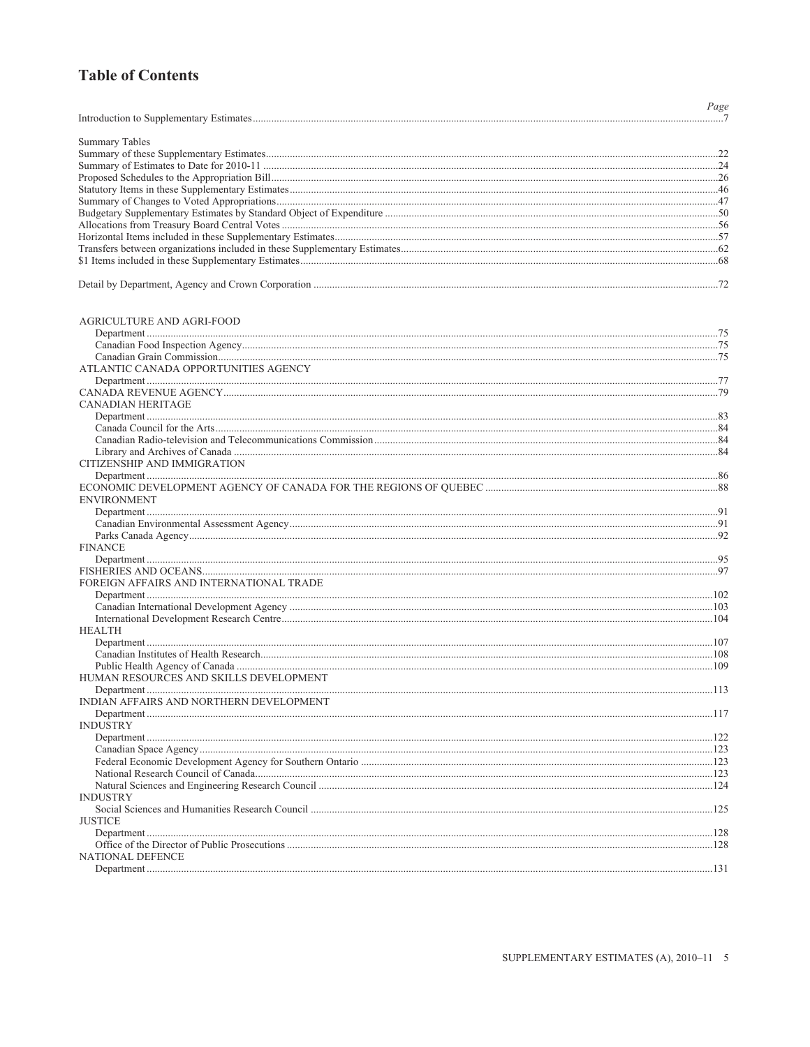# Table of Contents

| | Page |
|---|---|
| Introduction to Supplementary Estimates | 7 |
| | |
| Summary Tables | |
| Summary of these Supplementary Estimates | 22 |
| Summary of Estimates to Date for 2010-11 | 24 |
| Proposed Schedules to the Appropriation Bill | 26 |
| Statutory Items in these Supplementary Estimates | 46 |
| Summary of Changes to Voted Appropriations | 47 |
| Budgetary Supplementary Estimates by Standard Object of Expenditure | 50 |
| Allocations from Treasury Board Central Votes | 56 |
| Horizontal Items included in these Supplementary Estimates | 57 |
| Transfers between organizations included in these Supplementary Estimates | 62 |
| $1 Items included in these Supplementary Estimates | 68 |
| | |
| Detail by Department, Agency and Crown Corporation | 72 |
| | |
| AGRICULTURE AND AGRI-FOOD | |
| Department | 75 |
| Canadian Food Inspection Agency | 75 |
| Canadian Grain Commission | 75 |
| ATLANTIC CANADA OPPORTUNITIES AGENCY | |
| Department | 77 |
| CANADA REVENUE AGENCY | 79 |
| CANADIAN HERITAGE | |
| Department | 83 |
| Canada Council for the Arts | 84 |
| Canadian Radio-television and Telecommunications Commission | 84 |
| Library and Archives of Canada | 84 |
| CITIZENSHIP AND IMMIGRATION | |
| Department | 86 |
| ECONOMIC DEVELOPMENT AGENCY OF CANADA FOR THE REGIONS OF QUEBEC | 88 |
| ENVIRONMENT | |
| Department | 91 |
| Canadian Environmental Assessment Agency | 91 |
| Parks Canada Agency | 92 |
| FINANCE | |
| Department | 95 |
| FISHERIES AND OCEANS | 97 |
| FOREIGN AFFAIRS AND INTERNATIONAL TRADE | |
| Department | 102 |
| Canadian International Development Agency | 103 |
| International Development Research Centre | 104 |
| HEALTH | |
| Department | 107 |
| Canadian Institutes of Health Research | 108 |
| Public Health Agency of Canada | 109 |
| HUMAN RESOURCES AND SKILLS DEVELOPMENT | |
| Department | 113 |
| INDIAN AFFAIRS AND NORTHERN DEVELOPMENT | |
| Department | 117 |
| INDUSTRY | |
| Department | 122 |
| Canadian Space Agency | 123 |
| Federal Economic Development Agency for Southern Ontario | 123 |
| National Research Council of Canada | 123 |
| Natural Sciences and Engineering Research Council | 124 |
| INDUSTRY | |
| Social Sciences and Humanities Research Council | 125 |
| JUSTICE | |
| Department | 128 |
| Office of the Director of Public Prosecutions | 128 |
| NATIONAL DEFENCE | |
| Department | 131 |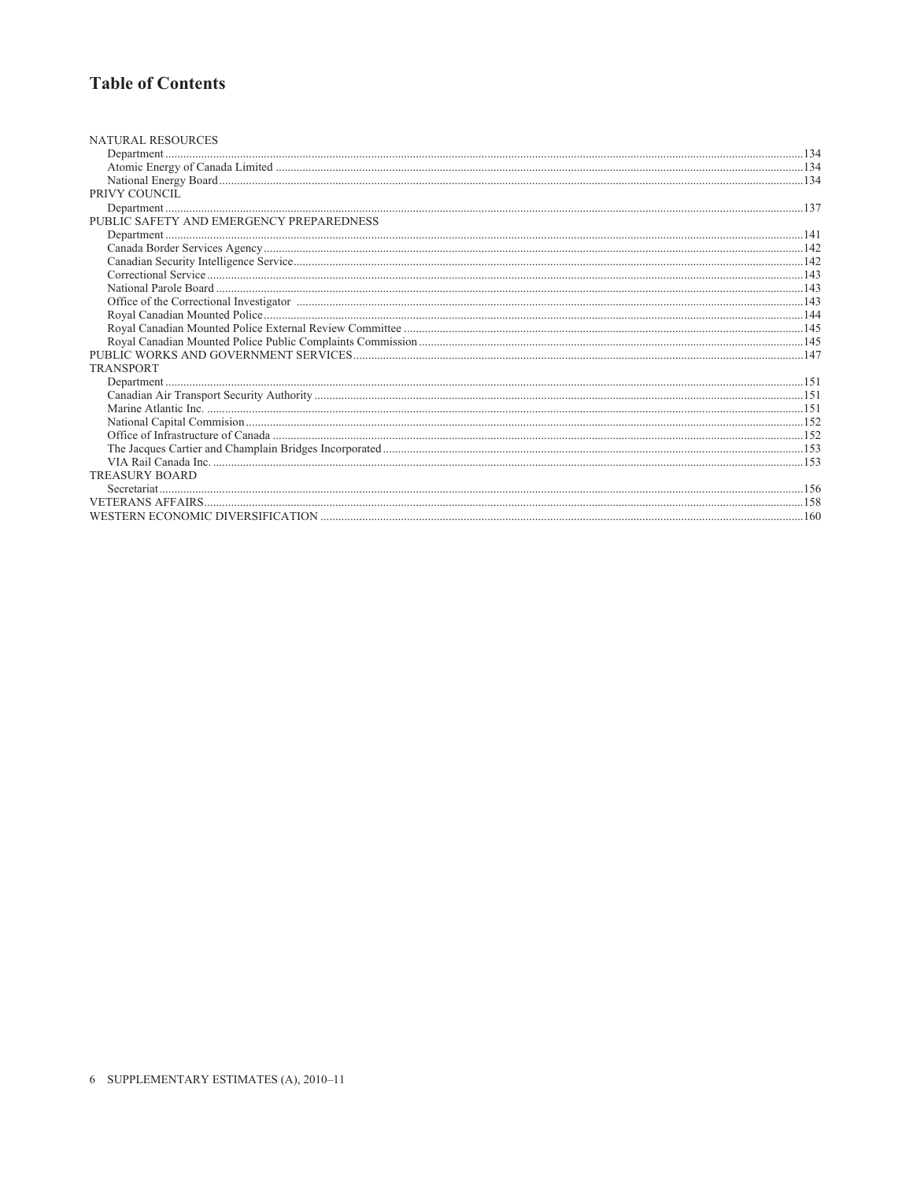# Table of Contents

| | |
|---|---|
| NATURAL RESOURCES | |
| Department | 134 |
| Atomic Energy of Canada Limited | 134 |
| National Energy Board | 134 |
| PRIVY COUNCIL | |
| Department | 137 |
| PUBLIC SAFETY AND EMERGENCY PREPAREDNESS | |
| Department | 141 |
| Canada Border Services Agency | 142 |
| Canadian Security Intelligence Service | 142 |
| Correctional Service | 143 |
| National Parole Board | 143 |
| Office of the Correctional Investigator | 143 |
| Royal Canadian Mounted Police | 144 |
| Royal Canadian Mounted Police External Review Committee | 145 |
| Royal Canadian Mounted Police Public Complaints Commission | 145 |
| PUBLIC WORKS AND GOVERNMENT SERVICES | 147 |
| TRANSPORT | |
| Department | 151 |
| Canadian Air Transport Security Authority | 151 |
| Marine Atlantic Inc. | 151 |
| National Capital Commision | 152 |
| Office of Infrastructure of Canada | 152 |
| The Jacques Cartier and Champlain Bridges Incorporated | 153 |
| VIA Rail Canada Inc. | 153 |
| TREASURY BOARD | |
| Secretariat | 156 |
| VETERANS AFFAIRS | 158 |
| WESTERN ECONOMIC DIVERSIFICATION | 160 |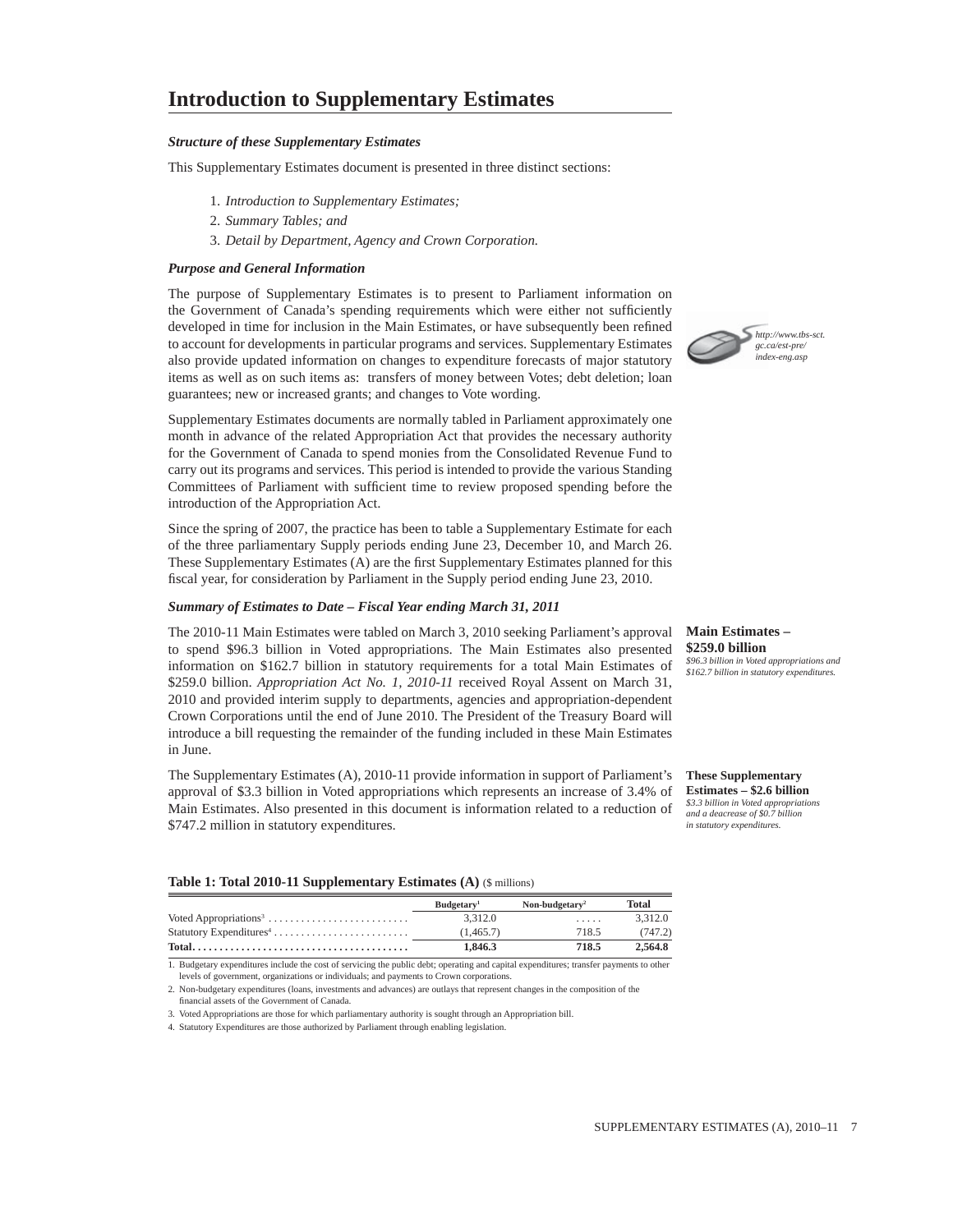# Introduction to Supplementary Estimates

***Structure of these Supplementary Estimates***

This Supplementary Estimates document is presented in three distinct sections:

1. *Introduction to Supplementary Estimates;*
2. *Summary Tables; and*
3. *Detail by Department, Agency and Crown Corporation.*

***Purpose and General Information***

The purpose of Supplementary Estimates is to present to Parliament information on the Government of Canada's spending requirements which were either not sufficiently developed in time for inclusion in the Main Estimates, or have subsequently been refined to account for developments in particular programs and services. Supplementary Estimates also provide updated information on changes to expenditure forecasts of major statutory items as well as on such items as: transfers of money between Votes; debt deletion; loan guarantees; new or increased grants; and changes to Vote wording.

*http://www.tbs-sct.gc.ca/est-pre/index-eng.asp*

Supplementary Estimates documents are normally tabled in Parliament approximately one month in advance of the related Appropriation Act that provides the necessary authority for the Government of Canada to spend monies from the Consolidated Revenue Fund to carry out its programs and services. This period is intended to provide the various Standing Committees of Parliament with sufficient time to review proposed spending before the introduction of the Appropriation Act.

Since the spring of 2007, the practice has been to table a Supplementary Estimate for each of the three parliamentary Supply periods ending June 23, December 10, and March 26. These Supplementary Estimates (A) are the first Supplementary Estimates planned for this fiscal year, for consideration by Parliament in the Supply period ending June 23, 2010.

***Summary of Estimates to Date – Fiscal Year ending March 31, 2011***

The 2010-11 Main Estimates were tabled on March 3, 2010 seeking Parliament's approval to spend $96.3 billion in Voted appropriations. The Main Estimates also presented information on $162.7 billion in statutory requirements for a total Main Estimates of $259.0 billion. *Appropriation Act No. 1, 2010-11* received Royal Assent on March 31, 2010 and provided interim supply to departments, agencies and appropriation-dependent Crown Corporations until the end of June 2010. The President of the Treasury Board will introduce a bill requesting the remainder of the funding included in these Main Estimates in June.

**Main Estimates – $259.0 billion**
*$96.3 billion in Voted appropriations and $162.7 billion in statutory expenditures.*

The Supplementary Estimates (A), 2010-11 provide information in support of Parliament's approval of $3.3 billion in Voted appropriations which represents an increase of 3.4% of Main Estimates. Also presented in this document is information related to a reduction of $747.2 million in statutory expenditures.

**These Supplementary Estimates – $2.6 billion**
*$3.3 billion in Voted appropriations and a deacrease of $0.7 billion in statutory expenditures.*

**Table 1: Total 2010-11 Supplementary Estimates (A)** ($ millions)

| | Budgetary[1] | Non-budgetary[2] | Total |
|---|---|---|---|
| Voted Appropriations[3] | 3,312.0 | ..... | 3,312.0 |
| Statutory Expenditures[4] | (1,465.7) | 718.5 | (747.2) |
| **Total** | **1,846.3** | **718.5** | **2,564.8** |

1. Budgetary expenditures include the cost of servicing the public debt; operating and capital expenditures; transfer payments to other levels of government, organizations or individuals; and payments to Crown corporations.
2. Non-budgetary expenditures (loans, investments and advances) are outlays that represent changes in the composition of the financial assets of the Government of Canada.
3. Voted Appropriations are those for which parliamentary authority is sought through an Appropriation bill.
4. Statutory Expenditures are those authorized by Parliament through enabling legislation.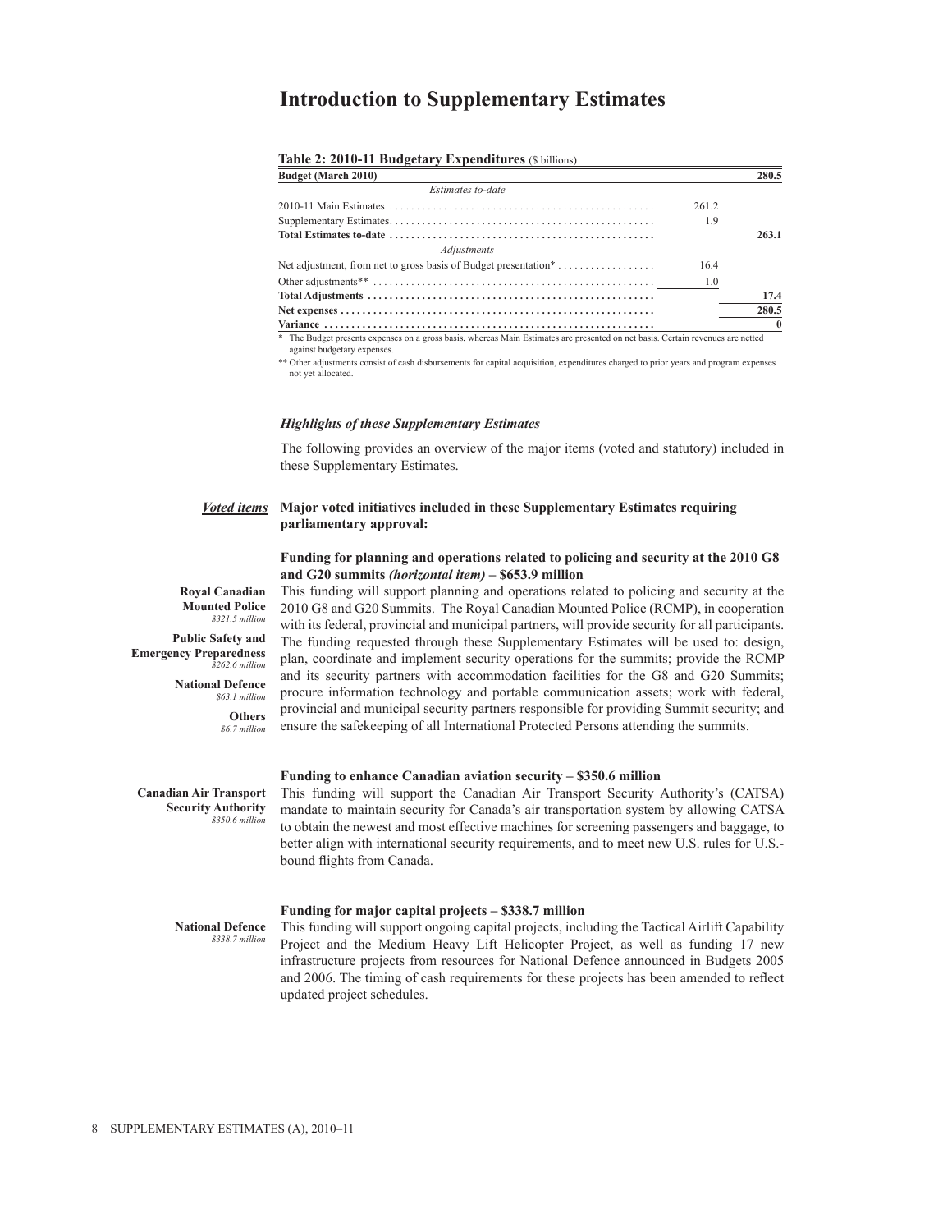# Introduction to Supplementary Estimates

**Table 2: 2010-11 Budgetary Expenditures** ($ billions)

| **Budget (March 2010)** | | **280.5** |
|---|---|---|
| *Estimates to-date* | | |
| 2010-11 Main Estimates | 261.2 | |
| Supplementary Estimates | 1.9 | |
| **Total Estimates to-date** | | **263.1** |
| *Adjustments* | | |
| Net adjustment, from net to gross basis of Budget presentation* | 16.4 | |
| Other adjustments** | 1.0 | |
| **Total Adjustments** | | **17.4** |
| **Net expenses** | | **280.5** |
| **Variance** | | **0** |

\* The Budget presents expenses on a gross basis, whereas Main Estimates are presented on net basis. Certain revenues are netted against budgetary expenses.

\*\* Other adjustments consist of cash disbursements for capital acquisition, expenditures charged to prior years and program expenses not yet allocated.

### *Highlights of these Supplementary Estimates*

The following provides an overview of the major items (voted and statutory) included in these Supplementary Estimates.

*Voted items* **Major voted initiatives included in these Supplementary Estimates requiring parliamentary approval:**

**Funding for planning and operations related to policing and security at the 2010 G8 and G20 summits *(horizontal item)* – $653.9 million**

**Royal Canadian Mounted Police** *$321.5 million*

**Public Safety and Emergency Preparedness** *$262.6 million*

**National Defence** *$63.1 million*

**Others** *$6.7 million*

This funding will support planning and operations related to policing and security at the 2010 G8 and G20 Summits. The Royal Canadian Mounted Police (RCMP), in cooperation with its federal, provincial and municipal partners, will provide security for all participants. The funding requested through these Supplementary Estimates will be used to: design, plan, coordinate and implement security operations for the summits; provide the RCMP and its security partners with accommodation facilities for the G8 and G20 Summits; procure information technology and portable communication assets; work with federal, provincial and municipal security partners responsible for providing Summit security; and ensure the safekeeping of all International Protected Persons attending the summits.

**Funding to enhance Canadian aviation security – $350.6 million**

**Canadian Air Transport Security Authority** *$350.6 million*

This funding will support the Canadian Air Transport Security Authority's (CATSA) mandate to maintain security for Canada's air transportation system by allowing CATSA to obtain the newest and most effective machines for screening passengers and baggage, to better align with international security requirements, and to meet new U.S. rules for U.S.-bound flights from Canada.

**Funding for major capital projects – $338.7 million**

**National Defence** *$338.7 million*

This funding will support ongoing capital projects, including the Tactical Airlift Capability Project and the Medium Heavy Lift Helicopter Project, as well as funding 17 new infrastructure projects from resources for National Defence announced in Budgets 2005 and 2006. The timing of cash requirements for these projects has been amended to reflect updated project schedules.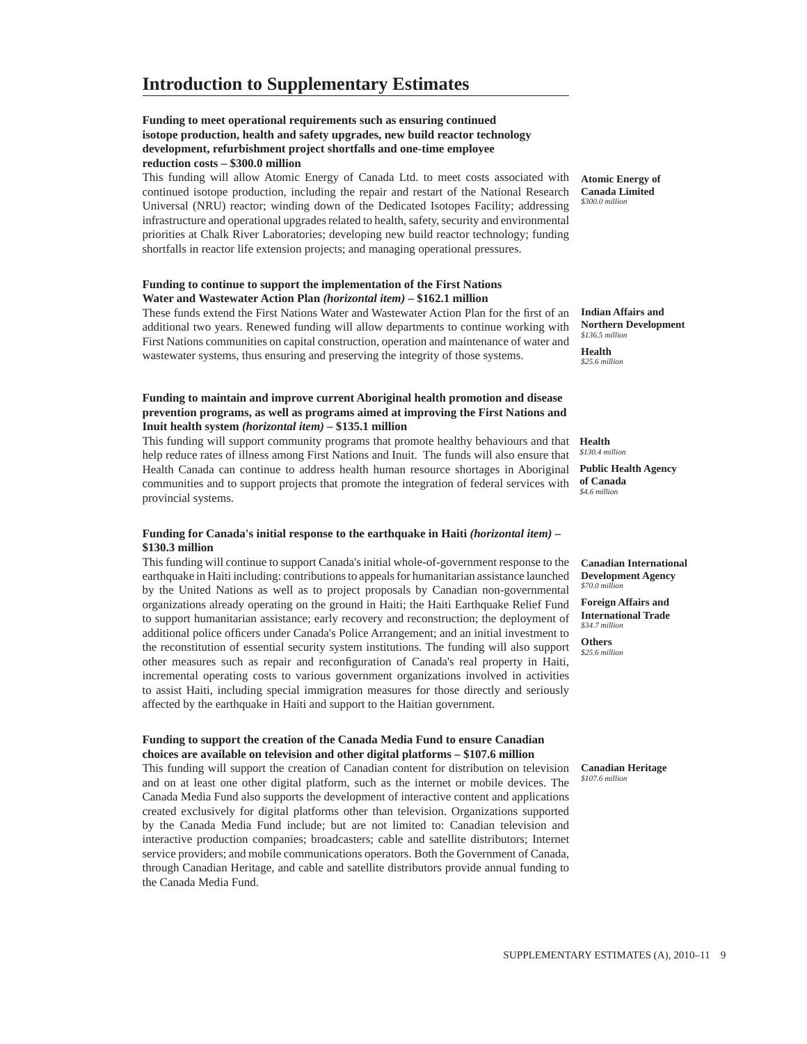# Introduction to Supplementary Estimates

**Funding to meet operational requirements such as ensuring continued isotope production, health and safety upgrades, new build reactor technology development, refurbishment project shortfalls and one-time employee reduction costs – $300.0 million**

This funding will allow Atomic Energy of Canada Ltd. to meet costs associated with continued isotope production, including the repair and restart of the National Research Universal (NRU) reactor; winding down of the Dedicated Isotopes Facility; addressing infrastructure and operational upgrades related to health, safety, security and environmental priorities at Chalk River Laboratories; developing new build reactor technology; funding shortfalls in reactor life extension projects; and managing operational pressures.

**Atomic Energy of Canada Limited**
*$300.0 million*

**Funding to continue to support the implementation of the First Nations Water and Wastewater Action Plan *(horizontal item)* – $162.1 million**

These funds extend the First Nations Water and Wastewater Action Plan for the first of an additional two years. Renewed funding will allow departments to continue working with First Nations communities on capital construction, operation and maintenance of water and wastewater systems, thus ensuring and preserving the integrity of those systems.

**Indian Affairs and Northern Development**
*$136.5 million*

**Health**
*$25.6 million*

**Funding to maintain and improve current Aboriginal health promotion and disease prevention programs, as well as programs aimed at improving the First Nations and Inuit health system *(horizontal item)* – $135.1 million**

This funding will support community programs that promote healthy behaviours and that help reduce rates of illness among First Nations and Inuit. The funds will also ensure that Health Canada can continue to address health human resource shortages in Aboriginal communities and to support projects that promote the integration of federal services with provincial systems.

**Health**
*$130.4 million*

**Public Health Agency of Canada**
*$4.6 million*

**Funding for Canada's initial response to the earthquake in Haiti *(horizontal item)* – $130.3 million**

This funding will continue to support Canada's initial whole-of-government response to the earthquake in Haiti including: contributions to appeals for humanitarian assistance launched by the United Nations as well as to project proposals by Canadian non-governmental organizations already operating on the ground in Haiti; the Haiti Earthquake Relief Fund to support humanitarian assistance; early recovery and reconstruction; the deployment of additional police officers under Canada's Police Arrangement; and an initial investment to the reconstitution of essential security system institutions. The funding will also support other measures such as repair and reconfiguration of Canada's real property in Haiti, incremental operating costs to various government organizations involved in activities to assist Haiti, including special immigration measures for those directly and seriously affected by the earthquake in Haiti and support to the Haitian government.

**Canadian International Development Agency**
*$70.0 million*

**Foreign Affairs and International Trade**
*$34.7 million*

**Others**
*$25.6 million*

**Funding to support the creation of the Canada Media Fund to ensure Canadian choices are available on television and other digital platforms – $107.6 million**

This funding will support the creation of Canadian content for distribution on television and on at least one other digital platform, such as the internet or mobile devices. The Canada Media Fund also supports the development of interactive content and applications created exclusively for digital platforms other than television. Organizations supported by the Canada Media Fund include; but are not limited to: Canadian television and interactive production companies; broadcasters; cable and satellite distributors; Internet service providers; and mobile communications operators. Both the Government of Canada, through Canadian Heritage, and cable and satellite distributors provide annual funding to the Canada Media Fund.

**Canadian Heritage**
*$107.6 million*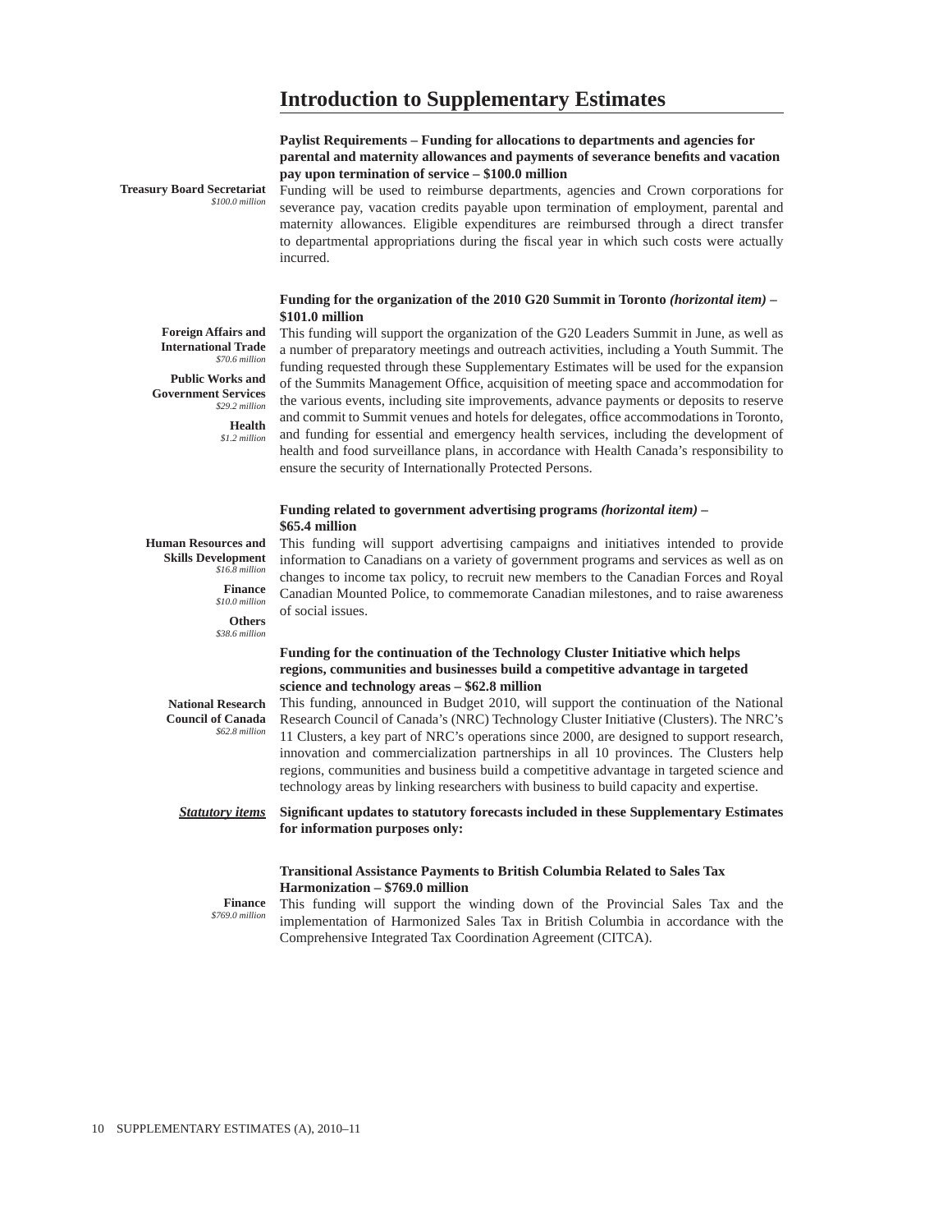# Introduction to Supplementary Estimates

**Paylist Requirements – Funding for allocations to departments and agencies for parental and maternity allowances and payments of severance benefits and vacation pay upon termination of service – $100.0 million**

**Treasury Board Secretariat**
*$100.0 million*

Funding will be used to reimburse departments, agencies and Crown corporations for severance pay, vacation credits payable upon termination of employment, parental and maternity allowances. Eligible expenditures are reimbursed through a direct transfer to departmental appropriations during the fiscal year in which such costs were actually incurred.

**Funding for the organization of the 2010 G20 Summit in Toronto *(horizontal item)* – $101.0 million**

**Foreign Affairs and International Trade**
*$70.6 million*

**Public Works and Government Services**
*$29.2 million*

**Health**
*$1.2 million*

This funding will support the organization of the G20 Leaders Summit in June, as well as a number of preparatory meetings and outreach activities, including a Youth Summit. The funding requested through these Supplementary Estimates will be used for the expansion of the Summits Management Office, acquisition of meeting space and accommodation for the various events, including site improvements, advance payments or deposits to reserve and commit to Summit venues and hotels for delegates, office accommodations in Toronto, and funding for essential and emergency health services, including the development of health and food surveillance plans, in accordance with Health Canada's responsibility to ensure the security of Internationally Protected Persons.

**Funding related to government advertising programs *(horizontal item)* – $65.4 million**

**Human Resources and Skills Development**
*$16.8 million*

**Finance**
*$10.0 million*

**Others**
*$38.6 million*

This funding will support advertising campaigns and initiatives intended to provide information to Canadians on a variety of government programs and services as well as on changes to income tax policy, to recruit new members to the Canadian Forces and Royal Canadian Mounted Police, to commemorate Canadian milestones, and to raise awareness of social issues.

**Funding for the continuation of the Technology Cluster Initiative which helps regions, communities and businesses build a competitive advantage in targeted science and technology areas – $62.8 million**

**National Research Council of Canada**
*$62.8 million*

This funding, announced in Budget 2010, will support the continuation of the National Research Council of Canada's (NRC) Technology Cluster Initiative (Clusters). The NRC's 11 Clusters, a key part of NRC's operations since 2000, are designed to support research, innovation and commercialization partnerships in all 10 provinces. The Clusters help regions, communities and business build a competitive advantage in targeted science and technology areas by linking researchers with business to build capacity and expertise.

***Statutory items***

**Significant updates to statutory forecasts included in these Supplementary Estimates for information purposes only:**

**Transitional Assistance Payments to British Columbia Related to Sales Tax Harmonization – $769.0 million**

**Finance**
*$769.0 million*

This funding will support the winding down of the Provincial Sales Tax and the implementation of Harmonized Sales Tax in British Columbia in accordance with the Comprehensive Integrated Tax Coordination Agreement (CITCA).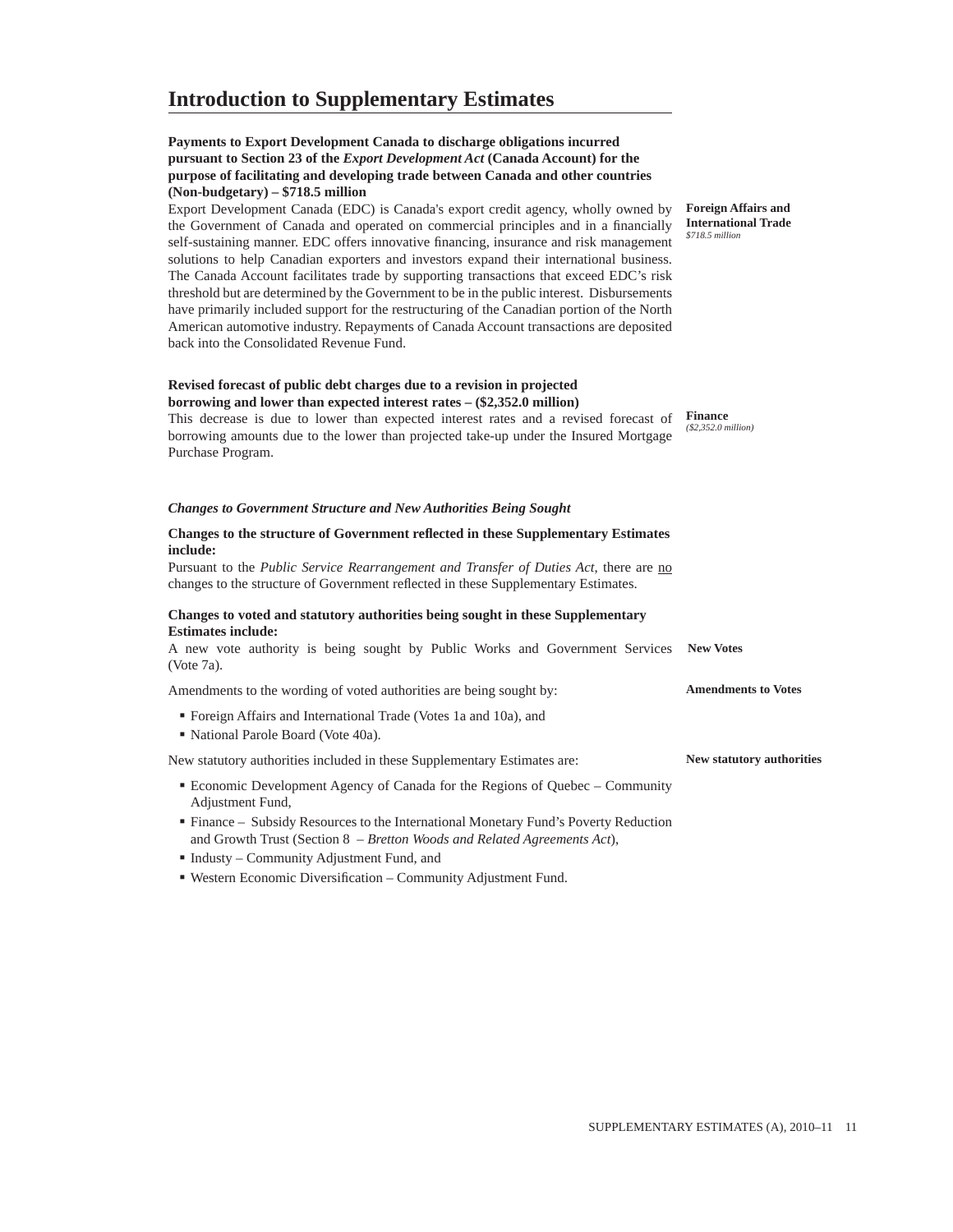# Introduction to Supplementary Estimates

**Payments to Export Development Canada to discharge obligations incurred pursuant to Section 23 of the *Export Development Act* (Canada Account) for the purpose of facilitating and developing trade between Canada and other countries (Non-budgetary) – $718.5 million**

**Foreign Affairs and International Trade**
*$718.5 million*

Export Development Canada (EDC) is Canada's export credit agency, wholly owned by the Government of Canada and operated on commercial principles and in a financially self-sustaining manner. EDC offers innovative financing, insurance and risk management solutions to help Canadian exporters and investors expand their international business. The Canada Account facilitates trade by supporting transactions that exceed EDC's risk threshold but are determined by the Government to be in the public interest. Disbursements have primarily included support for the restructuring of the Canadian portion of the North American automotive industry. Repayments of Canada Account transactions are deposited back into the Consolidated Revenue Fund.

**Revised forecast of public debt charges due to a revision in projected borrowing and lower than expected interest rates – ($2,352.0 million)**

**Finance**
*($2,352.0 million)*

This decrease is due to lower than expected interest rates and a revised forecast of borrowing amounts due to the lower than projected take-up under the Insured Mortgage Purchase Program.

***Changes to Government Structure and New Authorities Being Sought***

**Changes to the structure of Government reflected in these Supplementary Estimates include:**

Pursuant to the *Public Service Rearrangement and Transfer of Duties Act,* there are no changes to the structure of Government reflected in these Supplementary Estimates.

**Changes to voted and statutory authorities being sought in these Supplementary Estimates include:**

**New Votes**

A new vote authority is being sought by Public Works and Government Services (Vote 7a).

**Amendments to Votes**

Amendments to the wording of voted authorities are being sought by:

- Foreign Affairs and International Trade (Votes 1a and 10a), and
- National Parole Board (Vote 40a).

**New statutory authorities**

New statutory authorities included in these Supplementary Estimates are:

- Economic Development Agency of Canada for the Regions of Quebec – Community Adjustment Fund,
- Finance – Subsidy Resources to the International Monetary Fund's Poverty Reduction and Growth Trust (Section 8 – *Bretton Woods and Related Agreements Act*),
- Industy – Community Adjustment Fund, and
- Western Economic Diversification – Community Adjustment Fund.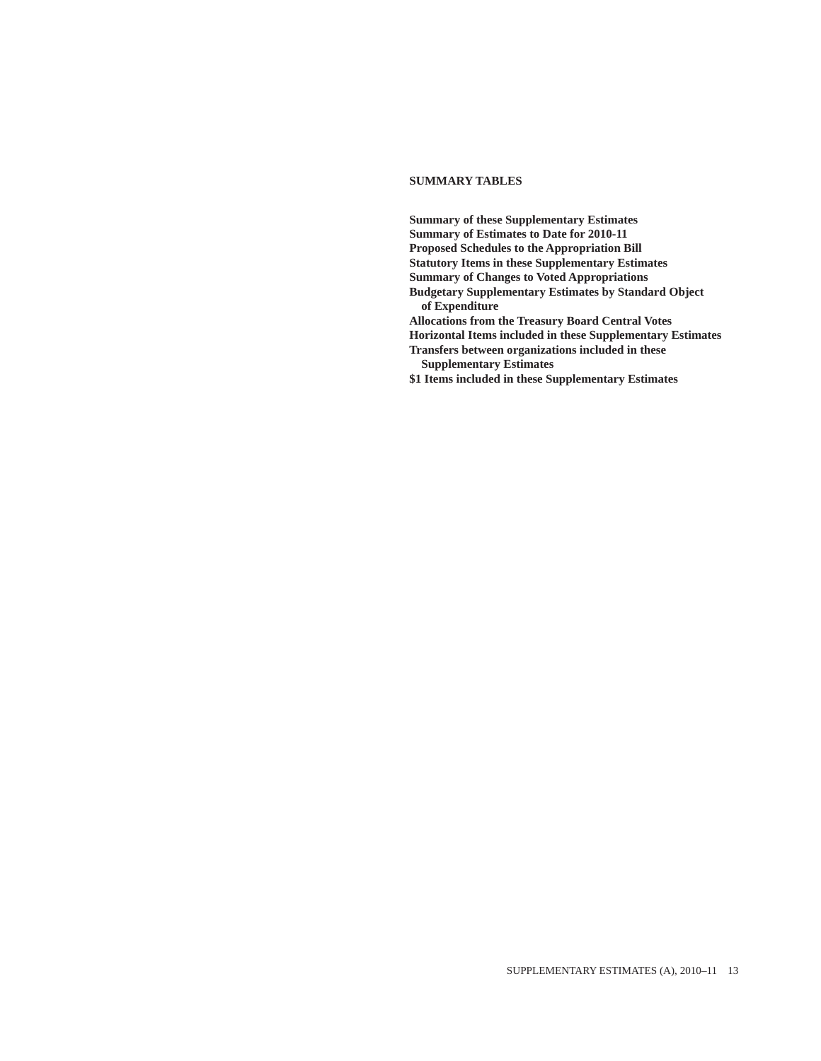## SUMMARY TABLES

**Summary of these Supplementary Estimates**
**Summary of Estimates to Date for 2010-11**
**Proposed Schedules to the Appropriation Bill**
**Statutory Items in these Supplementary Estimates**
**Summary of Changes to Voted Appropriations**
**Budgetary Supplementary Estimates by Standard Object of Expenditure**
**Allocations from the Treasury Board Central Votes**
**Horizontal Items included in these Supplementary Estimates**
**Transfers between organizations included in these Supplementary Estimates**
**$1 Items included in these Supplementary Estimates**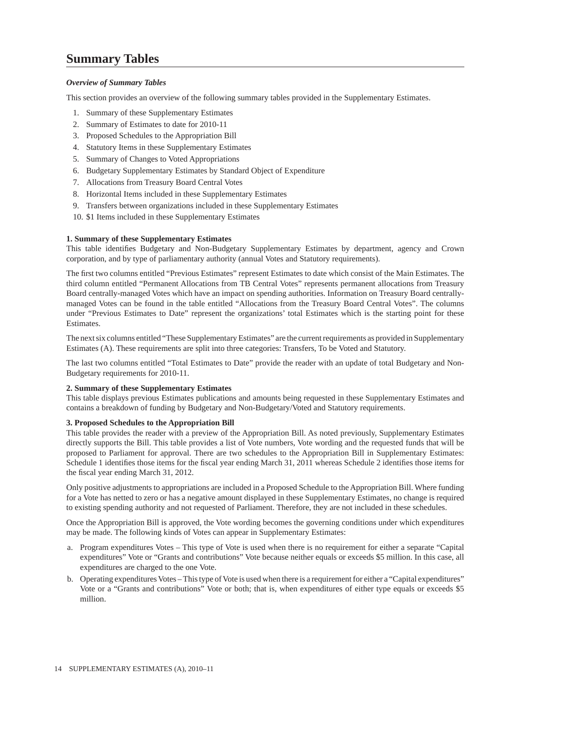# Summary Tables

***Overview of Summary Tables***

This section provides an overview of the following summary tables provided in the Supplementary Estimates.

1. Summary of these Supplementary Estimates
2. Summary of Estimates to date for 2010-11
3. Proposed Schedules to the Appropriation Bill
4. Statutory Items in these Supplementary Estimates
5. Summary of Changes to Voted Appropriations
6. Budgetary Supplementary Estimates by Standard Object of Expenditure
7. Allocations from Treasury Board Central Votes
8. Horizontal Items included in these Supplementary Estimates
9. Transfers between organizations included in these Supplementary Estimates
10. $1 Items included in these Supplementary Estimates

**1. Summary of these Supplementary Estimates**
This table identifies Budgetary and Non-Budgetary Supplementary Estimates by department, agency and Crown corporation, and by type of parliamentary authority (annual Votes and Statutory requirements).

The first two columns entitled "Previous Estimates" represent Estimates to date which consist of the Main Estimates. The third column entitled "Permanent Allocations from TB Central Votes" represents permanent allocations from Treasury Board centrally-managed Votes which have an impact on spending authorities. Information on Treasury Board centrally-managed Votes can be found in the table entitled "Allocations from the Treasury Board Central Votes". The columns under "Previous Estimates to Date" represent the organizations' total Estimates which is the starting point for these Estimates.

The next six columns entitled "These Supplementary Estimates" are the current requirements as provided in Supplementary Estimates (A). These requirements are split into three categories: Transfers, To be Voted and Statutory.

The last two columns entitled "Total Estimates to Date" provide the reader with an update of total Budgetary and Non-Budgetary requirements for 2010-11.

**2. Summary of these Supplementary Estimates**
This table displays previous Estimates publications and amounts being requested in these Supplementary Estimates and contains a breakdown of funding by Budgetary and Non-Budgetary/Voted and Statutory requirements.

**3. Proposed Schedules to the Appropriation Bill**
This table provides the reader with a preview of the Appropriation Bill. As noted previously, Supplementary Estimates directly supports the Bill. This table provides a list of Vote numbers, Vote wording and the requested funds that will be proposed to Parliament for approval. There are two schedules to the Appropriation Bill in Supplementary Estimates: Schedule 1 identifies those items for the fiscal year ending March 31, 2011 whereas Schedule 2 identifies those items for the fiscal year ending March 31, 2012.

Only positive adjustments to appropriations are included in a Proposed Schedule to the Appropriation Bill. Where funding for a Vote has netted to zero or has a negative amount displayed in these Supplementary Estimates, no change is required to existing spending authority and not requested of Parliament. Therefore, they are not included in these schedules.

Once the Appropriation Bill is approved, the Vote wording becomes the governing conditions under which expenditures may be made. The following kinds of Votes can appear in Supplementary Estimates:

a. Program expenditures Votes – This type of Vote is used when there is no requirement for either a separate "Capital expenditures" Vote or "Grants and contributions" Vote because neither equals or exceeds $5 million. In this case, all expenditures are charged to the one Vote.
b. Operating expenditures Votes – This type of Vote is used when there is a requirement for either a "Capital expenditures" Vote or a "Grants and contributions" Vote or both; that is, when expenditures of either type equals or exceeds $5 million.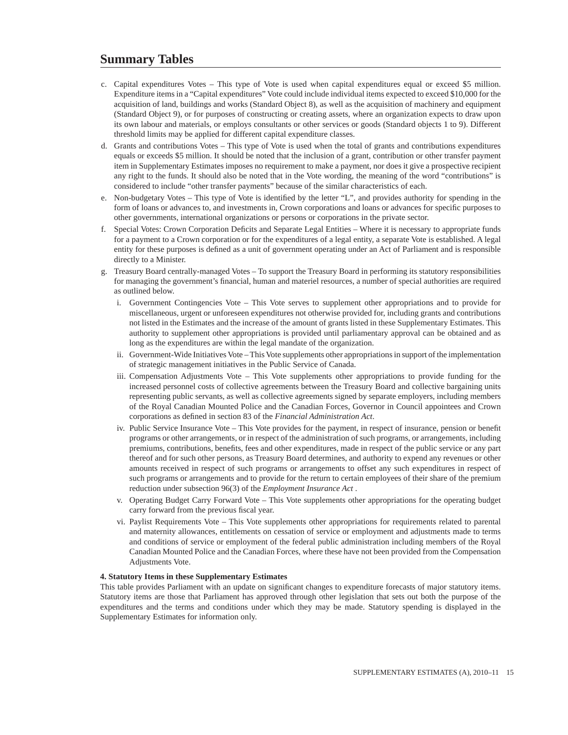# Summary Tables

c. Capital expenditures Votes – This type of Vote is used when capital expenditures equal or exceed $5 million. Expenditure items in a "Capital expenditures" Vote could include individual items expected to exceed $10,000 for the acquisition of land, buildings and works (Standard Object 8), as well as the acquisition of machinery and equipment (Standard Object 9), or for purposes of constructing or creating assets, where an organization expects to draw upon its own labour and materials, or employs consultants or other services or goods (Standard objects 1 to 9). Different threshold limits may be applied for different capital expenditure classes.

d. Grants and contributions Votes – This type of Vote is used when the total of grants and contributions expenditures equals or exceeds $5 million. It should be noted that the inclusion of a grant, contribution or other transfer payment item in Supplementary Estimates imposes no requirement to make a payment, nor does it give a prospective recipient any right to the funds. It should also be noted that in the Vote wording, the meaning of the word "contributions" is considered to include "other transfer payments" because of the similar characteristics of each.

e. Non-budgetary Votes – This type of Vote is identified by the letter "L", and provides authority for spending in the form of loans or advances to, and investments in, Crown corporations and loans or advances for specific purposes to other governments, international organizations or persons or corporations in the private sector.

f. Special Votes: Crown Corporation Deficits and Separate Legal Entities – Where it is necessary to appropriate funds for a payment to a Crown corporation or for the expenditures of a legal entity, a separate Vote is established. A legal entity for these purposes is defined as a unit of government operating under an Act of Parliament and is responsible directly to a Minister.

g. Treasury Board centrally-managed Votes – To support the Treasury Board in performing its statutory responsibilities for managing the government's financial, human and materiel resources, a number of special authorities are required as outlined below.

   i. Government Contingencies Vote – This Vote serves to supplement other appropriations and to provide for miscellaneous, urgent or unforeseen expenditures not otherwise provided for, including grants and contributions not listed in the Estimates and the increase of the amount of grants listed in these Supplementary Estimates. This authority to supplement other appropriations is provided until parliamentary approval can be obtained and as long as the expenditures are within the legal mandate of the organization.

   ii. Government-Wide Initiatives Vote – This Vote supplements other appropriations in support of the implementation of strategic management initiatives in the Public Service of Canada.

   iii. Compensation Adjustments Vote – This Vote supplements other appropriations to provide funding for the increased personnel costs of collective agreements between the Treasury Board and collective bargaining units representing public servants, as well as collective agreements signed by separate employers, including members of the Royal Canadian Mounted Police and the Canadian Forces, Governor in Council appointees and Crown corporations as defined in section 83 of the *Financial Administration Act*.

   iv. Public Service Insurance Vote – This Vote provides for the payment, in respect of insurance, pension or benefit programs or other arrangements, or in respect of the administration of such programs, or arrangements, including premiums, contributions, benefits, fees and other expenditures, made in respect of the public service or any part thereof and for such other persons, as Treasury Board determines, and authority to expend any revenues or other amounts received in respect of such programs or arrangements to offset any such expenditures in respect of such programs or arrangements and to provide for the return to certain employees of their share of the premium reduction under subsection 96(3) of the *Employment Insurance Act* .

   v. Operating Budget Carry Forward Vote – This Vote supplements other appropriations for the operating budget carry forward from the previous fiscal year.

   vi. Paylist Requirements Vote – This Vote supplements other appropriations for requirements related to parental and maternity allowances, entitlements on cessation of service or employment and adjustments made to terms and conditions of service or employment of the federal public administration including members of the Royal Canadian Mounted Police and the Canadian Forces, where these have not been provided from the Compensation Adjustments Vote.

**4. Statutory Items in these Supplementary Estimates**

This table provides Parliament with an update on significant changes to expenditure forecasts of major statutory items. Statutory items are those that Parliament has approved through other legislation that sets out both the purpose of the expenditures and the terms and conditions under which they may be made. Statutory spending is displayed in the Supplementary Estimates for information only.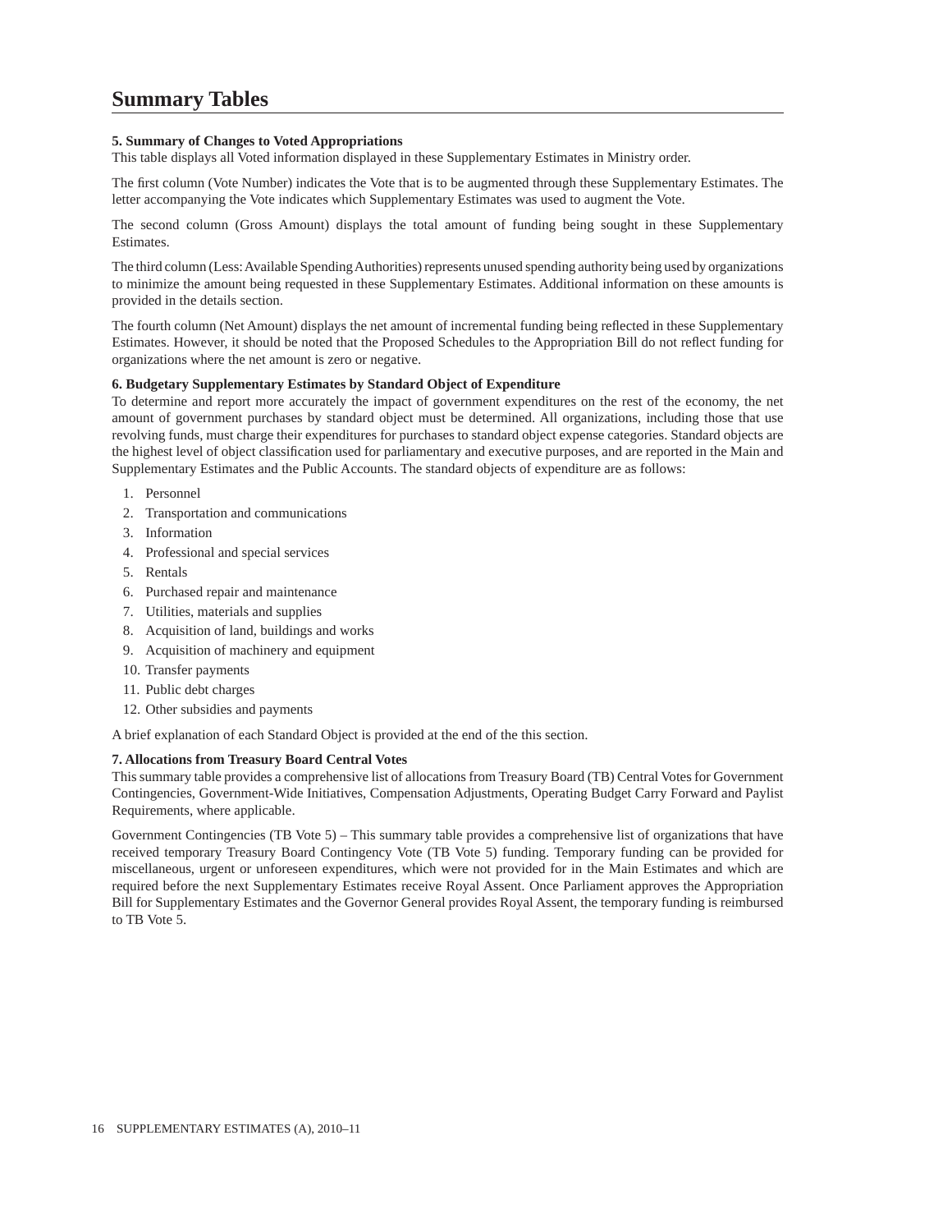# Summary Tables

**5. Summary of Changes to Voted Appropriations**

This table displays all Voted information displayed in these Supplementary Estimates in Ministry order.

The first column (Vote Number) indicates the Vote that is to be augmented through these Supplementary Estimates. The letter accompanying the Vote indicates which Supplementary Estimates was used to augment the Vote.

The second column (Gross Amount) displays the total amount of funding being sought in these Supplementary Estimates.

The third column (Less: Available Spending Authorities) represents unused spending authority being used by organizations to minimize the amount being requested in these Supplementary Estimates. Additional information on these amounts is provided in the details section.

The fourth column (Net Amount) displays the net amount of incremental funding being reflected in these Supplementary Estimates. However, it should be noted that the Proposed Schedules to the Appropriation Bill do not reflect funding for organizations where the net amount is zero or negative.

**6. Budgetary Supplementary Estimates by Standard Object of Expenditure**

To determine and report more accurately the impact of government expenditures on the rest of the economy, the net amount of government purchases by standard object must be determined. All organizations, including those that use revolving funds, must charge their expenditures for purchases to standard object expense categories. Standard objects are the highest level of object classification used for parliamentary and executive purposes, and are reported in the Main and Supplementary Estimates and the Public Accounts. The standard objects of expenditure are as follows:

1. Personnel
2. Transportation and communications
3. Information
4. Professional and special services
5. Rentals
6. Purchased repair and maintenance
7. Utilities, materials and supplies
8. Acquisition of land, buildings and works
9. Acquisition of machinery and equipment
10. Transfer payments
11. Public debt charges
12. Other subsidies and payments

A brief explanation of each Standard Object is provided at the end of the this section.

**7. Allocations from Treasury Board Central Votes**

This summary table provides a comprehensive list of allocations from Treasury Board (TB) Central Votes for Government Contingencies, Government-Wide Initiatives, Compensation Adjustments, Operating Budget Carry Forward and Paylist Requirements, where applicable.

Government Contingencies (TB Vote 5) – This summary table provides a comprehensive list of organizations that have received temporary Treasury Board Contingency Vote (TB Vote 5) funding. Temporary funding can be provided for miscellaneous, urgent or unforeseen expenditures, which were not provided for in the Main Estimates and which are required before the next Supplementary Estimates receive Royal Assent. Once Parliament approves the Appropriation Bill for Supplementary Estimates and the Governor General provides Royal Assent, the temporary funding is reimbursed to TB Vote 5.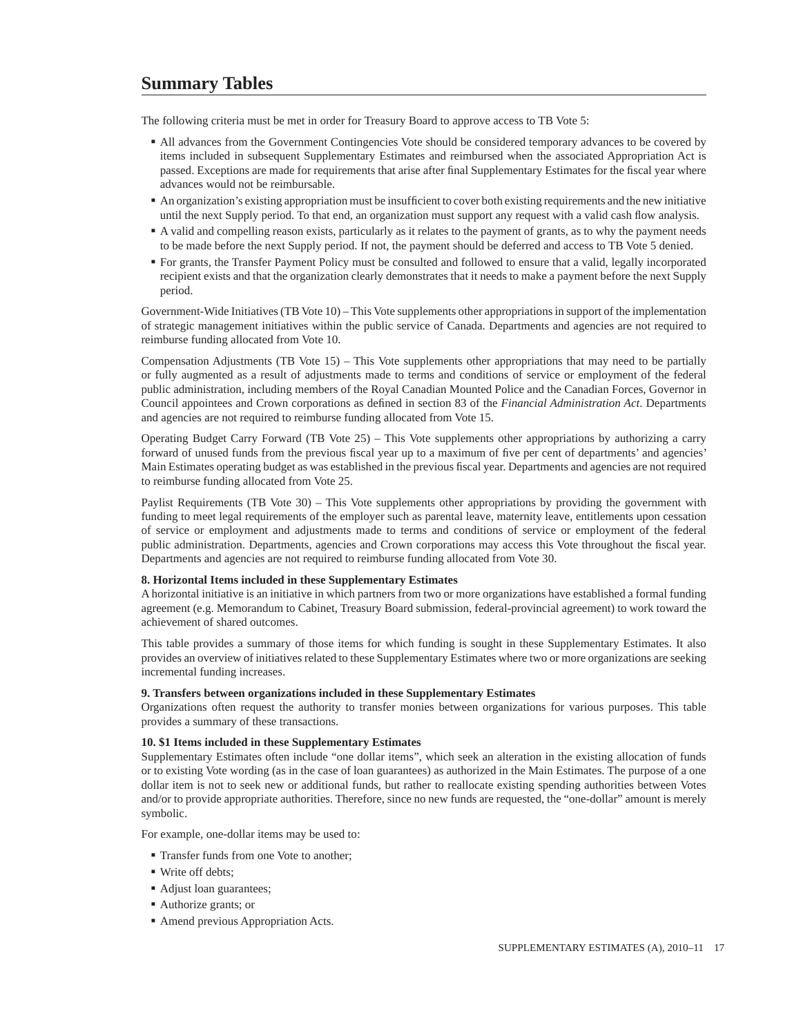## Summary Tables

The following criteria must be met in order for Treasury Board to approve access to TB Vote 5:

- All advances from the Government Contingencies Vote should be considered temporary advances to be covered by items included in subsequent Supplementary Estimates and reimbursed when the associated Appropriation Act is passed. Exceptions are made for requirements that arise after final Supplementary Estimates for the fiscal year where advances would not be reimbursable.
- An organization's existing appropriation must be insufficient to cover both existing requirements and the new initiative until the next Supply period. To that end, an organization must support any request with a valid cash flow analysis.
- A valid and compelling reason exists, particularly as it relates to the payment of grants, as to why the payment needs to be made before the next Supply period. If not, the payment should be deferred and access to TB Vote 5 denied.
- For grants, the Transfer Payment Policy must be consulted and followed to ensure that a valid, legally incorporated recipient exists and that the organization clearly demonstrates that it needs to make a payment before the next Supply period.

Government-Wide Initiatives (TB Vote 10) – This Vote supplements other appropriations in support of the implementation of strategic management initiatives within the public service of Canada. Departments and agencies are not required to reimburse funding allocated from Vote 10.

Compensation Adjustments (TB Vote 15) – This Vote supplements other appropriations that may need to be partially or fully augmented as a result of adjustments made to terms and conditions of service or employment of the federal public administration, including members of the Royal Canadian Mounted Police and the Canadian Forces, Governor in Council appointees and Crown corporations as defined in section 83 of the *Financial Administration Act*. Departments and agencies are not required to reimburse funding allocated from Vote 15.

Operating Budget Carry Forward (TB Vote 25) – This Vote supplements other appropriations by authorizing a carry forward of unused funds from the previous fiscal year up to a maximum of five per cent of departments' and agencies' Main Estimates operating budget as was established in the previous fiscal year. Departments and agencies are not required to reimburse funding allocated from Vote 25.

Paylist Requirements (TB Vote 30) – This Vote supplements other appropriations by providing the government with funding to meet legal requirements of the employer such as parental leave, maternity leave, entitlements upon cessation of service or employment and adjustments made to terms and conditions of service or employment of the federal public administration. Departments, agencies and Crown corporations may access this Vote throughout the fiscal year. Departments and agencies are not required to reimburse funding allocated from Vote 30.

**8. Horizontal Items included in these Supplementary Estimates**

A horizontal initiative is an initiative in which partners from two or more organizations have established a formal funding agreement (e.g. Memorandum to Cabinet, Treasury Board submission, federal-provincial agreement) to work toward the achievement of shared outcomes.

This table provides a summary of those items for which funding is sought in these Supplementary Estimates. It also provides an overview of initiatives related to these Supplementary Estimates where two or more organizations are seeking incremental funding increases.

**9. Transfers between organizations included in these Supplementary Estimates**

Organizations often request the authority to transfer monies between organizations for various purposes. This table provides a summary of these transactions.

**10. $1 Items included in these Supplementary Estimates**

Supplementary Estimates often include "one dollar items", which seek an alteration in the existing allocation of funds or to existing Vote wording (as in the case of loan guarantees) as authorized in the Main Estimates. The purpose of a one dollar item is not to seek new or additional funds, but rather to reallocate existing spending authorities between Votes and/or to provide appropriate authorities. Therefore, since no new funds are requested, the "one-dollar" amount is merely symbolic.

For example, one-dollar items may be used to:

- Transfer funds from one Vote to another;
- Write off debts;
- Adjust loan guarantees;
- Authorize grants; or
- Amend previous Appropriation Acts.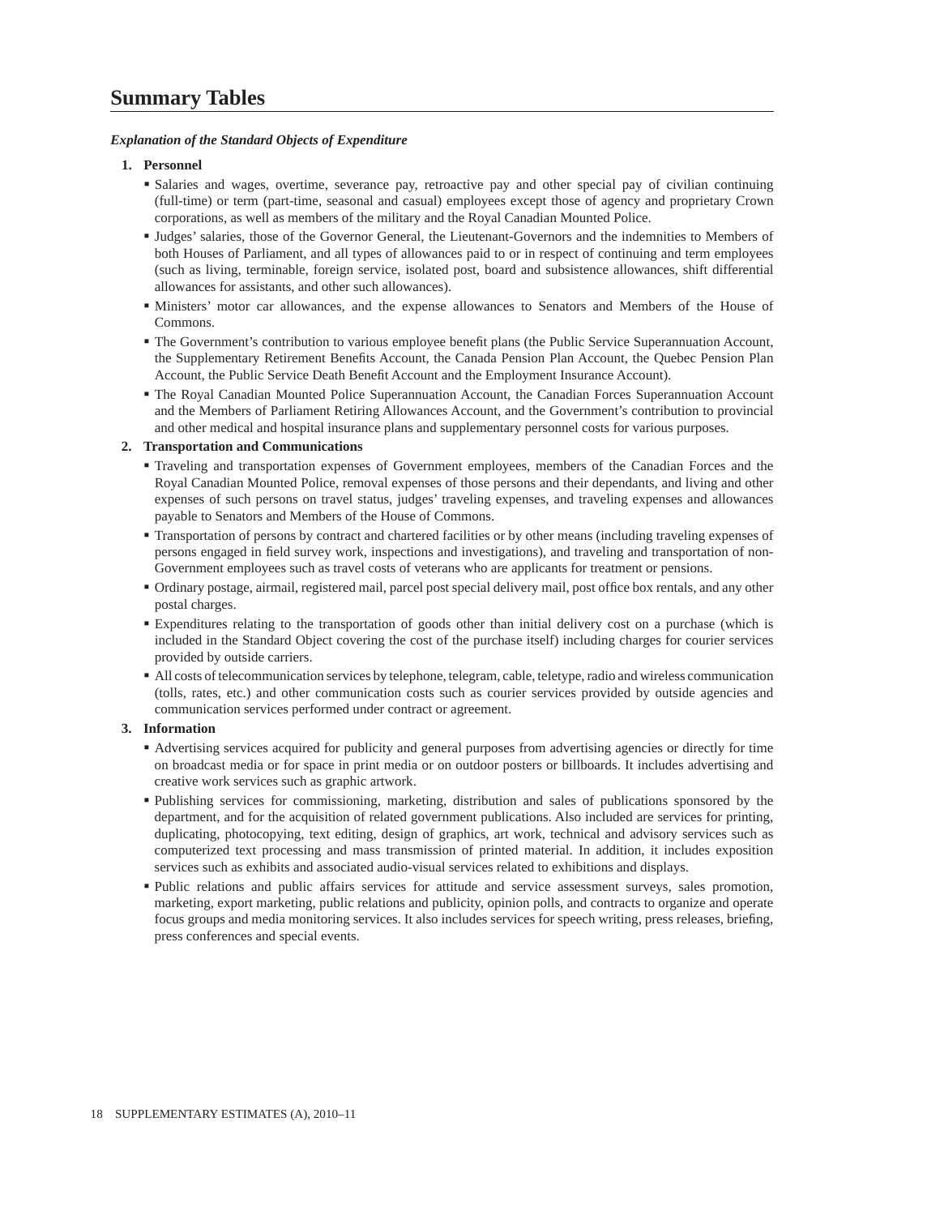# Summary Tables

***Explanation of the Standard Objects of Expenditure***

1. **Personnel**
   - Salaries and wages, overtime, severance pay, retroactive pay and other special pay of civilian continuing (full-time) or term (part-time, seasonal and casual) employees except those of agency and proprietary Crown corporations, as well as members of the military and the Royal Canadian Mounted Police.
   - Judges' salaries, those of the Governor General, the Lieutenant-Governors and the indemnities to Members of both Houses of Parliament, and all types of allowances paid to or in respect of continuing and term employees (such as living, terminable, foreign service, isolated post, board and subsistence allowances, shift differential allowances for assistants, and other such allowances).
   - Ministers' motor car allowances, and the expense allowances to Senators and Members of the House of Commons.
   - The Government's contribution to various employee benefit plans (the Public Service Superannuation Account, the Supplementary Retirement Benefits Account, the Canada Pension Plan Account, the Quebec Pension Plan Account, the Public Service Death Benefit Account and the Employment Insurance Account).
   - The Royal Canadian Mounted Police Superannuation Account, the Canadian Forces Superannuation Account and the Members of Parliament Retiring Allowances Account, and the Government's contribution to provincial and other medical and hospital insurance plans and supplementary personnel costs for various purposes.
2. **Transportation and Communications**
   - Traveling and transportation expenses of Government employees, members of the Canadian Forces and the Royal Canadian Mounted Police, removal expenses of those persons and their dependants, and living and other expenses of such persons on travel status, judges' traveling expenses, and traveling expenses and allowances payable to Senators and Members of the House of Commons.
   - Transportation of persons by contract and chartered facilities or by other means (including traveling expenses of persons engaged in field survey work, inspections and investigations), and traveling and transportation of non-Government employees such as travel costs of veterans who are applicants for treatment or pensions.
   - Ordinary postage, airmail, registered mail, parcel post special delivery mail, post office box rentals, and any other postal charges.
   - Expenditures relating to the transportation of goods other than initial delivery cost on a purchase (which is included in the Standard Object covering the cost of the purchase itself) including charges for courier services provided by outside carriers.
   - All costs of telecommunication services by telephone, telegram, cable, teletype, radio and wireless communication (tolls, rates, etc.) and other communication costs such as courier services provided by outside agencies and communication services performed under contract or agreement.
3. **Information**
   - Advertising services acquired for publicity and general purposes from advertising agencies or directly for time on broadcast media or for space in print media or on outdoor posters or billboards. It includes advertising and creative work services such as graphic artwork.
   - Publishing services for commissioning, marketing, distribution and sales of publications sponsored by the department, and for the acquisition of related government publications. Also included are services for printing, duplicating, photocopying, text editing, design of graphics, art work, technical and advisory services such as computerized text processing and mass transmission of printed material. In addition, it includes exposition services such as exhibits and associated audio-visual services related to exhibitions and displays.
   - Public relations and public affairs services for attitude and service assessment surveys, sales promotion, marketing, export marketing, public relations and publicity, opinion polls, and contracts to organize and operate focus groups and media monitoring services. It also includes services for speech writing, press releases, briefing, press conferences and special events.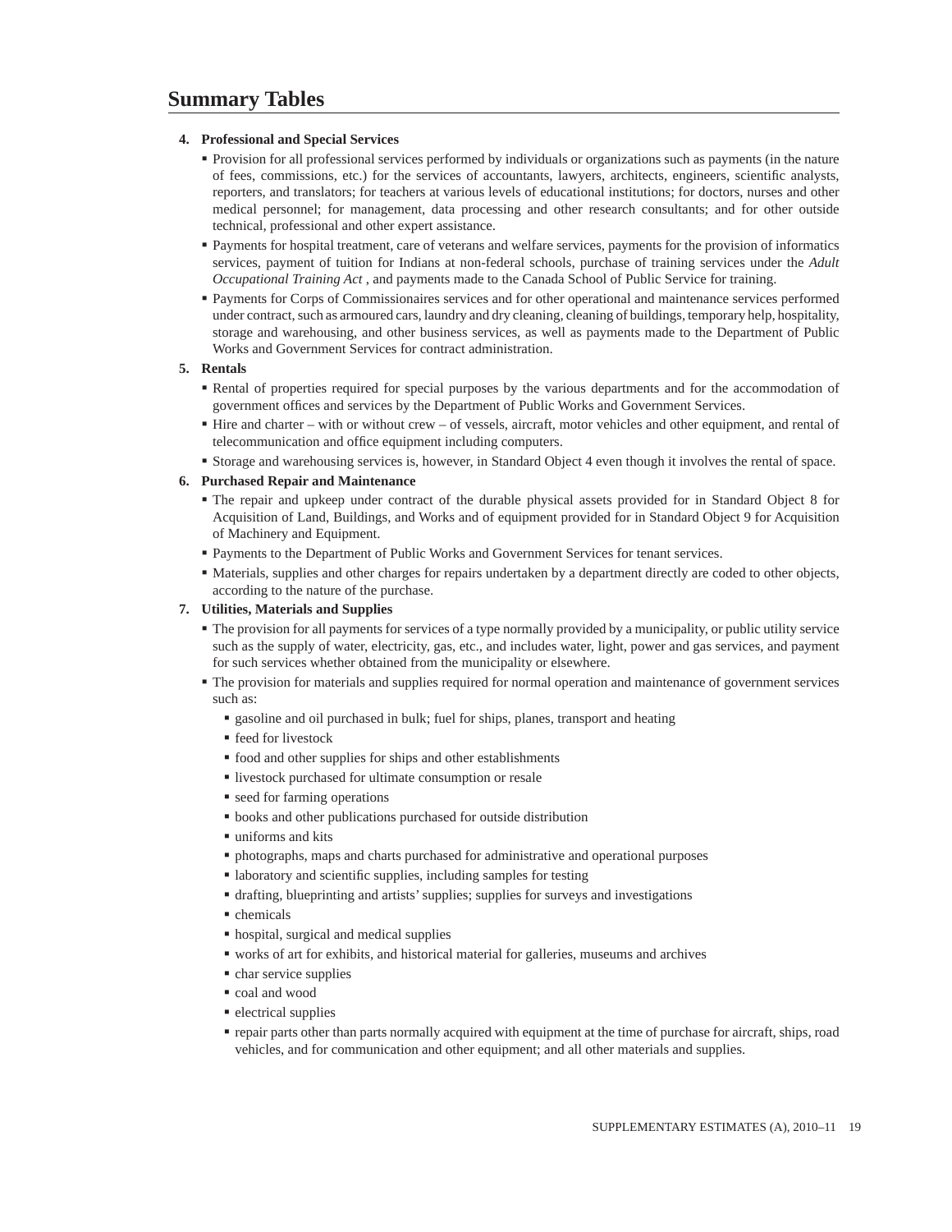## Summary Tables

**4. Professional and Special Services**

- Provision for all professional services performed by individuals or organizations such as payments (in the nature of fees, commissions, etc.) for the services of accountants, lawyers, architects, engineers, scientific analysts, reporters, and translators; for teachers at various levels of educational institutions; for doctors, nurses and other medical personnel; for management, data processing and other research consultants; and for other outside technical, professional and other expert assistance.
- Payments for hospital treatment, care of veterans and welfare services, payments for the provision of informatics services, payment of tuition for Indians at non-federal schools, purchase of training services under the *Adult Occupational Training Act* , and payments made to the Canada School of Public Service for training.
- Payments for Corps of Commissionaires services and for other operational and maintenance services performed under contract, such as armoured cars, laundry and dry cleaning, cleaning of buildings, temporary help, hospitality, storage and warehousing, and other business services, as well as payments made to the Department of Public Works and Government Services for contract administration.

**5. Rentals**

- Rental of properties required for special purposes by the various departments and for the accommodation of government offices and services by the Department of Public Works and Government Services.
- Hire and charter – with or without crew – of vessels, aircraft, motor vehicles and other equipment, and rental of telecommunication and office equipment including computers.
- Storage and warehousing services is, however, in Standard Object 4 even though it involves the rental of space.

**6. Purchased Repair and Maintenance**

- The repair and upkeep under contract of the durable physical assets provided for in Standard Object 8 for Acquisition of Land, Buildings, and Works and of equipment provided for in Standard Object 9 for Acquisition of Machinery and Equipment.
- Payments to the Department of Public Works and Government Services for tenant services.
- Materials, supplies and other charges for repairs undertaken by a department directly are coded to other objects, according to the nature of the purchase.

**7. Utilities, Materials and Supplies**

- The provision for all payments for services of a type normally provided by a municipality, or public utility service such as the supply of water, electricity, gas, etc., and includes water, light, power and gas services, and payment for such services whether obtained from the municipality or elsewhere.
- The provision for materials and supplies required for normal operation and maintenance of government services such as:
  - gasoline and oil purchased in bulk; fuel for ships, planes, transport and heating
  - feed for livestock
  - food and other supplies for ships and other establishments
  - livestock purchased for ultimate consumption or resale
  - seed for farming operations
  - books and other publications purchased for outside distribution
  - uniforms and kits
  - photographs, maps and charts purchased for administrative and operational purposes
  - laboratory and scientific supplies, including samples for testing
  - drafting, blueprinting and artists' supplies; supplies for surveys and investigations
  - chemicals
  - hospital, surgical and medical supplies
  - works of art for exhibits, and historical material for galleries, museums and archives
  - char service supplies
  - coal and wood
  - electrical supplies
  - repair parts other than parts normally acquired with equipment at the time of purchase for aircraft, ships, road vehicles, and for communication and other equipment; and all other materials and supplies.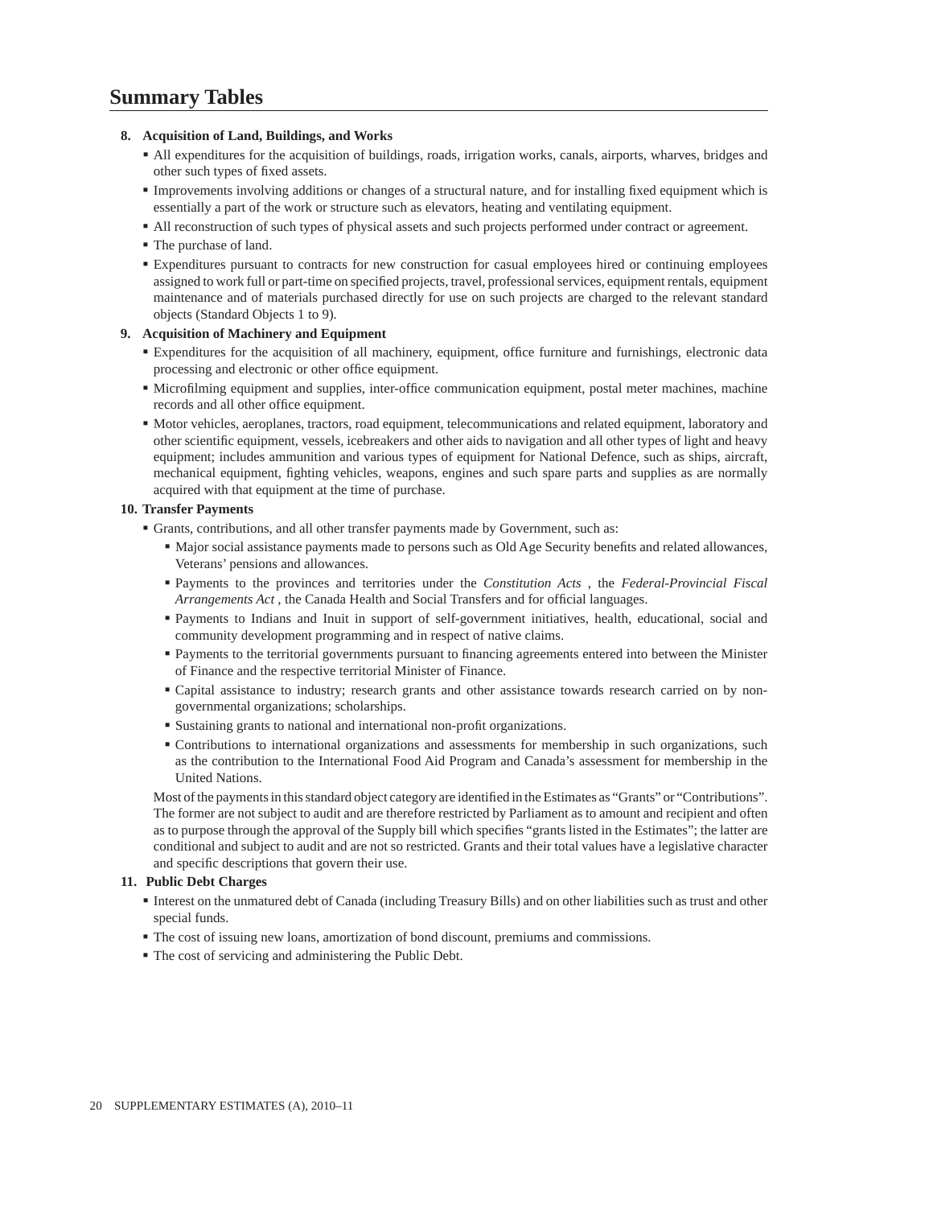## Summary Tables

**8. Acquisition of Land, Buildings, and Works**

- All expenditures for the acquisition of buildings, roads, irrigation works, canals, airports, wharves, bridges and other such types of fixed assets.
- Improvements involving additions or changes of a structural nature, and for installing fixed equipment which is essentially a part of the work or structure such as elevators, heating and ventilating equipment.
- All reconstruction of such types of physical assets and such projects performed under contract or agreement.
- The purchase of land.
- Expenditures pursuant to contracts for new construction for casual employees hired or continuing employees assigned to work full or part-time on specified projects, travel, professional services, equipment rentals, equipment maintenance and of materials purchased directly for use on such projects are charged to the relevant standard objects (Standard Objects 1 to 9).

**9. Acquisition of Machinery and Equipment**

- Expenditures for the acquisition of all machinery, equipment, office furniture and furnishings, electronic data processing and electronic or other office equipment.
- Microfilming equipment and supplies, inter-office communication equipment, postal meter machines, machine records and all other office equipment.
- Motor vehicles, aeroplanes, tractors, road equipment, telecommunications and related equipment, laboratory and other scientific equipment, vessels, icebreakers and other aids to navigation and all other types of light and heavy equipment; includes ammunition and various types of equipment for National Defence, such as ships, aircraft, mechanical equipment, fighting vehicles, weapons, engines and such spare parts and supplies as are normally acquired with that equipment at the time of purchase.

**10. Transfer Payments**

- Grants, contributions, and all other transfer payments made by Government, such as:
  - Major social assistance payments made to persons such as Old Age Security benefits and related allowances, Veterans' pensions and allowances.
  - Payments to the provinces and territories under the *Constitution Acts* , the *Federal-Provincial Fiscal Arrangements Act* , the Canada Health and Social Transfers and for official languages.
  - Payments to Indians and Inuit in support of self-government initiatives, health, educational, social and community development programming and in respect of native claims.
  - Payments to the territorial governments pursuant to financing agreements entered into between the Minister of Finance and the respective territorial Minister of Finance.
  - Capital assistance to industry; research grants and other assistance towards research carried on by non-governmental organizations; scholarships.
  - Sustaining grants to national and international non-profit organizations.
  - Contributions to international organizations and assessments for membership in such organizations, such as the contribution to the International Food Aid Program and Canada's assessment for membership in the United Nations.

  Most of the payments in this standard object category are identified in the Estimates as "Grants" or "Contributions". The former are not subject to audit and are therefore restricted by Parliament as to amount and recipient and often as to purpose through the approval of the Supply bill which specifies "grants listed in the Estimates"; the latter are conditional and subject to audit and are not so restricted. Grants and their total values have a legislative character and specific descriptions that govern their use.

**11. Public Debt Charges**

- Interest on the unmatured debt of Canada (including Treasury Bills) and on other liabilities such as trust and other special funds.
- The cost of issuing new loans, amortization of bond discount, premiums and commissions.
- The cost of servicing and administering the Public Debt.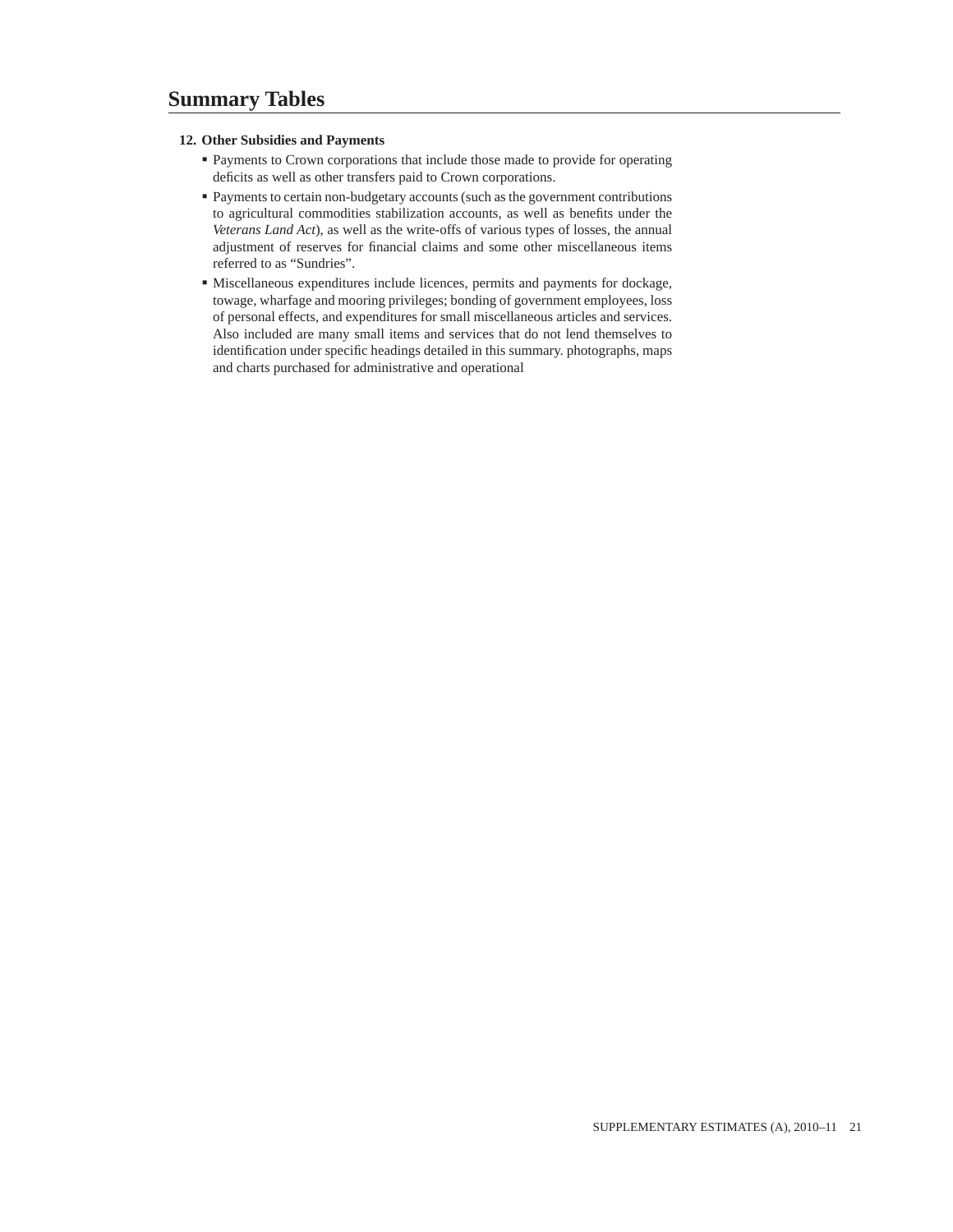# Summary Tables

**12. Other Subsidies and Payments**

- Payments to Crown corporations that include those made to provide for operating deficits as well as other transfers paid to Crown corporations.
- Payments to certain non-budgetary accounts (such as the government contributions to agricultural commodities stabilization accounts, as well as benefits under the *Veterans Land Act*), as well as the write-offs of various types of losses, the annual adjustment of reserves for financial claims and some other miscellaneous items referred to as "Sundries".
- Miscellaneous expenditures include licences, permits and payments for dockage, towage, wharfage and mooring privileges; bonding of government employees, loss of personal effects, and expenditures for small miscellaneous articles and services. Also included are many small items and services that do not lend themselves to identification under specific headings detailed in this summary. photographs, maps and charts purchased for administrative and operational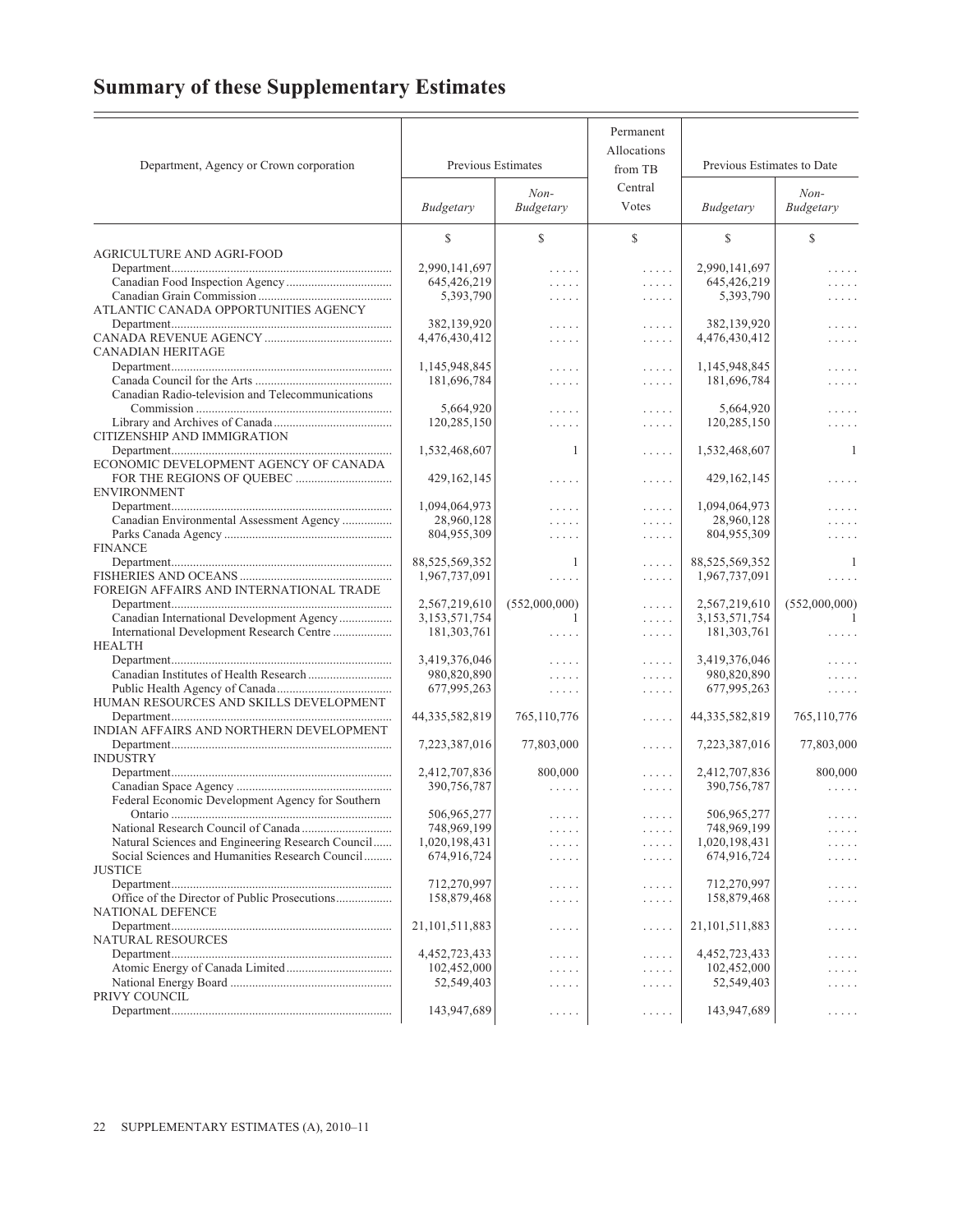# Summary of these Supplementary Estimates

| Department, Agency or Crown corporation | Previous Estimates | | Permanent Allocations from TB Central Votes | Previous Estimates to Date | |
|---|---|---|---|---|---|
| | *Budgetary* | *Non-Budgetary* | | *Budgetary* | *Non-Budgetary* |
| | $ | $ | $ | $ | $ |
| AGRICULTURE AND AGRI-FOOD | | | | | |
| Department | 2,990,141,697 | ..... | ..... | 2,990,141,697 | ..... |
| Canadian Food Inspection Agency | 645,426,219 | ..... | ..... | 645,426,219 | ..... |
| Canadian Grain Commission | 5,393,790 | ..... | ..... | 5,393,790 | ..... |
| ATLANTIC CANADA OPPORTUNITIES AGENCY | | | | | |
| Department | 382,139,920 | ..... | ..... | 382,139,920 | ..... |
| CANADA REVENUE AGENCY | 4,476,430,412 | ..... | ..... | 4,476,430,412 | ..... |
| CANADIAN HERITAGE | | | | | |
| Department | 1,145,948,845 | ..... | ..... | 1,145,948,845 | ..... |
| Canada Council for the Arts | 181,696,784 | ..... | ..... | 181,696,784 | ..... |
| Canadian Radio-television and Telecommunications Commission | 5,664,920 | ..... | ..... | 5,664,920 | ..... |
| Library and Archives of Canada | 120,285,150 | ..... | ..... | 120,285,150 | ..... |
| CITIZENSHIP AND IMMIGRATION | | | | | |
| Department | 1,532,468,607 | 1 | ..... | 1,532,468,607 | 1 |
| ECONOMIC DEVELOPMENT AGENCY OF CANADA FOR THE REGIONS OF QUEBEC | 429,162,145 | ..... | ..... | 429,162,145 | ..... |
| ENVIRONMENT | | | | | |
| Department | 1,094,064,973 | ..... | ..... | 1,094,064,973 | ..... |
| Canadian Environmental Assessment Agency | 28,960,128 | ..... | ..... | 28,960,128 | ..... |
| Parks Canada Agency | 804,955,309 | ..... | ..... | 804,955,309 | ..... |
| FINANCE | | | | | |
| Department | 88,525,569,352 | 1 | ..... | 88,525,569,352 | 1 |
| FISHERIES AND OCEANS | 1,967,737,091 | ..... | ..... | 1,967,737,091 | ..... |
| FOREIGN AFFAIRS AND INTERNATIONAL TRADE | | | | | |
| Department | 2,567,219,610 | (552,000,000) | ..... | 2,567,219,610 | (552,000,000) |
| Canadian International Development Agency | 3,153,571,754 | 1 | ..... | 3,153,571,754 | 1 |
| International Development Research Centre | 181,303,761 | ..... | ..... | 181,303,761 | ..... |
| HEALTH | | | | | |
| Department | 3,419,376,046 | ..... | ..... | 3,419,376,046 | ..... |
| Canadian Institutes of Health Research | 980,820,890 | ..... | ..... | 980,820,890 | ..... |
| Public Health Agency of Canada | 677,995,263 | ..... | ..... | 677,995,263 | ..... |
| HUMAN RESOURCES AND SKILLS DEVELOPMENT | | | | | |
| Department | 44,335,582,819 | 765,110,776 | ..... | 44,335,582,819 | 765,110,776 |
| INDIAN AFFAIRS AND NORTHERN DEVELOPMENT | | | | | |
| Department | 7,223,387,016 | 77,803,000 | ..... | 7,223,387,016 | 77,803,000 |
| INDUSTRY | | | | | |
| Department | 2,412,707,836 | 800,000 | ..... | 2,412,707,836 | 800,000 |
| Canadian Space Agency | 390,756,787 | ..... | ..... | 390,756,787 | ..... |
| Federal Economic Development Agency for Southern Ontario | 506,965,277 | ..... | ..... | 506,965,277 | ..... |
| National Research Council of Canada | 748,969,199 | ..... | ..... | 748,969,199 | ..... |
| Natural Sciences and Engineering Research Council | 1,020,198,431 | ..... | ..... | 1,020,198,431 | ..... |
| Social Sciences and Humanities Research Council | 674,916,724 | ..... | ..... | 674,916,724 | ..... |
| JUSTICE | | | | | |
| Department | 712,270,997 | ..... | ..... | 712,270,997 | ..... |
| Office of the Director of Public Prosecutions | 158,879,468 | ..... | ..... | 158,879,468 | ..... |
| NATIONAL DEFENCE | | | | | |
| Department | 21,101,511,883 | ..... | ..... | 21,101,511,883 | ..... |
| NATURAL RESOURCES | | | | | |
| Department | 4,452,723,433 | ..... | ..... | 4,452,723,433 | ..... |
| Atomic Energy of Canada Limited | 102,452,000 | ..... | ..... | 102,452,000 | ..... |
| National Energy Board | 52,549,403 | ..... | ..... | 52,549,403 | ..... |
| PRIVY COUNCIL | | | | | |
| Department | 143,947,689 | ..... | ..... | 143,947,689 | ..... |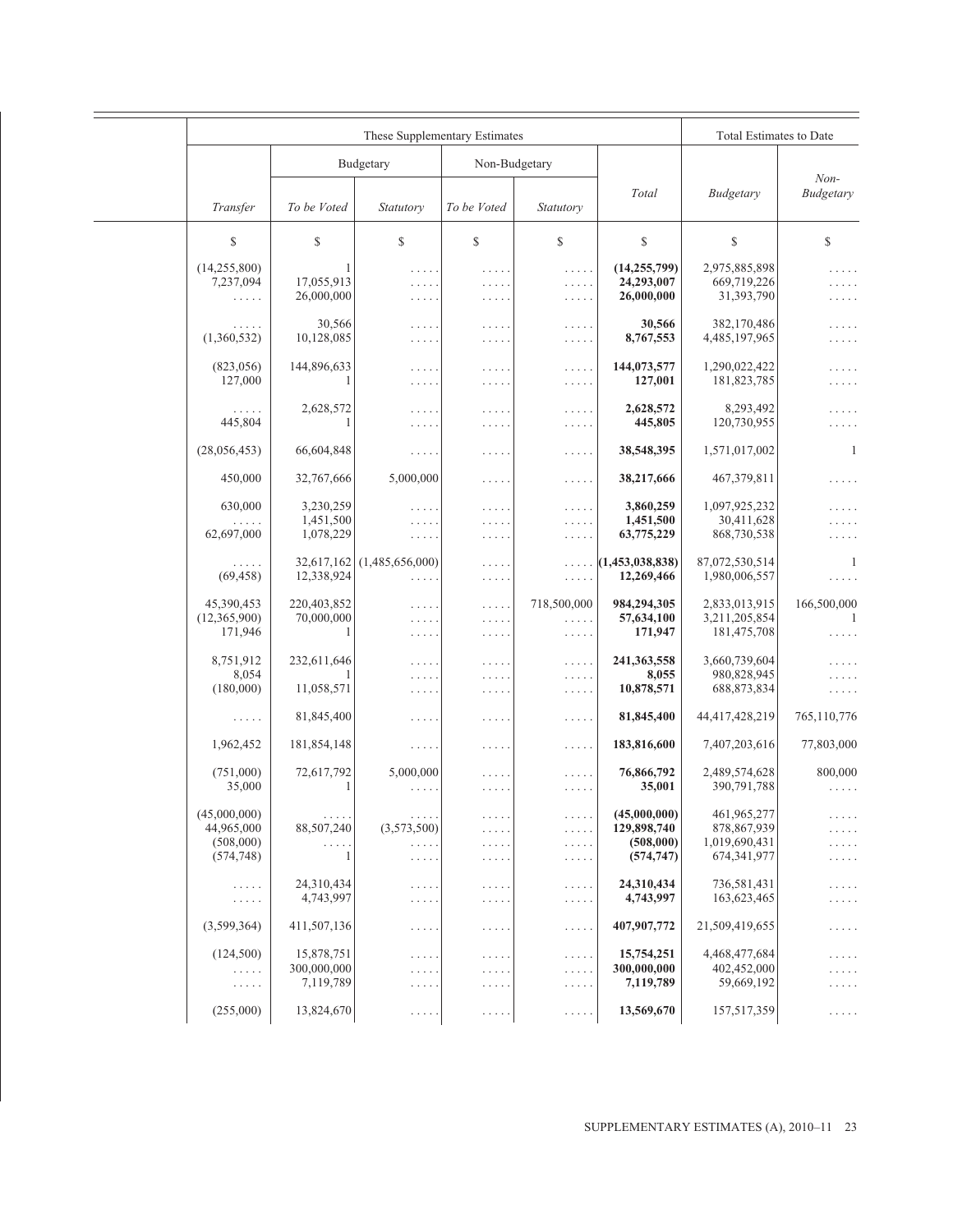| These Supplementary Estimates | | | | | | Total Estimates to Date | |
|---|---|---|---|---|---|---|---|
| | Budgetary | | Non-Budgetary | | | | |
| *Transfer* | *To be Voted* | *Statutory* | *To be Voted* | *Statutory* | *Total* | *Budgetary* | *Non-Budgetary* |
| $ | $ | $ | $ | $ | $ | $ | $ |
| (14,255,800) | 1 | ..... | ..... | ..... | **(14,255,799)** | 2,975,885,898 | ..... |
| 7,237,094 | 17,055,913 | ..... | ..... | ..... | **24,293,007** | 669,719,226 | ..... |
| ..... | 26,000,000 | ..... | ..... | ..... | **26,000,000** | 31,393,790 | ..... |
| ..... | 30,566 | ..... | ..... | ..... | **30,566** | 382,170,486 | ..... |
| (1,360,532) | 10,128,085 | ..... | ..... | ..... | **8,767,553** | 4,485,197,965 | ..... |
| (823,056) | 144,896,633 | ..... | ..... | ..... | **144,073,577** | 1,290,022,422 | ..... |
| 127,000 | 1 | ..... | ..... | ..... | **127,001** | 181,823,785 | ..... |
| ..... | 2,628,572 | ..... | ..... | ..... | **2,628,572** | 8,293,492 | ..... |
| 445,804 | 1 | ..... | ..... | ..... | **445,805** | 120,730,955 | ..... |
| (28,056,453) | 66,604,848 | ..... | ..... | ..... | **38,548,395** | 1,571,017,002 | 1 |
| 450,000 | 32,767,666 | 5,000,000 | ..... | ..... | **38,217,666** | 467,379,811 | ..... |
| 630,000 | 3,230,259 | ..... | ..... | ..... | **3,860,259** | 1,097,925,232 | ..... |
| ..... | 1,451,500 | ..... | ..... | ..... | **1,451,500** | 30,411,628 | ..... |
| 62,697,000 | 1,078,229 | ..... | ..... | ..... | **63,775,229** | 868,730,538 | ..... |
| ..... | 32,617,162 | (1,485,656,000) | ..... | ..... | **(1,453,038,838)** | 87,072,530,514 | 1 |
| (69,458) | 12,338,924 | ..... | ..... | ..... | **12,269,466** | 1,980,006,557 | ..... |
| 45,390,453 | 220,403,852 | ..... | ..... | 718,500,000 | **984,294,305** | 2,833,013,915 | 166,500,000 |
| (12,365,900) | 70,000,000 | ..... | ..... | ..... | **57,634,100** | 3,211,205,854 | 1 |
| 171,946 | 1 | ..... | ..... | ..... | **171,947** | 181,475,708 | ..... |
| 8,751,912 | 232,611,646 | ..... | ..... | ..... | **241,363,558** | 3,660,739,604 | ..... |
| 8,054 | 1 | ..... | ..... | ..... | **8,055** | 980,828,945 | ..... |
| (180,000) | 11,058,571 | ..... | ..... | ..... | **10,878,571** | 688,873,834 | ..... |
| ..... | 81,845,400 | ..... | ..... | ..... | **81,845,400** | 44,417,428,219 | 765,110,776 |
| 1,962,452 | 181,854,148 | ..... | ..... | ..... | **183,816,600** | 7,407,203,616 | 77,803,000 |
| (751,000) | 72,617,792 | 5,000,000 | ..... | ..... | **76,866,792** | 2,489,574,628 | 800,000 |
| 35,000 | 1 | ..... | ..... | ..... | **35,001** | 390,791,788 | ..... |
| (45,000,000) | ..... | ..... | ..... | ..... | **(45,000,000)** | 461,965,277 | ..... |
| 44,965,000 | 88,507,240 | (3,573,500) | ..... | ..... | **129,898,740** | 878,867,939 | ..... |
| (508,000) | ..... | ..... | ..... | ..... | **(508,000)** | 1,019,690,431 | ..... |
| (574,748) | 1 | ..... | ..... | ..... | **(574,747)** | 674,341,977 | ..... |
| ..... | 24,310,434 | ..... | ..... | ..... | **24,310,434** | 736,581,431 | ..... |
| ..... | 4,743,997 | ..... | ..... | ..... | **4,743,997** | 163,623,465 | ..... |
| (3,599,364) | 411,507,136 | ..... | ..... | ..... | **407,907,772** | 21,509,419,655 | ..... |
| (124,500) | 15,878,751 | ..... | ..... | ..... | **15,754,251** | 4,468,477,684 | ..... |
| ..... | 300,000,000 | ..... | ..... | ..... | **300,000,000** | 402,452,000 | ..... |
| ..... | 7,119,789 | ..... | ..... | ..... | **7,119,789** | 59,669,192 | ..... |
| (255,000) | 13,824,670 | ..... | ..... | ..... | **13,569,670** | 157,517,359 | ..... |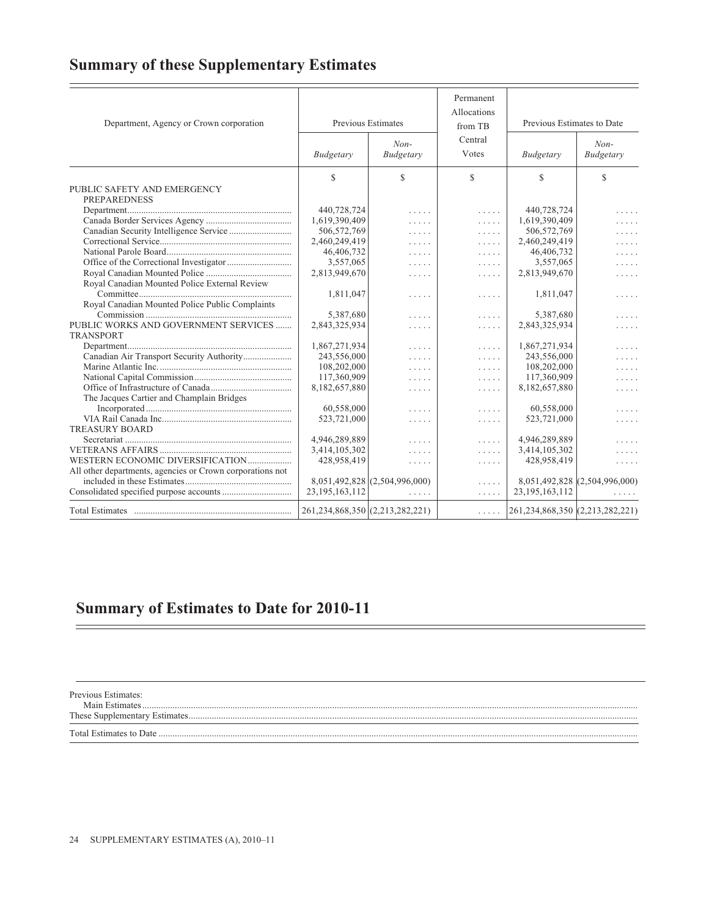## Summary of these Supplementary Estimates

| Department, Agency or Crown corporation | Previous Estimates | | Permanent Allocations from TB Central Votes | Previous Estimates to Date | |
|---|---|---|---|---|---|
| | *Budgetary* | *Non-Budgetary* | | *Budgetary* | *Non-Budgetary* |
| | $ | $ | $ | $ | $ |
| PUBLIC SAFETY AND EMERGENCY PREPAREDNESS | | | | | |
| Department | 440,728,724 | ..... | ..... | 440,728,724 | ..... |
| Canada Border Services Agency | 1,619,390,409 | ..... | ..... | 1,619,390,409 | ..... |
| Canadian Security Intelligence Service | 506,572,769 | ..... | ..... | 506,572,769 | ..... |
| Correctional Service | 2,460,249,419 | ..... | ..... | 2,460,249,419 | ..... |
| National Parole Board | 46,406,732 | ..... | ..... | 46,406,732 | ..... |
| Office of the Correctional Investigator | 3,557,065 | ..... | ..... | 3,557,065 | ..... |
| Royal Canadian Mounted Police | 2,813,949,670 | ..... | ..... | 2,813,949,670 | ..... |
| Royal Canadian Mounted Police External Review Committee | 1,811,047 | ..... | ..... | 1,811,047 | ..... |
| Royal Canadian Mounted Police Public Complaints Commission | 5,387,680 | ..... | ..... | 5,387,680 | ..... |
| PUBLIC WORKS AND GOVERNMENT SERVICES | 2,843,325,934 | ..... | ..... | 2,843,325,934 | ..... |
| TRANSPORT | | | | | |
| Department | 1,867,271,934 | ..... | ..... | 1,867,271,934 | ..... |
| Canadian Air Transport Security Authority | 243,556,000 | ..... | ..... | 243,556,000 | ..... |
| Marine Atlantic Inc. | 108,202,000 | ..... | ..... | 108,202,000 | ..... |
| National Capital Commission | 117,360,909 | ..... | ..... | 117,360,909 | ..... |
| Office of Infrastructure of Canada | 8,182,657,880 | ..... | ..... | 8,182,657,880 | ..... |
| The Jacques Cartier and Champlain Bridges Incorporated | 60,558,000 | ..... | ..... | 60,558,000 | ..... |
| VIA Rail Canada Inc. | 523,721,000 | ..... | ..... | 523,721,000 | ..... |
| TREASURY BOARD | | | | | |
| Secretariat | 4,946,289,889 | ..... | ..... | 4,946,289,889 | ..... |
| VETERANS AFFAIRS | 3,414,105,302 | ..... | ..... | 3,414,105,302 | ..... |
| WESTERN ECONOMIC DIVERSIFICATION | 428,958,419 | ..... | ..... | 428,958,419 | ..... |
| All other departments, agencies or Crown corporations not included in these Estimates | 8,051,492,828 | (2,504,996,000) | ..... | 8,051,492,828 | (2,504,996,000) |
| Consolidated specified purpose accounts | 23,195,163,112 | ..... | ..... | 23,195,163,112 | ..... |
| Total Estimates | 261,234,868,350 | (2,213,282,221) | ..... | 261,234,868,350 | (2,213,282,221) |

## Summary of Estimates to Date for 2010-11

| |
|---|
| Previous Estimates: |
| Main Estimates |
| These Supplementary Estimates |
| Total Estimates to Date |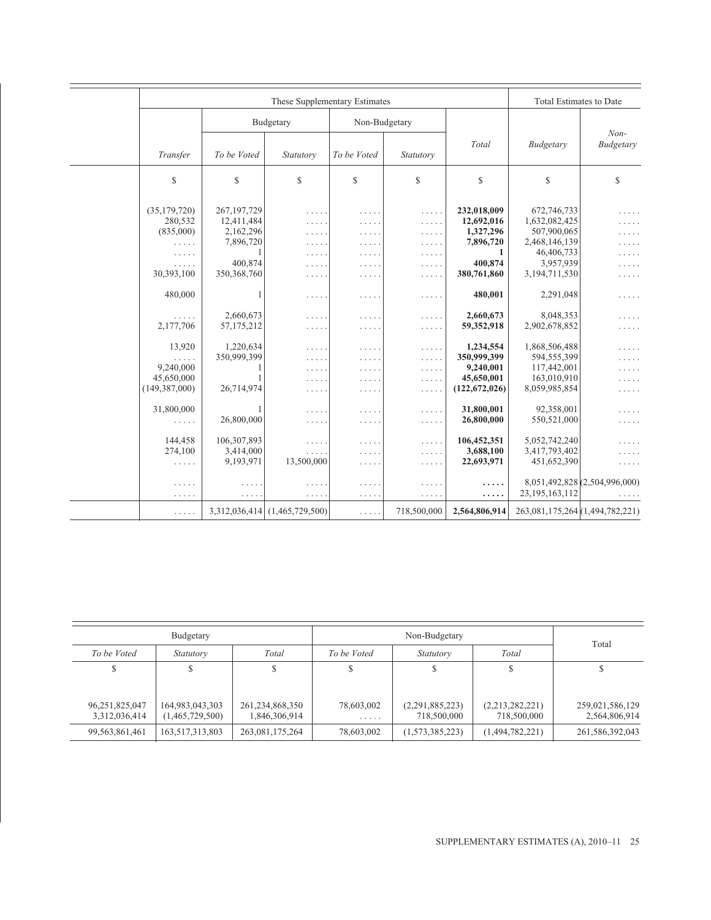| | These Supplementary Estimates | | | | | | Total Estimates to Date | |
|---|---|---|---|---|---|---|---|---|
| | | Budgetary | | Non-Budgetary | | | | |
| | *Transfer* | *To be Voted* | *Statutory* | *To be Voted* | *Statutory* | *Total* | *Budgetary* | *Non-Budgetary* |
| | $ | $ | $ | $ | $ | $ | $ | $ |
| | (35,179,720) | 267,197,729 | ..... | ..... | ..... | **232,018,009** | 672,746,733 | ..... |
| | 280,532 | 12,411,484 | ..... | ..... | ..... | **12,692,016** | 1,632,082,425 | ..... |
| | (835,000) | 2,162,296 | ..... | ..... | ..... | **1,327,296** | 507,900,065 | ..... |
| | ..... | 7,896,720 | ..... | ..... | ..... | **7,896,720** | 2,468,146,139 | ..... |
| | ..... | 1 | ..... | ..... | ..... | **1** | 46,406,733 | ..... |
| | ..... | 400,874 | ..... | ..... | ..... | **400,874** | 3,957,939 | ..... |
| | 30,393,100 | 350,368,760 | ..... | ..... | ..... | **380,761,860** | 3,194,711,530 | ..... |
| | 480,000 | 1 | ..... | ..... | ..... | **480,001** | 2,291,048 | ..... |
| | ..... | 2,660,673 | ..... | ..... | ..... | **2,660,673** | 8,048,353 | ..... |
| | 2,177,706 | 57,175,212 | ..... | ..... | ..... | **59,352,918** | 2,902,678,852 | ..... |
| | 13,920 | 1,220,634 | ..... | ..... | ..... | **1,234,554** | 1,868,506,488 | ..... |
| | ..... | 350,999,399 | ..... | ..... | ..... | **350,999,399** | 594,555,399 | ..... |
| | 9,240,000 | 1 | ..... | ..... | ..... | **9,240,001** | 117,442,001 | ..... |
| | 45,650,000 | 1 | ..... | ..... | ..... | **45,650,001** | 163,010,910 | ..... |
| | (149,387,000) | 26,714,974 | ..... | ..... | ..... | **(122,672,026)** | 8,059,985,854 | ..... |
| | 31,800,000 | 1 | ..... | ..... | ..... | **31,800,001** | 92,358,001 | ..... |
| | ..... | 26,800,000 | ..... | ..... | ..... | **26,800,000** | 550,521,000 | ..... |
| | 144,458 | 106,307,893 | ..... | ..... | ..... | **106,452,351** | 5,052,742,240 | ..... |
| | 274,100 | 3,414,000 | ..... | ..... | ..... | **3,688,100** | 3,417,793,402 | ..... |
| | ..... | 9,193,971 | 13,500,000 | ..... | ..... | **22,693,971** | 451,652,390 | ..... |
| | ..... | ..... | ..... | ..... | ..... | **.....** | 8,051,492,828 | (2,504,996,000) |
| | ..... | ..... | ..... | ..... | ..... | **.....** | 23,195,163,112 | ..... |
| | ..... | 3,312,036,414 | (1,465,729,500) | ..... | 718,500,000 | 2,564,806,914 | 263,081,175,264 | (1,494,782,221) |

| Budgetary | | | Non-Budgetary | | | Total |
|---|---|---|---|---|---|---|
| *To be Voted* | *Statutory* | *Total* | *To be Voted* | *Statutory* | *Total* | |
| $ | $ | $ | $ | $ | $ | $ |
| 96,251,825,047 | 164,983,043,303 | 261,234,868,350 | 78,603,002 | (2,291,885,223) | (2,213,282,221) | 259,021,586,129 |
| 3,312,036,414 | (1,465,729,500) | 1,846,306,914 | ..... | 718,500,000 | 718,500,000 | 2,564,806,914 |
| 99,563,861,461 | 163,517,313,803 | 263,081,175,264 | 78,603,002 | (1,573,385,223) | (1,494,782,221) | 261,586,392,043 |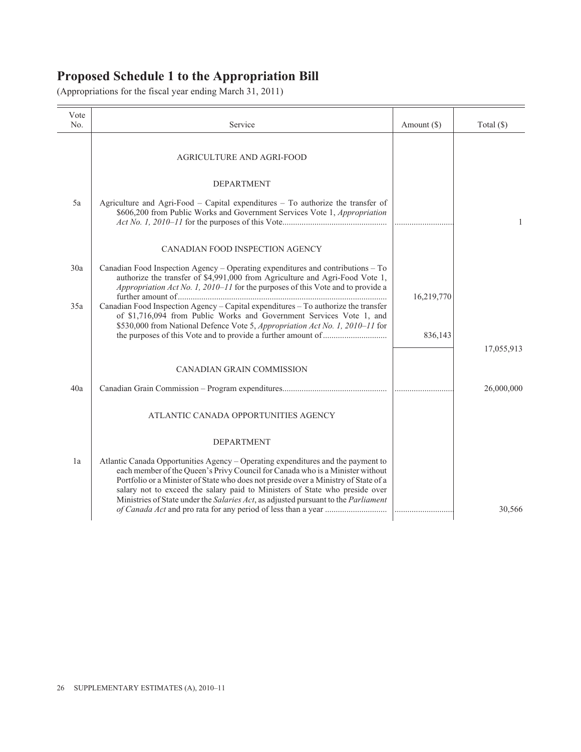## Proposed Schedule 1 to the Appropriation Bill

(Appropriations for the fiscal year ending March 31, 2011)

| Vote No. | Service | Amount ($) | Total ($) |
|---|---|---|---|
| | AGRICULTURE AND AGRI-FOOD | | |
| | DEPARTMENT | | |
| 5a | Agriculture and Agri-Food – Capital expenditures – To authorize the transfer of $606,200 from Public Works and Government Services Vote 1, *Appropriation Act No. 1, 2010–11* for the purposes of this Vote | ............................ | 1 |
| | CANADIAN FOOD INSPECTION AGENCY | | |
| 30a | Canadian Food Inspection Agency – Operating expenditures and contributions – To authorize the transfer of $4,991,000 from Agriculture and Agri-Food Vote 1, *Appropriation Act No. 1, 2010–11* for the purposes of this Vote and to provide a further amount of | 16,219,770 | |
| 35a | Canadian Food Inspection Agency – Capital expenditures – To authorize the transfer of $1,716,094 from Public Works and Government Services Vote 1, and $530,000 from National Defence Vote 5, *Appropriation Act No. 1, 2010–11* for the purposes of this Vote and to provide a further amount of | 836,143 | |
| | | | 17,055,913 |
| | CANADIAN GRAIN COMMISSION | | |
| 40a | Canadian Grain Commission – Program expenditures | ............................ | 26,000,000 |
| | ATLANTIC CANADA OPPORTUNITIES AGENCY | | |
| | DEPARTMENT | | |
| 1a | Atlantic Canada Opportunities Agency – Operating expenditures and the payment to each member of the Queen's Privy Council for Canada who is a Minister without Portfolio or a Minister of State who does not preside over a Ministry of State of a salary not to exceed the salary paid to Ministers of State who preside over Ministries of State under the *Salaries Act*, as adjusted pursuant to the *Parliament of Canada Act* and pro rata for any period of less than a year | ............................ | 30,566 |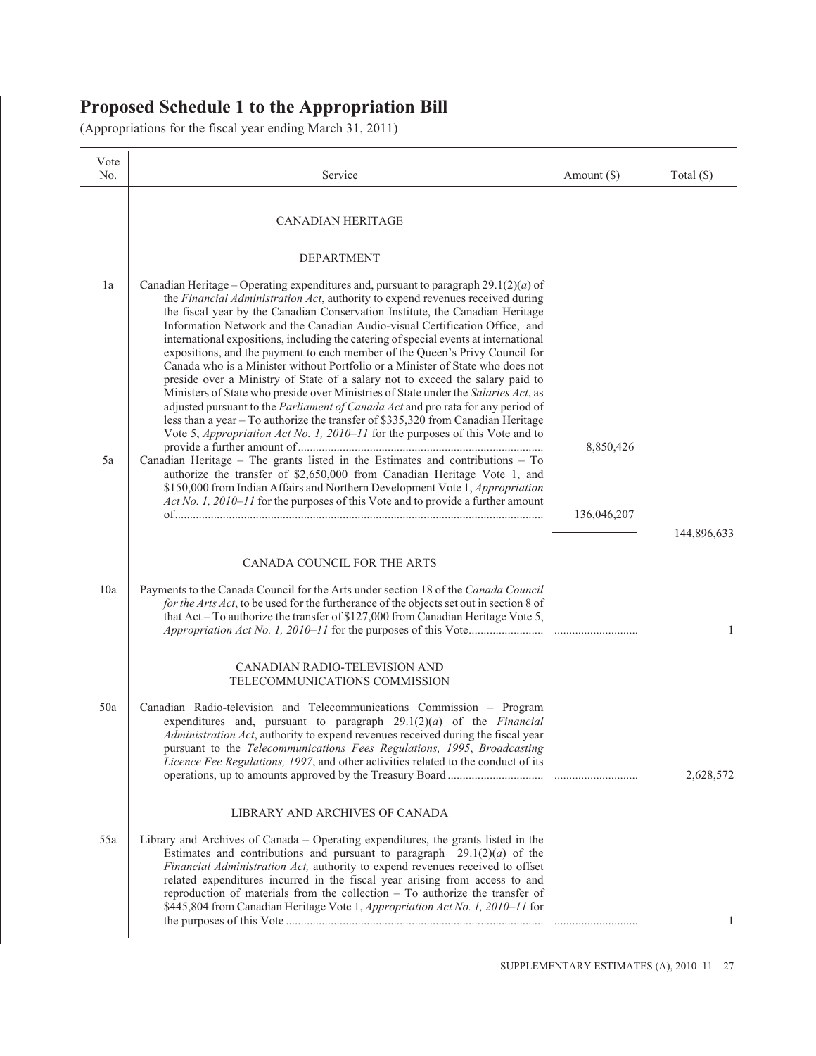# Proposed Schedule 1 to the Appropriation Bill

(Appropriations for the fiscal year ending March 31, 2011)

| Vote No. | Service | Amount ($) | Total ($) |
|---|---|---|---|
| | CANADIAN HERITAGE | | |
| | DEPARTMENT | | |
| 1a | Canadian Heritage – Operating expenditures and, pursuant to paragraph 29.1(2)(*a*) of the *Financial Administration Act*, authority to expend revenues received during the fiscal year by the Canadian Conservation Institute, the Canadian Heritage Information Network and the Canadian Audio-visual Certification Office, and international expositions, including the catering of special events at international expositions, and the payment to each member of the Queen's Privy Council for Canada who is a Minister without Portfolio or a Minister of State who does not preside over a Ministry of State of a salary not to exceed the salary paid to Ministers of State who preside over Ministries of State under the *Salaries Act*, as adjusted pursuant to the *Parliament of Canada Act* and pro rata for any period of less than a year – To authorize the transfer of $335,320 from Canadian Heritage Vote 5, *Appropriation Act No. 1, 2010–11* for the purposes of this Vote and to provide a further amount of | 8,850,426 | |
| 5a | Canadian Heritage – The grants listed in the Estimates and contributions – To authorize the transfer of $2,650,000 from Canadian Heritage Vote 1, and $150,000 from Indian Affairs and Northern Development Vote 1, *Appropriation Act No. 1, 2010–11* for the purposes of this Vote and to provide a further amount of | 136,046,207 | |
| | | | 144,896,633 |
| | CANADA COUNCIL FOR THE ARTS | | |
| 10a | Payments to the Canada Council for the Arts under section 18 of the *Canada Council for the Arts Act*, to be used for the furtherance of the objects set out in section 8 of that Act – To authorize the transfer of $127,000 from Canadian Heritage Vote 5, *Appropriation Act No. 1, 2010–11* for the purposes of this Vote | | 1 |
| | CANADIAN RADIO-TELEVISION AND TELECOMMUNICATIONS COMMISSION | | |
| 50a | Canadian Radio-television and Telecommunications Commission – Program expenditures and, pursuant to paragraph 29.1(2)(*a*) of the *Financial Administration Act*, authority to expend revenues received during the fiscal year pursuant to the *Telecommunications Fees Regulations, 1995*, *Broadcasting Licence Fee Regulations, 1997*, and other activities related to the conduct of its operations, up to amounts approved by the Treasury Board | | 2,628,572 |
| | LIBRARY AND ARCHIVES OF CANADA | | |
| 55a | Library and Archives of Canada – Operating expenditures, the grants listed in the Estimates and contributions and pursuant to paragraph 29.1(2)(*a*) of the *Financial Administration Act,* authority to expend revenues received to offset related expenditures incurred in the fiscal year arising from access to and reproduction of materials from the collection – To authorize the transfer of $445,804 from Canadian Heritage Vote 1, *Appropriation Act No. 1, 2010–11* for the purposes of this Vote | | 1 |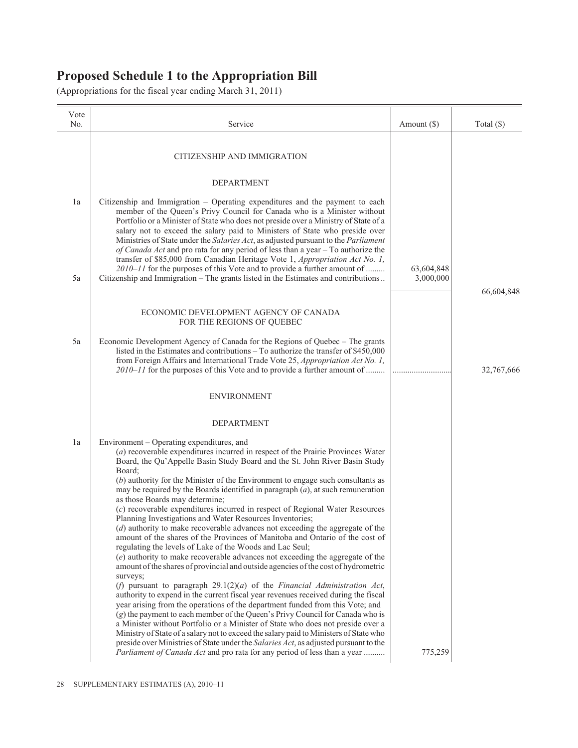# Proposed Schedule 1 to the Appropriation Bill

(Appropriations for the fiscal year ending March 31, 2011)

| Vote No. | Service | Amount ($) | Total ($) |
|---|---|---|---|
| | CITIZENSHIP AND IMMIGRATION | | |
| | DEPARTMENT | | |
| 1a | Citizenship and Immigration – Operating expenditures and the payment to each member of the Queen's Privy Council for Canada who is a Minister without Portfolio or a Minister of State who does not preside over a Ministry of State of a salary not to exceed the salary paid to Ministers of State who preside over Ministries of State under the *Salaries Act*, as adjusted pursuant to the *Parliament of Canada Act* and pro rata for any period of less than a year – To authorize the transfer of $85,000 from Canadian Heritage Vote 1, *Appropriation Act No. 1, 2010–11* for the purposes of this Vote and to provide a further amount of ......... | 63,604,848 | |
| 5a | Citizenship and Immigration – The grants listed in the Estimates and contributions .. | 3,000,000 | |
| | | | 66,604,848 |
| | ECONOMIC DEVELOPMENT AGENCY OF CANADA FOR THE REGIONS OF QUEBEC | | |
| 5a | Economic Development Agency of Canada for the Regions of Quebec – The grants listed in the Estimates and contributions – To authorize the transfer of $450,000 from Foreign Affairs and International Trade Vote 25, *Appropriation Act No. 1, 2010–11* for the purposes of this Vote and to provide a further amount of ......... | ........................... | 32,767,666 |
| | ENVIRONMENT | | |
| | DEPARTMENT | | |
| 1a | Environment – Operating expenditures, and<br>(*a*) recoverable expenditures incurred in respect of the Prairie Provinces Water Board, the Qu'Appelle Basin Study Board and the St. John River Basin Study Board;<br>(*b*) authority for the Minister of the Environment to engage such consultants as may be required by the Boards identified in paragraph (*a*), at such remuneration as those Boards may determine;<br>(*c*) recoverable expenditures incurred in respect of Regional Water Resources Planning Investigations and Water Resources Inventories;<br>(*d*) authority to make recoverable advances not exceeding the aggregate of the amount of the shares of the Provinces of Manitoba and Ontario of the cost of regulating the levels of Lake of the Woods and Lac Seul;<br>(*e*) authority to make recoverable advances not exceeding the aggregate of the amount of the shares of provincial and outside agencies of the cost of hydrometric surveys;<br>(*f*) pursuant to paragraph 29.1(2)(*a*) of the *Financial Administration Act*, authority to expend in the current fiscal year revenues received during the fiscal year arising from the operations of the department funded from this Vote; and<br>(*g*) the payment to each member of the Queen's Privy Council for Canada who is a Minister without Portfolio or a Minister of State who does not preside over a Ministry of State of a salary not to exceed the salary paid to Ministers of State who preside over Ministries of State under the *Salaries Act*, as adjusted pursuant to the *Parliament of Canada Act* and pro rata for any period of less than a year .......... | 775,259 | |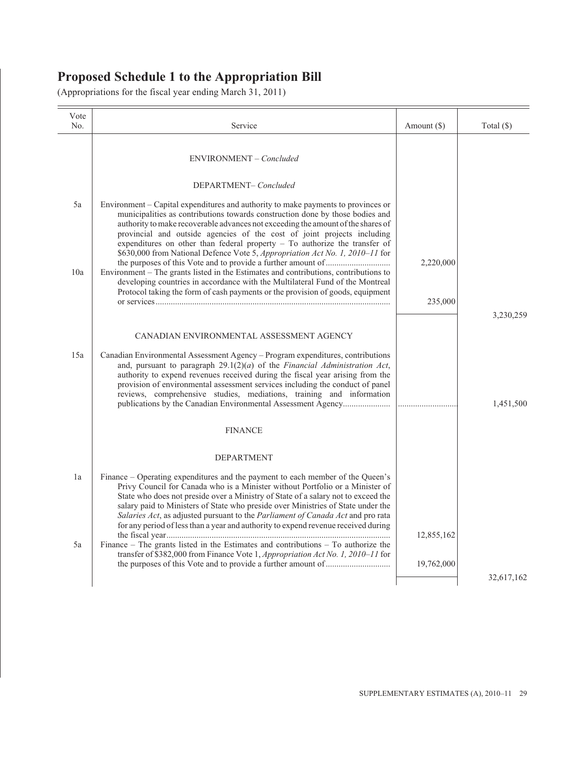# Proposed Schedule 1 to the Appropriation Bill

(Appropriations for the fiscal year ending March 31, 2011)

| Vote No. | Service | Amount ($) | Total ($) |
|---|---|---|---|
| | ENVIRONMENT – *Concluded* | | |
| | DEPARTMENT– *Concluded* | | |
| 5a | Environment – Capital expenditures and authority to make payments to provinces or municipalities as contributions towards construction done by those bodies and authority to make recoverable advances not exceeding the amount of the shares of provincial and outside agencies of the cost of joint projects including expenditures on other than federal property – To authorize the transfer of $630,000 from National Defence Vote 5, *Appropriation Act No. 1, 2010–11* for the purposes of this Vote and to provide a further amount of | 2,220,000 | |
| 10a | Environment – The grants listed in the Estimates and contributions, contributions to developing countries in accordance with the Multilateral Fund of the Montreal Protocol taking the form of cash payments or the provision of goods, equipment or services | 235,000 | |
| | | | 3,230,259 |
| | CANADIAN ENVIRONMENTAL ASSESSMENT AGENCY | | |
| 15a | Canadian Environmental Assessment Agency – Program expenditures, contributions and, pursuant to paragraph 29.1(2)(*a*) of the *Financial Administration Act*, authority to expend revenues received during the fiscal year arising from the provision of environmental assessment services including the conduct of panel reviews, comprehensive studies, mediations, training and information publications by the Canadian Environmental Assessment Agency | | 1,451,500 |
| | FINANCE | | |
| | DEPARTMENT | | |
| 1a | Finance – Operating expenditures and the payment to each member of the Queen's Privy Council for Canada who is a Minister without Portfolio or a Minister of State who does not preside over a Ministry of State of a salary not to exceed the salary paid to Ministers of State who preside over Ministries of State under the *Salaries Act*, as adjusted pursuant to the *Parliament of Canada Act* and pro rata for any period of less than a year and authority to expend revenue received during the fiscal year | 12,855,162 | |
| 5a | Finance – The grants listed in the Estimates and contributions – To authorize the transfer of $382,000 from Finance Vote 1, *Appropriation Act No. 1, 2010–11* for the purposes of this Vote and to provide a further amount of | 19,762,000 | |
| | | | 32,617,162 |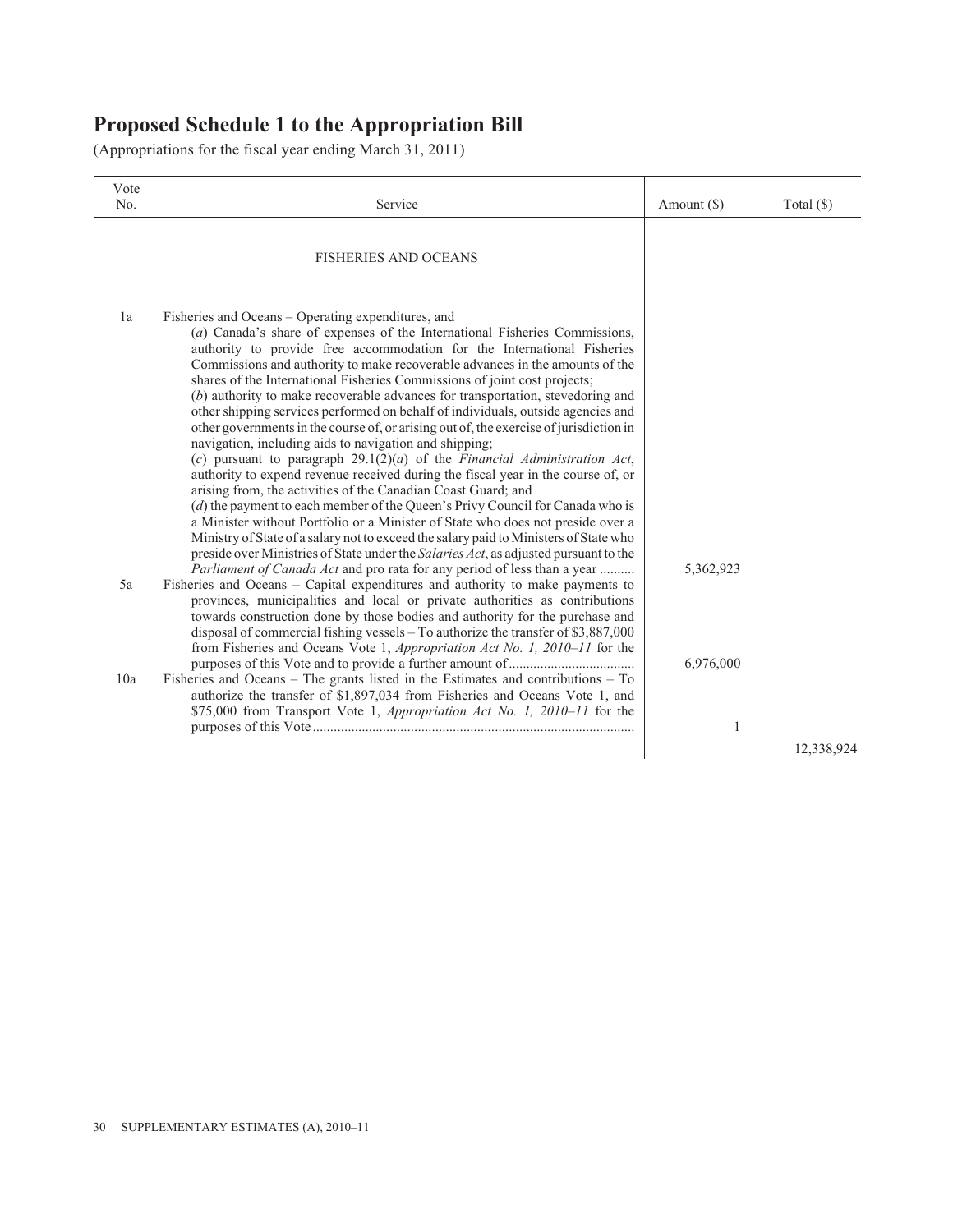# Proposed Schedule 1 to the Appropriation Bill

(Appropriations for the fiscal year ending March 31, 2011)

| Vote No. | Service | Amount ($) | Total ($) |
|---|---|---|---|
| | FISHERIES AND OCEANS | | |
| 1a | Fisheries and Oceans – Operating expenditures, and (*a*) Canada's share of expenses of the International Fisheries Commissions, authority to provide free accommodation for the International Fisheries Commissions and authority to make recoverable advances in the amounts of the shares of the International Fisheries Commissions of joint cost projects; (*b*) authority to make recoverable advances for transportation, stevedoring and other shipping services performed on behalf of individuals, outside agencies and other governments in the course of, or arising out of, the exercise of jurisdiction in navigation, including aids to navigation and shipping; (*c*) pursuant to paragraph 29.1(2)(*a*) of the *Financial Administration Act*, authority to expend revenue received during the fiscal year in the course of, or arising from, the activities of the Canadian Coast Guard; and (*d*) the payment to each member of the Queen's Privy Council for Canada who is a Minister without Portfolio or a Minister of State who does not preside over a Ministry of State of a salary not to exceed the salary paid to Ministers of State who preside over Ministries of State under the *Salaries Act*, as adjusted pursuant to the *Parliament of Canada Act* and pro rata for any period of less than a year .......... | 5,362,923 | |
| 5a | Fisheries and Oceans – Capital expenditures and authority to make payments to provinces, municipalities and local or private authorities as contributions towards construction done by those bodies and authority for the purchase and disposal of commercial fishing vessels – To authorize the transfer of $3,887,000 from Fisheries and Oceans Vote 1, *Appropriation Act No. 1, 2010–11* for the purposes of this Vote and to provide a further amount of.................................... | 6,976,000 | |
| 10a | Fisheries and Oceans – The grants listed in the Estimates and contributions – To authorize the transfer of $1,897,034 from Fisheries and Oceans Vote 1, and $75,000 from Transport Vote 1, *Appropriation Act No. 1, 2010–11* for the purposes of this Vote........................................................................................... | 1 | |
| | | | 12,338,924 |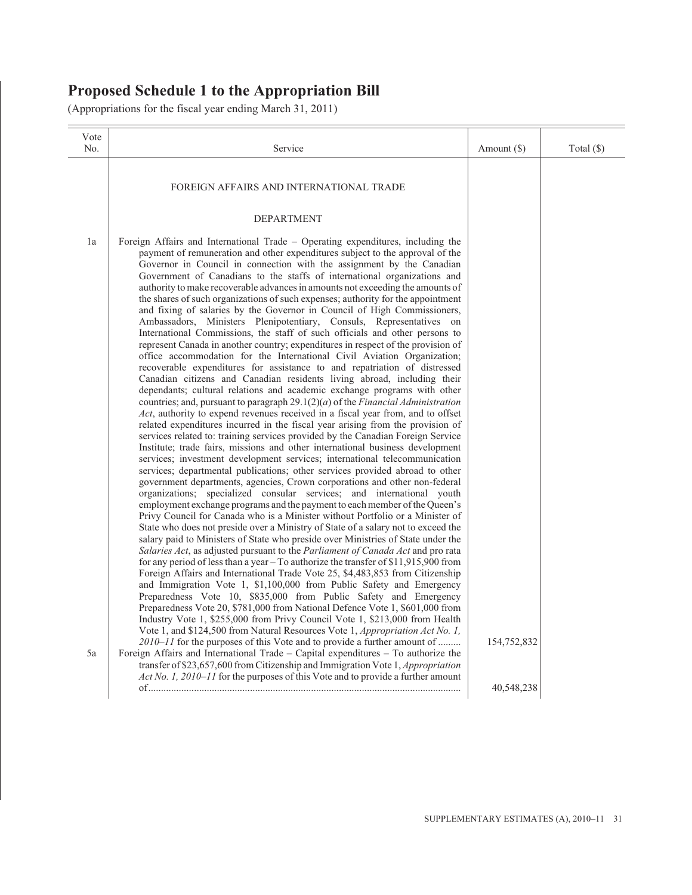# Proposed Schedule 1 to the Appropriation Bill

(Appropriations for the fiscal year ending March 31, 2011)

| Vote No. | Service | Amount ($) | Total ($) |
|---|---|---|---|
| | FOREIGN AFFAIRS AND INTERNATIONAL TRADE | | |
| | DEPARTMENT | | |
| 1a | Foreign Affairs and International Trade – Operating expenditures, including the payment of remuneration and other expenditures subject to the approval of the Governor in Council in connection with the assignment by the Canadian Government of Canadians to the staffs of international organizations and authority to make recoverable advances in amounts not exceeding the amounts of the shares of such organizations of such expenses; authority for the appointment and fixing of salaries by the Governor in Council of High Commissioners, Ambassadors, Ministers Plenipotentiary, Consuls, Representatives on International Commissions, the staff of such officials and other persons to represent Canada in another country; expenditures in respect of the provision of office accommodation for the International Civil Aviation Organization; recoverable expenditures for assistance to and repatriation of distressed Canadian citizens and Canadian residents living abroad, including their dependants; cultural relations and academic exchange programs with other countries; and, pursuant to paragraph 29.1(2)(*a*) of the *Financial Administration Act*, authority to expend revenues received in a fiscal year from, and to offset related expenditures incurred in the fiscal year arising from the provision of services related to: training services provided by the Canadian Foreign Service Institute; trade fairs, missions and other international business development services; investment development services; international telecommunication services; departmental publications; other services provided abroad to other government departments, agencies, Crown corporations and other non-federal organizations; specialized consular services; and international youth employment exchange programs and the payment to each member of the Queen's Privy Council for Canada who is a Minister without Portfolio or a Minister of State who does not preside over a Ministry of State of a salary not to exceed the salary paid to Ministers of State who preside over Ministries of State under the *Salaries Act*, as adjusted pursuant to the *Parliament of Canada Act* and pro rata for any period of less than a year – To authorize the transfer of $11,915,900 from Foreign Affairs and International Trade Vote 25, $4,483,853 from Citizenship and Immigration Vote 1, $1,100,000 from Public Safety and Emergency Preparedness Vote 10, $835,000 from Public Safety and Emergency Preparedness Vote 20, $781,000 from National Defence Vote 1, $601,000 from Industry Vote 1, $255,000 from Privy Council Vote 1, $213,000 from Health Vote 1, and $124,500 from Natural Resources Vote 1, *Appropriation Act No. 1, 2010–11* for the purposes of this Vote and to provide a further amount of ......... | 154,752,832 | |
| 5a | Foreign Affairs and International Trade – Capital expenditures – To authorize the transfer of $23,657,600 from Citizenship and Immigration Vote 1, *Appropriation Act No. 1, 2010–11* for the purposes of this Vote and to provide a further amount of........................................................................................................................... | 40,548,238 | |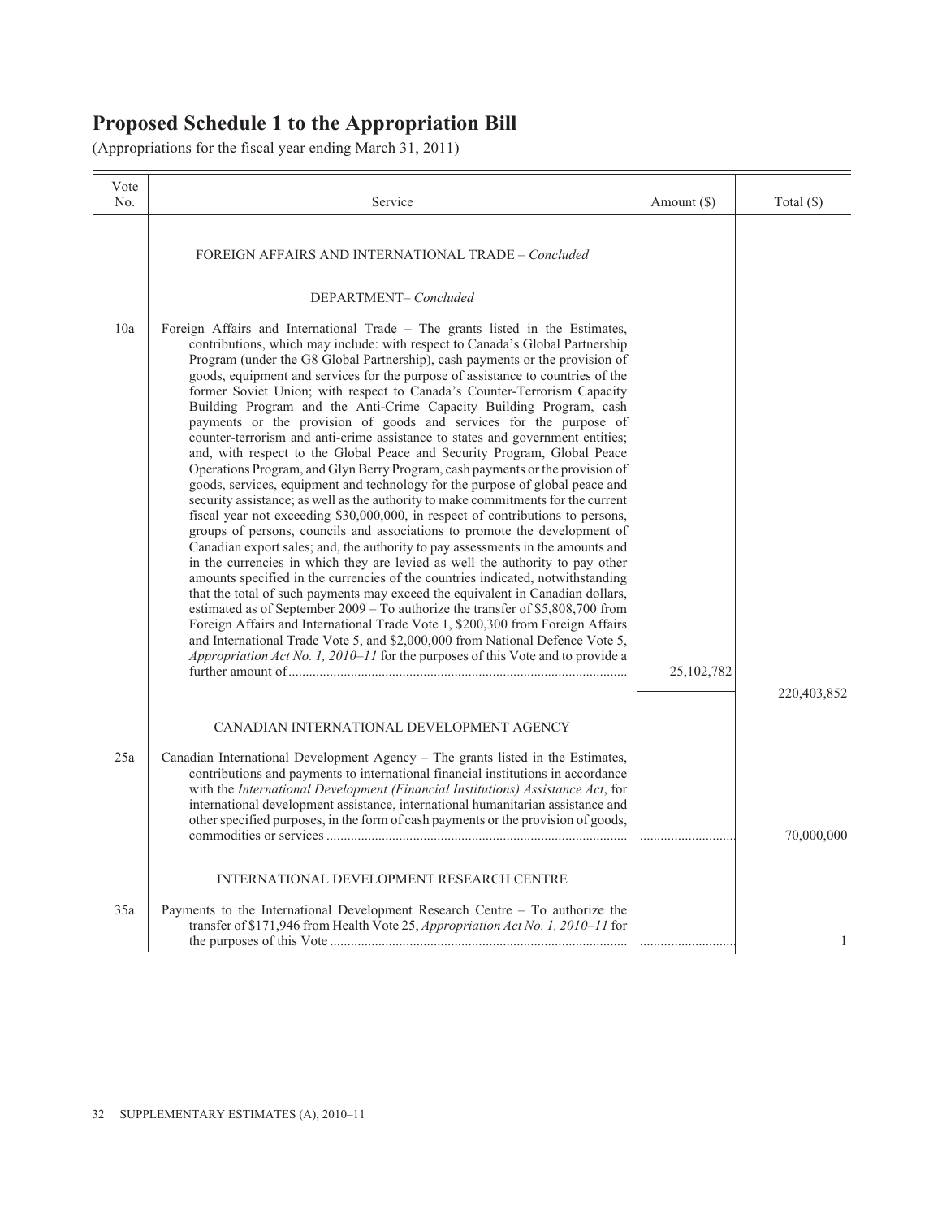# Proposed Schedule 1 to the Appropriation Bill

(Appropriations for the fiscal year ending March 31, 2011)

| Vote No. | Service | Amount ($) | Total ($) |
|---|---|---|---|
| | FOREIGN AFFAIRS AND INTERNATIONAL TRADE – *Concluded* | | |
| | DEPARTMENT– *Concluded* | | |
| 10a | Foreign Affairs and International Trade – The grants listed in the Estimates, contributions, which may include: with respect to Canada's Global Partnership Program (under the G8 Global Partnership), cash payments or the provision of goods, equipment and services for the purpose of assistance to countries of the former Soviet Union; with respect to Canada's Counter-Terrorism Capacity Building Program and the Anti-Crime Capacity Building Program, cash payments or the provision of goods and services for the purpose of counter-terrorism and anti-crime assistance to states and government entities; and, with respect to the Global Peace and Security Program, Global Peace Operations Program, and Glyn Berry Program, cash payments or the provision of goods, services, equipment and technology for the purpose of global peace and security assistance; as well as the authority to make commitments for the current fiscal year not exceeding $30,000,000, in respect of contributions to persons, groups of persons, councils and associations to promote the development of Canadian export sales; and, the authority to pay assessments in the amounts and in the currencies in which they are levied as well the authority to pay other amounts specified in the currencies of the countries indicated, notwithstanding that the total of such payments may exceed the equivalent in Canadian dollars, estimated as of September 2009 – To authorize the transfer of $5,808,700 from Foreign Affairs and International Trade Vote 1, $200,300 from Foreign Affairs and International Trade Vote 5, and $2,000,000 from National Defence Vote 5, *Appropriation Act No. 1, 2010–11* for the purposes of this Vote and to provide a further amount of | 25,102,782 | |
| | | | 220,403,852 |
| | CANADIAN INTERNATIONAL DEVELOPMENT AGENCY | | |
| 25a | Canadian International Development Agency – The grants listed in the Estimates, contributions and payments to international financial institutions in accordance with the *International Development (Financial Institutions) Assistance Act*, for international development assistance, international humanitarian assistance and other specified purposes, in the form of cash payments or the provision of goods, commodities or services | | 70,000,000 |
| | INTERNATIONAL DEVELOPMENT RESEARCH CENTRE | | |
| 35a | Payments to the International Development Research Centre – To authorize the transfer of $171,946 from Health Vote 25, *Appropriation Act No. 1, 2010–11* for the purposes of this Vote | | 1 |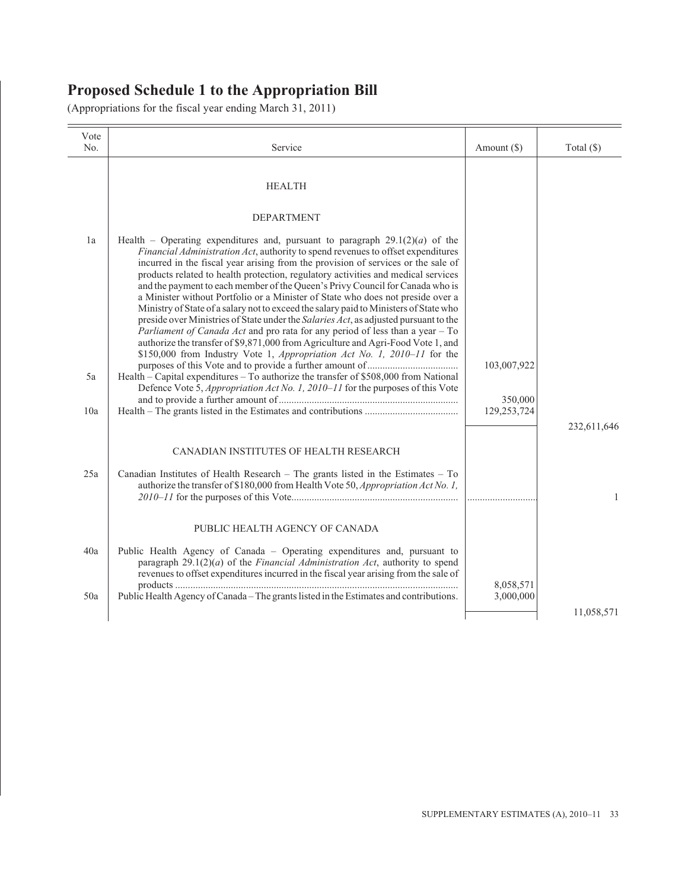# Proposed Schedule 1 to the Appropriation Bill

(Appropriations for the fiscal year ending March 31, 2011)

| Vote No. | Service | Amount ($) | Total ($) |
|---|---|---|---|
| | HEALTH | | |
| | DEPARTMENT | | |
| 1a | Health – Operating expenditures and, pursuant to paragraph 29.1(2)(*a*) of the *Financial Administration Act*, authority to spend revenues to offset expenditures incurred in the fiscal year arising from the provision of services or the sale of products related to health protection, regulatory activities and medical services and the payment to each member of the Queen's Privy Council for Canada who is a Minister without Portfolio or a Minister of State who does not preside over a Ministry of State of a salary not to exceed the salary paid to Ministers of State who preside over Ministries of State under the *Salaries Act*, as adjusted pursuant to the *Parliament of Canada Act* and pro rata for any period of less than a year – To authorize the transfer of $9,871,000 from Agriculture and Agri-Food Vote 1, and $150,000 from Industry Vote 1, *Appropriation Act No. 1, 2010–11* for the purposes of this Vote and to provide a further amount of | 103,007,922 | |
| 5a | Health – Capital expenditures – To authorize the transfer of $508,000 from National Defence Vote 5, *Appropriation Act No. 1, 2010–11* for the purposes of this Vote and to provide a further amount of | 350,000 | |
| 10a | Health – The grants listed in the Estimates and contributions | 129,253,724 | |
| | | | 232,611,646 |
| | CANADIAN INSTITUTES OF HEALTH RESEARCH | | |
| 25a | Canadian Institutes of Health Research – The grants listed in the Estimates – To authorize the transfer of $180,000 from Health Vote 50, *Appropriation Act No. 1, 2010–11* for the purposes of this Vote | | 1 |
| | PUBLIC HEALTH AGENCY OF CANADA | | |
| 40a | Public Health Agency of Canada – Operating expenditures and, pursuant to paragraph 29.1(2)(*a*) of the *Financial Administration Act*, authority to spend revenues to offset expenditures incurred in the fiscal year arising from the sale of products | 8,058,571 | |
| 50a | Public Health Agency of Canada – The grants listed in the Estimates and contributions. | 3,000,000 | |
| | | | 11,058,571 |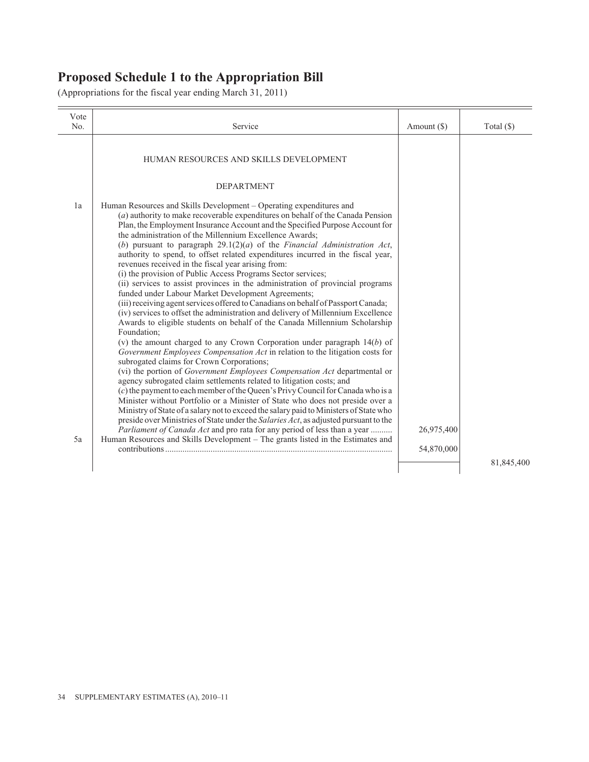# Proposed Schedule 1 to the Appropriation Bill

(Appropriations for the fiscal year ending March 31, 2011)

| Vote No. | Service | Amount ($) | Total ($) |
|---|---|---|---|
| | HUMAN RESOURCES AND SKILLS DEVELOPMENT | | |
| | DEPARTMENT | | |
| 1a | Human Resources and Skills Development – Operating expenditures and (*a*) authority to make recoverable expenditures on behalf of the Canada Pension Plan, the Employment Insurance Account and the Specified Purpose Account for the administration of the Millennium Excellence Awards; (*b*) pursuant to paragraph 29.1(2)(*a*) of the *Financial Administration Act*, authority to spend, to offset related expenditures incurred in the fiscal year, revenues received in the fiscal year arising from: (i) the provision of Public Access Programs Sector services; (ii) services to assist provinces in the administration of provincial programs funded under Labour Market Development Agreements; (iii) receiving agent services offered to Canadians on behalf of Passport Canada; (iv) services to offset the administration and delivery of Millennium Excellence Awards to eligible students on behalf of the Canada Millennium Scholarship Foundation; (v) the amount charged to any Crown Corporation under paragraph 14(*b*) of *Government Employees Compensation Act* in relation to the litigation costs for subrogated claims for Crown Corporations; (vi) the portion of *Government Employees Compensation Act* departmental or agency subrogated claim settlements related to litigation costs; and (*c*) the payment to each member of the Queen's Privy Council for Canada who is a Minister without Portfolio or a Minister of State who does not preside over a Ministry of State of a salary not to exceed the salary paid to Ministers of State who preside over Ministries of State under the *Salaries Act*, as adjusted pursuant to the *Parliament of Canada Act* and pro rata for any period of less than a year .......... | 26,975,400 | |
| 5a | Human Resources and Skills Development – The grants listed in the Estimates and contributions ........................................................................................................ | 54,870,000 | |
| | | | 81,845,400 |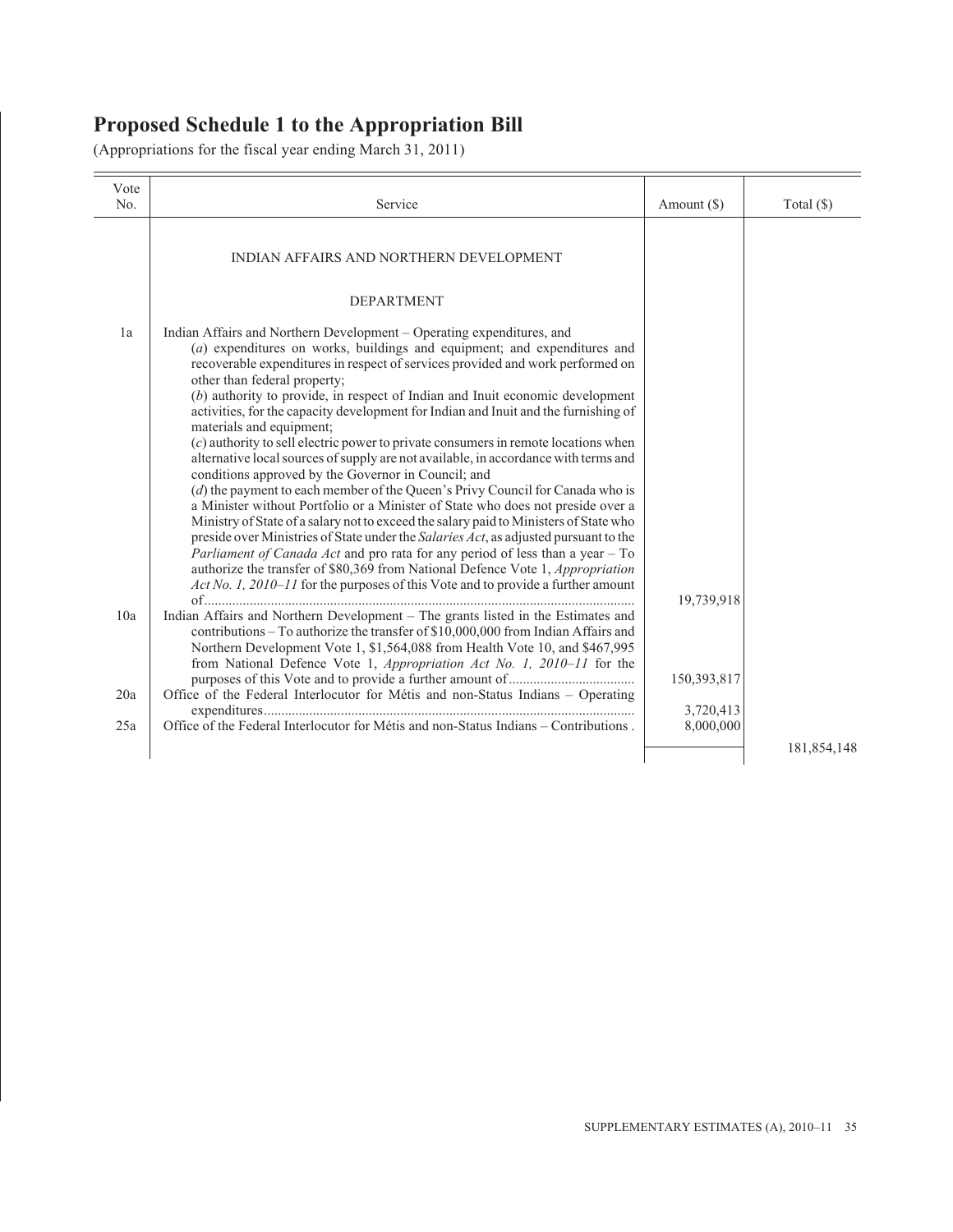# Proposed Schedule 1 to the Appropriation Bill

(Appropriations for the fiscal year ending March 31, 2011)

| Vote No. | Service | Amount ($) | Total ($) |
|---|---|---|---|
| | INDIAN AFFAIRS AND NORTHERN DEVELOPMENT | | |
| | DEPARTMENT | | |
| 1a | Indian Affairs and Northern Development – Operating expenditures, and (*a*) expenditures on works, buildings and equipment; and expenditures and recoverable expenditures in respect of services provided and work performed on other than federal property; (*b*) authority to provide, in respect of Indian and Inuit economic development activities, for the capacity development for Indian and Inuit and the furnishing of materials and equipment; (*c*) authority to sell electric power to private consumers in remote locations when alternative local sources of supply are not available, in accordance with terms and conditions approved by the Governor in Council; and (*d*) the payment to each member of the Queen's Privy Council for Canada who is a Minister without Portfolio or a Minister of State who does not preside over a Ministry of State of a salary not to exceed the salary paid to Ministers of State who preside over Ministries of State under the *Salaries Act*, as adjusted pursuant to the *Parliament of Canada Act* and pro rata for any period of less than a year – To authorize the transfer of $80,369 from National Defence Vote 1, *Appropriation Act No. 1, 2010–11* for the purposes of this Vote and to provide a further amount of | 19,739,918 | |
| 10a | Indian Affairs and Northern Development – The grants listed in the Estimates and contributions – To authorize the transfer of $10,000,000 from Indian Affairs and Northern Development Vote 1, $1,564,088 from Health Vote 10, and $467,995 from National Defence Vote 1, *Appropriation Act No. 1, 2010–11* for the purposes of this Vote and to provide a further amount of | 150,393,817 | |
| 20a | Office of the Federal Interlocutor for Métis and non-Status Indians – Operating expenditures | 3,720,413 | |
| 25a | Office of the Federal Interlocutor for Métis and non-Status Indians – Contributions | 8,000,000 | |
| | | | 181,854,148 |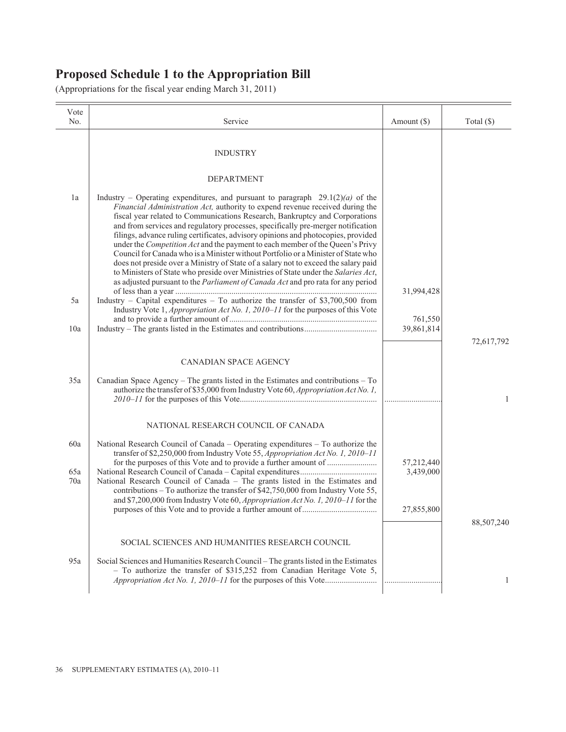# Proposed Schedule 1 to the Appropriation Bill

(Appropriations for the fiscal year ending March 31, 2011)

| Vote No. | Service | Amount ($) | Total ($) |
|---|---|---|---|
| | INDUSTRY | | |
| | DEPARTMENT | | |
| 1a | Industry – Operating expenditures, and pursuant to paragraph 29.1(2)*(a)* of the *Financial Administration Act,* authority to expend revenue received during the fiscal year related to Communications Research, Bankruptcy and Corporations and from services and regulatory processes, specifically pre-merger notification filings, advance ruling certificates, advisory opinions and photocopies, provided under the *Competition Act* and the payment to each member of the Queen's Privy Council for Canada who is a Minister without Portfolio or a Minister of State who does not preside over a Ministry of State of a salary not to exceed the salary paid to Ministers of State who preside over Ministries of State under the *Salaries Act*, as adjusted pursuant to the *Parliament of Canada Act* and pro rata for any period of less than a year | 31,994,428 | |
| 5a | Industry – Capital expenditures – To authorize the transfer of $3,700,500 from Industry Vote 1, *Appropriation Act No. 1, 2010–11* for the purposes of this Vote and to provide a further amount of | 761,550 | |
| 10a | Industry – The grants listed in the Estimates and contributions | 39,861,814 | |
| | | | 72,617,792 |
| | CANADIAN SPACE AGENCY | | |
| 35a | Canadian Space Agency – The grants listed in the Estimates and contributions – To authorize the transfer of $35,000 from Industry Vote 60, *Appropriation Act No. 1, 2010–11* for the purposes of this Vote | | 1 |
| | NATIONAL RESEARCH COUNCIL OF CANADA | | |
| 60a | National Research Council of Canada – Operating expenditures – To authorize the transfer of $2,250,000 from Industry Vote 55, *Appropriation Act No. 1, 2010–11* for the purposes of this Vote and to provide a further amount of | 57,212,440 | |
| 65a | National Research Council of Canada – Capital expenditures | 3,439,000 | |
| 70a | National Research Council of Canada – The grants listed in the Estimates and contributions – To authorize the transfer of $42,750,000 from Industry Vote 55, and $7,200,000 from Industry Vote 60, *Appropriation Act No. 1, 2010–11* for the purposes of this Vote and to provide a further amount of | 27,855,800 | |
| | | | 88,507,240 |
| | SOCIAL SCIENCES AND HUMANITIES RESEARCH COUNCIL | | |
| 95a | Social Sciences and Humanities Research Council – The grants listed in the Estimates – To authorize the transfer of $315,252 from Canadian Heritage Vote 5, *Appropriation Act No. 1, 2010–11* for the purposes of this Vote | | 1 |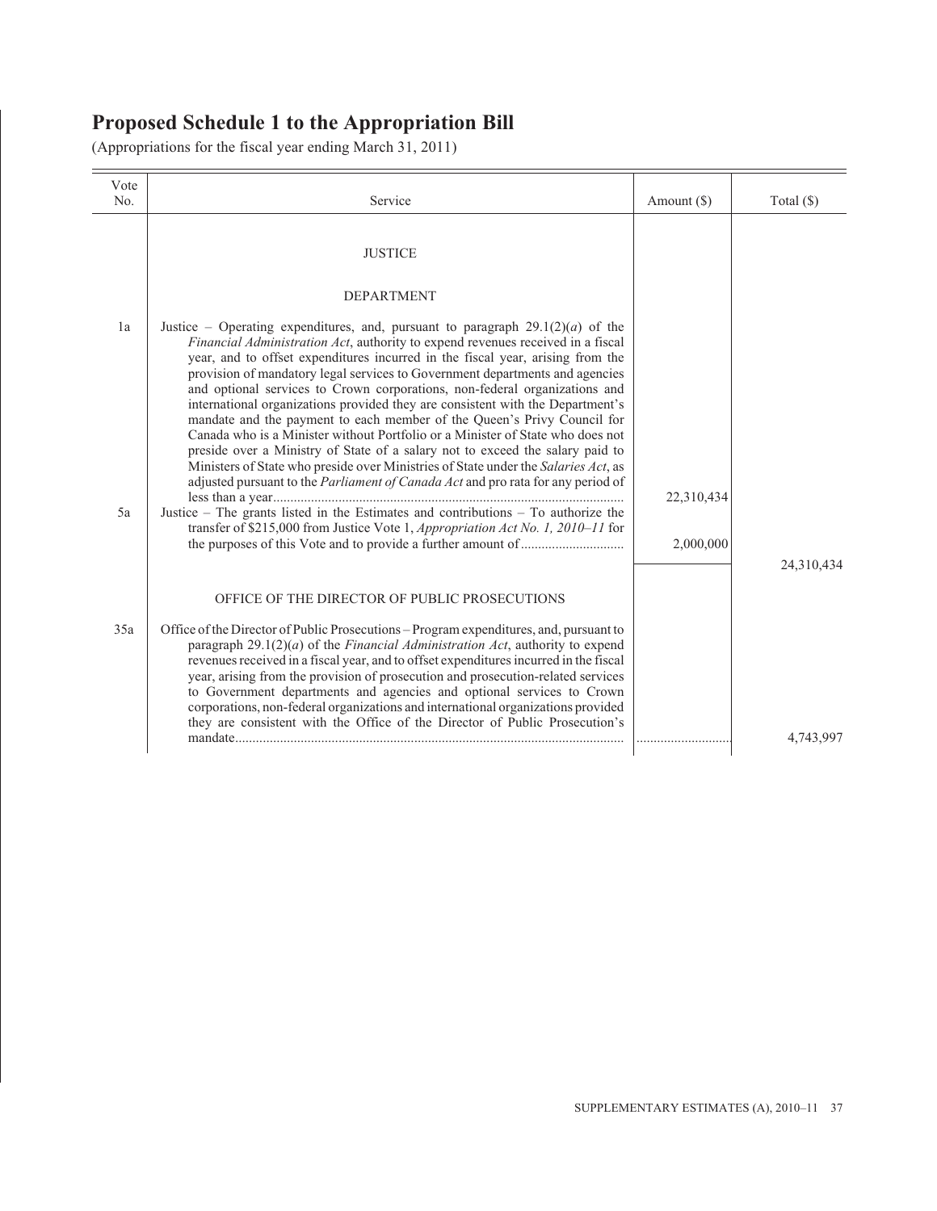# Proposed Schedule 1 to the Appropriation Bill

(Appropriations for the fiscal year ending March 31, 2011)

| Vote No. | Service | Amount ($) | Total ($) |
|---|---|---|---|
| | JUSTICE | | |
| | DEPARTMENT | | |
| 1a | Justice – Operating expenditures, and, pursuant to paragraph 29.1(2)(*a*) of the *Financial Administration Act*, authority to expend revenues received in a fiscal year, and to offset expenditures incurred in the fiscal year, arising from the provision of mandatory legal services to Government departments and agencies and optional services to Crown corporations, non-federal organizations and international organizations provided they are consistent with the Department's mandate and the payment to each member of the Queen's Privy Council for Canada who is a Minister without Portfolio or a Minister of State who does not preside over a Ministry of State of a salary not to exceed the salary paid to Ministers of State who preside over Ministries of State under the *Salaries Act*, as adjusted pursuant to the *Parliament of Canada Act* and pro rata for any period of less than a year | 22,310,434 | |
| 5a | Justice – The grants listed in the Estimates and contributions – To authorize the transfer of $215,000 from Justice Vote 1, *Appropriation Act No. 1, 2010–11* for the purposes of this Vote and to provide a further amount of | 2,000,000 | |
| | | | 24,310,434 |
| | OFFICE OF THE DIRECTOR OF PUBLIC PROSECUTIONS | | |
| 35a | Office of the Director of Public Prosecutions – Program expenditures, and, pursuant to paragraph 29.1(2)(*a*) of the *Financial Administration Act*, authority to expend revenues received in a fiscal year, and to offset expenditures incurred in the fiscal year, arising from the provision of prosecution and prosecution-related services to Government departments and agencies and optional services to Crown corporations, non-federal organizations and international organizations provided they are consistent with the Office of the Director of Public Prosecution's mandate | | 4,743,997 |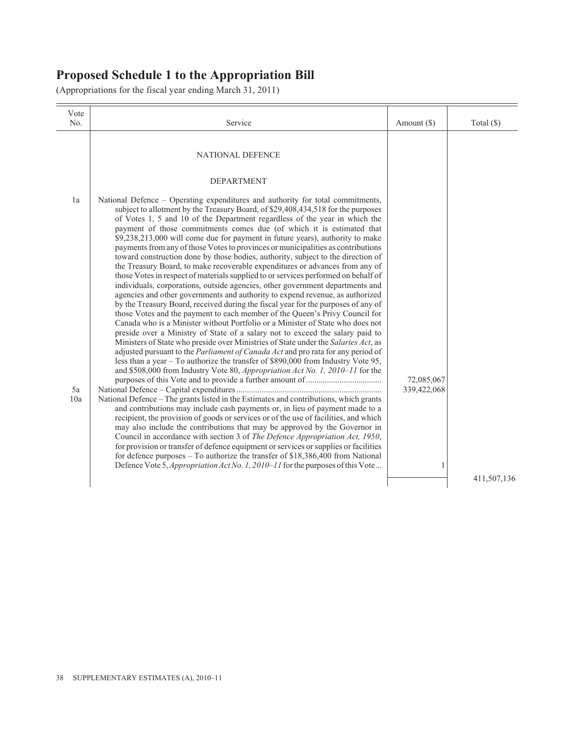# Proposed Schedule 1 to the Appropriation Bill

(Appropriations for the fiscal year ending March 31, 2011)

| Vote No. | Service | Amount ($) | Total ($) |
|---|---|---|---|
| | NATIONAL DEFENCE | | |
| | DEPARTMENT | | |
| 1a | National Defence – Operating expenditures and authority for total commitments, subject to allotment by the Treasury Board, of $29,408,434,518 for the purposes of Votes 1, 5 and 10 of the Department regardless of the year in which the payment of those commitments comes due (of which it is estimated that $9,238,213,000 will come due for payment in future years), authority to make payments from any of those Votes to provinces or municipalities as contributions toward construction done by those bodies, authority, subject to the direction of the Treasury Board, to make recoverable expenditures or advances from any of those Votes in respect of materials supplied to or services performed on behalf of individuals, corporations, outside agencies, other government departments and agencies and other governments and authority to expend revenue, as authorized by the Treasury Board, received during the fiscal year for the purposes of any of those Votes and the payment to each member of the Queen's Privy Council for Canada who is a Minister without Portfolio or a Minister of State who does not preside over a Ministry of State of a salary not to exceed the salary paid to Ministers of State who preside over Ministries of State under the *Salaries Act*, as adjusted pursuant to the *Parliament of Canada Act* and pro rata for any period of less than a year – To authorize the transfer of $890,000 from Industry Vote 95, and $508,000 from Industry Vote 80, *Appropriation Act No. 1, 2010–11* for the purposes of this Vote and to provide a further amount of | 72,085,067 | |
| 5a | National Defence – Capital expenditures | 339,422,068 | |
| 10a | National Defence – The grants listed in the Estimates and contributions, which grants and contributions may include cash payments or, in lieu of payment made to a recipient, the provision of goods or services or of the use of facilities, and which may also include the contributions that may be approved by the Governor in Council in accordance with section 3 of *The Defence Appropriation Act, 1950*, for provision or transfer of defence equipment or services or supplies or facilities for defence purposes – To authorize the transfer of $18,386,400 from National Defence Vote 5, *Appropriation Act No. 1, 2010–11* for the purposes of this Vote | 1 | |
| | | | 411,507,136 |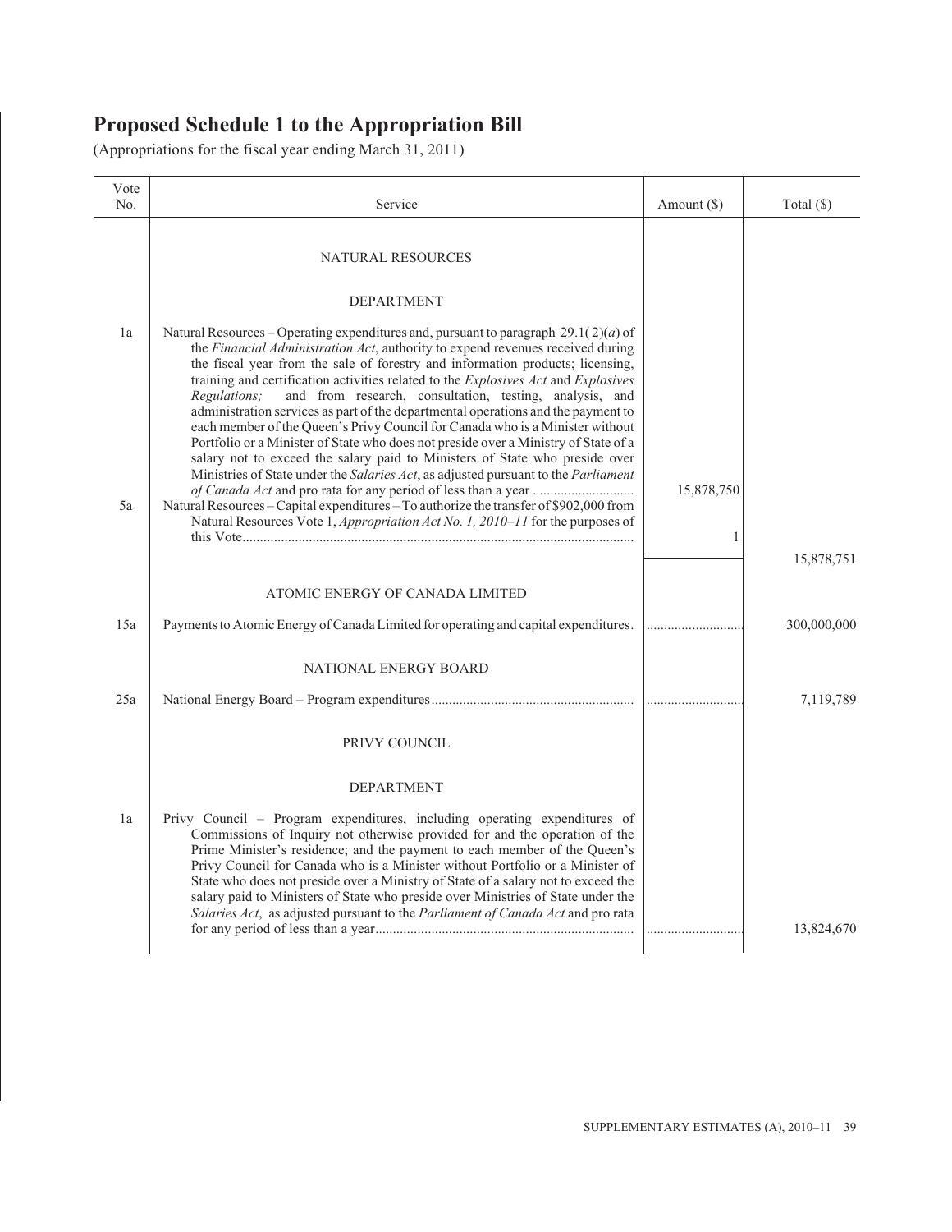# Proposed Schedule 1 to the Appropriation Bill

(Appropriations for the fiscal year ending March 31, 2011)

| Vote No. | Service | Amount ($) | Total ($) |
|---|---|---|---|
| | NATURAL RESOURCES | | |
| | DEPARTMENT | | |
| 1a | Natural Resources – Operating expenditures and, pursuant to paragraph 29.1(2)(*a*) of the *Financial Administration Act*, authority to expend revenues received during the fiscal year from the sale of forestry and information products; licensing, training and certification activities related to the *Explosives Act* and *Explosives Regulations;* and from research, consultation, testing, analysis, and administration services as part of the departmental operations and the payment to each member of the Queen's Privy Council for Canada who is a Minister without Portfolio or a Minister of State who does not preside over a Ministry of State of a salary not to exceed the salary paid to Ministers of State who preside over Ministries of State under the *Salaries Act*, as adjusted pursuant to the *Parliament of Canada Act* and pro rata for any period of less than a year | 15,878,750 | |
| 5a | Natural Resources – Capital expenditures – To authorize the transfer of $902,000 from Natural Resources Vote 1, *Appropriation Act No. 1, 2010–11* for the purposes of this Vote | 1 | |
| | | | 15,878,751 |
| | ATOMIC ENERGY OF CANADA LIMITED | | |
| 15a | Payments to Atomic Energy of Canada Limited for operating and capital expenditures. | ............ | 300,000,000 |
| | NATIONAL ENERGY BOARD | | |
| 25a | National Energy Board – Program expenditures | ............ | 7,119,789 |
| | PRIVY COUNCIL | | |
| | DEPARTMENT | | |
| 1a | Privy Council – Program expenditures, including operating expenditures of Commissions of Inquiry not otherwise provided for and the operation of the Prime Minister's residence; and the payment to each member of the Queen's Privy Council for Canada who is a Minister without Portfolio or a Minister of State who does not preside over a Ministry of State of a salary not to exceed the salary paid to Ministers of State who preside over Ministries of State under the *Salaries Act*, as adjusted pursuant to the *Parliament of Canada Act* and pro rata for any period of less than a year | ............ | 13,824,670 |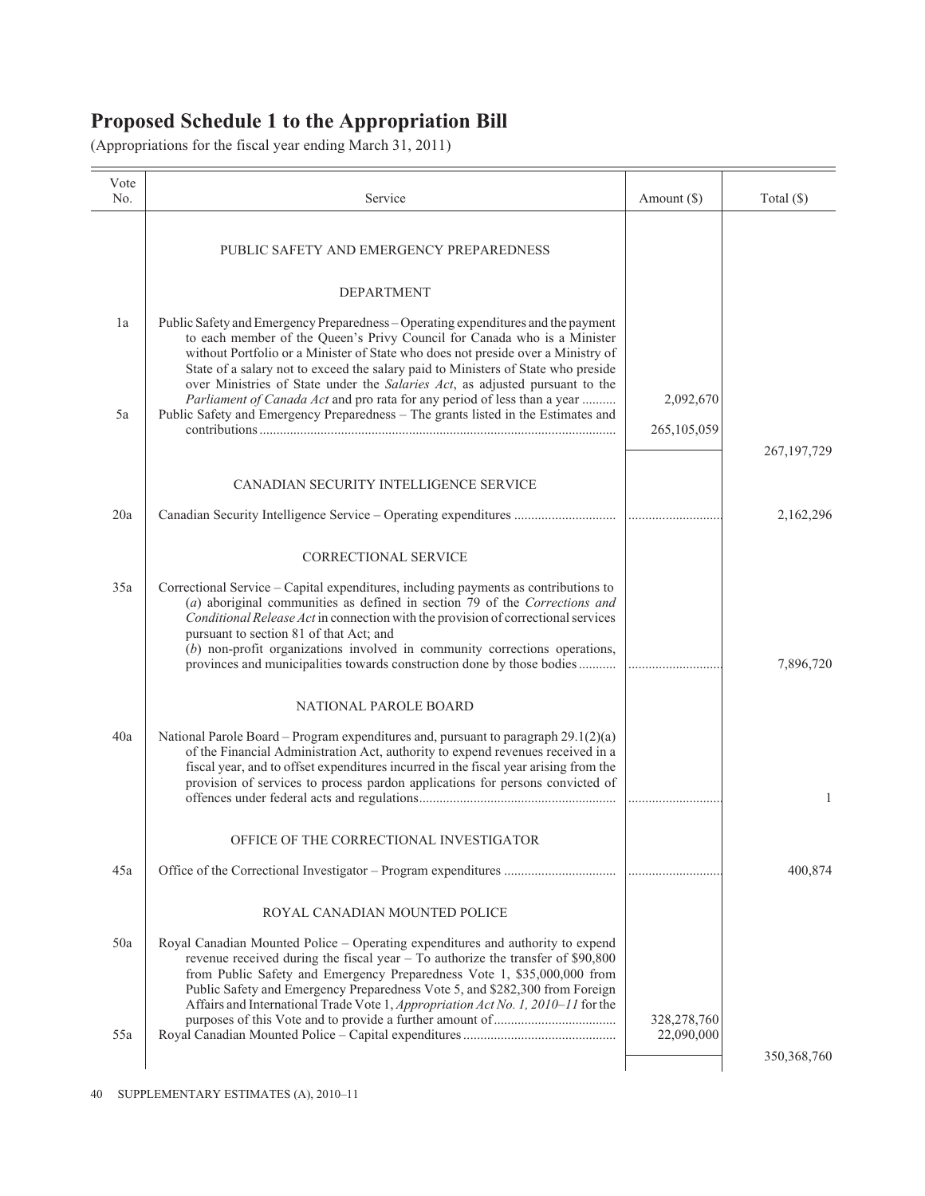# Proposed Schedule 1 to the Appropriation Bill

(Appropriations for the fiscal year ending March 31, 2011)

| Vote No. | Service | Amount ($) | Total ($) |
|---|---|---|---|
| | PUBLIC SAFETY AND EMERGENCY PREPAREDNESS | | |
| | DEPARTMENT | | |
| 1a | Public Safety and Emergency Preparedness – Operating expenditures and the payment to each member of the Queen's Privy Council for Canada who is a Minister without Portfolio or a Minister of State who does not preside over a Ministry of State of a salary not to exceed the salary paid to Ministers of State who preside over Ministries of State under the *Salaries Act*, as adjusted pursuant to the *Parliament of Canada Act* and pro rata for any period of less than a year .......... | 2,092,670 | |
| 5a | Public Safety and Emergency Preparedness – The grants listed in the Estimates and contributions .................................................................................................... | 265,105,059 | |
| | | | 267,197,729 |
| | CANADIAN SECURITY INTELLIGENCE SERVICE | | |
| 20a | Canadian Security Intelligence Service – Operating expenditures .............................. | ............................ | 2,162,296 |
| | CORRECTIONAL SERVICE | | |
| 35a | Correctional Service – Capital expenditures, including payments as contributions to (*a*) aboriginal communities as defined in section 79 of the *Corrections and Conditional Release Act* in connection with the provision of correctional services pursuant to section 81 of that Act; and (*b*) non-profit organizations involved in community corrections operations, provinces and municipalities towards construction done by those bodies ........... | ............................ | 7,896,720 |
| | NATIONAL PAROLE BOARD | | |
| 40a | National Parole Board – Program expenditures and, pursuant to paragraph 29.1(2)(a) of the Financial Administration Act, authority to expend revenues received in a fiscal year, and to offset expenditures incurred in the fiscal year arising from the provision of services to process pardon applications for persons convicted of offences under federal acts and regulations......................................................... | ............................ | 1 |
| | OFFICE OF THE CORRECTIONAL INVESTIGATOR | | |
| 45a | Office of the Correctional Investigator – Program expenditures ................................ | ............................ | 400,874 |
| | ROYAL CANADIAN MOUNTED POLICE | | |
| 50a | Royal Canadian Mounted Police – Operating expenditures and authority to expend revenue received during the fiscal year – To authorize the transfer of $90,800 from Public Safety and Emergency Preparedness Vote 1, $35,000,000 from Public Safety and Emergency Preparedness Vote 5, and $282,300 from Foreign Affairs and International Trade Vote 1, *Appropriation Act No. 1, 2010–11* for the purposes of this Vote and to provide a further amount of.................................... | 328,278,760 | |
| 55a | Royal Canadian Mounted Police – Capital expenditures ............................................ | 22,090,000 | |
| | | | 350,368,760 |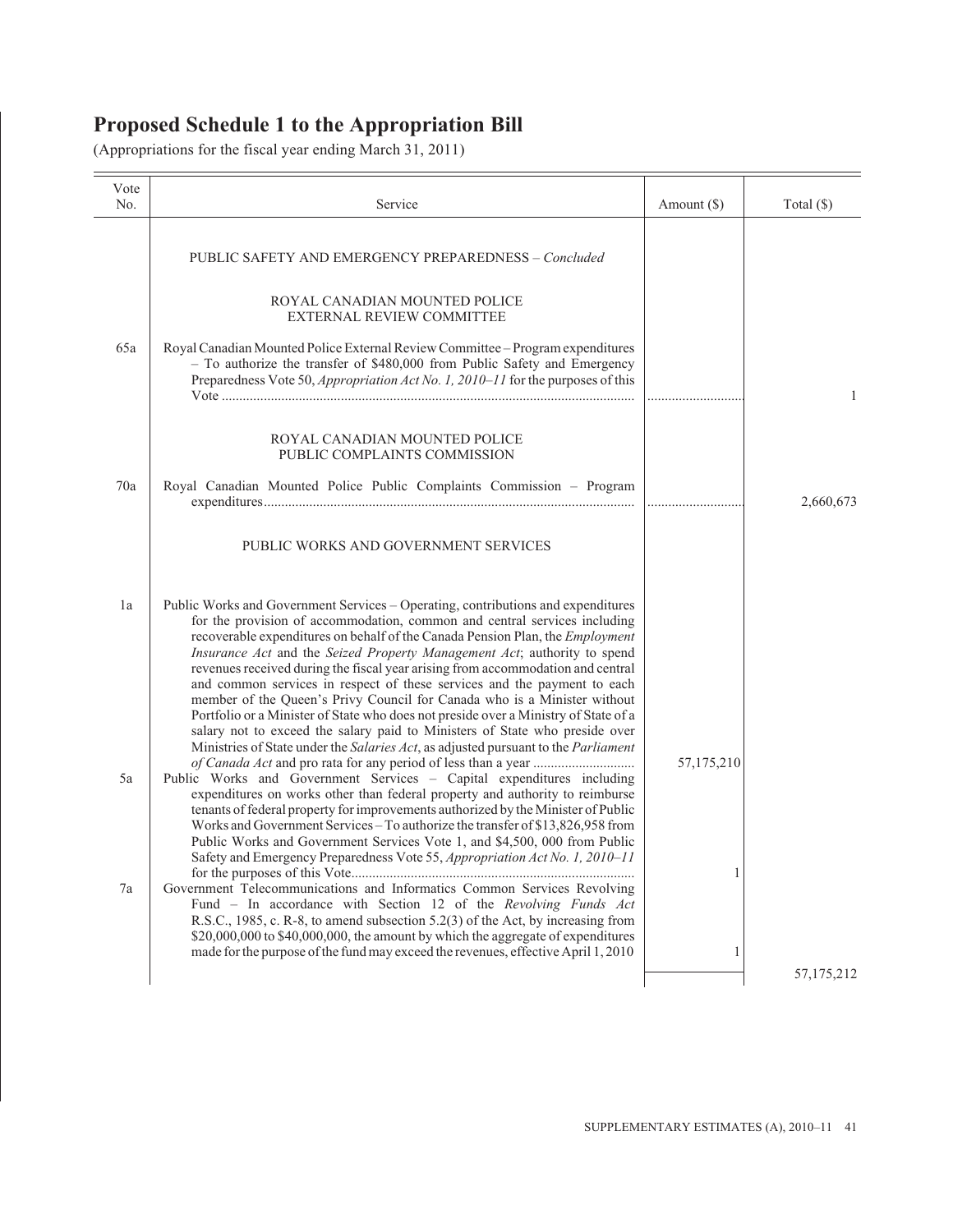# Proposed Schedule 1 to the Appropriation Bill

(Appropriations for the fiscal year ending March 31, 2011)

| Vote No. | Service | Amount ($) | Total ($) |
|---|---|---|---|
| | PUBLIC SAFETY AND EMERGENCY PREPAREDNESS – *Concluded* | | |
| | ROYAL CANADIAN MOUNTED POLICE EXTERNAL REVIEW COMMITTEE | | |
| 65a | Royal Canadian Mounted Police External Review Committee – Program expenditures – To authorize the transfer of $480,000 from Public Safety and Emergency Preparedness Vote 50, *Appropriation Act No. 1, 2010–11* for the purposes of this Vote | ............................ | 1 |
| | ROYAL CANADIAN MOUNTED POLICE PUBLIC COMPLAINTS COMMISSION | | |
| 70a | Royal Canadian Mounted Police Public Complaints Commission – Program expenditures | ............................ | 2,660,673 |
| | PUBLIC WORKS AND GOVERNMENT SERVICES | | |
| 1a | Public Works and Government Services – Operating, contributions and expenditures for the provision of accommodation, common and central services including recoverable expenditures on behalf of the Canada Pension Plan, the *Employment Insurance Act* and the *Seized Property Management Act*; authority to spend revenues received during the fiscal year arising from accommodation and central and common services in respect of these services and the payment to each member of the Queen's Privy Council for Canada who is a Minister without Portfolio or a Minister of State who does not preside over a Ministry of State of a salary not to exceed the salary paid to Ministers of State who preside over Ministries of State under the *Salaries Act*, as adjusted pursuant to the *Parliament of Canada Act* and pro rata for any period of less than a year | 57,175,210 | |
| 5a | Public Works and Government Services – Capital expenditures including expenditures on works other than federal property and authority to reimburse tenants of federal property for improvements authorized by the Minister of Public Works and Government Services – To authorize the transfer of $13,826,958 from Public Works and Government Services Vote 1, and $4,500, 000 from Public Safety and Emergency Preparedness Vote 55, *Appropriation Act No. 1, 2010–11* for the purposes of this Vote | 1 | |
| 7a | Government Telecommunications and Informatics Common Services Revolving Fund – In accordance with Section 12 of the *Revolving Funds Act* R.S.C., 1985, c. R-8, to amend subsection 5.2(3) of the Act, by increasing from $20,000,000 to $40,000,000, the amount by which the aggregate of expenditures made for the purpose of the fund may exceed the revenues, effective April 1, 2010 | 1 | |
| | | | 57,175,212 |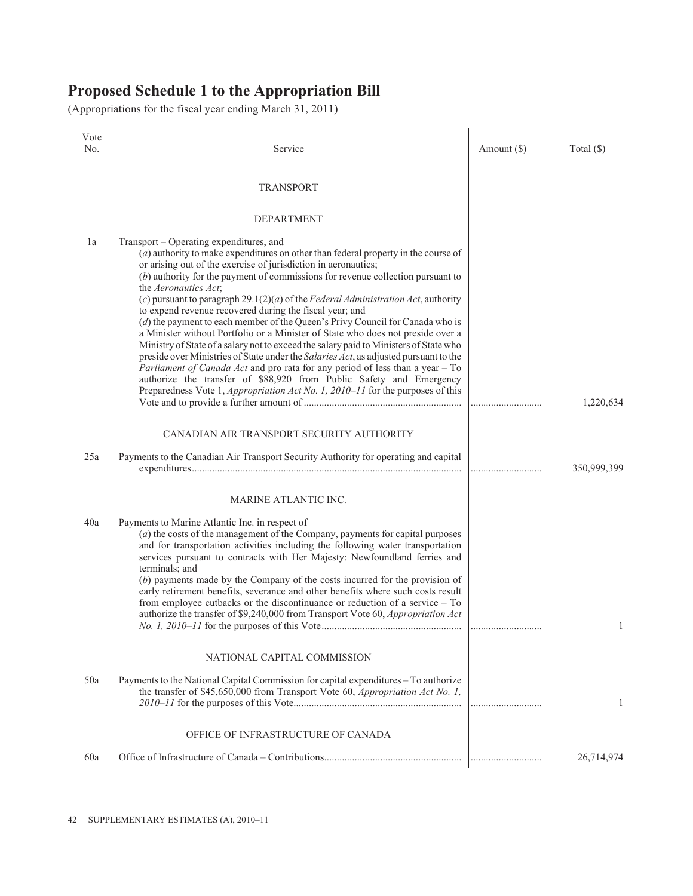# Proposed Schedule 1 to the Appropriation Bill

(Appropriations for the fiscal year ending March 31, 2011)

| Vote No. | Service | Amount ($) | Total ($) |
|---|---|---|---|
| | TRANSPORT | | |
| | DEPARTMENT | | |
| 1a | Transport – Operating expenditures, and (*a*) authority to make expenditures on other than federal property in the course of or arising out of the exercise of jurisdiction in aeronautics; (*b*) authority for the payment of commissions for revenue collection pursuant to the *Aeronautics Act*; (*c*) pursuant to paragraph 29.1(2)(*a*) of the *Federal Administration Act*, authority to expend revenue recovered during the fiscal year; and (*d*) the payment to each member of the Queen's Privy Council for Canada who is a Minister without Portfolio or a Minister of State who does not preside over a Ministry of State of a salary not to exceed the salary paid to Ministers of State who preside over Ministries of State under the *Salaries Act*, as adjusted pursuant to the *Parliament of Canada Act* and pro rata for any period of less than a year – To authorize the transfer of $88,920 from Public Safety and Emergency Preparedness Vote 1, *Appropriation Act No. 1, 2010–11* for the purposes of this Vote and to provide a further amount of | ............................ | 1,220,634 |
| | CANADIAN AIR TRANSPORT SECURITY AUTHORITY | | |
| 25a | Payments to the Canadian Air Transport Security Authority for operating and capital expenditures | ............................ | 350,999,399 |
| | MARINE ATLANTIC INC. | | |
| 40a | Payments to Marine Atlantic Inc. in respect of (*a*) the costs of the management of the Company, payments for capital purposes and for transportation activities including the following water transportation services pursuant to contracts with Her Majesty: Newfoundland ferries and terminals; and (*b*) payments made by the Company of the costs incurred for the provision of early retirement benefits, severance and other benefits where such costs result from employee cutbacks or the discontinuance or reduction of a service – To authorize the transfer of $9,240,000 from Transport Vote 60, *Appropriation Act No. 1, 2010–11* for the purposes of this Vote | ............................ | 1 |
| | NATIONAL CAPITAL COMMISSION | | |
| 50a | Payments to the National Capital Commission for capital expenditures – To authorize the transfer of $45,650,000 from Transport Vote 60, *Appropriation Act No. 1, 2010–11* for the purposes of this Vote | ............................ | 1 |
| | OFFICE OF INFRASTRUCTURE OF CANADA | | |
| 60a | Office of Infrastructure of Canada – Contributions | ............................ | 26,714,974 |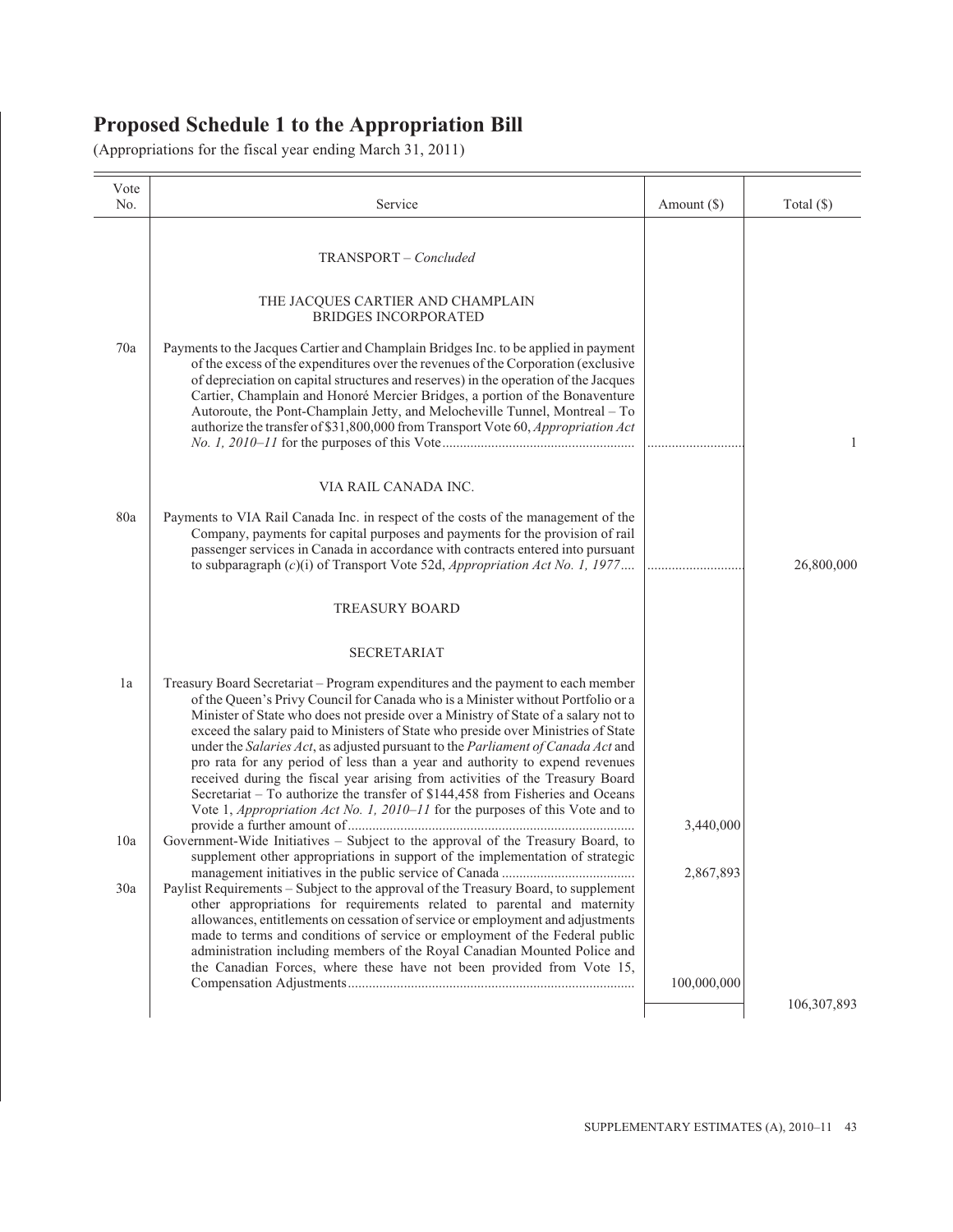# Proposed Schedule 1 to the Appropriation Bill

(Appropriations for the fiscal year ending March 31, 2011)

| Vote No. | Service | Amount ($) | Total ($) |
|---|---|---|---|
| | TRANSPORT – *Concluded* | | |
| | THE JACQUES CARTIER AND CHAMPLAIN BRIDGES INCORPORATED | | |
| 70a | Payments to the Jacques Cartier and Champlain Bridges Inc. to be applied in payment of the excess of the expenditures over the revenues of the Corporation (exclusive of depreciation on capital structures and reserves) in the operation of the Jacques Cartier, Champlain and Honoré Mercier Bridges, a portion of the Bonaventure Autoroute, the Pont-Champlain Jetty, and Melocheville Tunnel, Montreal – To authorize the transfer of $31,800,000 from Transport Vote 60, *Appropriation Act No. 1, 2010–11* for the purposes of this Vote | .............................. | 1 |
| | VIA RAIL CANADA INC. | | |
| 80a | Payments to VIA Rail Canada Inc. in respect of the costs of the management of the Company, payments for capital purposes and payments for the provision of rail passenger services in Canada in accordance with contracts entered into pursuant to subparagraph (*c*)(i) of Transport Vote 52d, *Appropriation Act No. 1, 1977* | .............................. | 26,800,000 |
| | TREASURY BOARD | | |
| | SECRETARIAT | | |
| 1a | Treasury Board Secretariat – Program expenditures and the payment to each member of the Queen's Privy Council for Canada who is a Minister without Portfolio or a Minister of State who does not preside over a Ministry of State of a salary not to exceed the salary paid to Ministers of State who preside over Ministries of State under the *Salaries Act*, as adjusted pursuant to the *Parliament of Canada Act* and pro rata for any period of less than a year and authority to expend revenues received during the fiscal year arising from activities of the Treasury Board Secretariat – To authorize the transfer of $144,458 from Fisheries and Oceans Vote 1, *Appropriation Act No. 1, 2010–11* for the purposes of this Vote and to provide a further amount of | 3,440,000 | |
| 10a | Government-Wide Initiatives – Subject to the approval of the Treasury Board, to supplement other appropriations in support of the implementation of strategic management initiatives in the public service of Canada | 2,867,893 | |
| 30a | Paylist Requirements – Subject to the approval of the Treasury Board, to supplement other appropriations for requirements related to parental and maternity allowances, entitlements on cessation of service or employment and adjustments made to terms and conditions of service or employment of the Federal public administration including members of the Royal Canadian Mounted Police and the Canadian Forces, where these have not been provided from Vote 15, Compensation Adjustments | 100,000,000 | |
| | | | 106,307,893 |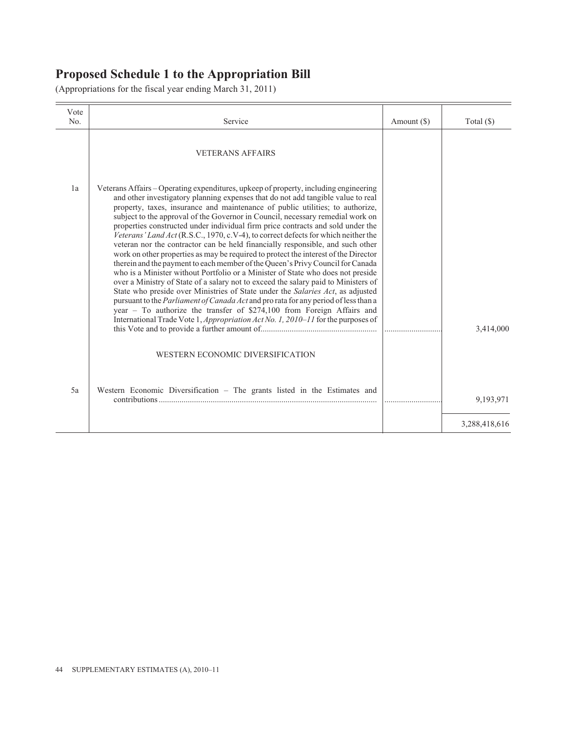## Proposed Schedule 1 to the Appropriation Bill

(Appropriations for the fiscal year ending March 31, 2011)

| Vote No. | Service | Amount ($) | Total ($) |
|---|---|---|---|
| | VETERANS AFFAIRS | | |
| 1a | Veterans Affairs – Operating expenditures, upkeep of property, including engineering and other investigatory planning expenses that do not add tangible value to real property, taxes, insurance and maintenance of public utilities; to authorize, subject to the approval of the Governor in Council, necessary remedial work on properties constructed under individual firm price contracts and sold under the *Veterans' Land Act* (R.S.C., 1970, c.V-4), to correct defects for which neither the veteran nor the contractor can be held financially responsible, and such other work on other properties as may be required to protect the interest of the Director therein and the payment to each member of the Queen's Privy Council for Canada who is a Minister without Portfolio or a Minister of State who does not preside over a Ministry of State of a salary not to exceed the salary paid to Ministers of State who preside over Ministries of State under the *Salaries Act*, as adjusted pursuant to the *Parliament of Canada Act* and pro rata for any period of less than a year – To authorize the transfer of $274,100 from Foreign Affairs and International Trade Vote 1, *Appropriation Act No. 1, 2010–11* for the purposes of this Vote and to provide a further amount of | ............................ | 3,414,000 |
| | WESTERN ECONOMIC DIVERSIFICATION | | |
| 5a | Western Economic Diversification – The grants listed in the Estimates and contributions | ............................ | 9,193,971 |
| | | | 3,288,418,616 |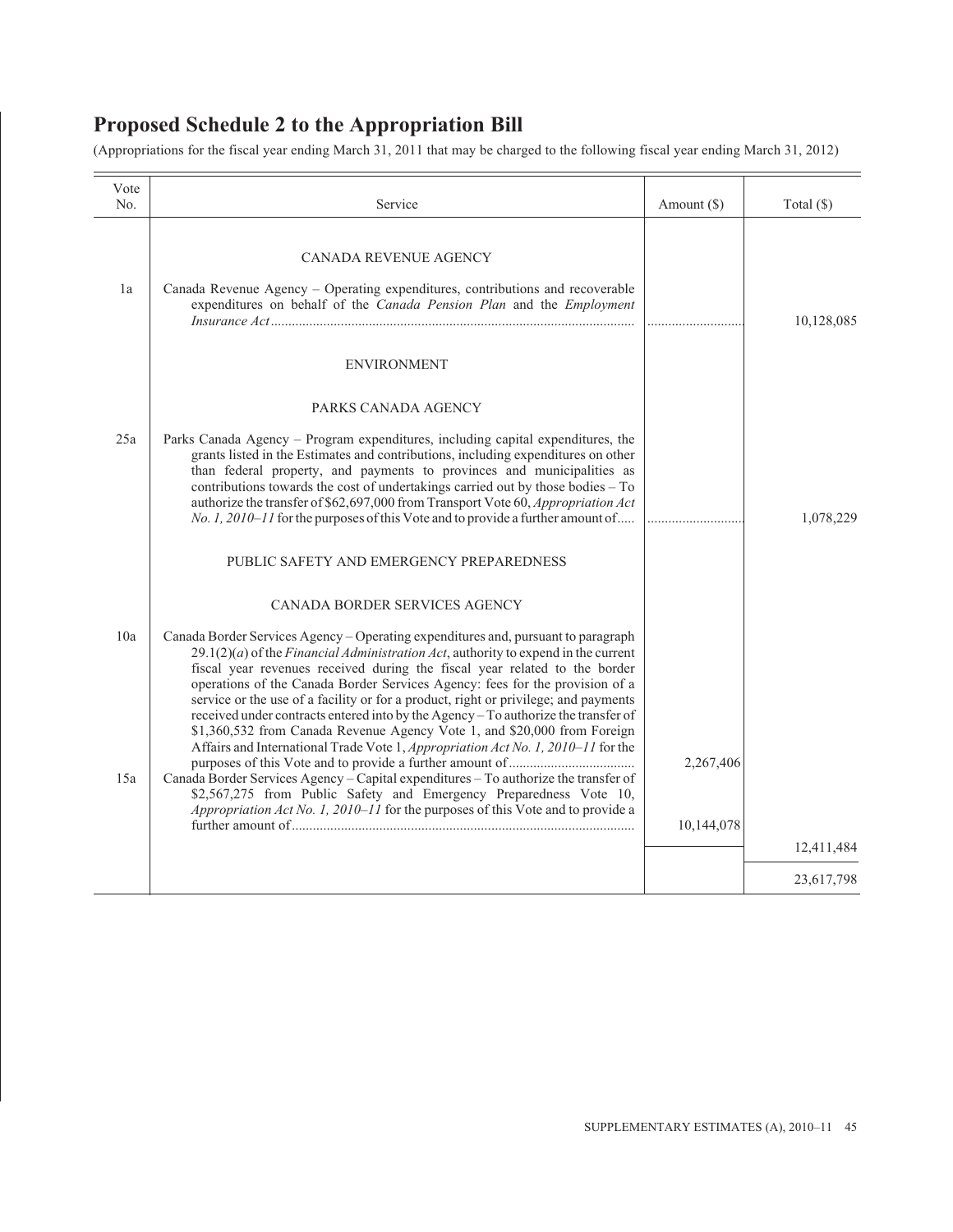# Proposed Schedule 2 to the Appropriation Bill

(Appropriations for the fiscal year ending March 31, 2011 that may be charged to the following fiscal year ending March 31, 2012)

| Vote No. | Service | Amount ($) | Total ($) |
|---|---|---|---|
| | CANADA REVENUE AGENCY | | |
| 1a | Canada Revenue Agency – Operating expenditures, contributions and recoverable expenditures on behalf of the *Canada Pension Plan* and the *Employment Insurance Act* | | 10,128,085 |
| | ENVIRONMENT | | |
| | PARKS CANADA AGENCY | | |
| 25a | Parks Canada Agency – Program expenditures, including capital expenditures, the grants listed in the Estimates and contributions, including expenditures on other than federal property, and payments to provinces and municipalities as contributions towards the cost of undertakings carried out by those bodies – To authorize the transfer of $62,697,000 from Transport Vote 60, *Appropriation Act No. 1, 2010–11* for the purposes of this Vote and to provide a further amount of | | 1,078,229 |
| | PUBLIC SAFETY AND EMERGENCY PREPAREDNESS | | |
| | CANADA BORDER SERVICES AGENCY | | |
| 10a | Canada Border Services Agency – Operating expenditures and, pursuant to paragraph 29.1(2)(*a*) of the *Financial Administration Act*, authority to expend in the current fiscal year revenues received during the fiscal year related to the border operations of the Canada Border Services Agency: fees for the provision of a service or the use of a facility or for a product, right or privilege; and payments received under contracts entered into by the Agency – To authorize the transfer of $1,360,532 from Canada Revenue Agency Vote 1, and $20,000 from Foreign Affairs and International Trade Vote 1, *Appropriation Act No. 1, 2010–11* for the purposes of this Vote and to provide a further amount of | 2,267,406 | |
| 15a | Canada Border Services Agency – Capital expenditures – To authorize the transfer of $2,567,275 from Public Safety and Emergency Preparedness Vote 10, *Appropriation Act No. 1, 2010–11* for the purposes of this Vote and to provide a further amount of | 10,144,078 | |
| | | | 12,411,484 |
| | | | 23,617,798 |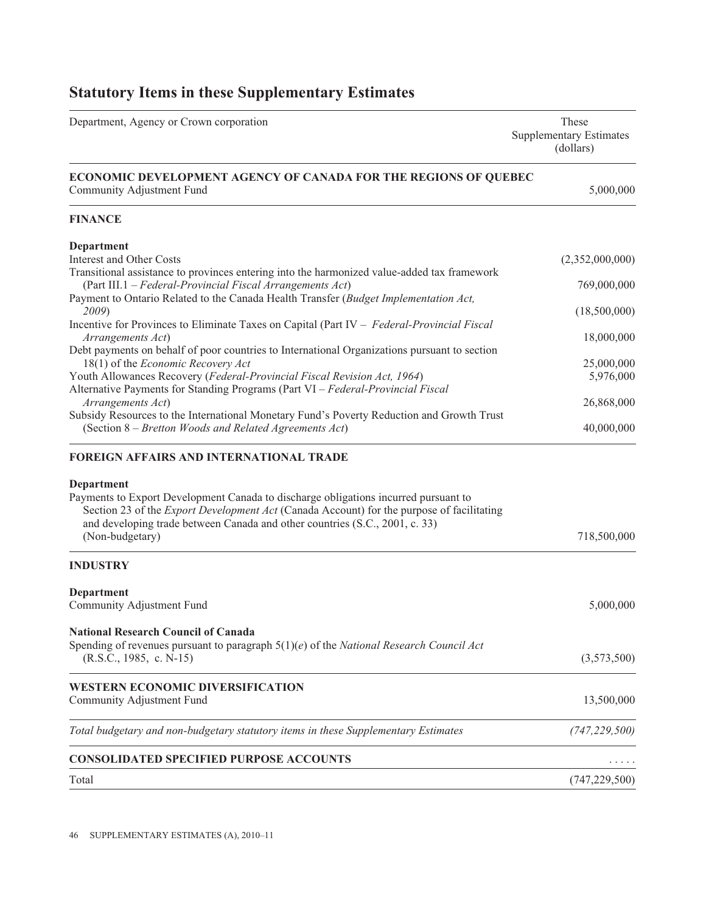## Statutory Items in these Supplementary Estimates

| Department, Agency or Crown corporation | These Supplementary Estimates (dollars) |
|---|---|
| **ECONOMIC DEVELOPMENT AGENCY OF CANADA FOR THE REGIONS OF QUEBEC** | |
| Community Adjustment Fund | 5,000,000 |
| **FINANCE** | |
| **Department** | |
| Interest and Other Costs | (2,352,000,000) |
| Transitional assistance to provinces entering into the harmonized value-added tax framework (Part III.1 – *Federal-Provincial Fiscal Arrangements Act*) | 769,000,000 |
| Payment to Ontario Related to the Canada Health Transfer (*Budget Implementation Act, 2009*) | (18,500,000) |
| Incentive for Provinces to Eliminate Taxes on Capital (Part IV – *Federal-Provincial Fiscal Arrangements Act*) | 18,000,000 |
| Debt payments on behalf of poor countries to International Organizations pursuant to section 18(1) of the *Economic Recovery Act* | 25,000,000 |
| Youth Allowances Recovery (*Federal-Provincial Fiscal Revision Act, 1964*) | 5,976,000 |
| Alternative Payments for Standing Programs (Part VI – *Federal-Provincial Fiscal Arrangements Act*) | 26,868,000 |
| Subsidy Resources to the International Monetary Fund's Poverty Reduction and Growth Trust (Section 8 – *Bretton Woods and Related Agreements Act*) | 40,000,000 |
| **FOREIGN AFFAIRS AND INTERNATIONAL TRADE** | |
| **Department** | |
| Payments to Export Development Canada to discharge obligations incurred pursuant to Section 23 of the *Export Development Act* (Canada Account) for the purpose of facilitating and developing trade between Canada and other countries (S.C., 2001, c. 33) (Non-budgetary) | 718,500,000 |
| **INDUSTRY** | |
| **Department** | |
| Community Adjustment Fund | 5,000,000 |
| **National Research Council of Canada** | |
| Spending of revenues pursuant to paragraph 5(1)(*e*) of the *National Research Council Act* (R.S.C., 1985, c. N-15) | (3,573,500) |
| **WESTERN ECONOMIC DIVERSIFICATION** | |
| Community Adjustment Fund | 13,500,000 |
| *Total budgetary and non-budgetary statutory items in these Supplementary Estimates* | *(747,229,500)* |
| **CONSOLIDATED SPECIFIED PURPOSE ACCOUNTS** | ..... |
| Total | (747,229,500) |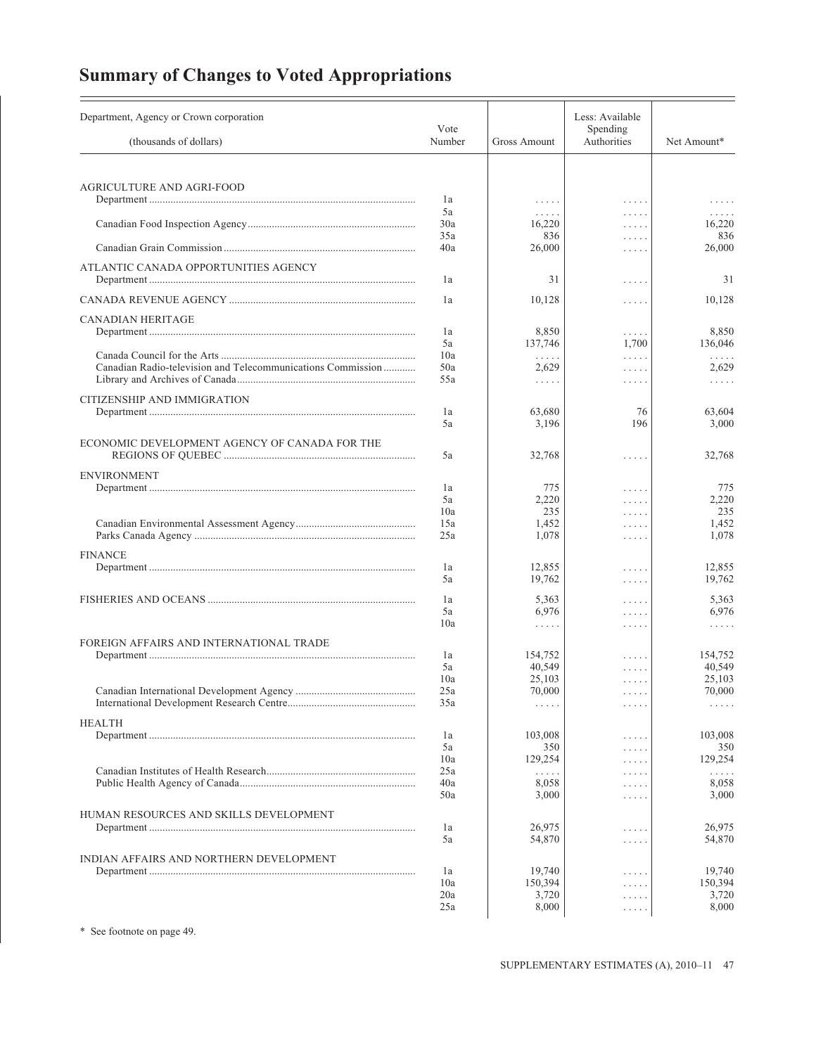# Summary of Changes to Voted Appropriations

| Department, Agency or Crown corporation (thousands of dollars) | Vote Number | Gross Amount | Less: Available Spending Authorities | Net Amount* |
|---|---|---|---|---|
| AGRICULTURE AND AGRI-FOOD | | | | |
| Department | 1a | ..... | ..... | ..... |
| | 5a | ..... | ..... | ..... |
| Canadian Food Inspection Agency | 30a | 16,220 | ..... | 16,220 |
| | 35a | 836 | ..... | 836 |
| Canadian Grain Commission | 40a | 26,000 | ..... | 26,000 |
| ATLANTIC CANADA OPPORTUNITIES AGENCY | | | | |
| Department | 1a | 31 | ..... | 31 |
| CANADA REVENUE AGENCY | 1a | 10,128 | ..... | 10,128 |
| CANADIAN HERITAGE | | | | |
| Department | 1a | 8,850 | ..... | 8,850 |
| | 5a | 137,746 | 1,700 | 136,046 |
| Canada Council for the Arts | 10a | ..... | ..... | ..... |
| Canadian Radio-television and Telecommunications Commission | 50a | 2,629 | ..... | 2,629 |
| Library and Archives of Canada | 55a | ..... | ..... | ..... |
| CITIZENSHIP AND IMMIGRATION | | | | |
| Department | 1a | 63,680 | 76 | 63,604 |
| | 5a | 3,196 | 196 | 3,000 |
| ECONOMIC DEVELOPMENT AGENCY OF CANADA FOR THE REGIONS OF QUEBEC | 5a | 32,768 | ..... | 32,768 |
| ENVIRONMENT | | | | |
| Department | 1a | 775 | ..... | 775 |
| | 5a | 2,220 | ..... | 2,220 |
| | 10a | 235 | ..... | 235 |
| Canadian Environmental Assessment Agency | 15a | 1,452 | ..... | 1,452 |
| Parks Canada Agency | 25a | 1,078 | ..... | 1,078 |
| FINANCE | | | | |
| Department | 1a | 12,855 | ..... | 12,855 |
| | 5a | 19,762 | ..... | 19,762 |
| FISHERIES AND OCEANS | 1a | 5,363 | ..... | 5,363 |
| | 5a | 6,976 | ..... | 6,976 |
| | 10a | ..... | ..... | ..... |
| FOREIGN AFFAIRS AND INTERNATIONAL TRADE | | | | |
| Department | 1a | 154,752 | ..... | 154,752 |
| | 5a | 40,549 | ..... | 40,549 |
| | 10a | 25,103 | ..... | 25,103 |
| Canadian International Development Agency | 25a | 70,000 | ..... | 70,000 |
| International Development Research Centre | 35a | ..... | ..... | ..... |
| HEALTH | | | | |
| Department | 1a | 103,008 | ..... | 103,008 |
| | 5a | 350 | ..... | 350 |
| | 10a | 129,254 | ..... | 129,254 |
| Canadian Institutes of Health Research | 25a | ..... | ..... | ..... |
| Public Health Agency of Canada | 40a | 8,058 | ..... | 8,058 |
| | 50a | 3,000 | ..... | 3,000 |
| HUMAN RESOURCES AND SKILLS DEVELOPMENT | | | | |
| Department | 1a | 26,975 | ..... | 26,975 |
| | 5a | 54,870 | ..... | 54,870 |
| INDIAN AFFAIRS AND NORTHERN DEVELOPMENT | | | | |
| Department | 1a | 19,740 | ..... | 19,740 |
| | 10a | 150,394 | ..... | 150,394 |
| | 20a | 3,720 | ..... | 3,720 |
| | 25a | 8,000 | ..... | 8,000 |

\* See footnote on page 49.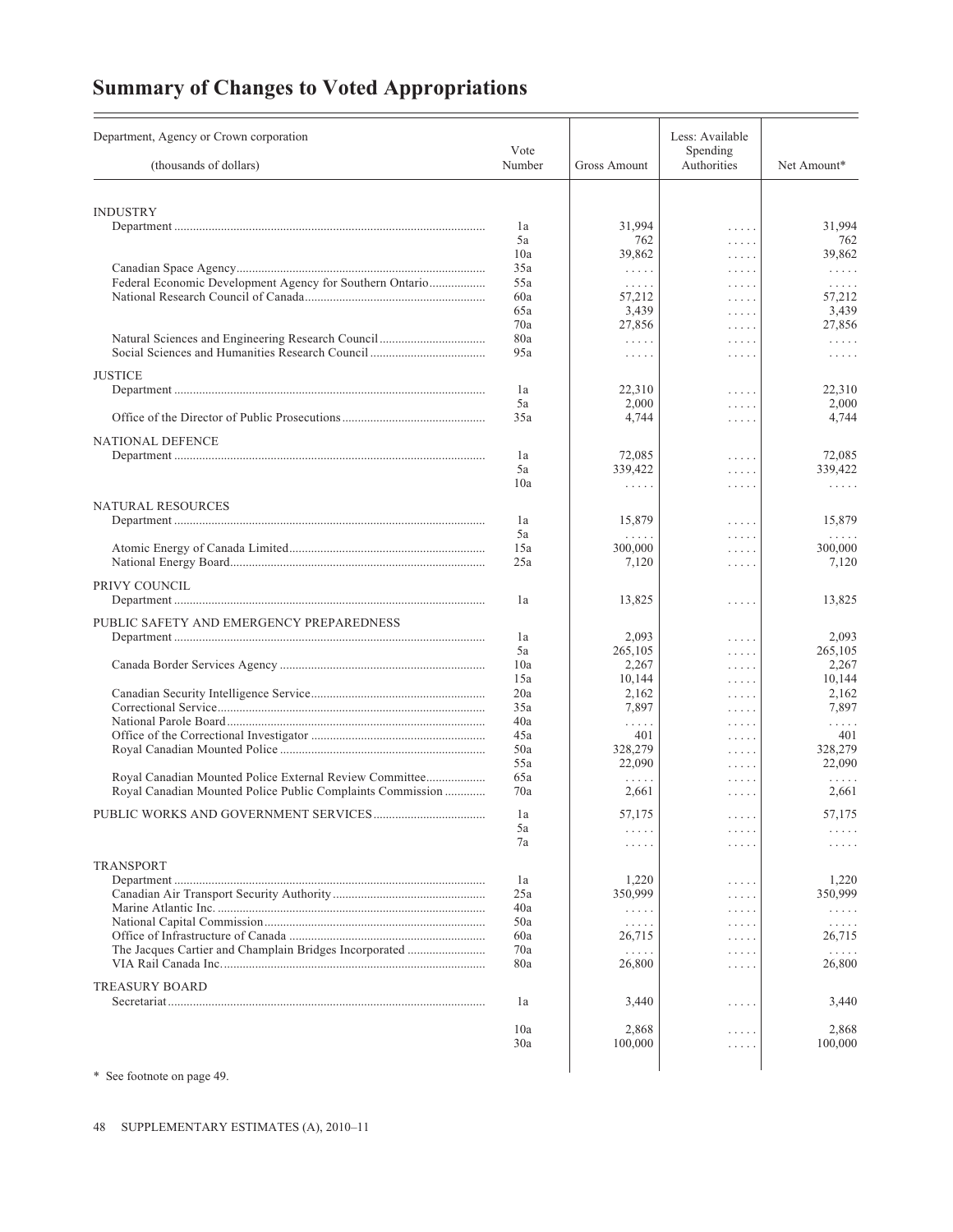# Summary of Changes to Voted Appropriations

| Department, Agency or Crown corporation (thousands of dollars) | Vote Number | Gross Amount | Less: Available Spending Authorities | Net Amount* |
|---|---|---|---|---|
| INDUSTRY | | | | |
| Department | 1a | 31,994 | ..... | 31,994 |
| | 5a | 762 | ..... | 762 |
| | 10a | 39,862 | ..... | 39,862 |
| Canadian Space Agency | 35a | ..... | ..... | ..... |
| Federal Economic Development Agency for Southern Ontario | 55a | ..... | ..... | ..... |
| National Research Council of Canada | 60a | 57,212 | ..... | 57,212 |
| | 65a | 3,439 | ..... | 3,439 |
| | 70a | 27,856 | ..... | 27,856 |
| Natural Sciences and Engineering Research Council | 80a | ..... | ..... | ..... |
| Social Sciences and Humanities Research Council | 95a | ..... | ..... | ..... |
| JUSTICE | | | | |
| Department | 1a | 22,310 | ..... | 22,310 |
| | 5a | 2,000 | ..... | 2,000 |
| Office of the Director of Public Prosecutions | 35a | 4,744 | ..... | 4,744 |
| NATIONAL DEFENCE | | | | |
| Department | 1a | 72,085 | ..... | 72,085 |
| | 5a | 339,422 | ..... | 339,422 |
| | 10a | ..... | ..... | ..... |
| NATURAL RESOURCES | | | | |
| Department | 1a | 15,879 | ..... | 15,879 |
| | 5a | ..... | ..... | ..... |
| Atomic Energy of Canada Limited | 15a | 300,000 | ..... | 300,000 |
| National Energy Board | 25a | 7,120 | ..... | 7,120 |
| PRIVY COUNCIL | | | | |
| Department | 1a | 13,825 | ..... | 13,825 |
| PUBLIC SAFETY AND EMERGENCY PREPAREDNESS | | | | |
| Department | 1a | 2,093 | ..... | 2,093 |
| | 5a | 265,105 | ..... | 265,105 |
| Canada Border Services Agency | 10a | 2,267 | ..... | 2,267 |
| | 15a | 10,144 | ..... | 10,144 |
| Canadian Security Intelligence Service | 20a | 2,162 | ..... | 2,162 |
| Correctional Service | 35a | 7,897 | ..... | 7,897 |
| National Parole Board | 40a | ..... | ..... | ..... |
| Office of the Correctional Investigator | 45a | 401 | ..... | 401 |
| Royal Canadian Mounted Police | 50a | 328,279 | ..... | 328,279 |
| | 55a | 22,090 | ..... | 22,090 |
| Royal Canadian Mounted Police External Review Committee | 65a | ..... | ..... | ..... |
| Royal Canadian Mounted Police Public Complaints Commission | 70a | 2,661 | ..... | 2,661 |
| PUBLIC WORKS AND GOVERNMENT SERVICES | 1a | 57,175 | ..... | 57,175 |
| | 5a | ..... | ..... | ..... |
| | 7a | ..... | ..... | ..... |
| TRANSPORT | | | | |
| Department | 1a | 1,220 | ..... | 1,220 |
| Canadian Air Transport Security Authority | 25a | 350,999 | ..... | 350,999 |
| Marine Atlantic Inc. | 40a | ..... | ..... | ..... |
| National Capital Commission | 50a | ..... | ..... | ..... |
| Office of Infrastructure of Canada | 60a | 26,715 | ..... | 26,715 |
| The Jacques Cartier and Champlain Bridges Incorporated | 70a | ..... | ..... | ..... |
| VIA Rail Canada Inc. | 80a | 26,800 | ..... | 26,800 |
| TREASURY BOARD | | | | |
| Secretariat | 1a | 3,440 | ..... | 3,440 |
| | 10a | 2,868 | ..... | 2,868 |
| | 30a | 100,000 | ..... | 100,000 |

\* See footnote on page 49.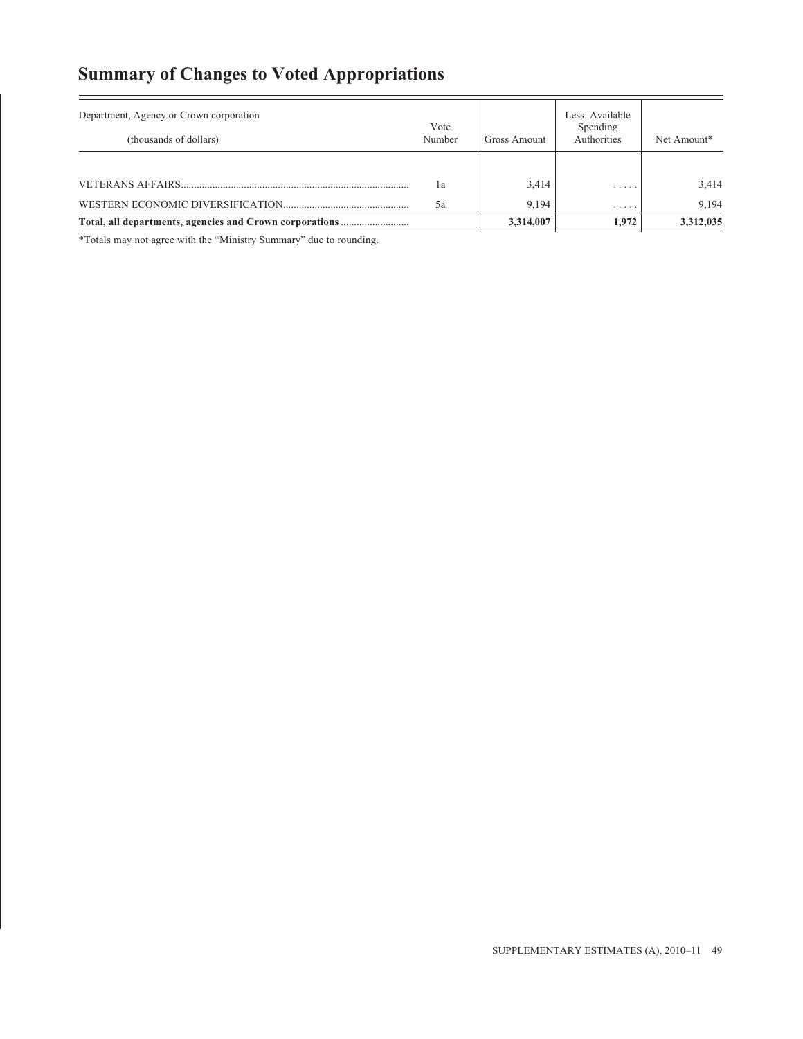## Summary of Changes to Voted Appropriations

| Department, Agency or Crown corporation (thousands of dollars) | Vote Number | Gross Amount | Less: Available Spending Authorities | Net Amount* |
|---|---|---|---|---|
| VETERANS AFFAIRS | 1a | 3,414 | ..... | 3,414 |
| WESTERN ECONOMIC DIVERSIFICATION | 5a | 9,194 | ..... | 9,194 |
| **Total, all departments, agencies and Crown corporations** | | **3,314,007** | **1,972** | **3,312,035** |

*Totals may not agree with the "Ministry Summary" due to rounding.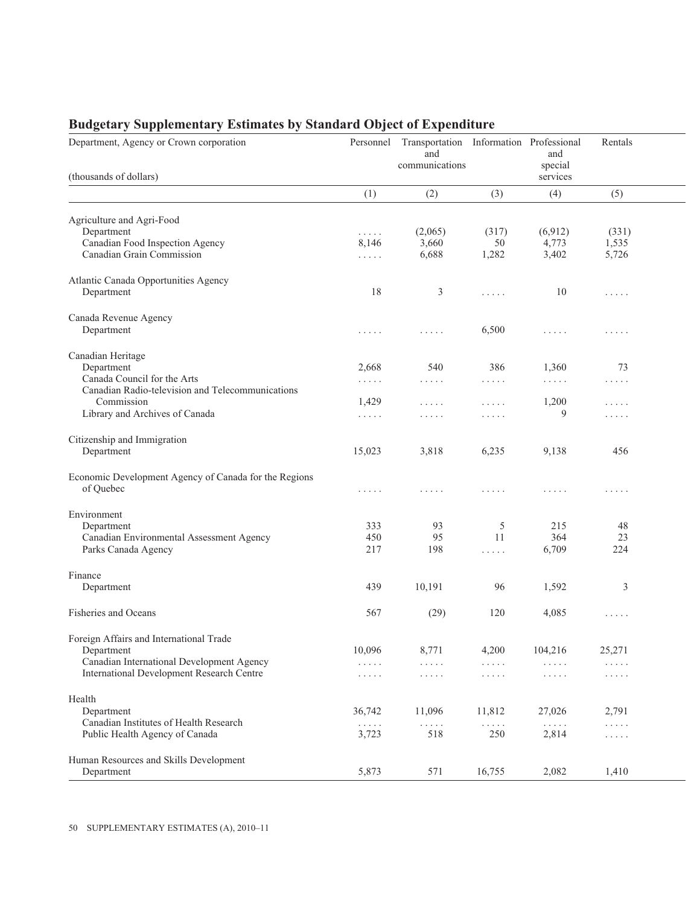## Budgetary Supplementary Estimates by Standard Object of Expenditure

| Department, Agency or Crown corporation (thousands of dollars) | Personnel | Transportation and communications | Information | Professional and special services | Rentals |
|---|---|---|---|---|---|
| | (1) | (2) | (3) | (4) | (5) |
| **Agriculture and Agri-Food** | | | | | |
| Department | ..... | (2,065) | (317) | (6,912) | (331) |
| Canadian Food Inspection Agency | 8,146 | 3,660 | 50 | 4,773 | 1,535 |
| Canadian Grain Commission | ..... | 6,688 | 1,282 | 3,402 | 5,726 |
| **Atlantic Canada Opportunities Agency** | | | | | |
| Department | 18 | 3 | ..... | 10 | ..... |
| **Canada Revenue Agency** | | | | | |
| Department | ..... | ..... | 6,500 | ..... | ..... |
| **Canadian Heritage** | | | | | |
| Department | 2,668 | 540 | 386 | 1,360 | 73 |
| Canada Council for the Arts | ..... | ..... | ..... | ..... | ..... |
| Canadian Radio-television and Telecommunications Commission | 1,429 | ..... | ..... | 1,200 | ..... |
| Library and Archives of Canada | ..... | ..... | ..... | 9 | ..... |
| **Citizenship and Immigration** | | | | | |
| Department | 15,023 | 3,818 | 6,235 | 9,138 | 456 |
| **Economic Development Agency of Canada for the Regions of Quebec** | ..... | ..... | ..... | ..... | ..... |
| **Environment** | | | | | |
| Department | 333 | 93 | 5 | 215 | 48 |
| Canadian Environmental Assessment Agency | 450 | 95 | 11 | 364 | 23 |
| Parks Canada Agency | 217 | 198 | ..... | 6,709 | 224 |
| **Finance** | | | | | |
| Department | 439 | 10,191 | 96 | 1,592 | 3 |
| **Fisheries and Oceans** | 567 | (29) | 120 | 4,085 | ..... |
| **Foreign Affairs and International Trade** | | | | | |
| Department | 10,096 | 8,771 | 4,200 | 104,216 | 25,271 |
| Canadian International Development Agency | ..... | ..... | ..... | ..... | ..... |
| International Development Research Centre | ..... | ..... | ..... | ..... | ..... |
| **Health** | | | | | |
| Department | 36,742 | 11,096 | 11,812 | 27,026 | 2,791 |
| Canadian Institutes of Health Research | ..... | ..... | ..... | ..... | ..... |
| Public Health Agency of Canada | 3,723 | 518 | 250 | 2,814 | ..... |
| **Human Resources and Skills Development** | | | | | |
| Department | 5,873 | 571 | 16,755 | 2,082 | 1,410 |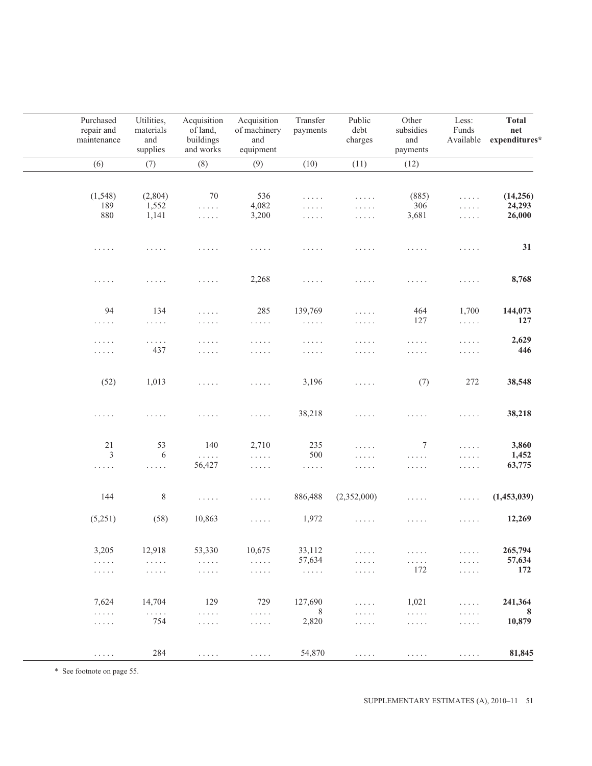| Purchased repair and maintenance | Utilities, materials and supplies | Acquisition of land, buildings and works | Acquisition of machinery and equipment | Transfer payments | Public debt charges | Other subsidies and payments | Less: Funds Available | **Total net expenditures*** |
|---|---|---|---|---|---|---|---|---|
| (6) | (7) | (8) | (9) | (10) | (11) | (12) | | |
| (1,548) | (2,804) | 70 | 536 | ..... | ..... | (885) | ..... | **(14,256)** |
| 189 | 1,552 | ..... | 4,082 | ..... | ..... | 306 | ..... | **24,293** |
| 880 | 1,141 | ..... | 3,200 | ..... | ..... | 3,681 | ..... | **26,000** |
| ..... | ..... | ..... | ..... | ..... | ..... | ..... | ..... | **31** |
| ..... | ..... | ..... | 2,268 | ..... | ..... | ..... | ..... | **8,768** |
| 94 | 134 | ..... | 285 | 139,769 | ..... | 464 | 1,700 | **144,073** |
| ..... | ..... | ..... | ..... | ..... | ..... | 127 | ..... | **127** |
| ..... | ..... | ..... | ..... | ..... | ..... | ..... | ..... | **2,629** |
| ..... | 437 | ..... | ..... | ..... | ..... | ..... | ..... | **446** |
| (52) | 1,013 | ..... | ..... | 3,196 | ..... | (7) | 272 | **38,548** |
| ..... | ..... | ..... | ..... | 38,218 | ..... | ..... | ..... | **38,218** |
| 21 | 53 | 140 | 2,710 | 235 | ..... | 7 | ..... | **3,860** |
| 3 | 6 | ..... | ..... | 500 | ..... | ..... | ..... | **1,452** |
| ..... | ..... | 56,427 | ..... | ..... | ..... | ..... | ..... | **63,775** |
| 144 | 8 | ..... | ..... | 886,488 | (2,352,000) | ..... | ..... | **(1,453,039)** |
| (5,251) | (58) | 10,863 | ..... | 1,972 | ..... | ..... | ..... | **12,269** |
| 3,205 | 12,918 | 53,330 | 10,675 | 33,112 | ..... | ..... | ..... | **265,794** |
| ..... | ..... | ..... | ..... | 57,634 | ..... | ..... | ..... | **57,634** |
| ..... | ..... | ..... | ..... | ..... | ..... | 172 | ..... | **172** |
| 7,624 | 14,704 | 129 | 729 | 127,690 | ..... | 1,021 | ..... | **241,364** |
| ..... | ..... | ..... | ..... | 8 | ..... | ..... | ..... | **8** |
| ..... | 754 | ..... | ..... | 2,820 | ..... | ..... | ..... | **10,879** |
| ..... | 284 | ..... | ..... | 54,870 | ..... | ..... | ..... | **81,845** |

\* See footnote on page 55.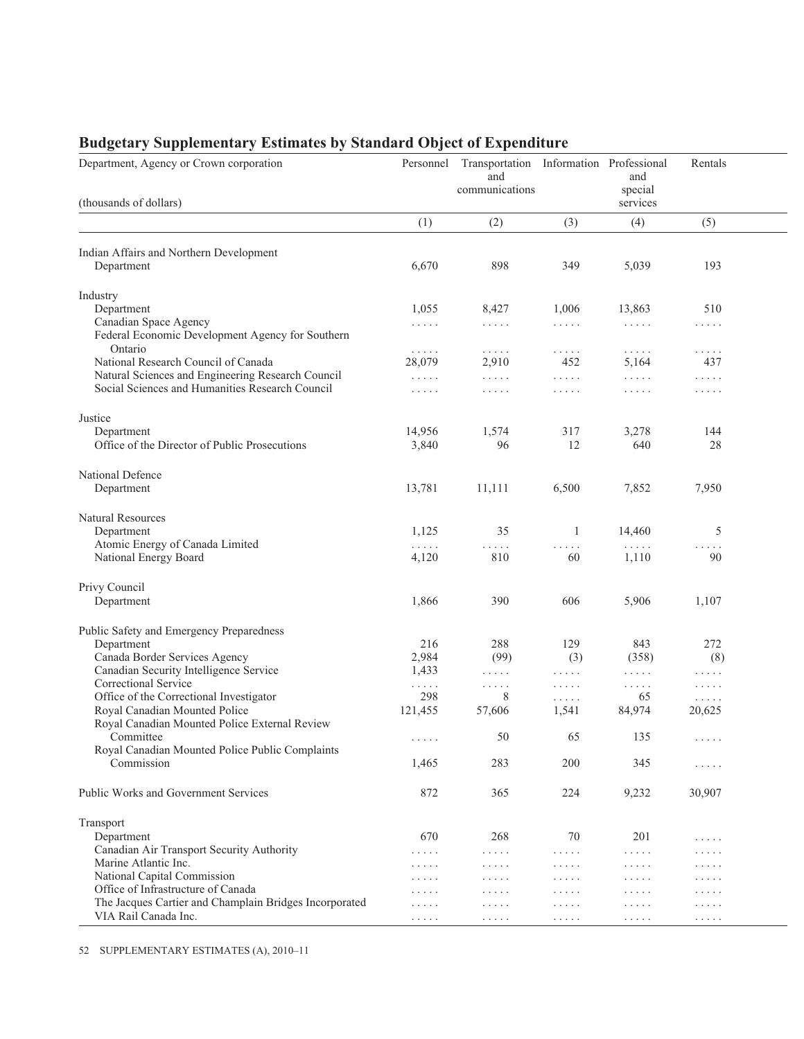## Budgetary Supplementary Estimates by Standard Object of Expenditure

| Department, Agency or Crown corporation (thousands of dollars) | Personnel | Transportation and communications | Information | Professional and special services | Rentals |
|---|---|---|---|---|---|
| | (1) | (2) | (3) | (4) | (5) |
| **Indian Affairs and Northern Development** | | | | | |
| Department | 6,670 | 898 | 349 | 5,039 | 193 |
| **Industry** | | | | | |
| Department | 1,055 | 8,427 | 1,006 | 13,863 | 510 |
| Canadian Space Agency | ..... | ..... | ..... | ..... | ..... |
| Federal Economic Development Agency for Southern Ontario | ..... | ..... | ..... | ..... | ..... |
| National Research Council of Canada | 28,079 | 2,910 | 452 | 5,164 | 437 |
| Natural Sciences and Engineering Research Council | ..... | ..... | ..... | ..... | ..... |
| Social Sciences and Humanities Research Council | ..... | ..... | ..... | ..... | ..... |
| **Justice** | | | | | |
| Department | 14,956 | 1,574 | 317 | 3,278 | 144 |
| Office of the Director of Public Prosecutions | 3,840 | 96 | 12 | 640 | 28 |
| **National Defence** | | | | | |
| Department | 13,781 | 11,111 | 6,500 | 7,852 | 7,950 |
| **Natural Resources** | | | | | |
| Department | 1,125 | 35 | 1 | 14,460 | 5 |
| Atomic Energy of Canada Limited | ..... | ..... | ..... | ..... | ..... |
| National Energy Board | 4,120 | 810 | 60 | 1,110 | 90 |
| **Privy Council** | | | | | |
| Department | 1,866 | 390 | 606 | 5,906 | 1,107 |
| **Public Safety and Emergency Preparedness** | | | | | |
| Department | 216 | 288 | 129 | 843 | 272 |
| Canada Border Services Agency | 2,984 | (99) | (3) | (358) | (8) |
| Canadian Security Intelligence Service | 1,433 | ..... | ..... | ..... | ..... |
| Correctional Service | ..... | ..... | ..... | ..... | ..... |
| Office of the Correctional Investigator | 298 | 8 | ..... | 65 | ..... |
| Royal Canadian Mounted Police | 121,455 | 57,606 | 1,541 | 84,974 | 20,625 |
| Royal Canadian Mounted Police External Review Committee | ..... | 50 | 65 | 135 | ..... |
| Royal Canadian Mounted Police Public Complaints Commission | 1,465 | 283 | 200 | 345 | ..... |
| **Public Works and Government Services** | 872 | 365 | 224 | 9,232 | 30,907 |
| **Transport** | | | | | |
| Department | 670 | 268 | 70 | 201 | ..... |
| Canadian Air Transport Security Authority | ..... | ..... | ..... | ..... | ..... |
| Marine Atlantic Inc. | ..... | ..... | ..... | ..... | ..... |
| National Capital Commission | ..... | ..... | ..... | ..... | ..... |
| Office of Infrastructure of Canada | ..... | ..... | ..... | ..... | ..... |
| The Jacques Cartier and Champlain Bridges Incorporated | ..... | ..... | ..... | ..... | ..... |
| VIA Rail Canada Inc. | ..... | ..... | ..... | ..... | ..... |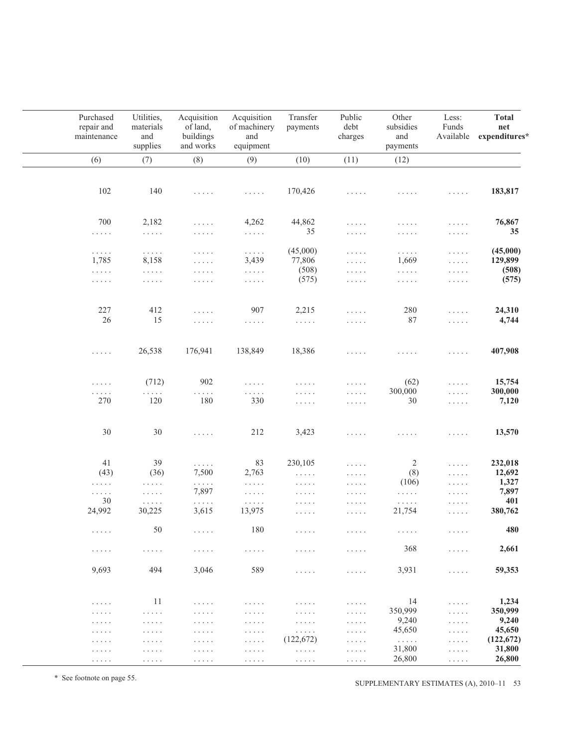| Purchased repair and maintenance | Utilities, materials and supplies | Acquisition of land, buildings and works | Acquisition of machinery and equipment | Transfer payments | Public debt charges | Other subsidies and payments | Less: Funds Available | **Total net expenditures*** |
|---|---|---|---|---|---|---|---|---|
| (6) | (7) | (8) | (9) | (10) | (11) | (12) | | |
| 102 | 140 | ..... | ..... | 170,426 | ..... | ..... | ..... | **183,817** |
| 700 | 2,182 | ..... | 4,262 | 44,862 | ..... | ..... | ..... | **76,867** |
| ..... | ..... | ..... | ..... | 35 | ..... | ..... | ..... | **35** |
| ..... | ..... | ..... | ..... | (45,000) | ..... | ..... | ..... | **(45,000)** |
| 1,785 | 8,158 | ..... | 3,439 | 77,806 | ..... | 1,669 | ..... | **129,899** |
| ..... | ..... | ..... | ..... | (508) | ..... | ..... | ..... | **(508)** |
| ..... | ..... | ..... | ..... | (575) | ..... | ..... | ..... | **(575)** |
| 227 | 412 | ..... | 907 | 2,215 | ..... | 280 | ..... | **24,310** |
| 26 | 15 | ..... | ..... | ..... | ..... | 87 | ..... | **4,744** |
| ..... | 26,538 | 176,941 | 138,849 | 18,386 | ..... | ..... | ..... | **407,908** |
| ..... | (712) | 902 | ..... | ..... | ..... | (62) | ..... | **15,754** |
| ..... | ..... | ..... | ..... | ..... | ..... | 300,000 | ..... | **300,000** |
| 270 | 120 | 180 | 330 | ..... | ..... | 30 | ..... | **7,120** |
| 30 | 30 | ..... | 212 | 3,423 | ..... | ..... | ..... | **13,570** |
| 41 | 39 | ..... | 83 | 230,105 | ..... | 2 | ..... | **232,018** |
| (43) | (36) | 7,500 | 2,763 | ..... | ..... | (8) | ..... | **12,692** |
| ..... | ..... | ..... | ..... | ..... | ..... | (106) | ..... | **1,327** |
| ..... | ..... | 7,897 | ..... | ..... | ..... | ..... | ..... | **7,897** |
| 30 | ..... | ..... | ..... | ..... | ..... | ..... | ..... | **401** |
| 24,992 | 30,225 | 3,615 | 13,975 | ..... | ..... | 21,754 | ..... | **380,762** |
| ..... | 50 | ..... | 180 | ..... | ..... | ..... | ..... | **480** |
| ..... | ..... | ..... | ..... | ..... | ..... | 368 | ..... | **2,661** |
| 9,693 | 494 | 3,046 | 589 | ..... | ..... | 3,931 | ..... | **59,353** |
| ..... | 11 | ..... | ..... | ..... | ..... | 14 | ..... | **1,234** |
| ..... | ..... | ..... | ..... | ..... | ..... | 350,999 | ..... | **350,999** |
| ..... | ..... | ..... | ..... | ..... | ..... | 9,240 | ..... | **9,240** |
| ..... | ..... | ..... | ..... | ..... | ..... | 45,650 | ..... | **45,650** |
| ..... | ..... | ..... | ..... | (122,672) | ..... | ..... | ..... | **(122,672)** |
| ..... | ..... | ..... | ..... | ..... | ..... | 31,800 | ..... | **31,800** |
| ..... | ..... | ..... | ..... | ..... | ..... | 26,800 | ..... | **26,800** |

* See footnote on page 55.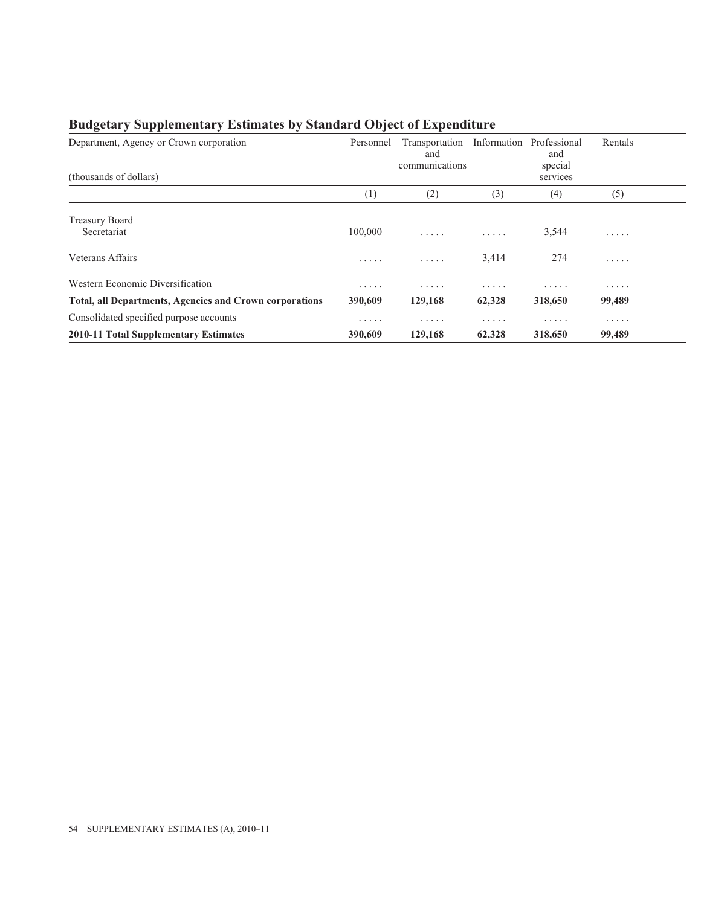## Budgetary Supplementary Estimates by Standard Object of Expenditure

| Department, Agency or Crown corporation<br>(thousands of dollars) | Personnel | Transportation and communications | Information | Professional and special services | Rentals |
|---|---|---|---|---|---|
| | (1) | (2) | (3) | (4) | (5) |
| Treasury Board Secretariat | 100,000 | ..... | ..... | 3,544 | ..... |
| Veterans Affairs | ..... | ..... | 3,414 | 274 | ..... |
| Western Economic Diversification | ..... | ..... | ..... | ..... | ..... |
| **Total, all Departments, Agencies and Crown corporations** | **390,609** | **129,168** | **62,328** | **318,650** | **99,489** |
| Consolidated specified purpose accounts | ..... | ..... | ..... | ..... | ..... |
| **2010-11 Total Supplementary Estimates** | **390,609** | **129,168** | **62,328** | **318,650** | **99,489** |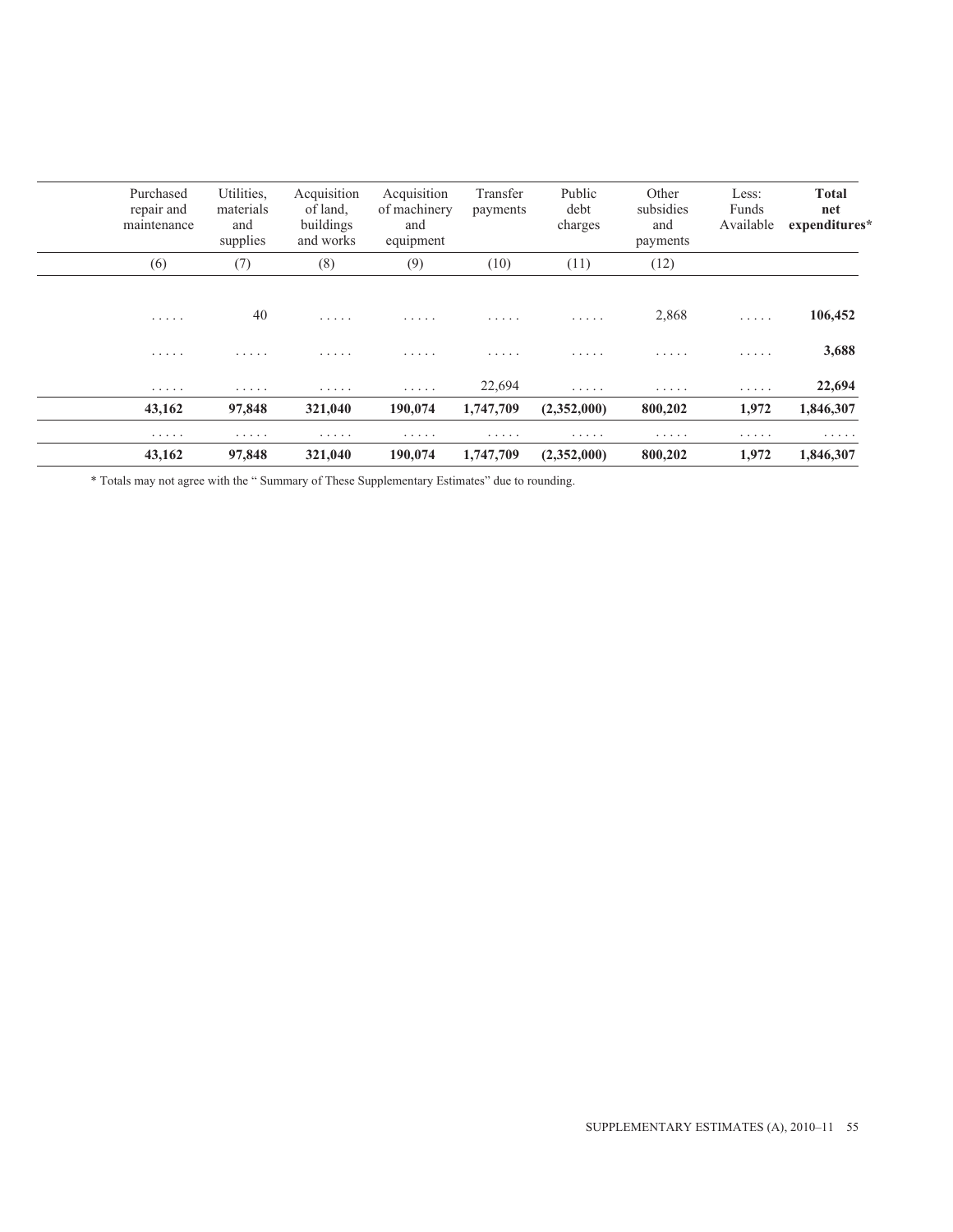| Purchased repair and maintenance | Utilities, materials and supplies | Acquisition of land, buildings and works | Acquisition of machinery and equipment | Transfer payments | Public debt charges | Other subsidies and payments | Less: Funds Available | **Total net expenditures*** |
|---|---|---|---|---|---|---|---|---|
| (6) | (7) | (8) | (9) | (10) | (11) | (12) | | |
| . . . . . | 40 | . . . . . | . . . . . | . . . . . | . . . . . | 2,868 | . . . . . | **106,452** |
| . . . . . | . . . . . | . . . . . | . . . . . | . . . . . | . . . . . | . . . . . | . . . . . | **3,688** |
| . . . . . | . . . . . | . . . . . | . . . . . | 22,694 | . . . . . | . . . . . | . . . . . | **22,694** |
| **43,162** | **97,848** | **321,040** | **190,074** | **1,747,709** | **(2,352,000)** | **800,202** | **1,972** | **1,846,307** |
| . . . . . | . . . . . | . . . . . | . . . . . | . . . . . | . . . . . | . . . . . | . . . . . | . . . . . |
| **43,162** | **97,848** | **321,040** | **190,074** | **1,747,709** | **(2,352,000)** | **800,202** | **1,972** | **1,846,307** |

* Totals may not agree with the " Summary of These Supplementary Estimates" due to rounding.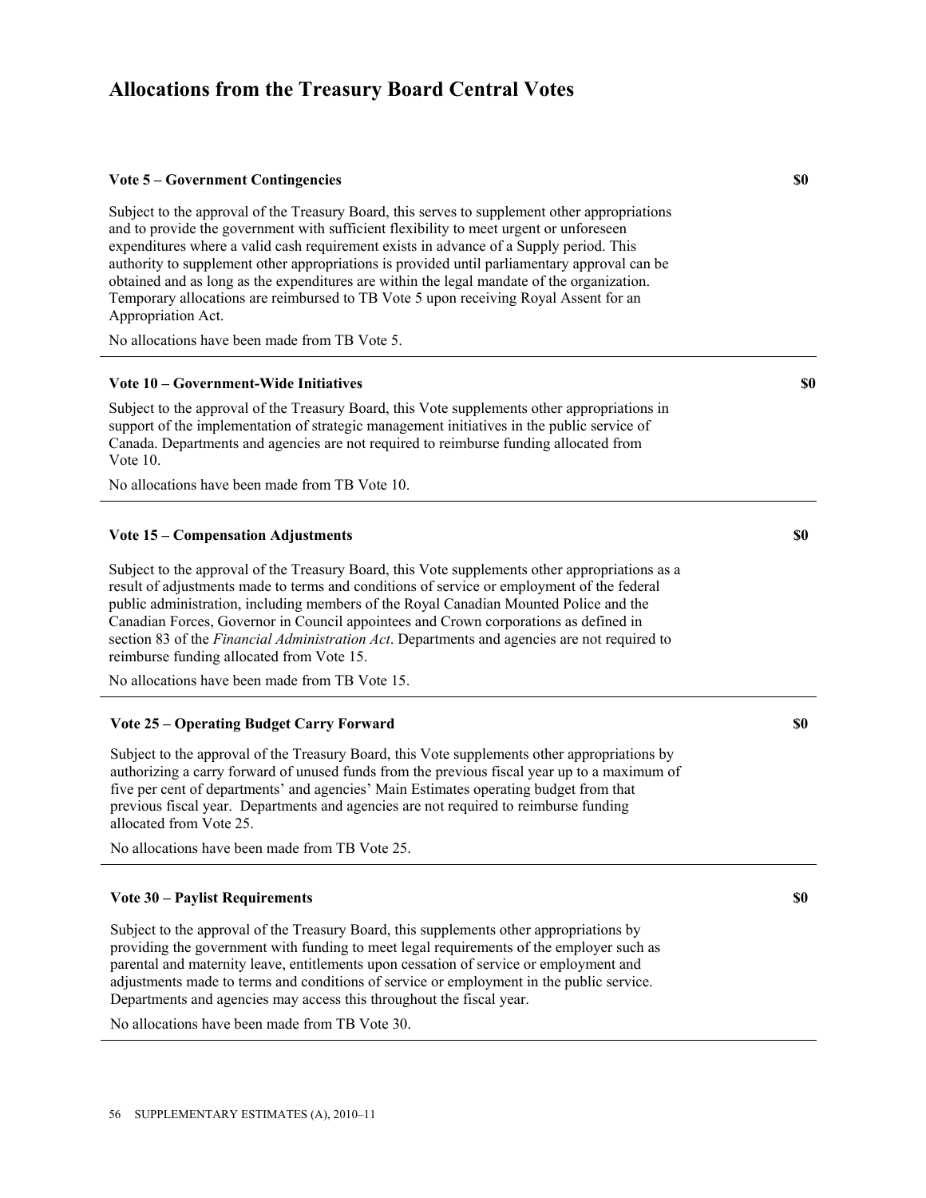# Allocations from the Treasury Board Central Votes

**Vote 5 – Government Contingencies** **$0**

Subject to the approval of the Treasury Board, this serves to supplement other appropriations and to provide the government with sufficient flexibility to meet urgent or unforeseen expenditures where a valid cash requirement exists in advance of a Supply period. This authority to supplement other appropriations is provided until parliamentary approval can be obtained and as long as the expenditures are within the legal mandate of the organization. Temporary allocations are reimbursed to TB Vote 5 upon receiving Royal Assent for an Appropriation Act.

No allocations have been made from TB Vote 5.

---

**Vote 10 – Government-Wide Initiatives** **$0**

Subject to the approval of the Treasury Board, this Vote supplements other appropriations in support of the implementation of strategic management initiatives in the public service of Canada. Departments and agencies are not required to reimburse funding allocated from Vote 10.

No allocations have been made from TB Vote 10.

---

**Vote 15 – Compensation Adjustments** **$0**

Subject to the approval of the Treasury Board, this Vote supplements other appropriations as a result of adjustments made to terms and conditions of service or employment of the federal public administration, including members of the Royal Canadian Mounted Police and the Canadian Forces, Governor in Council appointees and Crown corporations as defined in section 83 of the *Financial Administration Act*. Departments and agencies are not required to reimburse funding allocated from Vote 15.

No allocations have been made from TB Vote 15.

---

**Vote 25 – Operating Budget Carry Forward** **$0**

Subject to the approval of the Treasury Board, this Vote supplements other appropriations by authorizing a carry forward of unused funds from the previous fiscal year up to a maximum of five per cent of departments' and agencies' Main Estimates operating budget from that previous fiscal year. Departments and agencies are not required to reimburse funding allocated from Vote 25.

No allocations have been made from TB Vote 25.

---

**Vote 30 – Paylist Requirements** **$0**

Subject to the approval of the Treasury Board, this supplements other appropriations by providing the government with funding to meet legal requirements of the employer such as parental and maternity leave, entitlements upon cessation of service or employment and adjustments made to terms and conditions of service or employment in the public service. Departments and agencies may access this throughout the fiscal year.

No allocations have been made from TB Vote 30.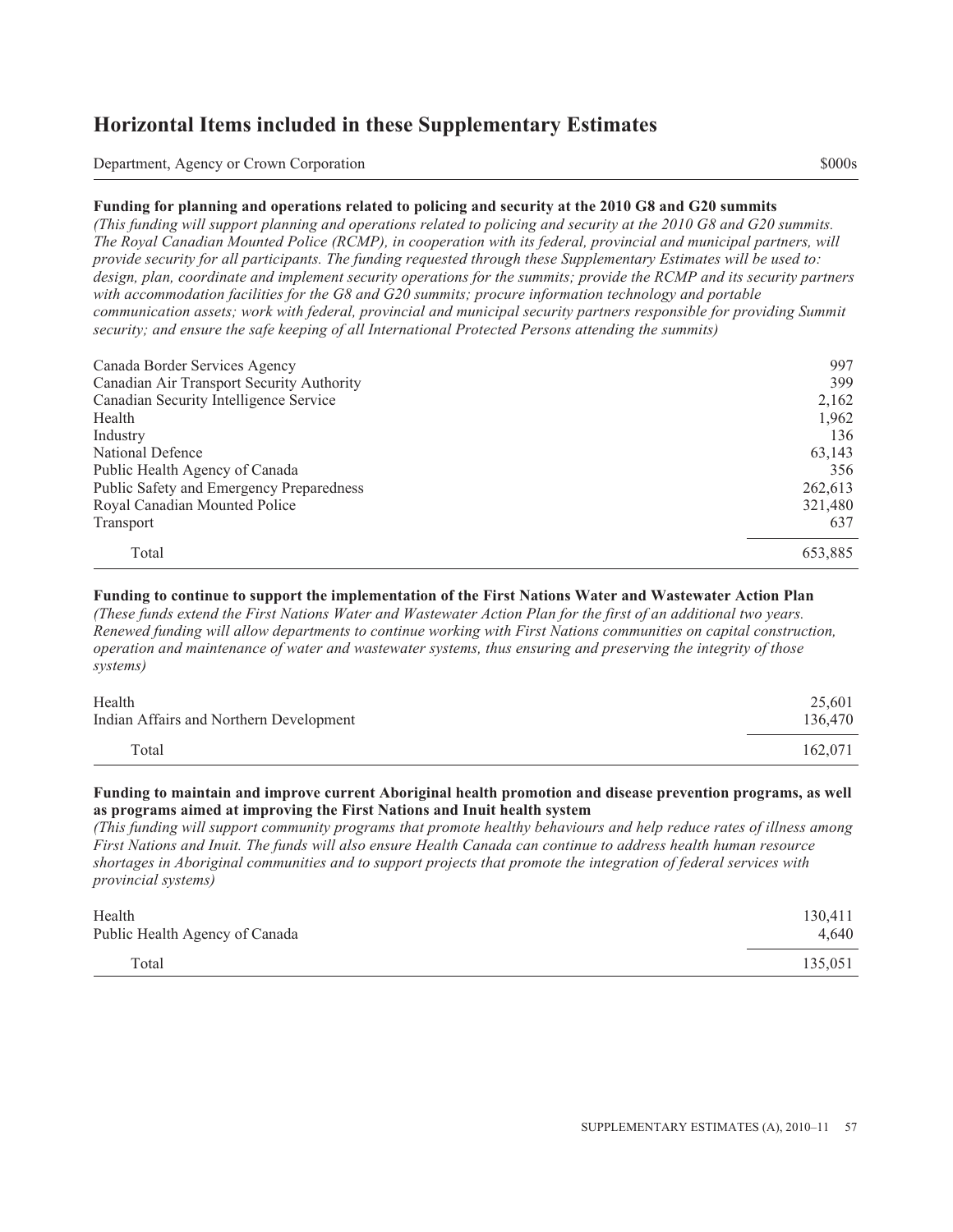# Horizontal Items included in these Supplementary Estimates

| Department, Agency or Crown Corporation | $000s |
|---|---|

**Funding for planning and operations related to policing and security at the 2010 G8 and G20 summits**

*(This funding will support planning and operations related to policing and security at the 2010 G8 and G20 summits. The Royal Canadian Mounted Police (RCMP), in cooperation with its federal, provincial and municipal partners, will provide security for all participants. The funding requested through these Supplementary Estimates will be used to: design, plan, coordinate and implement security operations for the summits; provide the RCMP and its security partners with accommodation facilities for the G8 and G20 summits; procure information technology and portable communication assets; work with federal, provincial and municipal security partners responsible for providing Summit security; and ensure the safe keeping of all International Protected Persons attending the summits)*

| Department, Agency or Crown Corporation | $000s |
|---|---|
| Canada Border Services Agency | 997 |
| Canadian Air Transport Security Authority | 399 |
| Canadian Security Intelligence Service | 2,162 |
| Health | 1,962 |
| Industry | 136 |
| National Defence | 63,143 |
| Public Health Agency of Canada | 356 |
| Public Safety and Emergency Preparedness | 262,613 |
| Royal Canadian Mounted Police | 321,480 |
| Transport | 637 |
| Total | 653,885 |

**Funding to continue to support the implementation of the First Nations Water and Wastewater Action Plan**

*(These funds extend the First Nations Water and Wastewater Action Plan for the first of an additional two years. Renewed funding will allow departments to continue working with First Nations communities on capital construction, operation and maintenance of water and wastewater systems, thus ensuring and preserving the integrity of those systems)*

| Department, Agency or Crown Corporation | $000s |
|---|---|
| Health | 25,601 |
| Indian Affairs and Northern Development | 136,470 |
| Total | 162,071 |

**Funding to maintain and improve current Aboriginal health promotion and disease prevention programs, as well as programs aimed at improving the First Nations and Inuit health system**

*(This funding will support community programs that promote healthy behaviours and help reduce rates of illness among First Nations and Inuit. The funds will also ensure Health Canada can continue to address health human resource shortages in Aboriginal communities and to support projects that promote the integration of federal services with provincial systems)*

| Department, Agency or Crown Corporation | $000s |
|---|---|
| Health | 130,411 |
| Public Health Agency of Canada | 4,640 |
| Total | 135,051 |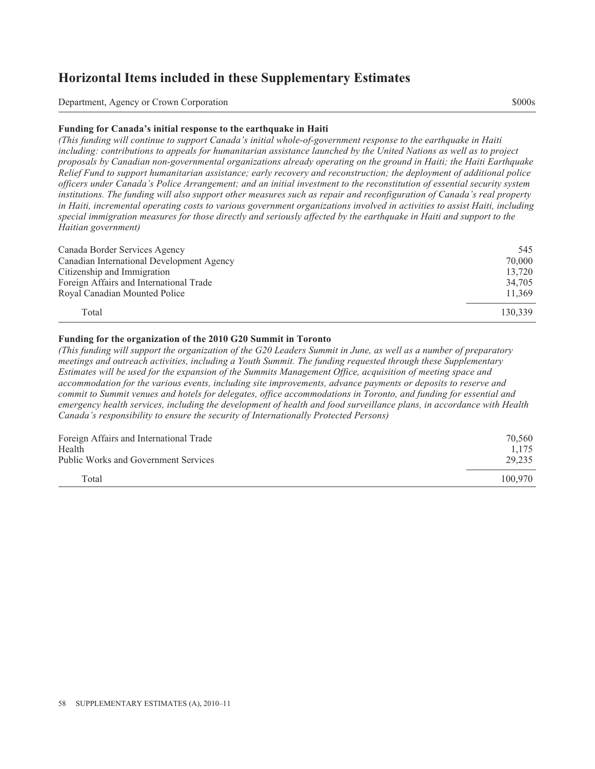# Horizontal Items included in these Supplementary Estimates

| Department, Agency or Crown Corporation | $000s |
| --- | --- |

### Funding for Canada's initial response to the earthquake in Haiti

*(This funding will continue to support Canada's initial whole-of-government response to the earthquake in Haiti including: contributions to appeals for humanitarian assistance launched by the United Nations as well as to project proposals by Canadian non-governmental organizations already operating on the ground in Haiti; the Haiti Earthquake Relief Fund to support humanitarian assistance; early recovery and reconstruction; the deployment of additional police officers under Canada's Police Arrangement; and an initial investment to the reconstitution of essential security system institutions. The funding will also support other measures such as repair and reconfiguration of Canada's real property in Haiti, incremental operating costs to various government organizations involved in activities to assist Haiti, including special immigration measures for those directly and seriously affected by the earthquake in Haiti and support to the Haitian government)*

| Department, Agency or Crown Corporation | $000s |
| --- | --- |
| Canada Border Services Agency | 545 |
| Canadian International Development Agency | 70,000 |
| Citizenship and Immigration | 13,720 |
| Foreign Affairs and International Trade | 34,705 |
| Royal Canadian Mounted Police | 11,369 |
| Total | 130,339 |

### Funding for the organization of the 2010 G20 Summit in Toronto

*(This funding will support the organization of the G20 Leaders Summit in June, as well as a number of preparatory meetings and outreach activities, including a Youth Summit. The funding requested through these Supplementary Estimates will be used for the expansion of the Summits Management Office, acquisition of meeting space and accommodation for the various events, including site improvements, advance payments or deposits to reserve and commit to Summit venues and hotels for delegates, office accommodations in Toronto, and funding for essential and emergency health services, including the development of health and food surveillance plans, in accordance with Health Canada's responsibility to ensure the security of Internationally Protected Persons)*

| Department, Agency or Crown Corporation | $000s |
| --- | --- |
| Foreign Affairs and International Trade | 70,560 |
| Health | 1,175 |
| Public Works and Government Services | 29,235 |
| Total | 100,970 |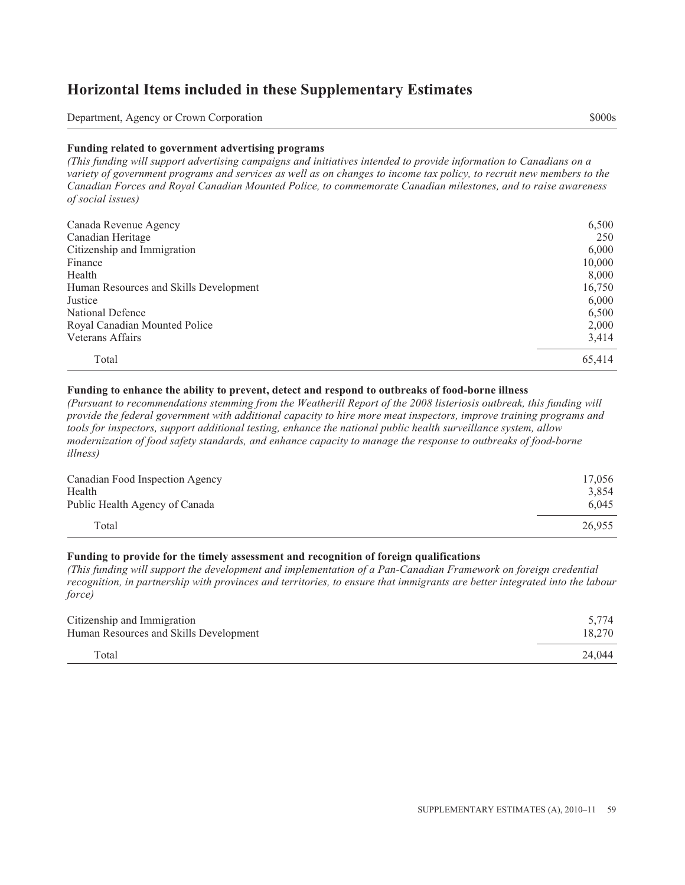## Horizontal Items included in these Supplementary Estimates

| Department, Agency or Crown Corporation | $000s |
| --- | --- |

**Funding related to government advertising programs**

*(This funding will support advertising campaigns and initiatives intended to provide information to Canadians on a variety of government programs and services as well as on changes to income tax policy, to recruit new members to the Canadian Forces and Royal Canadian Mounted Police, to commemorate Canadian milestones, and to raise awareness of social issues)*

| Department, Agency or Crown Corporation | $000s |
| --- | --- |
| Canada Revenue Agency | 6,500 |
| Canadian Heritage | 250 |
| Citizenship and Immigration | 6,000 |
| Finance | 10,000 |
| Health | 8,000 |
| Human Resources and Skills Development | 16,750 |
| Justice | 6,000 |
| National Defence | 6,500 |
| Royal Canadian Mounted Police | 2,000 |
| Veterans Affairs | 3,414 |
| Total | 65,414 |

**Funding to enhance the ability to prevent, detect and respond to outbreaks of food-borne illness**

*(Pursuant to recommendations stemming from the Weatherill Report of the 2008 listeriosis outbreak, this funding will provide the federal government with additional capacity to hire more meat inspectors, improve training programs and tools for inspectors, support additional testing, enhance the national public health surveillance system, allow modernization of food safety standards, and enhance capacity to manage the response to outbreaks of food-borne illness)*

| Department, Agency or Crown Corporation | $000s |
| --- | --- |
| Canadian Food Inspection Agency | 17,056 |
| Health | 3,854 |
| Public Health Agency of Canada | 6,045 |
| Total | 26,955 |

**Funding to provide for the timely assessment and recognition of foreign qualifications**

*(This funding will support the development and implementation of a Pan-Canadian Framework on foreign credential recognition, in partnership with provinces and territories, to ensure that immigrants are better integrated into the labour force)*

| Department, Agency or Crown Corporation | $000s |
| --- | --- |
| Citizenship and Immigration | 5,774 |
| Human Resources and Skills Development | 18,270 |
| Total | 24,044 |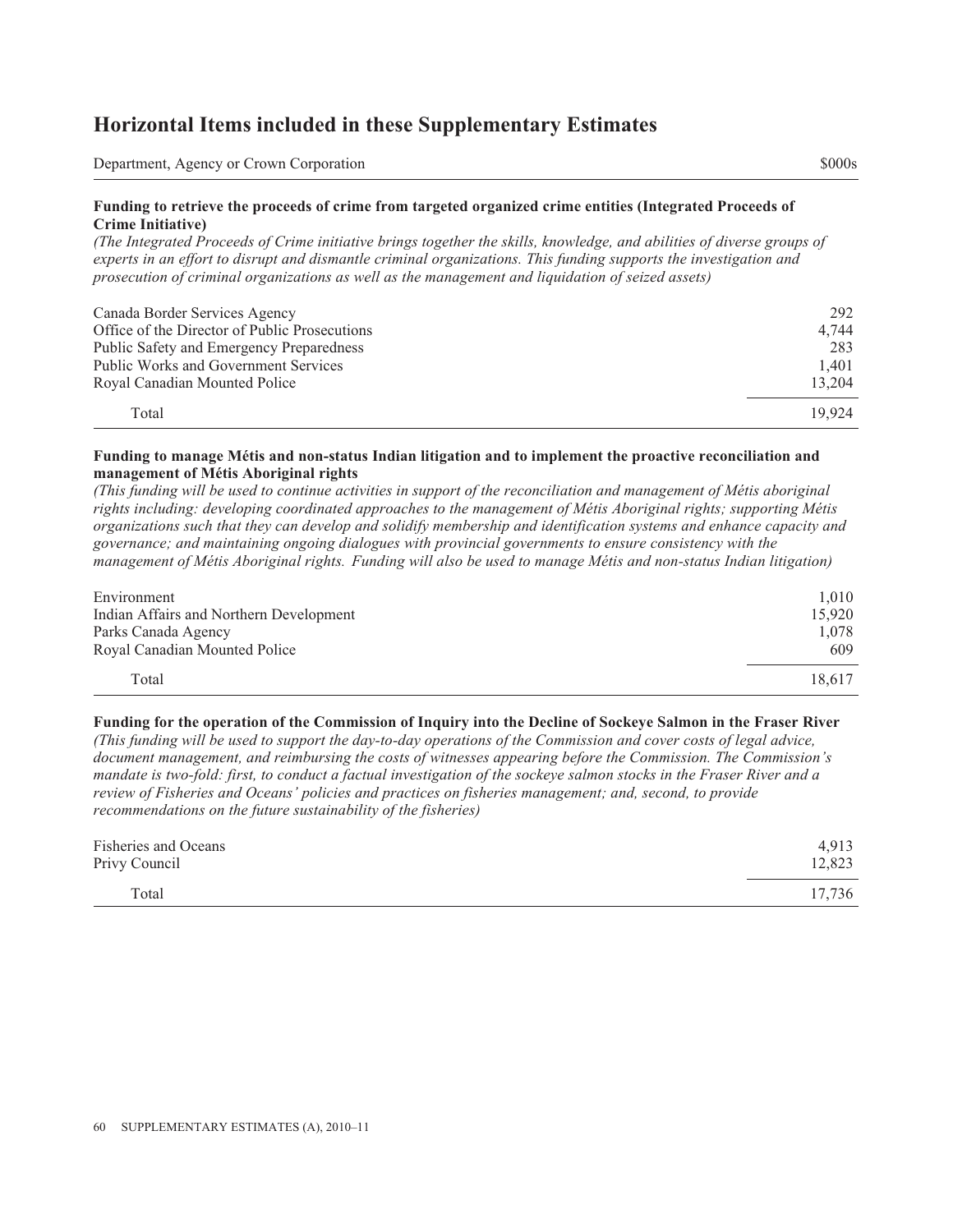# Horizontal Items included in these Supplementary Estimates

| Department, Agency or Crown Corporation | $000s |
| --- | --- |

**Funding to retrieve the proceeds of crime from targeted organized crime entities (Integrated Proceeds of Crime Initiative)**

*(The Integrated Proceeds of Crime initiative brings together the skills, knowledge, and abilities of diverse groups of experts in an effort to disrupt and dismantle criminal organizations. This funding supports the investigation and prosecution of criminal organizations as well as the management and liquidation of seized assets)*

| Department, Agency or Crown Corporation | $000s |
| --- | --- |
| Canada Border Services Agency | 292 |
| Office of the Director of Public Prosecutions | 4,744 |
| Public Safety and Emergency Preparedness | 283 |
| Public Works and Government Services | 1,401 |
| Royal Canadian Mounted Police | 13,204 |
| Total | 19,924 |

**Funding to manage Métis and non-status Indian litigation and to implement the proactive reconciliation and management of Métis Aboriginal rights**

*(This funding will be used to continue activities in support of the reconciliation and management of Métis aboriginal rights including: developing coordinated approaches to the management of Métis Aboriginal rights; supporting Métis organizations such that they can develop and solidify membership and identification systems and enhance capacity and governance; and maintaining ongoing dialogues with provincial governments to ensure consistency with the management of Métis Aboriginal rights. Funding will also be used to manage Métis and non-status Indian litigation)*

| Department, Agency or Crown Corporation | $000s |
| --- | --- |
| Environment | 1,010 |
| Indian Affairs and Northern Development | 15,920 |
| Parks Canada Agency | 1,078 |
| Royal Canadian Mounted Police | 609 |
| Total | 18,617 |

**Funding for the operation of the Commission of Inquiry into the Decline of Sockeye Salmon in the Fraser River**

*(This funding will be used to support the day-to-day operations of the Commission and cover costs of legal advice, document management, and reimbursing the costs of witnesses appearing before the Commission. The Commission's mandate is two-fold: first, to conduct a factual investigation of the sockeye salmon stocks in the Fraser River and a review of Fisheries and Oceans' policies and practices on fisheries management; and, second, to provide recommendations on the future sustainability of the fisheries)*

| Department, Agency or Crown Corporation | $000s |
| --- | --- |
| Fisheries and Oceans | 4,913 |
| Privy Council | 12,823 |
| Total | 17,736 |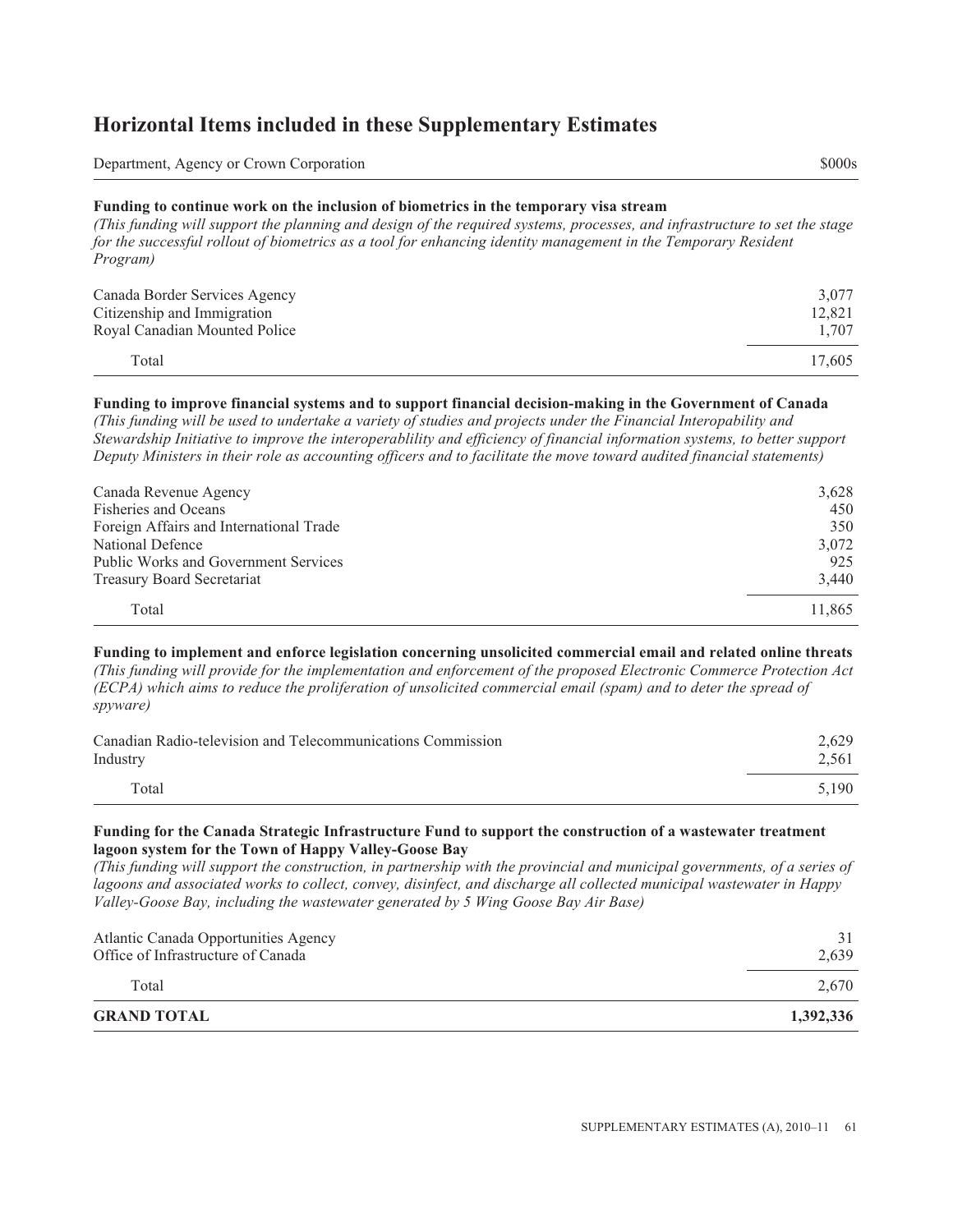## Horizontal Items included in these Supplementary Estimates

| Department, Agency or Crown Corporation | $000s |
| --- | --- |
| **Funding to continue work on the inclusion of biometrics in the temporary visa stream** | |
| *(This funding will support the planning and design of the required systems, processes, and infrastructure to set the stage for the successful rollout of biometrics as a tool for enhancing identity management in the Temporary Resident Program)* | |
| Canada Border Services Agency | 3,077 |
| Citizenship and Immigration | 12,821 |
| Royal Canadian Mounted Police | 1,707 |
| Total | 17,605 |
| **Funding to improve financial systems and to support financial decision-making in the Government of Canada** | |
| *(This funding will be used to undertake a variety of studies and projects under the Financial Interopability and Stewardship Initiative to improve the interoperablility and efficiency of financial information systems, to better support Deputy Ministers in their role as accounting officers and to facilitate the move toward audited financial statements)* | |
| Canada Revenue Agency | 3,628 |
| Fisheries and Oceans | 450 |
| Foreign Affairs and International Trade | 350 |
| National Defence | 3,072 |
| Public Works and Government Services | 925 |
| Treasury Board Secretariat | 3,440 |
| Total | 11,865 |
| **Funding to implement and enforce legislation concerning unsolicited commercial email and related online threats** | |
| *(This funding will provide for the implementation and enforcement of the proposed Electronic Commerce Protection Act (ECPA) which aims to reduce the proliferation of unsolicited commercial email (spam) and to deter the spread of spyware)* | |
| Canadian Radio-television and Telecommunications Commission | 2,629 |
| Industry | 2,561 |
| Total | 5,190 |
| **Funding for the Canada Strategic Infrastructure Fund to support the construction of a wastewater treatment lagoon system for the Town of Happy Valley-Goose Bay** | |
| *(This funding will support the construction, in partnership with the provincial and municipal governments, of a series of lagoons and associated works to collect, convey, disinfect, and discharge all collected municipal wastewater in Happy Valley-Goose Bay, including the wastewater generated by 5 Wing Goose Bay Air Base)* | |
| Atlantic Canada Opportunities Agency | 31 |
| Office of Infrastructure of Canada | 2,639 |
| Total | 2,670 |
| **GRAND TOTAL** | **1,392,336** |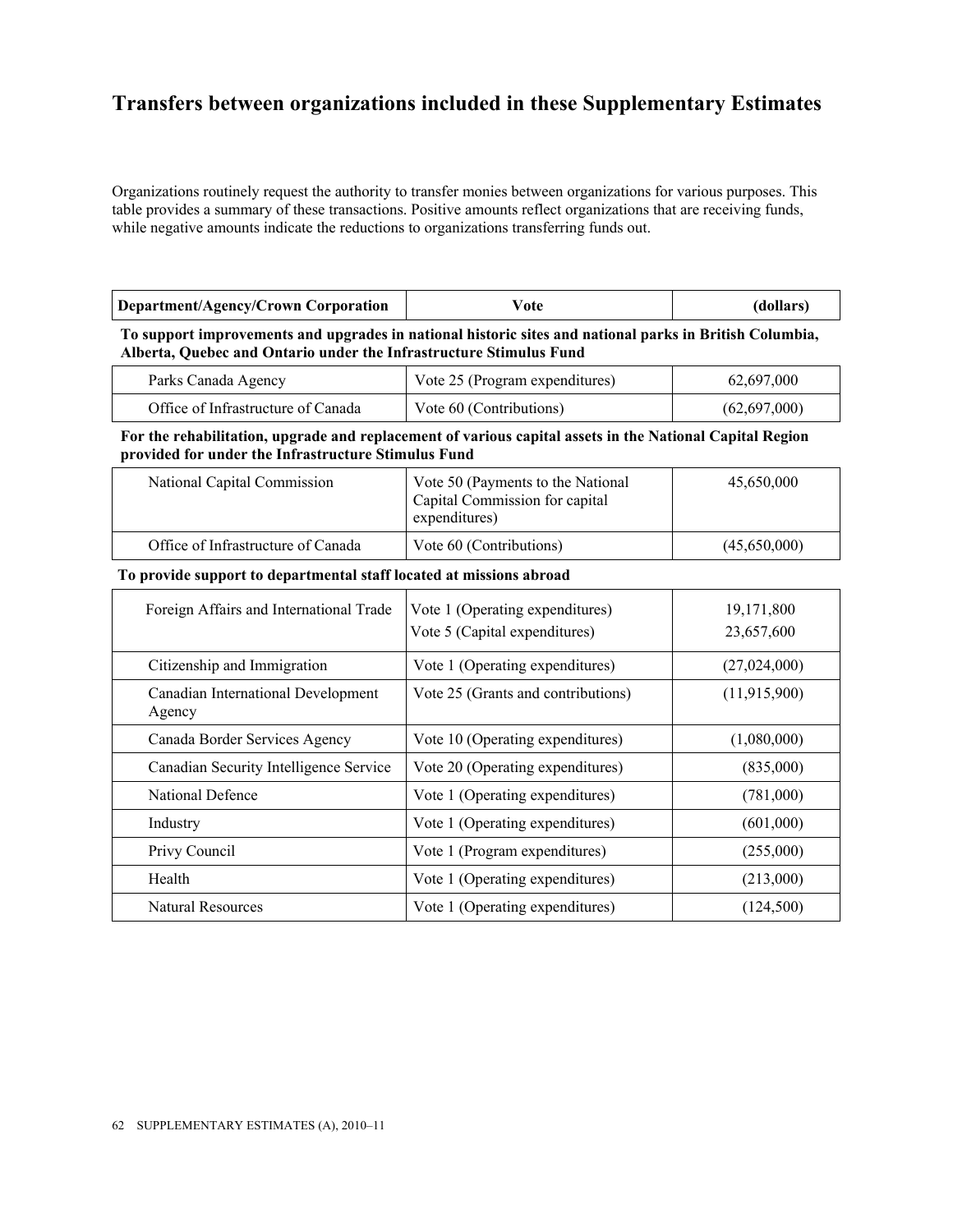# Transfers between organizations included in these Supplementary Estimates

Organizations routinely request the authority to transfer monies between organizations for various purposes. This table provides a summary of these transactions. Positive amounts reflect organizations that are receiving funds, while negative amounts indicate the reductions to organizations transferring funds out.

| Department/Agency/Crown Corporation | Vote | (dollars) |
|---|---|---|
| **To support improvements and upgrades in national historic sites and national parks in British Columbia, Alberta, Quebec and Ontario under the Infrastructure Stimulus Fund** | | |
| Parks Canada Agency | Vote 25 (Program expenditures) | 62,697,000 |
| Office of Infrastructure of Canada | Vote 60 (Contributions) | (62,697,000) |
| **For the rehabilitation, upgrade and replacement of various capital assets in the National Capital Region provided for under the Infrastructure Stimulus Fund** | | |
| National Capital Commission | Vote 50 (Payments to the National Capital Commission for capital expenditures) | 45,650,000 |
| Office of Infrastructure of Canada | Vote 60 (Contributions) | (45,650,000) |
| **To provide support to departmental staff located at missions abroad** | | |
| Foreign Affairs and International Trade | Vote 1 (Operating expenditures) | 19,171,800 |
| | Vote 5 (Capital expenditures) | 23,657,600 |
| Citizenship and Immigration | Vote 1 (Operating expenditures) | (27,024,000) |
| Canadian International Development Agency | Vote 25 (Grants and contributions) | (11,915,900) |
| Canada Border Services Agency | Vote 10 (Operating expenditures) | (1,080,000) |
| Canadian Security Intelligence Service | Vote 20 (Operating expenditures) | (835,000) |
| National Defence | Vote 1 (Operating expenditures) | (781,000) |
| Industry | Vote 1 (Operating expenditures) | (601,000) |
| Privy Council | Vote 1 (Program expenditures) | (255,000) |
| Health | Vote 1 (Operating expenditures) | (213,000) |
| Natural Resources | Vote 1 (Operating expenditures) | (124,500) |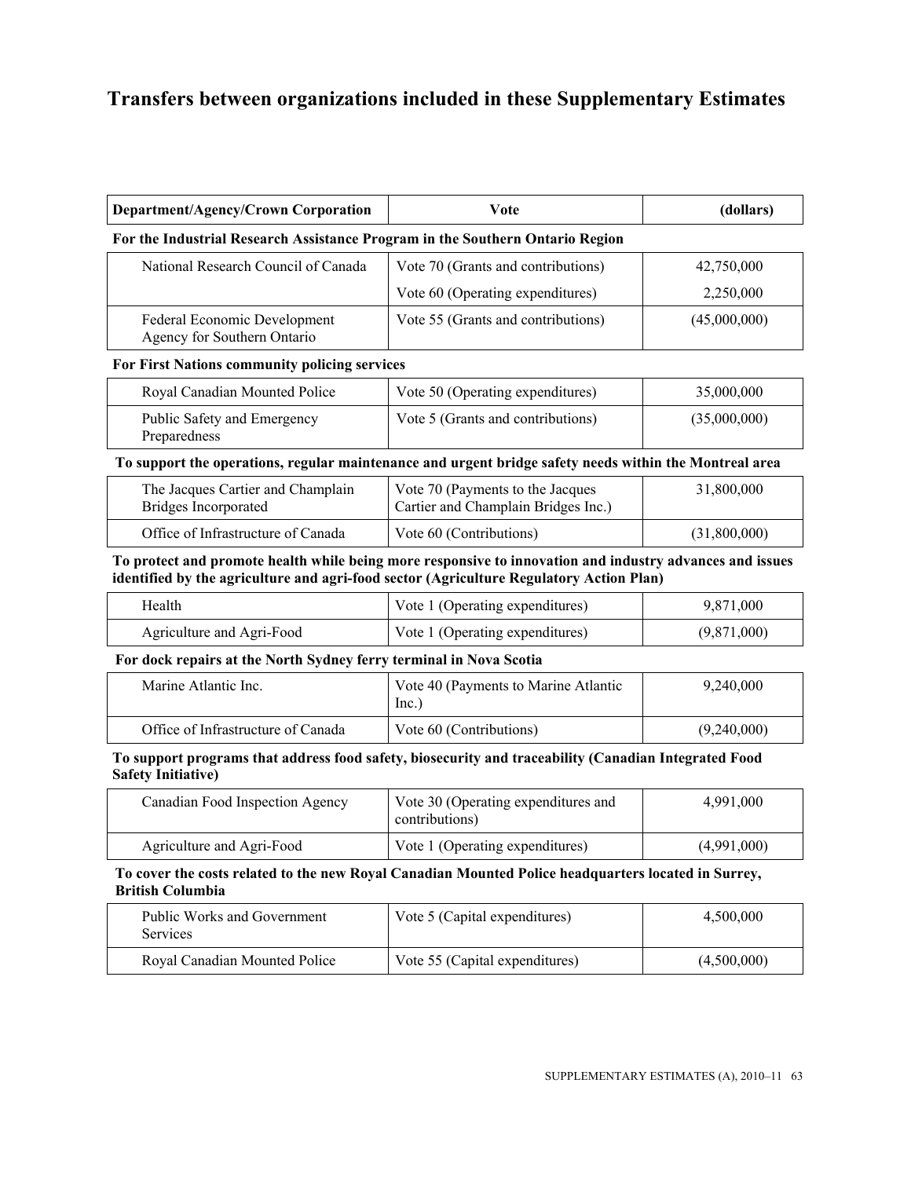# Transfers between organizations included in these Supplementary Estimates

| Department/Agency/Crown Corporation | Vote | (dollars) |
|---|---|---|
| **For the Industrial Research Assistance Program in the Southern Ontario Region** | | |
| National Research Council of Canada | Vote 70 (Grants and contributions) | 42,750,000 |
| | Vote 60 (Operating expenditures) | 2,250,000 |
| Federal Economic Development Agency for Southern Ontario | Vote 55 (Grants and contributions) | (45,000,000) |
| **For First Nations community policing services** | | |
| Royal Canadian Mounted Police | Vote 50 (Operating expenditures) | 35,000,000 |
| Public Safety and Emergency Preparedness | Vote 5 (Grants and contributions) | (35,000,000) |
| **To support the operations, regular maintenance and urgent bridge safety needs within the Montreal area** | | |
| The Jacques Cartier and Champlain Bridges Incorporated | Vote 70 (Payments to the Jacques Cartier and Champlain Bridges Inc.) | 31,800,000 |
| Office of Infrastructure of Canada | Vote 60 (Contributions) | (31,800,000) |
| **To protect and promote health while being more responsive to innovation and industry advances and issues identified by the agriculture and agri-food sector (Agriculture Regulatory Action Plan)** | | |
| Health | Vote 1 (Operating expenditures) | 9,871,000 |
| Agriculture and Agri-Food | Vote 1 (Operating expenditures) | (9,871,000) |
| **For dock repairs at the North Sydney ferry terminal in Nova Scotia** | | |
| Marine Atlantic Inc. | Vote 40 (Payments to Marine Atlantic Inc.) | 9,240,000 |
| Office of Infrastructure of Canada | Vote 60 (Contributions) | (9,240,000) |
| **To support programs that address food safety, biosecurity and traceability (Canadian Integrated Food Safety Initiative)** | | |
| Canadian Food Inspection Agency | Vote 30 (Operating expenditures and contributions) | 4,991,000 |
| Agriculture and Agri-Food | Vote 1 (Operating expenditures) | (4,991,000) |
| **To cover the costs related to the new Royal Canadian Mounted Police headquarters located in Surrey, British Columbia** | | |
| Public Works and Government Services | Vote 5 (Capital expenditures) | 4,500,000 |
| Royal Canadian Mounted Police | Vote 55 (Capital expenditures) | (4,500,000) |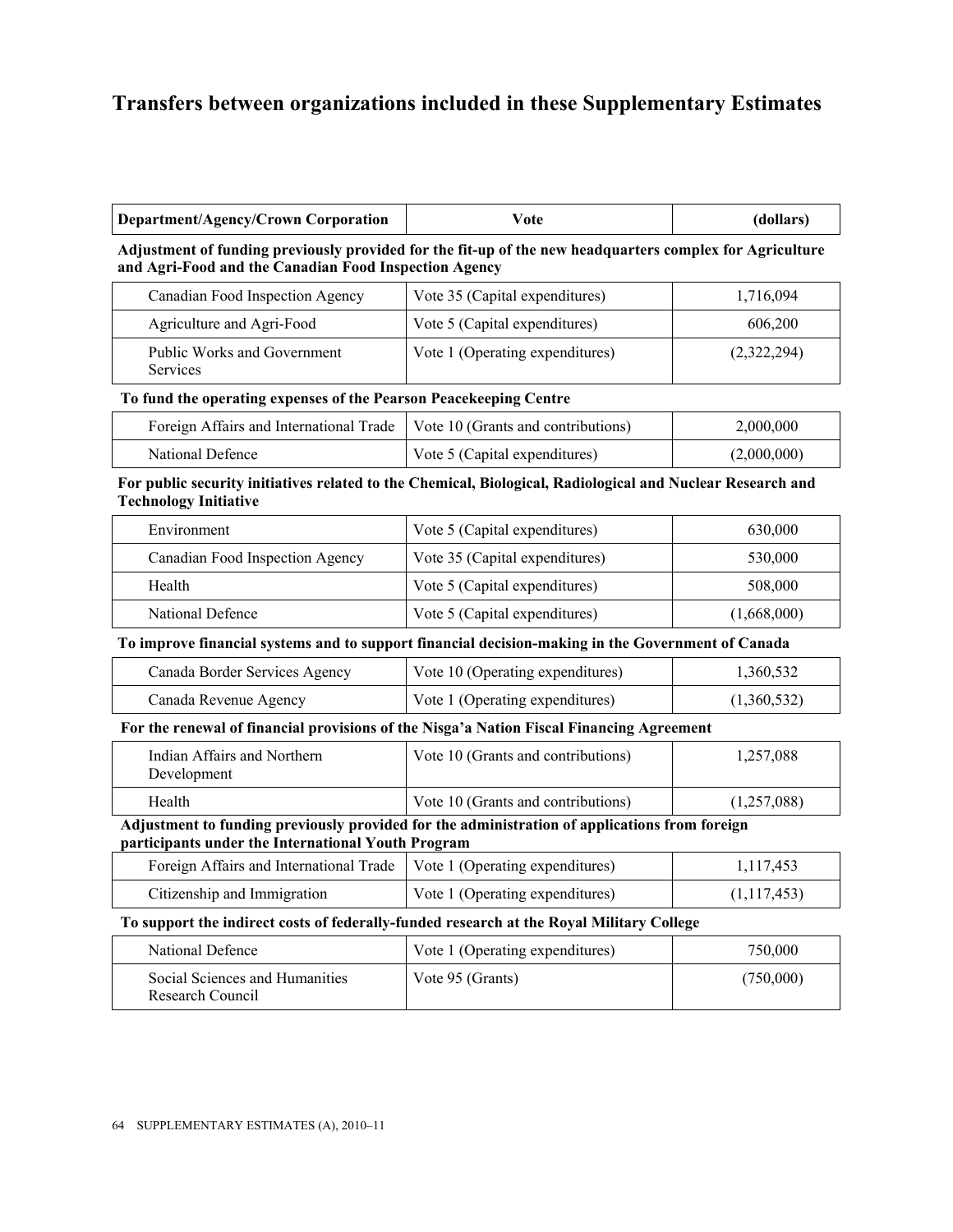# Transfers between organizations included in these Supplementary Estimates

| Department/Agency/Crown Corporation | Vote | (dollars) |
|---|---|---|
| **Adjustment of funding previously provided for the fit-up of the new headquarters complex for Agriculture and Agri-Food and the Canadian Food Inspection Agency** | | |
| Canadian Food Inspection Agency | Vote 35 (Capital expenditures) | 1,716,094 |
| Agriculture and Agri-Food | Vote 5 (Capital expenditures) | 606,200 |
| Public Works and Government Services | Vote 1 (Operating expenditures) | (2,322,294) |
| **To fund the operating expenses of the Pearson Peacekeeping Centre** | | |
| Foreign Affairs and International Trade | Vote 10 (Grants and contributions) | 2,000,000 |
| National Defence | Vote 5 (Capital expenditures) | (2,000,000) |
| **For public security initiatives related to the Chemical, Biological, Radiological and Nuclear Research and Technology Initiative** | | |
| Environment | Vote 5 (Capital expenditures) | 630,000 |
| Canadian Food Inspection Agency | Vote 35 (Capital expenditures) | 530,000 |
| Health | Vote 5 (Capital expenditures) | 508,000 |
| National Defence | Vote 5 (Capital expenditures) | (1,668,000) |
| **To improve financial systems and to support financial decision-making in the Government of Canada** | | |
| Canada Border Services Agency | Vote 10 (Operating expenditures) | 1,360,532 |
| Canada Revenue Agency | Vote 1 (Operating expenditures) | (1,360,532) |
| **For the renewal of financial provisions of the Nisga'a Nation Fiscal Financing Agreement** | | |
| Indian Affairs and Northern Development | Vote 10 (Grants and contributions) | 1,257,088 |
| Health | Vote 10 (Grants and contributions) | (1,257,088) |
| **Adjustment to funding previously provided for the administration of applications from foreign participants under the International Youth Program** | | |
| Foreign Affairs and International Trade | Vote 1 (Operating expenditures) | 1,117,453 |
| Citizenship and Immigration | Vote 1 (Operating expenditures) | (1,117,453) |
| **To support the indirect costs of federally-funded research at the Royal Military College** | | |
| National Defence | Vote 1 (Operating expenditures) | 750,000 |
| Social Sciences and Humanities Research Council | Vote 95 (Grants) | (750,000) |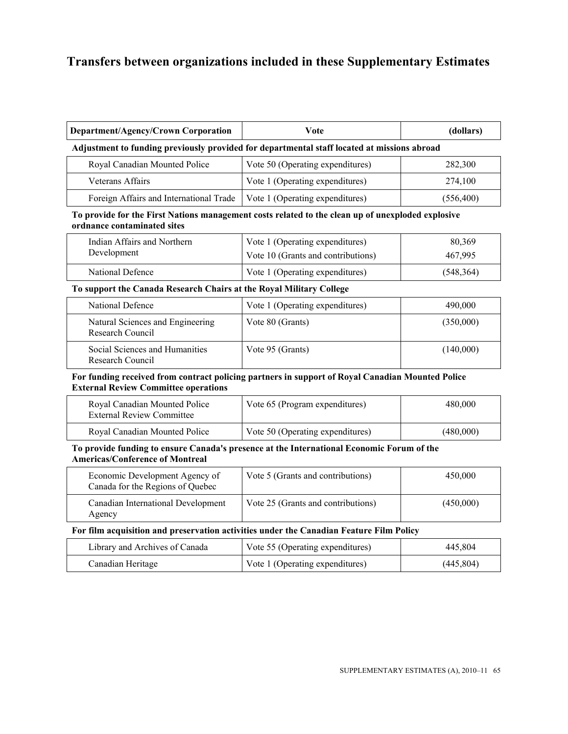# Transfers between organizations included in these Supplementary Estimates

| Department/Agency/Crown Corporation | Vote | (dollars) |
|---|---|---|
| **Adjustment to funding previously provided for departmental staff located at missions abroad** | | |
| Royal Canadian Mounted Police | Vote 50 (Operating expenditures) | 282,300 |
| Veterans Affairs | Vote 1 (Operating expenditures) | 274,100 |
| Foreign Affairs and International Trade | Vote 1 (Operating expenditures) | (556,400) |
| **To provide for the First Nations management costs related to the clean up of unexploded explosive ordnance contaminated sites** | | |
| Indian Affairs and Northern Development | Vote 1 (Operating expenditures) | 80,369 |
| | Vote 10 (Grants and contributions) | 467,995 |
| National Defence | Vote 1 (Operating expenditures) | (548,364) |
| **To support the Canada Research Chairs at the Royal Military College** | | |
| National Defence | Vote 1 (Operating expenditures) | 490,000 |
| Natural Sciences and Engineering Research Council | Vote 80 (Grants) | (350,000) |
| Social Sciences and Humanities Research Council | Vote 95 (Grants) | (140,000) |
| **For funding received from contract policing partners in support of Royal Canadian Mounted Police External Review Committee operations** | | |
| Royal Canadian Mounted Police External Review Committee | Vote 65 (Program expenditures) | 480,000 |
| Royal Canadian Mounted Police | Vote 50 (Operating expenditures) | (480,000) |
| **To provide funding to ensure Canada's presence at the International Economic Forum of the Americas/Conference of Montreal** | | |
| Economic Development Agency of Canada for the Regions of Quebec | Vote 5 (Grants and contributions) | 450,000 |
| Canadian International Development Agency | Vote 25 (Grants and contributions) | (450,000) |
| **For film acquisition and preservation activities under the Canadian Feature Film Policy** | | |
| Library and Archives of Canada | Vote 55 (Operating expenditures) | 445,804 |
| Canadian Heritage | Vote 1 (Operating expenditures) | (445,804) |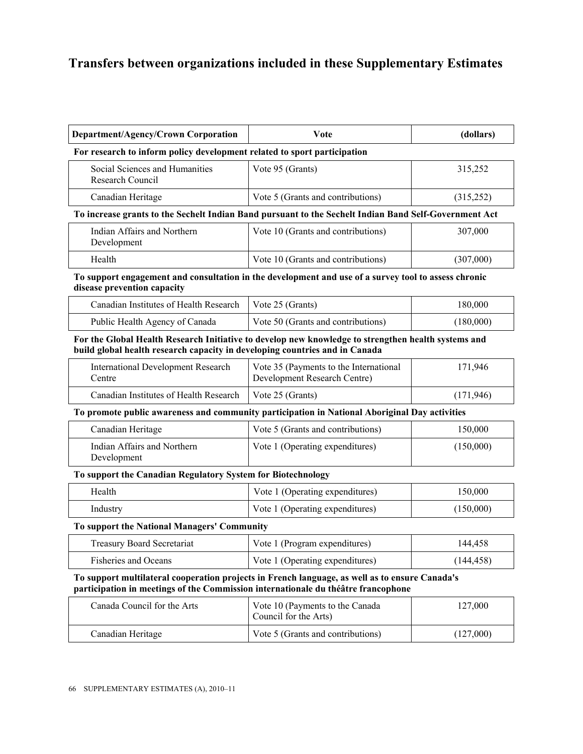# Transfers between organizations included in these Supplementary Estimates

| Department/Agency/Crown Corporation | Vote | (dollars) |
|---|---|---|
| **For research to inform policy development related to sport participation** | | |
| Social Sciences and Humanities Research Council | Vote 95 (Grants) | 315,252 |
| Canadian Heritage | Vote 5 (Grants and contributions) | (315,252) |
| **To increase grants to the Sechelt Indian Band pursuant to the Sechelt Indian Band Self-Government Act** | | |
| Indian Affairs and Northern Development | Vote 10 (Grants and contributions) | 307,000 |
| Health | Vote 10 (Grants and contributions) | (307,000) |
| **To support engagement and consultation in the development and use of a survey tool to assess chronic disease prevention capacity** | | |
| Canadian Institutes of Health Research | Vote 25 (Grants) | 180,000 |
| Public Health Agency of Canada | Vote 50 (Grants and contributions) | (180,000) |
| **For the Global Health Research Initiative to develop new knowledge to strengthen health systems and build global health research capacity in developing countries and in Canada** | | |
| International Development Research Centre | Vote 35 (Payments to the International Development Research Centre) | 171,946 |
| Canadian Institutes of Health Research | Vote 25 (Grants) | (171,946) |
| **To promote public awareness and community participation in National Aboriginal Day activities** | | |
| Canadian Heritage | Vote 5 (Grants and contributions) | 150,000 |
| Indian Affairs and Northern Development | Vote 1 (Operating expenditures) | (150,000) |
| **To support the Canadian Regulatory System for Biotechnology** | | |
| Health | Vote 1 (Operating expenditures) | 150,000 |
| Industry | Vote 1 (Operating expenditures) | (150,000) |
| **To support the National Managers' Community** | | |
| Treasury Board Secretariat | Vote 1 (Program expenditures) | 144,458 |
| Fisheries and Oceans | Vote 1 (Operating expenditures) | (144,458) |
| **To support multilateral cooperation projects in French language, as well as to ensure Canada's participation in meetings of the Commission internationale du théâtre francophone** | | |
| Canada Council for the Arts | Vote 10 (Payments to the Canada Council for the Arts) | 127,000 |
| Canadian Heritage | Vote 5 (Grants and contributions) | (127,000) |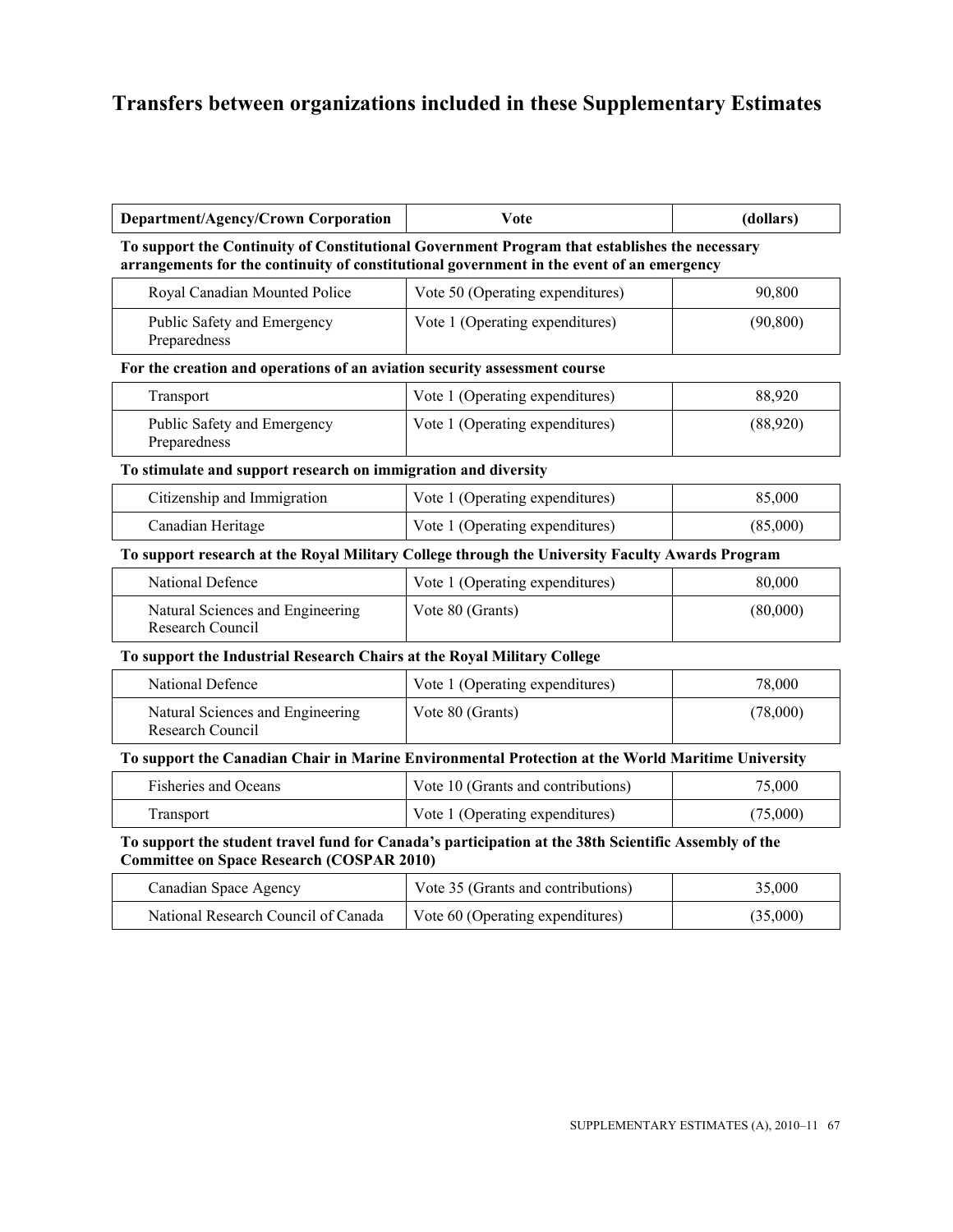# Transfers between organizations included in these Supplementary Estimates

| Department/Agency/Crown Corporation | Vote | (dollars) |
|---|---|---|
| **To support the Continuity of Constitutional Government Program that establishes the necessary arrangements for the continuity of constitutional government in the event of an emergency** | | |
| Royal Canadian Mounted Police | Vote 50 (Operating expenditures) | 90,800 |
| Public Safety and Emergency Preparedness | Vote 1 (Operating expenditures) | (90,800) |
| **For the creation and operations of an aviation security assessment course** | | |
| Transport | Vote 1 (Operating expenditures) | 88,920 |
| Public Safety and Emergency Preparedness | Vote 1 (Operating expenditures) | (88,920) |
| **To stimulate and support research on immigration and diversity** | | |
| Citizenship and Immigration | Vote 1 (Operating expenditures) | 85,000 |
| Canadian Heritage | Vote 1 (Operating expenditures) | (85,000) |
| **To support research at the Royal Military College through the University Faculty Awards Program** | | |
| National Defence | Vote 1 (Operating expenditures) | 80,000 |
| Natural Sciences and Engineering Research Council | Vote 80 (Grants) | (80,000) |
| **To support the Industrial Research Chairs at the Royal Military College** | | |
| National Defence | Vote 1 (Operating expenditures) | 78,000 |
| Natural Sciences and Engineering Research Council | Vote 80 (Grants) | (78,000) |
| **To support the Canadian Chair in Marine Environmental Protection at the World Maritime University** | | |
| Fisheries and Oceans | Vote 10 (Grants and contributions) | 75,000 |
| Transport | Vote 1 (Operating expenditures) | (75,000) |
| **To support the student travel fund for Canada's participation at the 38th Scientific Assembly of the Committee on Space Research (COSPAR 2010)** | | |
| Canadian Space Agency | Vote 35 (Grants and contributions) | 35,000 |
| National Research Council of Canada | Vote 60 (Operating expenditures) | (35,000) |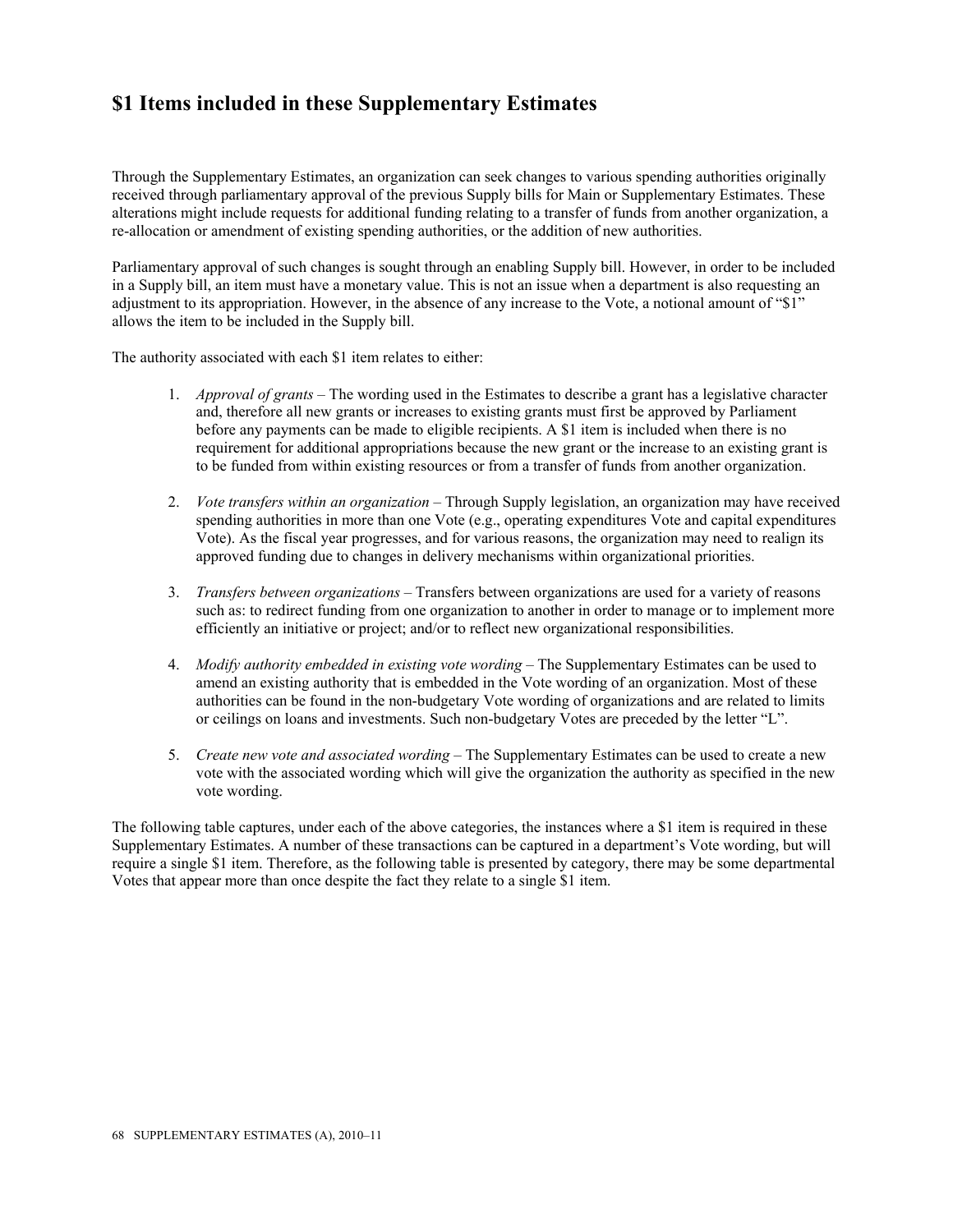# $1 Items included in these Supplementary Estimates

Through the Supplementary Estimates, an organization can seek changes to various spending authorities originally received through parliamentary approval of the previous Supply bills for Main or Supplementary Estimates. These alterations might include requests for additional funding relating to a transfer of funds from another organization, a re-allocation or amendment of existing spending authorities, or the addition of new authorities.

Parliamentary approval of such changes is sought through an enabling Supply bill. However, in order to be included in a Supply bill, an item must have a monetary value. This is not an issue when a department is also requesting an adjustment to its appropriation. However, in the absence of any increase to the Vote, a notional amount of "$1" allows the item to be included in the Supply bill.

The authority associated with each $1 item relates to either:

1. *Approval of grants* – The wording used in the Estimates to describe a grant has a legislative character and, therefore all new grants or increases to existing grants must first be approved by Parliament before any payments can be made to eligible recipients. A $1 item is included when there is no requirement for additional appropriations because the new grant or the increase to an existing grant is to be funded from within existing resources or from a transfer of funds from another organization.

2. *Vote transfers within an organization* – Through Supply legislation, an organization may have received spending authorities in more than one Vote (e.g., operating expenditures Vote and capital expenditures Vote). As the fiscal year progresses, and for various reasons, the organization may need to realign its approved funding due to changes in delivery mechanisms within organizational priorities.

3. *Transfers between organizations* – Transfers between organizations are used for a variety of reasons such as: to redirect funding from one organization to another in order to manage or to implement more efficiently an initiative or project; and/or to reflect new organizational responsibilities.

4. *Modify authority embedded in existing vote wording* – The Supplementary Estimates can be used to amend an existing authority that is embedded in the Vote wording of an organization. Most of these authorities can be found in the non-budgetary Vote wording of organizations and are related to limits or ceilings on loans and investments. Such non-budgetary Votes are preceded by the letter "L".

5. *Create new vote and associated wording* – The Supplementary Estimates can be used to create a new vote with the associated wording which will give the organization the authority as specified in the new vote wording.

The following table captures, under each of the above categories, the instances where a $1 item is required in these Supplementary Estimates. A number of these transactions can be captured in a department's Vote wording, but will require a single $1 item. Therefore, as the following table is presented by category, there may be some departmental Votes that appear more than once despite the fact they relate to a single $1 item.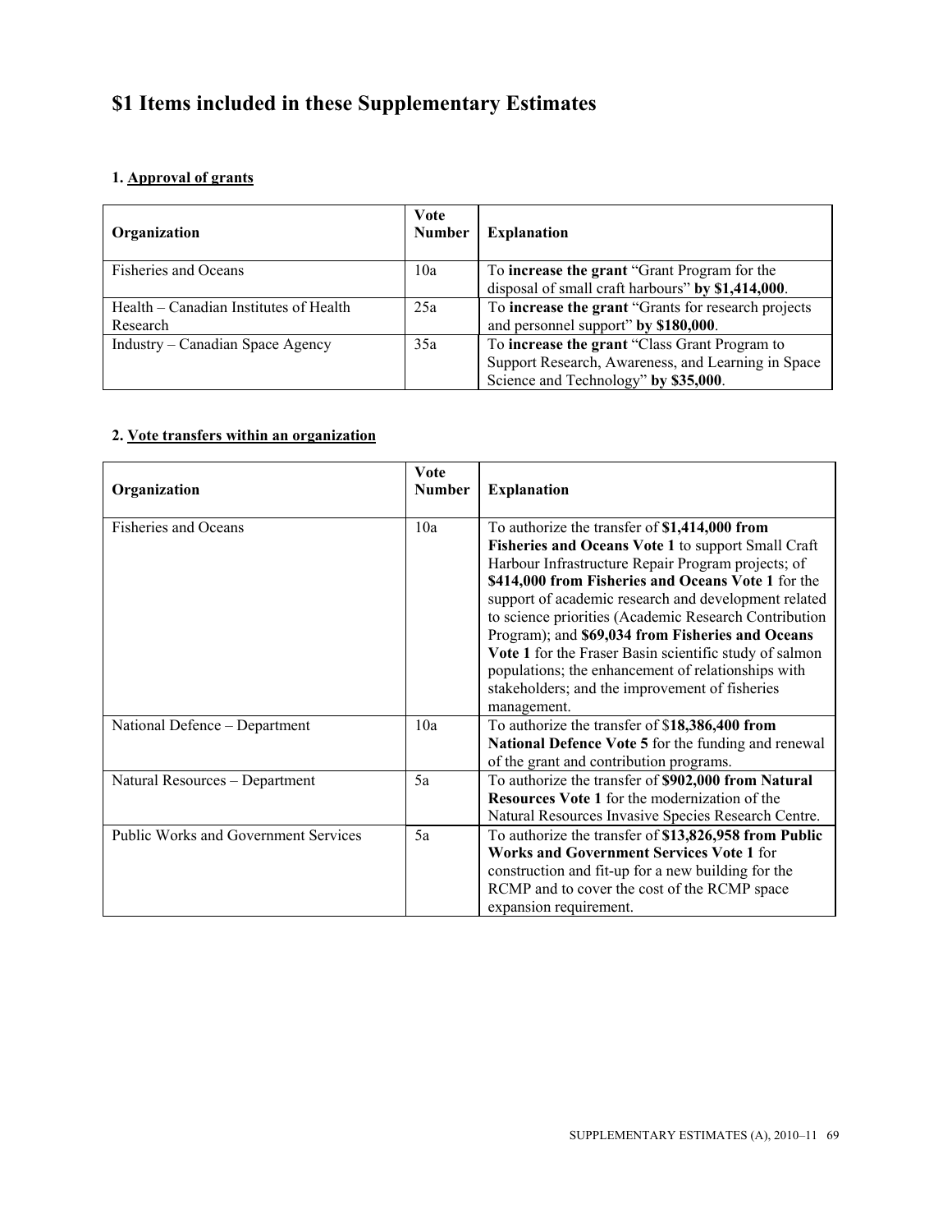# $1 Items included in these Supplementary Estimates

### 1. Approval of grants

| Organization | Vote Number | Explanation |
|---|---|---|
| Fisheries and Oceans | 10a | To **increase the grant** "Grant Program for the disposal of small craft harbours" **by $1,414,000**. |
| Health – Canadian Institutes of Health Research | 25a | To **increase the grant** "Grants for research projects and personnel support" **by $180,000**. |
| Industry – Canadian Space Agency | 35a | To **increase the grant** "Class Grant Program to Support Research, Awareness, and Learning in Space Science and Technology" **by $35,000**. |

### 2. Vote transfers within an organization

| Organization | Vote Number | Explanation |
|---|---|---|
| Fisheries and Oceans | 10a | To authorize the transfer of **$1,414,000 from Fisheries and Oceans Vote 1** to support Small Craft Harbour Infrastructure Repair Program projects; of **$414,000 from Fisheries and Oceans Vote 1** for the support of academic research and development related to science priorities (Academic Research Contribution Program); and **$69,034 from Fisheries and Oceans Vote 1** for the Fraser Basin scientific study of salmon populations; the enhancement of relationships with stakeholders; and the improvement of fisheries management. |
| National Defence – Department | 10a | To authorize the transfer of $**18,386,400 from National Defence Vote 5** for the funding and renewal of the grant and contribution programs. |
| Natural Resources – Department | 5a | To authorize the transfer of **$902,000 from Natural Resources Vote 1** for the modernization of the Natural Resources Invasive Species Research Centre. |
| Public Works and Government Services | 5a | To authorize the transfer of **$13,826,958 from Public Works and Government Services Vote 1** for construction and fit-up for a new building for the RCMP and to cover the cost of the RCMP space expansion requirement. |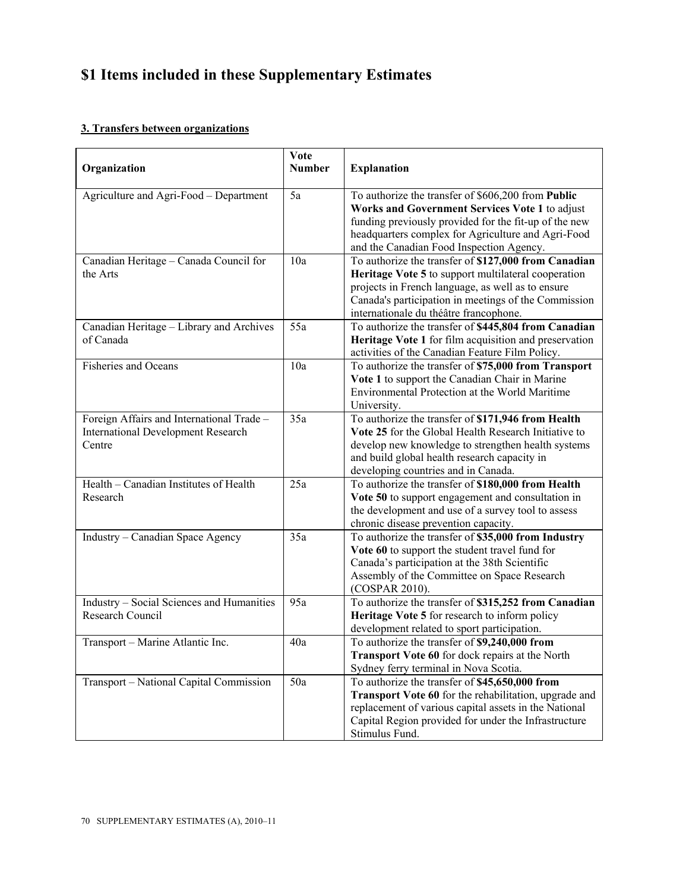# $1 Items included in these Supplementary Estimates

**3. Transfers between organizations**

| Organization | Vote Number | Explanation |
|---|---|---|
| Agriculture and Agri-Food – Department | 5a | To authorize the transfer of $606,200 from **Public Works and Government Services Vote 1** to adjust funding previously provided for the fit-up of the new headquarters complex for Agriculture and Agri-Food and the Canadian Food Inspection Agency. |
| Canadian Heritage – Canada Council for the Arts | 10a | To authorize the transfer of **$127,000 from Canadian Heritage Vote 5** to support multilateral cooperation projects in French language, as well as to ensure Canada's participation in meetings of the Commission internationale du théâtre francophone. |
| Canadian Heritage – Library and Archives of Canada | 55a | To authorize the transfer of **$445,804 from Canadian Heritage Vote 1** for film acquisition and preservation activities of the Canadian Feature Film Policy. |
| Fisheries and Oceans | 10a | To authorize the transfer of **$75,000 from Transport Vote 1** to support the Canadian Chair in Marine Environmental Protection at the World Maritime University. |
| Foreign Affairs and International Trade – International Development Research Centre | 35a | To authorize the transfer of **$171,946 from Health Vote 25** for the Global Health Research Initiative to develop new knowledge to strengthen health systems and build global health research capacity in developing countries and in Canada. |
| Health – Canadian Institutes of Health Research | 25a | To authorize the transfer of **$180,000 from Health Vote 50** to support engagement and consultation in the development and use of a survey tool to assess chronic disease prevention capacity. |
| Industry – Canadian Space Agency | 35a | To authorize the transfer of **$35,000 from Industry Vote 60** to support the student travel fund for Canada's participation at the 38th Scientific Assembly of the Committee on Space Research (COSPAR 2010). |
| Industry – Social Sciences and Humanities Research Council | 95a | To authorize the transfer of **$315,252 from Canadian Heritage Vote 5** for research to inform policy development related to sport participation. |
| Transport – Marine Atlantic Inc. | 40a | To authorize the transfer of **$9,240,000 from Transport Vote 60** for dock repairs at the North Sydney ferry terminal in Nova Scotia. |
| Transport – National Capital Commission | 50a | To authorize the transfer of **$45,650,000 from Transport Vote 60** for the rehabilitation, upgrade and replacement of various capital assets in the National Capital Region provided for under the Infrastructure Stimulus Fund. |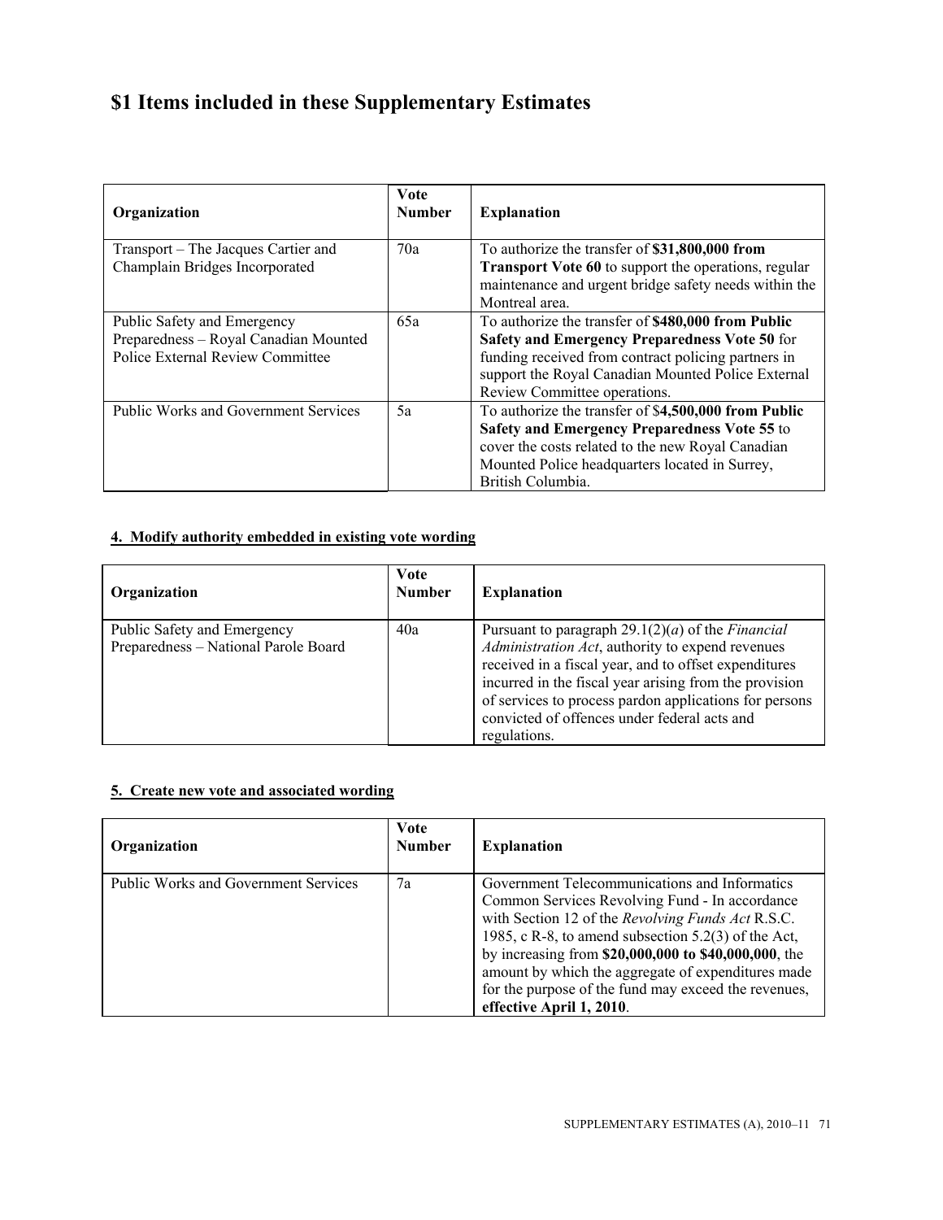# $1 Items included in these Supplementary Estimates

| Organization | Vote Number | Explanation |
|---|---|---|
| Transport – The Jacques Cartier and Champlain Bridges Incorporated | 70a | To authorize the transfer of **$31,800,000 from Transport Vote 60** to support the operations, regular maintenance and urgent bridge safety needs within the Montreal area. |
| Public Safety and Emergency Preparedness – Royal Canadian Mounted Police External Review Committee | 65a | To authorize the transfer of **$480,000 from Public Safety and Emergency Preparedness Vote 50** for funding received from contract policing partners in support the Royal Canadian Mounted Police External Review Committee operations. |
| Public Works and Government Services | 5a | To authorize the transfer of $**4,500,000 from Public Safety and Emergency Preparedness Vote 55** to cover the costs related to the new Royal Canadian Mounted Police headquarters located in Surrey, British Columbia. |

### 4. Modify authority embedded in existing vote wording

| Organization | Vote Number | Explanation |
|---|---|---|
| Public Safety and Emergency Preparedness – National Parole Board | 40a | Pursuant to paragraph 29.1(2)(*a*) of the *Financial Administration Act*, authority to expend revenues received in a fiscal year, and to offset expenditures incurred in the fiscal year arising from the provision of services to process pardon applications for persons convicted of offences under federal acts and regulations. |

### 5. Create new vote and associated wording

| Organization | Vote Number | Explanation |
|---|---|---|
| Public Works and Government Services | 7a | Government Telecommunications and Informatics Common Services Revolving Fund - In accordance with Section 12 of the *Revolving Funds Act* R.S.C. 1985, c R-8, to amend subsection 5.2(3) of the Act, by increasing from **$20,000,000 to $40,000,000**, the amount by which the aggregate of expenditures made for the purpose of the fund may exceed the revenues, **effective April 1, 2010**. |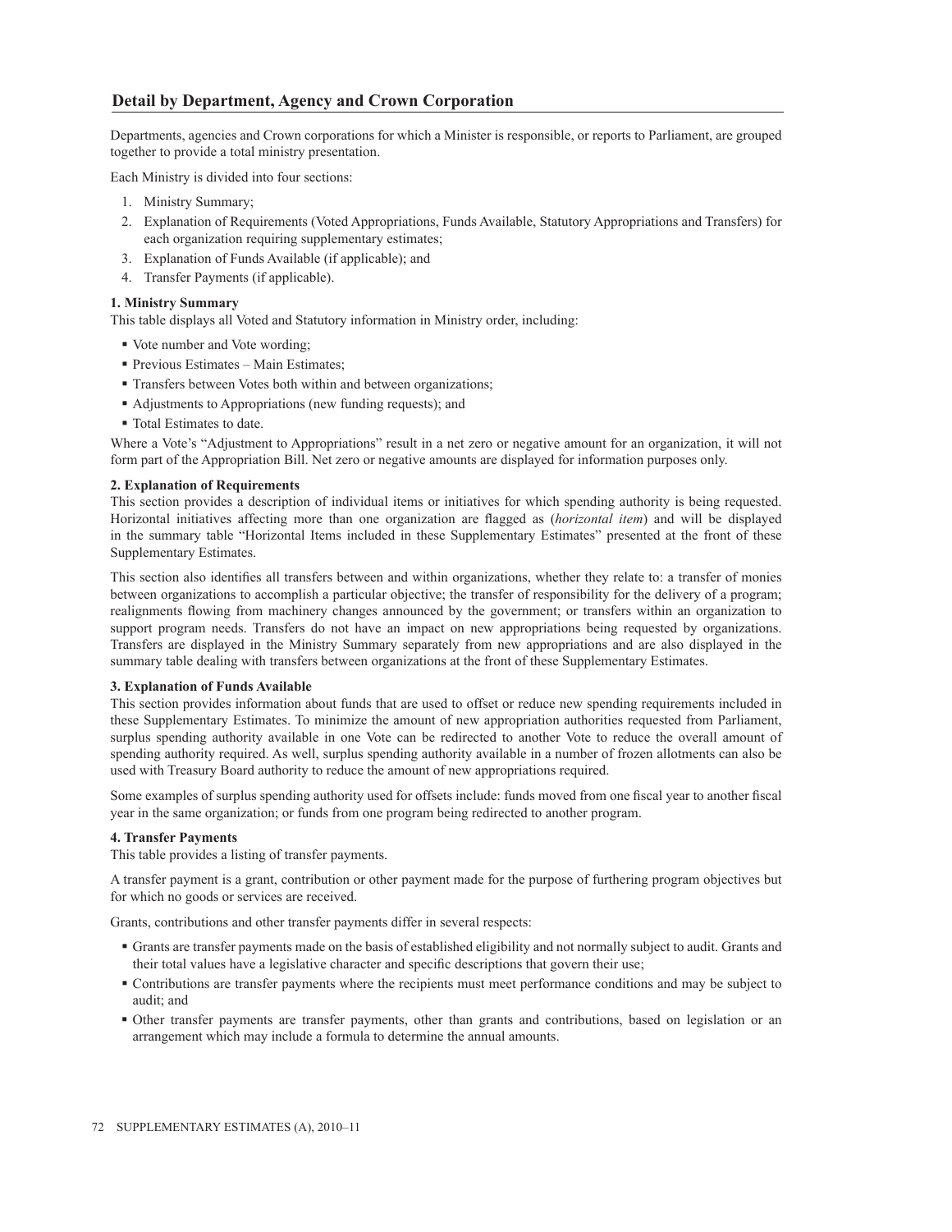## Detail by Department, Agency and Crown Corporation

Departments, agencies and Crown corporations for which a Minister is responsible, or reports to Parliament, are grouped together to provide a total ministry presentation.

Each Ministry is divided into four sections:

1. Ministry Summary;
2. Explanation of Requirements (Voted Appropriations, Funds Available, Statutory Appropriations and Transfers) for each organization requiring supplementary estimates;
3. Explanation of Funds Available (if applicable); and
4. Transfer Payments (if applicable).

**1. Ministry Summary**
This table displays all Voted and Statutory information in Ministry order, including:

- Vote number and Vote wording;
- Previous Estimates – Main Estimates;
- Transfers between Votes both within and between organizations;
- Adjustments to Appropriations (new funding requests); and
- Total Estimates to date.

Where a Vote's "Adjustment to Appropriations" result in a net zero or negative amount for an organization, it will not form part of the Appropriation Bill. Net zero or negative amounts are displayed for information purposes only.

**2. Explanation of Requirements**
This section provides a description of individual items or initiatives for which spending authority is being requested. Horizontal initiatives affecting more than one organization are flagged as (*horizontal item*) and will be displayed in the summary table "Horizontal Items included in these Supplementary Estimates" presented at the front of these Supplementary Estimates.

This section also identifies all transfers between and within organizations, whether they relate to: a transfer of monies between organizations to accomplish a particular objective; the transfer of responsibility for the delivery of a program; realignments flowing from machinery changes announced by the government; or transfers within an organization to support program needs. Transfers do not have an impact on new appropriations being requested by organizations. Transfers are displayed in the Ministry Summary separately from new appropriations and are also displayed in the summary table dealing with transfers between organizations at the front of these Supplementary Estimates.

**3. Explanation of Funds Available**
This section provides information about funds that are used to offset or reduce new spending requirements included in these Supplementary Estimates. To minimize the amount of new appropriation authorities requested from Parliament, surplus spending authority available in one Vote can be redirected to another Vote to reduce the overall amount of spending authority required. As well, surplus spending authority available in a number of frozen allotments can also be used with Treasury Board authority to reduce the amount of new appropriations required.

Some examples of surplus spending authority used for offsets include: funds moved from one fiscal year to another fiscal year in the same organization; or funds from one program being redirected to another program.

**4. Transfer Payments**
This table provides a listing of transfer payments.

A transfer payment is a grant, contribution or other payment made for the purpose of furthering program objectives but for which no goods or services are received.

Grants, contributions and other transfer payments differ in several respects:

- Grants are transfer payments made on the basis of established eligibility and not normally subject to audit. Grants and their total values have a legislative character and specific descriptions that govern their use;
- Contributions are transfer payments where the recipients must meet performance conditions and may be subject to audit; and
- Other transfer payments are transfer payments, other than grants and contributions, based on legislation or an arrangement which may include a formula to determine the annual amounts.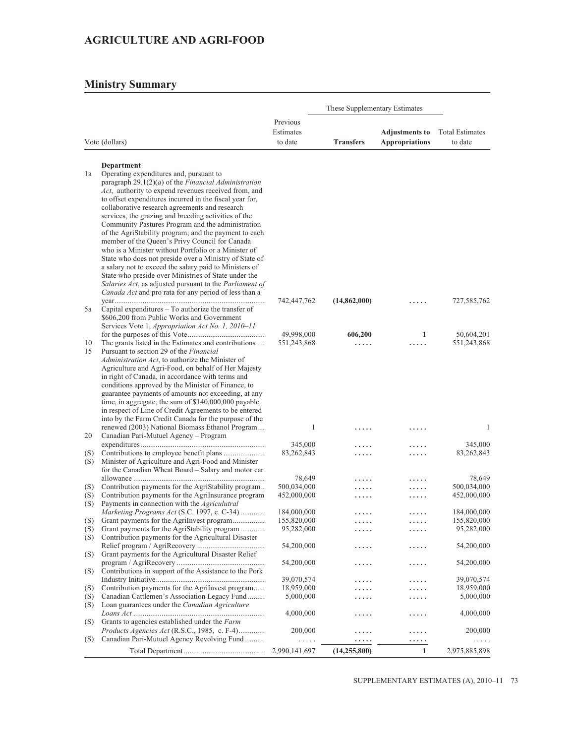# AGRICULTURE AND AGRI-FOOD

## Ministry Summary

| Vote (dollars) | | Previous Estimates to date | These Supplementary Estimates | | Total Estimates to date |
|---|---|---|---|---|---|
| | | | **Transfers** | **Adjustments to Appropriations** | |
| | **Department** | | | | |
| 1a | Operating expenditures and, pursuant to paragraph 29.1(2)(*a*) of the *Financial Administration Act*, authority to expend revenues received from, and to offset expenditures incurred in the fiscal year for, collaborative research agreements and research services, the grazing and breeding activities of the Community Pastures Program and the administration of the AgriStability program; and the payment to each member of the Queen's Privy Council for Canada who is a Minister without Portfolio or a Minister of State who does not preside over a Ministry of State of a salary not to exceed the salary paid to Ministers of State who preside over Ministries of State under the *Salaries Act*, as adjusted pursuant to the *Parliament of Canada Act* and pro rata for any period of less than a year | 742,447,762 | **(14,862,000)** | ..... | 727,585,762 |
| 5a | Capital expenditures – To authorize the transfer of $606,200 from Public Works and Government Services Vote 1, *Appropriation Act No. 1, 2010–11* for the purposes of this Vote | 49,998,000 | **606,200** | **1** | 50,604,201 |
| 10 | The grants listed in the Estimates and contributions | 551,243,868 | ..... | ..... | 551,243,868 |
| 15 | Pursuant to section 29 of the *Financial Administration Act*, to authorize the Minister of Agriculture and Agri-Food, on behalf of Her Majesty in right of Canada, in accordance with terms and conditions approved by the Minister of Finance, to guarantee payments of amounts not exceeding, at any time, in aggregate, the sum of $140,000,000 payable in respect of Line of Credit Agreements to be entered into by the Farm Credit Canada for the purpose of the renewed (2003) National Biomass Ethanol Program | 1 | ..... | ..... | 1 |
| 20 | Canadian Pari-Mutuel Agency – Program expenditures | 345,000 | ..... | ..... | 345,000 |
| (S) | Contributions to employee benefit plans | 83,262,843 | ..... | ..... | 83,262,843 |
| (S) | Minister of Agriculture and Agri-Food and Minister for the Canadian Wheat Board – Salary and motor car allowance | 78,649 | ..... | ..... | 78,649 |
| (S) | Contribution payments for the AgriStability program | 500,034,000 | ..... | ..... | 500,034,000 |
| (S) | Contribution payments for the AgriInsurance program | 452,000,000 | ..... | ..... | 452,000,000 |
| (S) | Payments in connection with the *Agricultural Marketing Programs Act* (S.C. 1997, c. C-34) | 184,000,000 | ..... | ..... | 184,000,000 |
| (S) | Grant payments for the AgriInvest program | 155,820,000 | ..... | ..... | 155,820,000 |
| (S) | Grant payments for the AgriStability program | 95,282,000 | ..... | ..... | 95,282,000 |
| (S) | Contribution payments for the Agricultural Disaster Relief program / AgriRecovery | 54,200,000 | ..... | ..... | 54,200,000 |
| (S) | Grant payments for the Agricultural Disaster Relief program / AgriRecovery | 54,200,000 | ..... | ..... | 54,200,000 |
| (S) | Contributions in support of the Assistance to the Pork Industry Initiative | 39,070,574 | ..... | ..... | 39,070,574 |
| (S) | Contribution payments for the AgriInvest program | 18,959,000 | ..... | ..... | 18,959,000 |
| (S) | Canadian Cattlemen's Association Legacy Fund | 5,000,000 | ..... | ..... | 5,000,000 |
| (S) | Loan guarantees under the *Canadian Agriculture Loans Act* | 4,000,000 | ..... | ..... | 4,000,000 |
| (S) | Grants to agencies established under the *Farm Products Agencies Act* (R.S.C., 1985, c. F-4) | 200,000 | ..... | ..... | 200,000 |
| (S) | Canadian Pari-Mutuel Agency Revolving Fund | ..... | ..... | ..... | ..... |
| | Total Department | 2,990,141,697 | **(14,255,800)** | **1** | 2,975,885,898 |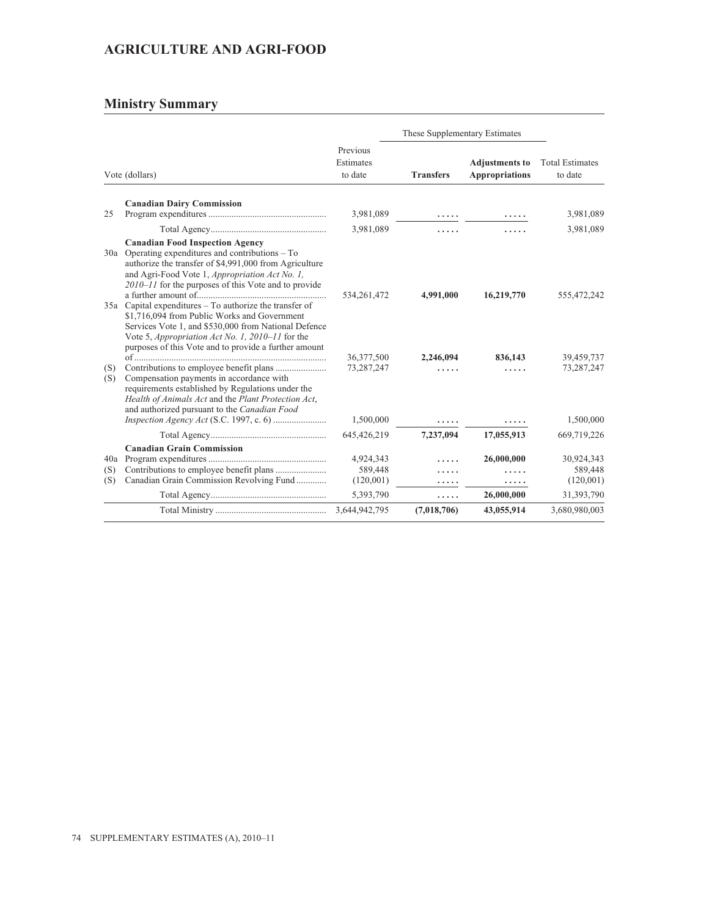## AGRICULTURE AND AGRI-FOOD

### Ministry Summary

| | Vote (dollars) | Previous Estimates to date | These Supplementary Estimates Transfers | Adjustments to Appropriations | Total Estimates to date |
|---|---|---|---|---|---|
| | **Canadian Dairy Commission** | | | | |
| 25 | Program expenditures | 3,981,089 | ..... | ..... | 3,981,089 |
| | Total Agency | 3,981,089 | ..... | ..... | 3,981,089 |
| | **Canadian Food Inspection Agency** | | | | |
| 30a | Operating expenditures and contributions – To authorize the transfer of $4,991,000 from Agriculture and Agri-Food Vote 1, *Appropriation Act No. 1, 2010–11* for the purposes of this Vote and to provide a further amount of | 534,261,472 | **4,991,000** | **16,219,770** | 555,472,242 |
| 35a | Capital expenditures – To authorize the transfer of $1,716,094 from Public Works and Government Services Vote 1, and $530,000 from National Defence Vote 5, *Appropriation Act No. 1, 2010–11* for the purposes of this Vote and to provide a further amount of | 36,377,500 | **2,246,094** | **836,143** | 39,459,737 |
| (S) | Contributions to employee benefit plans | 73,287,247 | ..... | ..... | 73,287,247 |
| (S) | Compensation payments in accordance with requirements established by Regulations under the *Health of Animals Act* and the *Plant Protection Act*, and authorized pursuant to the *Canadian Food Inspection Agency Act* (S.C. 1997, c. 6) | 1,500,000 | ..... | ..... | 1,500,000 |
| | Total Agency | 645,426,219 | **7,237,094** | **17,055,913** | 669,719,226 |
| | **Canadian Grain Commission** | | | | |
| 40a | Program expenditures | 4,924,343 | ..... | **26,000,000** | 30,924,343 |
| (S) | Contributions to employee benefit plans | 589,448 | ..... | ..... | 589,448 |
| (S) | Canadian Grain Commission Revolving Fund | (120,001) | ..... | ..... | (120,001) |
| | Total Agency | 5,393,790 | ..... | **26,000,000** | 31,393,790 |
| | Total Ministry | 3,644,942,795 | **(7,018,706)** | **43,055,914** | 3,680,980,003 |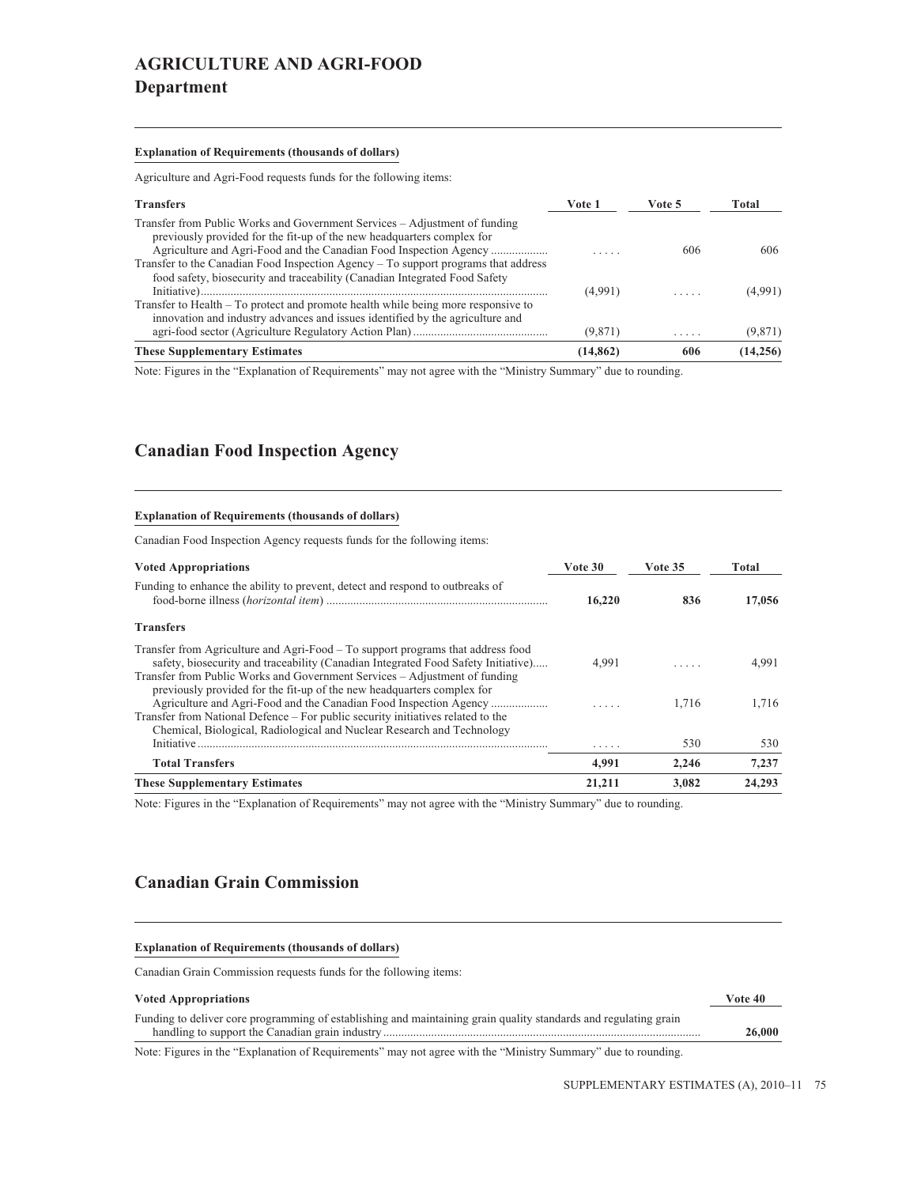# AGRICULTURE AND AGRI-FOOD

## Department

**Explanation of Requirements (thousands of dollars)**

Agriculture and Agri-Food requests funds for the following items:

| Transfers | Vote 1 | Vote 5 | Total |
|---|---|---|---|
| Transfer from Public Works and Government Services – Adjustment of funding previously provided for the fit-up of the new headquarters complex for Agriculture and Agri-Food and the Canadian Food Inspection Agency | ..... | 606 | 606 |
| Transfer to the Canadian Food Inspection Agency – To support programs that address food safety, biosecurity and traceability (Canadian Integrated Food Safety Initiative) | (4,991) | ..... | (4,991) |
| Transfer to Health – To protect and promote health while being more responsive to innovation and industry advances and issues identified by the agriculture and agri-food sector (Agriculture Regulatory Action Plan) | (9,871) | ..... | (9,871) |
| **These Supplementary Estimates** | **(14,862)** | **606** | **(14,256)** |

Note: Figures in the "Explanation of Requirements" may not agree with the "Ministry Summary" due to rounding.

## Canadian Food Inspection Agency

**Explanation of Requirements (thousands of dollars)**

Canadian Food Inspection Agency requests funds for the following items:

| Voted Appropriations | Vote 30 | Vote 35 | Total |
|---|---|---|---|
| Funding to enhance the ability to prevent, detect and respond to outbreaks of food-borne illness (*horizontal item*) | **16,220** | **836** | **17,056** |
| **Transfers** | | | |
| Transfer from Agriculture and Agri-Food – To support programs that address food safety, biosecurity and traceability (Canadian Integrated Food Safety Initiative) | 4,991 | ..... | 4,991 |
| Transfer from Public Works and Government Services – Adjustment of funding previously provided for the fit-up of the new headquarters complex for Agriculture and Agri-Food and the Canadian Food Inspection Agency | ..... | 1,716 | 1,716 |
| Transfer from National Defence – For public security initiatives related to the Chemical, Biological, Radiological and Nuclear Research and Technology Initiative | ..... | 530 | 530 |
| **Total Transfers** | **4,991** | **2,246** | **7,237** |
| **These Supplementary Estimates** | **21,211** | **3,082** | **24,293** |

Note: Figures in the "Explanation of Requirements" may not agree with the "Ministry Summary" due to rounding.

## Canadian Grain Commission

**Explanation of Requirements (thousands of dollars)**

Canadian Grain Commission requests funds for the following items:

| Voted Appropriations | Vote 40 |
|---|---|
| Funding to deliver core programming of establishing and maintaining grain quality standards and regulating grain handling to support the Canadian grain industry | **26,000** |

Note: Figures in the "Explanation of Requirements" may not agree with the "Ministry Summary" due to rounding.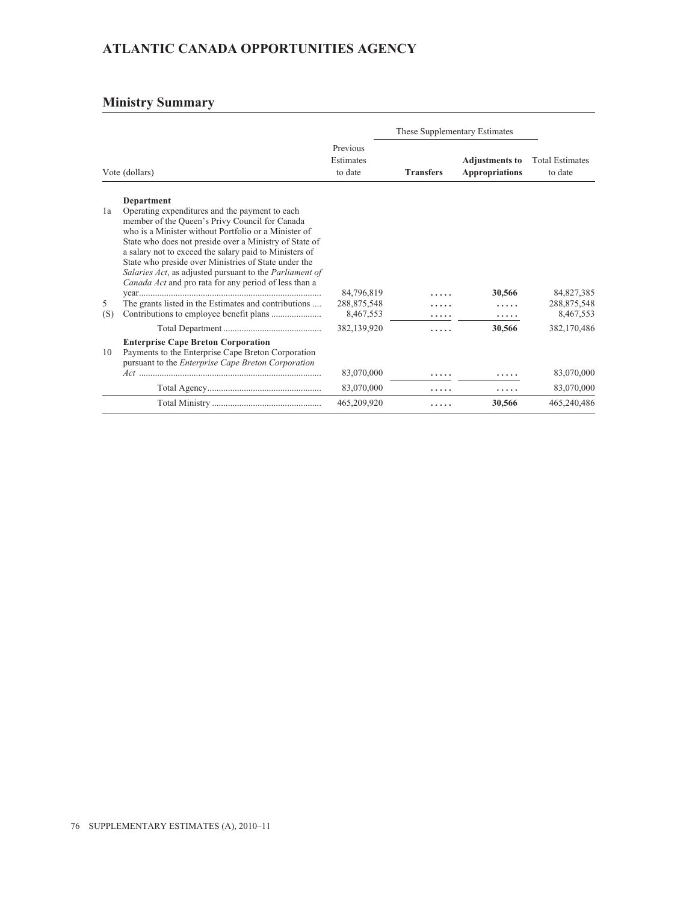# ATLANTIC CANADA OPPORTUNITIES AGENCY

## Ministry Summary

| Vote (dollars) | | Previous Estimates to date | These Supplementary Estimates | | Total Estimates to date |
|---|---|---|---|---|---|
| | | | **Transfers** | **Adjustments to Appropriations** | |
| | **Department** | | | | |
| 1a | Operating expenditures and the payment to each member of the Queen's Privy Council for Canada who is a Minister without Portfolio or a Minister of State who does not preside over a Ministry of State of a salary not to exceed the salary paid to Ministers of State who preside over Ministries of State under the *Salaries Act*, as adjusted pursuant to the *Parliament of Canada Act* and pro rata for any period of less than a year | 84,796,819 | ..... | **30,566** | 84,827,385 |
| 5 | The grants listed in the Estimates and contributions | 288,875,548 | ..... | ..... | 288,875,548 |
| (S) | Contributions to employee benefit plans | 8,467,553 | ..... | ..... | 8,467,553 |
| | Total Department | 382,139,920 | ..... | **30,566** | 382,170,486 |
| | **Enterprise Cape Breton Corporation** | | | | |
| 10 | Payments to the Enterprise Cape Breton Corporation pursuant to the *Enterprise Cape Breton Corporation Act* | 83,070,000 | ..... | ..... | 83,070,000 |
| | Total Agency | 83,070,000 | ..... | ..... | 83,070,000 |
| | Total Ministry | 465,209,920 | ..... | **30,566** | 465,240,486 |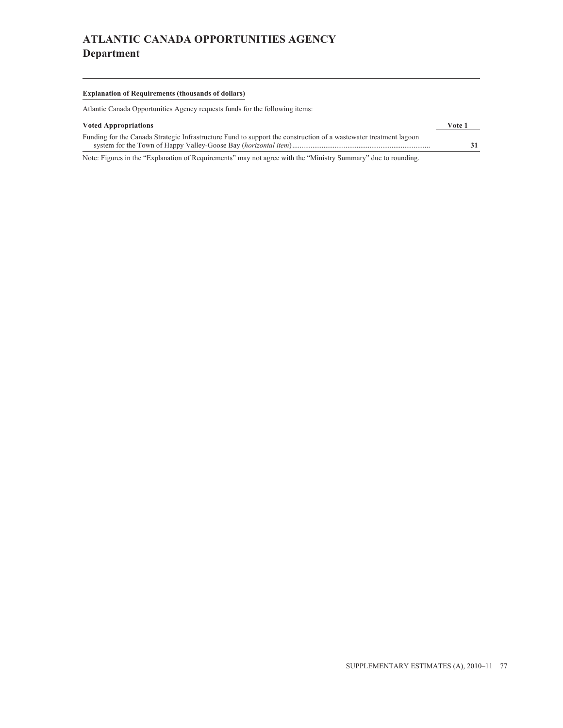# ATLANTIC CANADA OPPORTUNITIES AGENCY
## Department

**Explanation of Requirements (thousands of dollars)**

Atlantic Canada Opportunities Agency requests funds for the following items:

| Voted Appropriations | Vote 1 |
|---|---|
| Funding for the Canada Strategic Infrastructure Fund to support the construction of a wastewater treatment lagoon system for the Town of Happy Valley-Goose Bay (*horizontal item*) | **31** |

Note: Figures in the "Explanation of Requirements" may not agree with the "Ministry Summary" due to rounding.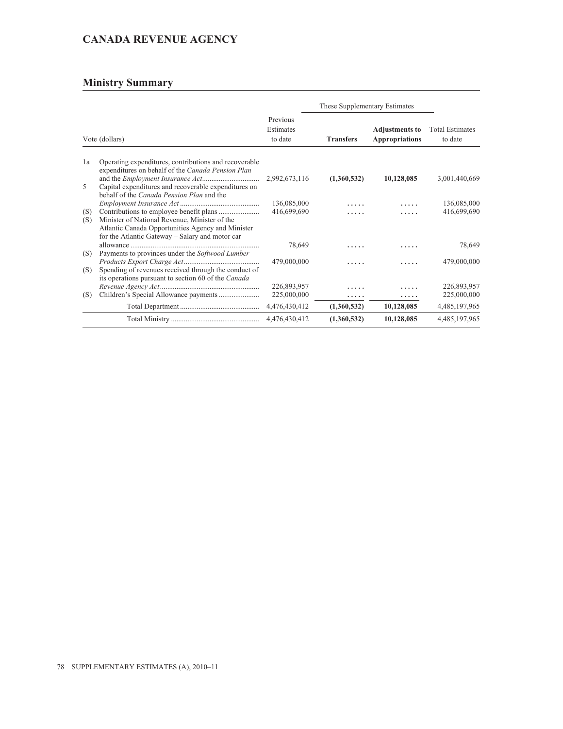# CANADA REVENUE AGENCY

## Ministry Summary

| Vote (dollars) | | Previous Estimates to date | These Supplementary Estimates | | Total Estimates to date |
|---|---|---|---|---|---|
| | | | **Transfers** | **Adjustments to Appropriations** | |
| 1a | Operating expenditures, contributions and recoverable expenditures on behalf of the *Canada Pension Plan* and the *Employment Insurance Act*.............................. | 2,992,673,116 | **(1,360,532)** | **10,128,085** | 3,001,440,669 |
| 5 | Capital expenditures and recoverable expenditures on behalf of the *Canada Pension Plan* and the *Employment Insurance Act* .......................................... | 136,085,000 | ..... | ..... | 136,085,000 |
| (S) | Contributions to employee benefit plans ...................... | 416,699,690 | ..... | ..... | 416,699,690 |
| (S) | Minister of National Revenue, Minister of the Atlantic Canada Opportunities Agency and Minister for the Atlantic Gateway – Salary and motor car allowance ..................................................................... | 78,649 | ..... | ..... | 78,649 |
| (S) | Payments to provinces under the *Softwood Lumber Products Export Charge Act*......................................... | 479,000,000 | ..... | ..... | 479,000,000 |
| (S) | Spending of revenues received through the conduct of its operations pursuant to section 60 of the *Canada Revenue Agency Act*..................................................... | 226,893,957 | ..... | ..... | 226,893,957 |
| (S) | Children's Special Allowance payments ...................... | 225,000,000 | ..... | ..... | 225,000,000 |
| | Total Department ........................................... | 4,476,430,412 | **(1,360,532)** | **10,128,085** | 4,485,197,965 |
| | Total Ministry ................................................ | 4,476,430,412 | **(1,360,532)** | **10,128,085** | 4,485,197,965 |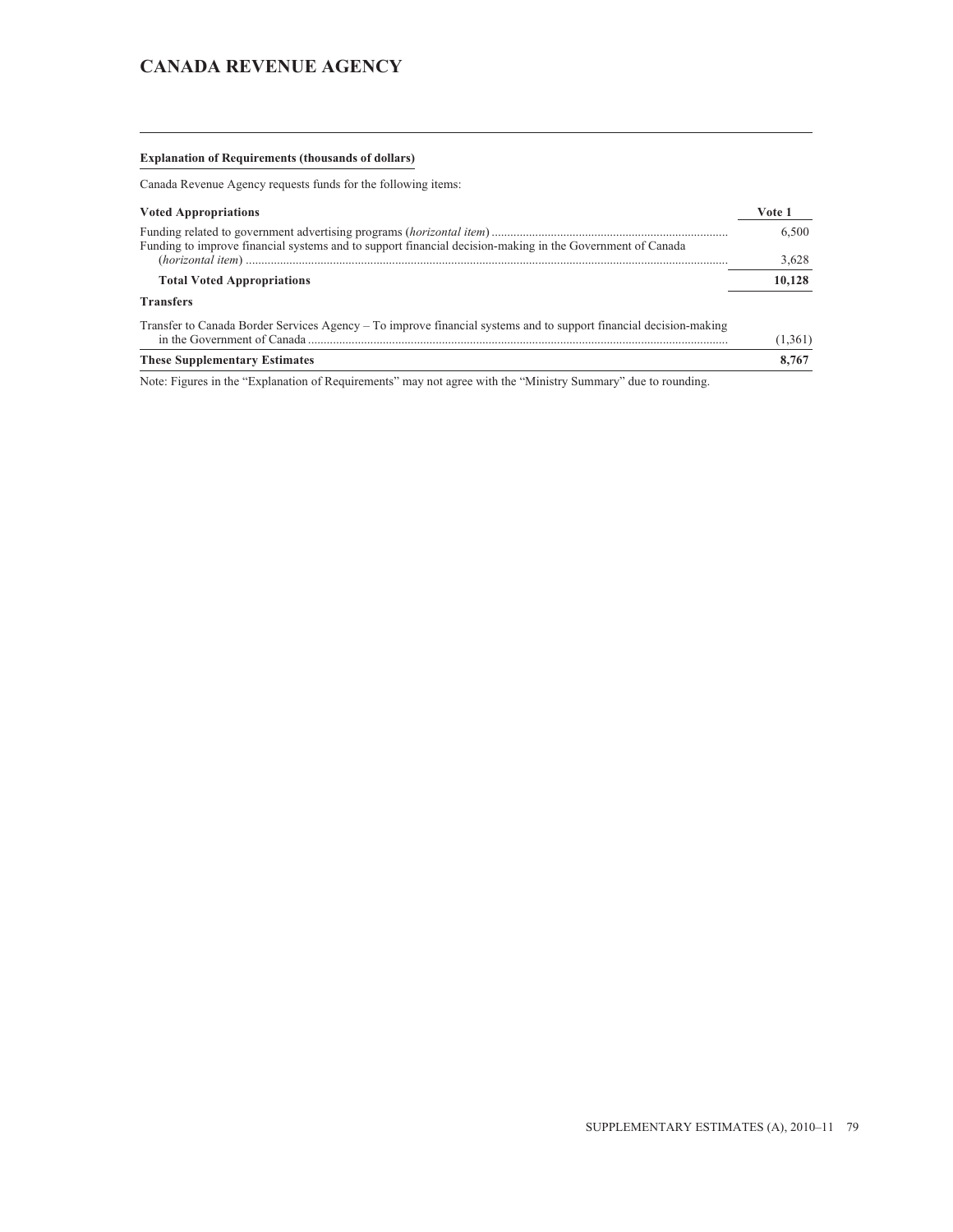# CANADA REVENUE AGENCY

**Explanation of Requirements (thousands of dollars)**

Canada Revenue Agency requests funds for the following items:

| Voted Appropriations | Vote 1 |
| --- | --- |
| Funding related to government advertising programs (*horizontal item*) | 6,500 |
| Funding to improve financial systems and to support financial decision-making in the Government of Canada (*horizontal item*) | 3,628 |
| **Total Voted Appropriations** | **10,128** |
| **Transfers** | |
| Transfer to Canada Border Services Agency – To improve financial systems and to support financial decision-making in the Government of Canada | (1,361) |
| **These Supplementary Estimates** | **8,767** |

Note: Figures in the "Explanation of Requirements" may not agree with the "Ministry Summary" due to rounding.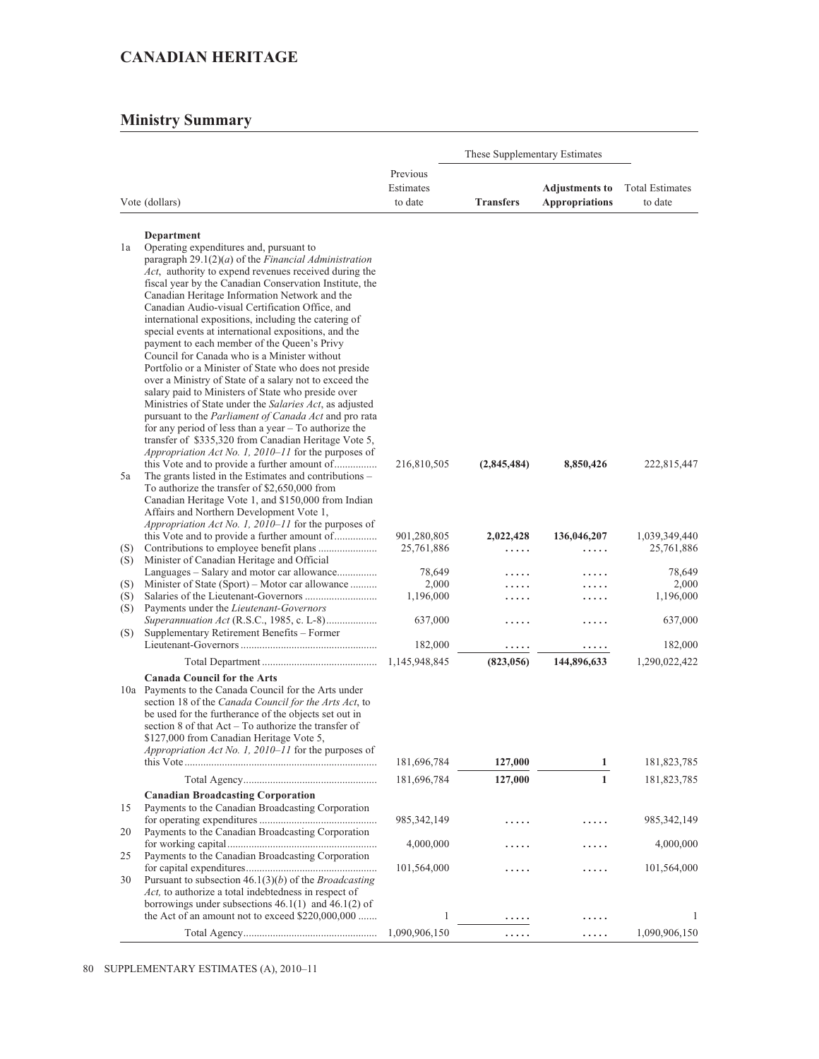# CANADIAN HERITAGE

## Ministry Summary

| Vote (dollars) | | Previous Estimates to date | These Supplementary Estimates: Transfers | These Supplementary Estimates: Adjustments to Appropriations | Total Estimates to date |
|---|---|---|---|---|---|
| | **Department** | | | | |
| 1a | Operating expenditures and, pursuant to paragraph 29.1(2)(*a*) of the *Financial Administration Act*, authority to expend revenues received during the fiscal year by the Canadian Conservation Institute, the Canadian Heritage Information Network and the Canadian Audio-visual Certification Office, and international expositions, including the catering of special events at international expositions, and the payment to each member of the Queen's Privy Council for Canada who is a Minister without Portfolio or a Minister of State who does not preside over a Ministry of State of a salary not to exceed the salary paid to Ministers of State who preside over Ministries of State under the *Salaries Act*, as adjusted pursuant to the *Parliament of Canada Act* and pro rata for any period of less than a year – To authorize the transfer of $335,320 from Canadian Heritage Vote 5, *Appropriation Act No. 1, 2010–11* for the purposes of this Vote and to provide a further amount of | 216,810,505 | **(2,845,484)** | **8,850,426** | 222,815,447 |
| 5a | The grants listed in the Estimates and contributions – To authorize the transfer of $2,650,000 from Canadian Heritage Vote 1, and $150,000 from Indian Affairs and Northern Development Vote 1, *Appropriation Act No. 1, 2010–11* for the purposes of this Vote and to provide a further amount of | 901,280,805 | **2,022,428** | **136,046,207** | 1,039,349,440 |
| (S) | Contributions to employee benefit plans | 25,761,886 | ..... | ..... | 25,761,886 |
| (S) | Minister of Canadian Heritage and Official Languages – Salary and motor car allowance | 78,649 | ..... | ..... | 78,649 |
| (S) | Minister of State (Sport) – Motor car allowance | 2,000 | ..... | ..... | 2,000 |
| (S) | Salaries of the Lieutenant-Governors | 1,196,000 | ..... | ..... | 1,196,000 |
| (S) | Payments under the *Lieutenant-Governors Superannuation Act* (R.S.C., 1985, c. L-8) | 637,000 | ..... | ..... | 637,000 |
| (S) | Supplementary Retirement Benefits – Former Lieutenant-Governors | 182,000 | ..... | ..... | 182,000 |
| | Total Department | 1,145,948,845 | **(823,056)** | **144,896,633** | 1,290,022,422 |
| | **Canada Council for the Arts** | | | | |
| 10a | Payments to the Canada Council for the Arts under section 18 of the *Canada Council for the Arts Act*, to be used for the furtherance of the objects set out in section 8 of that Act – To authorize the transfer of $127,000 from Canadian Heritage Vote 5, *Appropriation Act No. 1, 2010–11* for the purposes of this Vote | 181,696,784 | **127,000** | **1** | 181,823,785 |
| | Total Agency | 181,696,784 | **127,000** | **1** | 181,823,785 |
| | **Canadian Broadcasting Corporation** | | | | |
| 15 | Payments to the Canadian Broadcasting Corporation for operating expenditures | 985,342,149 | ..... | ..... | 985,342,149 |
| 20 | Payments to the Canadian Broadcasting Corporation for working capital | 4,000,000 | ..... | ..... | 4,000,000 |
| 25 | Payments to the Canadian Broadcasting Corporation for capital expenditures | 101,564,000 | ..... | ..... | 101,564,000 |
| 30 | Pursuant to subsection 46.1(3)(*b*) of the *Broadcasting Act,* to authorize a total indebtedness in respect of borrowings under subsections 46.1(1) and 46.1(2) of the Act of an amount not to exceed $220,000,000 | 1 | ..... | ..... | 1 |
| | Total Agency | 1,090,906,150 | ..... | ..... | 1,090,906,150 |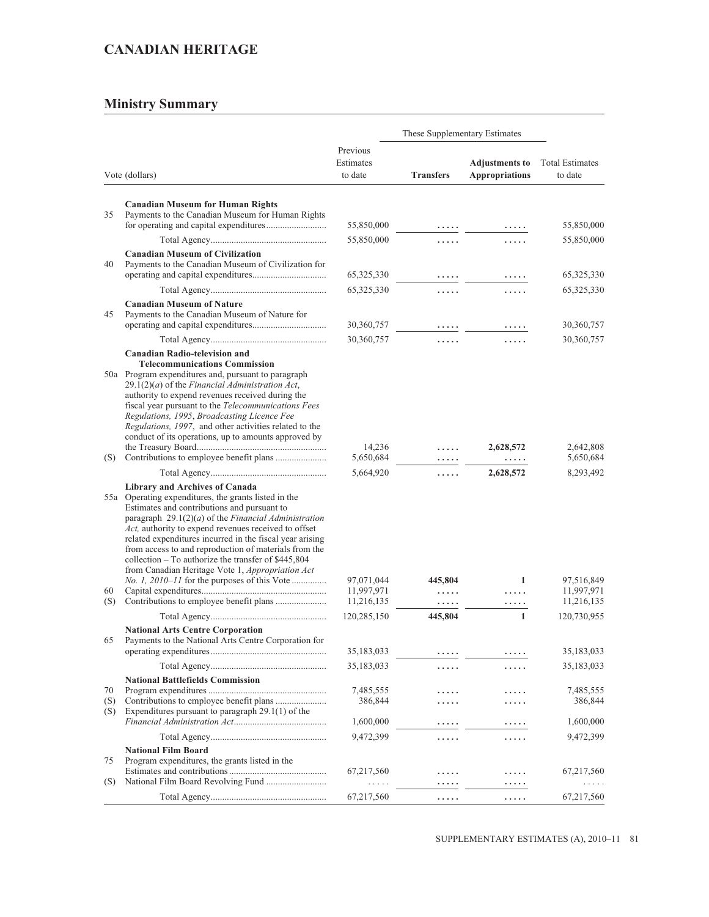## CANADIAN HERITAGE

### Ministry Summary

| Vote (dollars) | | Previous Estimates to date | These Supplementary Estimates | | Total Estimates to date |
|---|---|---|---|---|---|
| | | | **Transfers** | **Adjustments to Appropriations** | |
| | **Canadian Museum for Human Rights** | | | | |
| 35 | Payments to the Canadian Museum for Human Rights for operating and capital expenditures | 55,850,000 | ..... | ..... | 55,850,000 |
| | Total Agency | 55,850,000 | ..... | ..... | 55,850,000 |
| | **Canadian Museum of Civilization** | | | | |
| 40 | Payments to the Canadian Museum of Civilization for operating and capital expenditures | 65,325,330 | ..... | ..... | 65,325,330 |
| | Total Agency | 65,325,330 | ..... | ..... | 65,325,330 |
| | **Canadian Museum of Nature** | | | | |
| 45 | Payments to the Canadian Museum of Nature for operating and capital expenditures | 30,360,757 | ..... | ..... | 30,360,757 |
| | Total Agency | 30,360,757 | ..... | ..... | 30,360,757 |
| | **Canadian Radio-television and Telecommunications Commission** | | | | |
| 50a | Program expenditures and, pursuant to paragraph 29.1(2)(*a*) of the *Financial Administration Act*, authority to expend revenues received during the fiscal year pursuant to the *Telecommunications Fees Regulations, 1995*, *Broadcasting Licence Fee Regulations, 1997*, and other activities related to the conduct of its operations, up to amounts approved by the Treasury Board | 14,236 | ..... | **2,628,572** | 2,642,808 |
| (S) | Contributions to employee benefit plans | 5,650,684 | ..... | ..... | 5,650,684 |
| | Total Agency | 5,664,920 | ..... | **2,628,572** | 8,293,492 |
| | **Library and Archives of Canada** | | | | |
| 55a | Operating expenditures, the grants listed in the Estimates and contributions and pursuant to paragraph 29.1(2)(*a*) of the *Financial Administration Act,* authority to expend revenues received to offset related expenditures incurred in the fiscal year arising from access to and reproduction of materials from the collection – To authorize the transfer of $445,804 from Canadian Heritage Vote 1, *Appropriation Act No. 1, 2010–11* for the purposes of this Vote | 97,071,044 | **445,804** | **1** | 97,516,849 |
| 60 | Capital expenditures | 11,997,971 | ..... | ..... | 11,997,971 |
| (S) | Contributions to employee benefit plans | 11,216,135 | ..... | ..... | 11,216,135 |
| | Total Agency | 120,285,150 | **445,804** | **1** | 120,730,955 |
| | **National Arts Centre Corporation** | | | | |
| 65 | Payments to the National Arts Centre Corporation for operating expenditures | 35,183,033 | ..... | ..... | 35,183,033 |
| | Total Agency | 35,183,033 | ..... | ..... | 35,183,033 |
| | **National Battlefields Commission** | | | | |
| 70 | Program expenditures | 7,485,555 | ..... | ..... | 7,485,555 |
| (S) | Contributions to employee benefit plans | 386,844 | ..... | ..... | 386,844 |
| (S) | Expenditures pursuant to paragraph 29.1(1) of the *Financial Administration Act* | 1,600,000 | ..... | ..... | 1,600,000 |
| | Total Agency | 9,472,399 | ..... | ..... | 9,472,399 |
| | **National Film Board** | | | | |
| 75 | Program expenditures, the grants listed in the Estimates and contributions | 67,217,560 | ..... | ..... | 67,217,560 |
| (S) | National Film Board Revolving Fund | ..... | ..... | ..... | ..... |
| | Total Agency | 67,217,560 | ..... | ..... | 67,217,560 |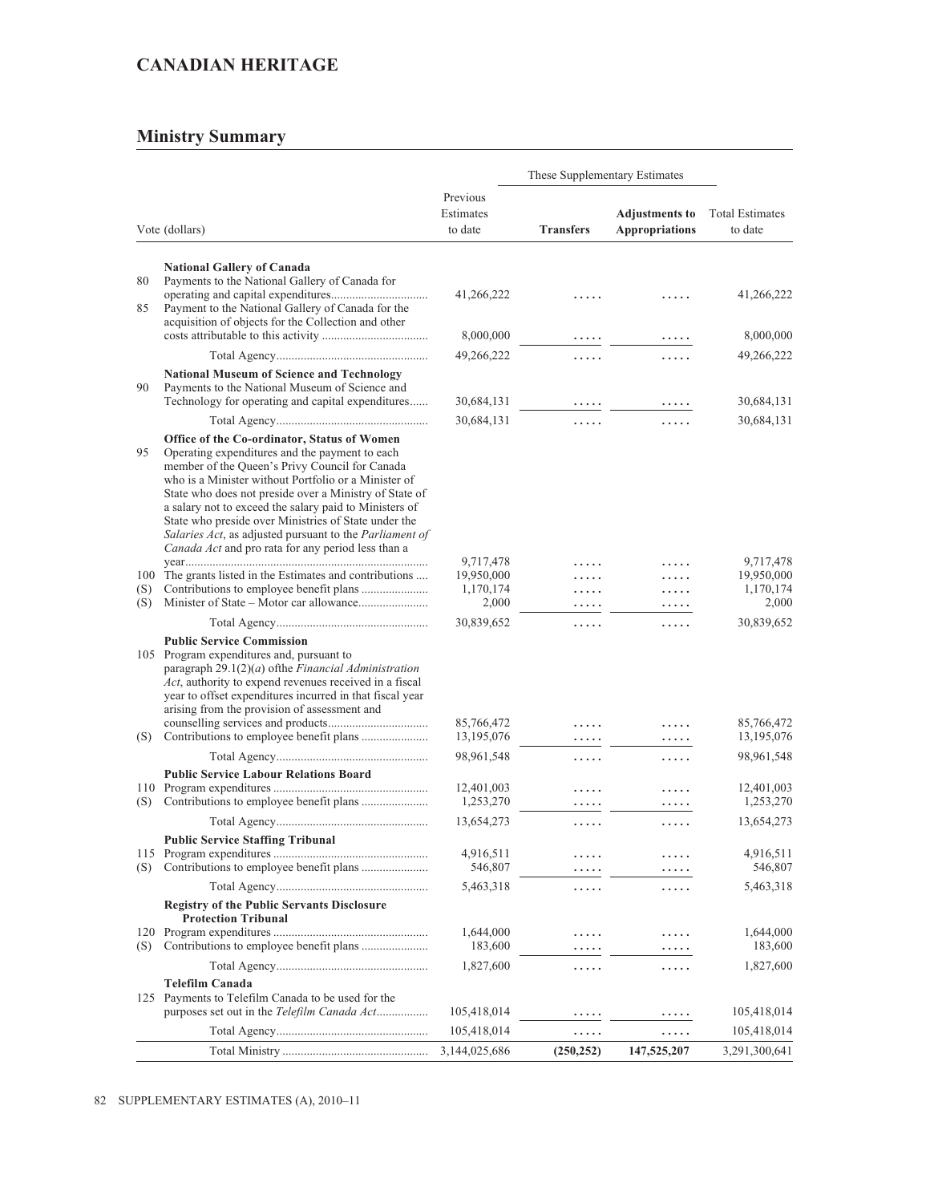# CANADIAN HERITAGE

## Ministry Summary

| | Vote (dollars) | Previous Estimates to date | These Supplementary Estimates | | Total Estimates to date |
|---|---|---|---|---|---|
| | | | **Transfers** | **Adjustments to Appropriations** | |
| | **National Gallery of Canada** | | | | |
| 80 | Payments to the National Gallery of Canada for operating and capital expenditures | 41,266,222 | ..... | ..... | 41,266,222 |
| 85 | Payment to the National Gallery of Canada for the acquisition of objects for the Collection and other costs attributable to this activity | 8,000,000 | ..... | ..... | 8,000,000 |
| | Total Agency | 49,266,222 | ..... | ..... | 49,266,222 |
| | **National Museum of Science and Technology** | | | | |
| 90 | Payments to the National Museum of Science and Technology for operating and capital expenditures | 30,684,131 | ..... | ..... | 30,684,131 |
| | Total Agency | 30,684,131 | ..... | ..... | 30,684,131 |
| | **Office of the Co-ordinator, Status of Women** | | | | |
| 95 | Operating expenditures and the payment to each member of the Queen's Privy Council for Canada who is a Minister without Portfolio or a Minister of State who does not preside over a Ministry of State of a salary not to exceed the salary paid to Ministers of State who preside over Ministries of State under the *Salaries Act*, as adjusted pursuant to the *Parliament of Canada Act* and pro rata for any period less than a year | 9,717,478 | ..... | ..... | 9,717,478 |
| 100 | The grants listed in the Estimates and contributions | 19,950,000 | ..... | ..... | 19,950,000 |
| (S) | Contributions to employee benefit plans | 1,170,174 | ..... | ..... | 1,170,174 |
| (S) | Minister of State – Motor car allowance | 2,000 | ..... | ..... | 2,000 |
| | Total Agency | 30,839,652 | ..... | ..... | 30,839,652 |
| | **Public Service Commission** | | | | |
| 105 | Program expenditures and, pursuant to paragraph 29.1(2)(*a*) ofthe *Financial Administration Act*, authority to expend revenues received in a fiscal year to offset expenditures incurred in that fiscal year arising from the provision of assessment and counselling services and products | 85,766,472 | ..... | ..... | 85,766,472 |
| (S) | Contributions to employee benefit plans | 13,195,076 | ..... | ..... | 13,195,076 |
| | Total Agency | 98,961,548 | ..... | ..... | 98,961,548 |
| | **Public Service Labour Relations Board** | | | | |
| 110 | Program expenditures | 12,401,003 | ..... | ..... | 12,401,003 |
| (S) | Contributions to employee benefit plans | 1,253,270 | ..... | ..... | 1,253,270 |
| | Total Agency | 13,654,273 | ..... | ..... | 13,654,273 |
| | **Public Service Staffing Tribunal** | | | | |
| 115 | Program expenditures | 4,916,511 | ..... | ..... | 4,916,511 |
| (S) | Contributions to employee benefit plans | 546,807 | ..... | ..... | 546,807 |
| | Total Agency | 5,463,318 | ..... | ..... | 5,463,318 |
| | **Registry of the Public Servants Disclosure Protection Tribunal** | | | | |
| 120 | Program expenditures | 1,644,000 | ..... | ..... | 1,644,000 |
| (S) | Contributions to employee benefit plans | 183,600 | ..... | ..... | 183,600 |
| | Total Agency | 1,827,600 | ..... | ..... | 1,827,600 |
| | **Telefilm Canada** | | | | |
| 125 | Payments to Telefilm Canada to be used for the purposes set out in the *Telefilm Canada Act* | 105,418,014 | ..... | ..... | 105,418,014 |
| | Total Agency | 105,418,014 | ..... | ..... | 105,418,014 |
| | Total Ministry | 3,144,025,686 | **(250,252)** | **147,525,207** | 3,291,300,641 |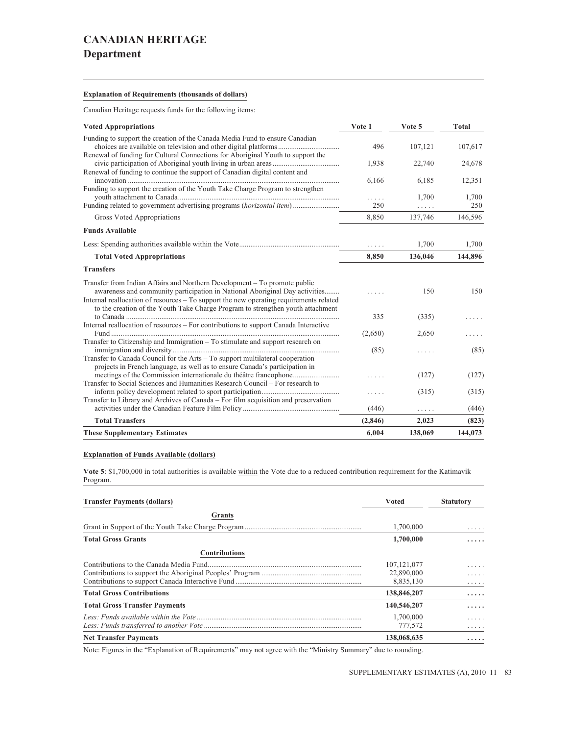# CANADIAN HERITAGE
## Department

**Explanation of Requirements (thousands of dollars)**

Canadian Heritage requests funds for the following items:

| Voted Appropriations | Vote 1 | Vote 5 | Total |
|---|---|---|---|
| Funding to support the creation of the Canada Media Fund to ensure Canadian choices are available on television and other digital platforms | 496 | 107,121 | 107,617 |
| Renewal of funding for Cultural Connections for Aboriginal Youth to support the civic participation of Aboriginal youth living in urban areas | 1,938 | 22,740 | 24,678 |
| Renewal of funding to continue the support of Canadian digital content and innovation | 6,166 | 6,185 | 12,351 |
| Funding to support the creation of the Youth Take Charge Program to strengthen youth attachment to Canada | ..... | 1,700 | 1,700 |
| Funding related to government advertising programs (*horizontal item*) | 250 | ..... | 250 |
| Gross Voted Appropriations | 8,850 | 137,746 | 146,596 |
| **Funds Available** | | | |
| Less: Spending authorities available within the Vote | ..... | 1,700 | 1,700 |
| **Total Voted Appropriations** | **8,850** | **136,046** | **144,896** |
| **Transfers** | | | |
| Transfer from Indian Affairs and Northern Development – To promote public awareness and community participation in National Aboriginal Day activities | ..... | 150 | 150 |
| Internal reallocation of resources – To support the new operating requirements related to the creation of the Youth Take Charge Program to strengthen youth attachment to Canada | 335 | (335) | ..... |
| Internal reallocation of resources – For contributions to support Canada Interactive Fund | (2,650) | 2,650 | ..... |
| Transfer to Citizenship and Immigration – To stimulate and support research on immigration and diversity | (85) | ..... | (85) |
| Transfer to Canada Council for the Arts – To support multilateral cooperation projects in French language, as well as to ensure Canada's participation in meetings of the Commission internationale du théâtre francophone | ..... | (127) | (127) |
| Transfer to Social Sciences and Humanities Research Council – For research to inform policy development related to sport participation | ..... | (315) | (315) |
| Transfer to Library and Archives of Canada – For film acquisition and preservation activities under the Canadian Feature Film Policy | (446) | ..... | (446) |
| **Total Transfers** | **(2,846)** | **2,023** | **(823)** |
| **These Supplementary Estimates** | **6,004** | **138,069** | **144,073** |

**Explanation of Funds Available (dollars)**

**Vote 5**: $1,700,000 in total authorities is available within the Vote due to a reduced contribution requirement for the Katimavik Program.

| Transfer Payments (dollars) | Voted | Statutory |
|---|---|---|
| **Grants** | | |
| Grant in Support of the Youth Take Charge Program | 1,700,000 | ..... |
| **Total Gross Grants** | **1,700,000** | **.....** |
| **Contributions** | | |
| Contributions to the Canada Media Fund | 107,121,077 | ..... |
| Contributions to support the Aboriginal Peoples' Program | 22,890,000 | ..... |
| Contributions to support Canada Interactive Fund | 8,835,130 | ..... |
| **Total Gross Contributions** | **138,846,207** | **.....** |
| **Total Gross Transfer Payments** | **140,546,207** | **.....** |
| *Less: Funds available within the Vote* | 1,700,000 | ..... |
| *Less: Funds transferred to another Vote* | 777,572 | ..... |
| **Net Transfer Payments** | **138,068,635** | **.....** |

Note: Figures in the "Explanation of Requirements" may not agree with the "Ministry Summary" due to rounding.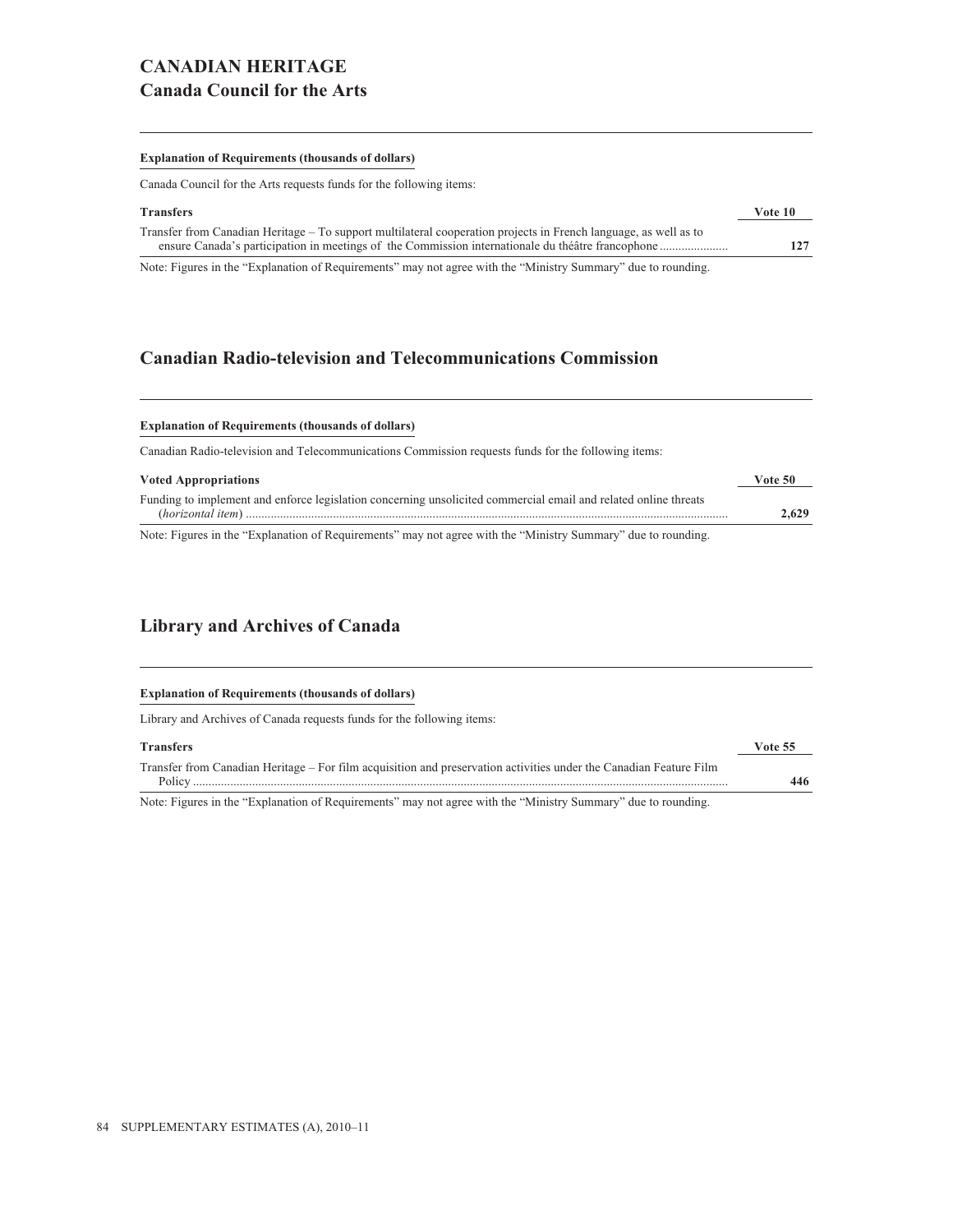# CANADIAN HERITAGE

## Canada Council for the Arts

**Explanation of Requirements (thousands of dollars)**

Canada Council for the Arts requests funds for the following items:

| **Transfers** | **Vote 10** |
|---|---|
| Transfer from Canadian Heritage – To support multilateral cooperation projects in French language, as well as to ensure Canada's participation in meetings of the Commission internationale du théâtre francophone ...................... | **127** |

Note: Figures in the "Explanation of Requirements" may not agree with the "Ministry Summary" due to rounding.

## Canadian Radio-television and Telecommunications Commission

**Explanation of Requirements (thousands of dollars)**

Canadian Radio-television and Telecommunications Commission requests funds for the following items:

| **Voted Appropriations** | **Vote 50** |
|---|---|
| Funding to implement and enforce legislation concerning unsolicited commercial email and related online threats (*horizontal item*) .......................................................................................................................................................... | **2,629** |

Note: Figures in the "Explanation of Requirements" may not agree with the "Ministry Summary" due to rounding.

## Library and Archives of Canada

**Explanation of Requirements (thousands of dollars)**

Library and Archives of Canada requests funds for the following items:

| **Transfers** | **Vote 55** |
|---|---|
| Transfer from Canadian Heritage – For film acquisition and preservation activities under the Canadian Feature Film Policy .......................................................................................................................................................... | **446** |

Note: Figures in the "Explanation of Requirements" may not agree with the "Ministry Summary" due to rounding.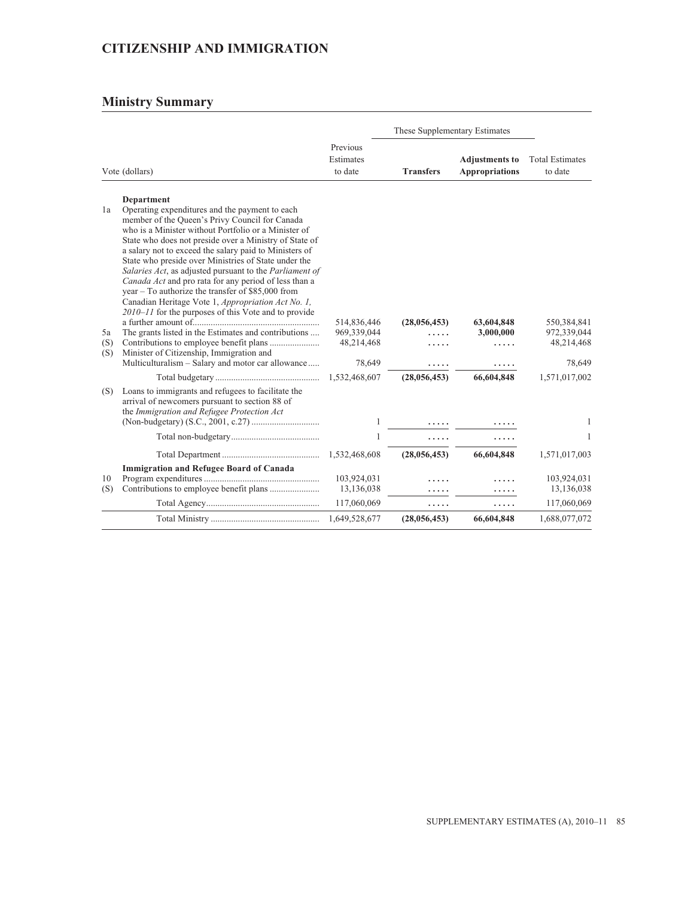# CITIZENSHIP AND IMMIGRATION

## Ministry Summary

| Vote (dollars) | | Previous Estimates to date | These Supplementary Estimates: **Transfers** | These Supplementary Estimates: **Adjustments to Appropriations** | Total Estimates to date |
|---|---|---|---|---|---|
| | **Department** | | | | |
| 1a | Operating expenditures and the payment to each member of the Queen's Privy Council for Canada who is a Minister without Portfolio or a Minister of State who does not preside over a Ministry of State of a salary not to exceed the salary paid to Ministers of State who preside over Ministries of State under the *Salaries Act*, as adjusted pursuant to the *Parliament of Canada Act* and pro rata for any period of less than a year – To authorize the transfer of $85,000 from Canadian Heritage Vote 1, *Appropriation Act No. 1, 2010–11* for the purposes of this Vote and to provide a further amount of | 514,836,446 | **(28,056,453)** | **63,604,848** | 550,384,841 |
| 5a | The grants listed in the Estimates and contributions | 969,339,044 | ..... | **3,000,000** | 972,339,044 |
| (S) | Contributions to employee benefit plans | 48,214,468 | ..... | ..... | 48,214,468 |
| (S) | Minister of Citizenship, Immigration and Multiculturalism – Salary and motor car allowance | 78,649 | ..... | ..... | 78,649 |
| | Total budgetary | 1,532,468,607 | **(28,056,453)** | **66,604,848** | 1,571,017,002 |
| (S) | Loans to immigrants and refugees to facilitate the arrival of newcomers pursuant to section 88 of the *Immigration and Refugee Protection Act* (Non-budgetary) (S.C., 2001, c.27) | 1 | ..... | ..... | 1 |
| | Total non-budgetary | 1 | ..... | ..... | 1 |
| | Total Department | 1,532,468,608 | **(28,056,453)** | **66,604,848** | 1,571,017,003 |
| | **Immigration and Refugee Board of Canada** | | | | |
| 10 | Program expenditures | 103,924,031 | ..... | ..... | 103,924,031 |
| (S) | Contributions to employee benefit plans | 13,136,038 | ..... | ..... | 13,136,038 |
| | Total Agency | 117,060,069 | ..... | ..... | 117,060,069 |
| | Total Ministry | 1,649,528,677 | **(28,056,453)** | **66,604,848** | 1,688,077,072 |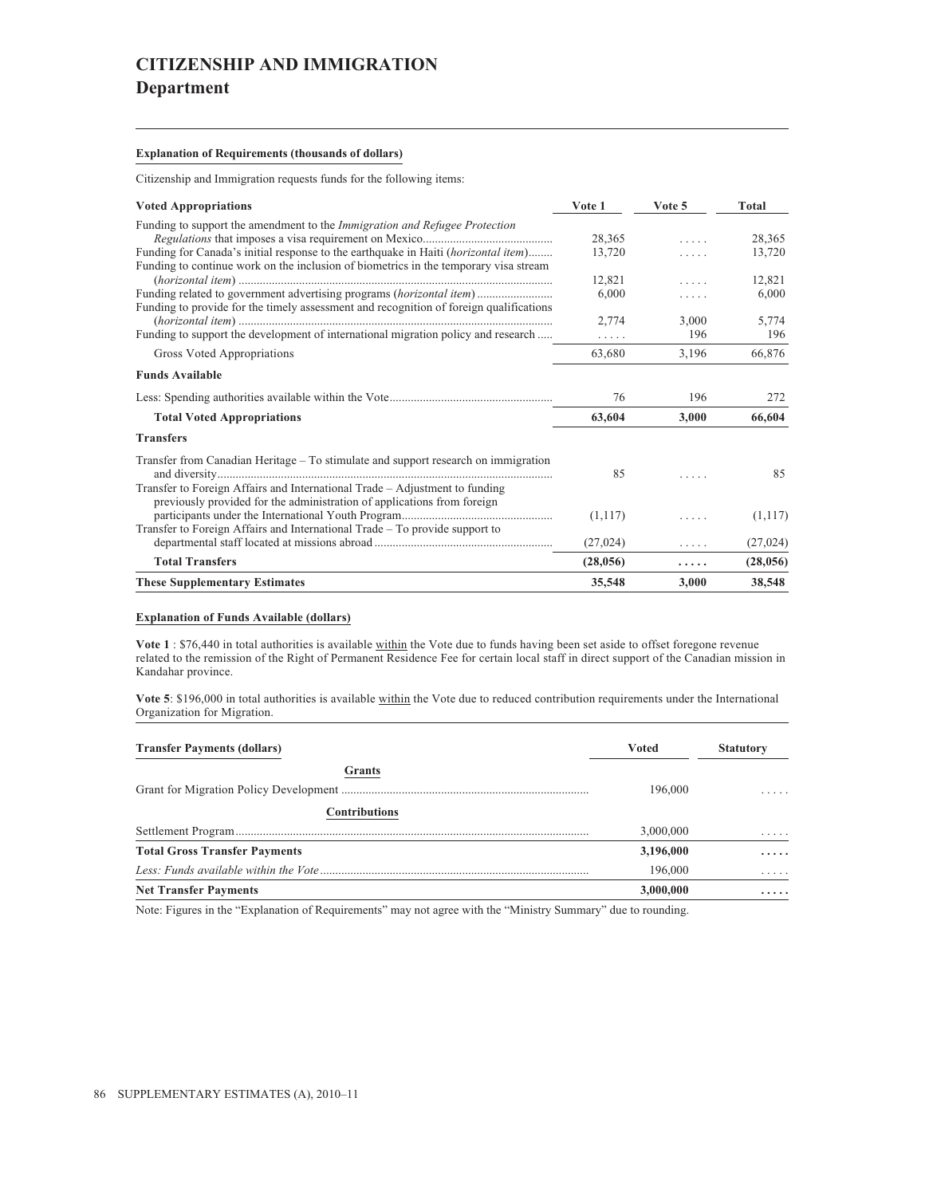# CITIZENSHIP AND IMMIGRATION

## Department

**Explanation of Requirements (thousands of dollars)**

Citizenship and Immigration requests funds for the following items:

| Voted Appropriations | Vote 1 | Vote 5 | Total |
|---|---|---|---|
| Funding to support the amendment to the *Immigration and Refugee Protection Regulations* that imposes a visa requirement on Mexico | 28,365 | ..... | 28,365 |
| Funding for Canada's initial response to the earthquake in Haiti (*horizontal item*) | 13,720 | ..... | 13,720 |
| Funding to continue work on the inclusion of biometrics in the temporary visa stream (*horizontal item*) | 12,821 | ..... | 12,821 |
| Funding related to government advertising programs (*horizontal item*) | 6,000 | ..... | 6,000 |
| Funding to provide for the timely assessment and recognition of foreign qualifications (*horizontal item*) | 2,774 | 3,000 | 5,774 |
| Funding to support the development of international migration policy and research | ..... | 196 | 196 |
| Gross Voted Appropriations | 63,680 | 3,196 | 66,876 |
| **Funds Available** | | | |
| Less: Spending authorities available within the Vote | 76 | 196 | 272 |
| **Total Voted Appropriations** | **63,604** | **3,000** | **66,604** |
| **Transfers** | | | |
| Transfer from Canadian Heritage – To stimulate and support research on immigration and diversity | 85 | ..... | 85 |
| Transfer to Foreign Affairs and International Trade – Adjustment to funding previously provided for the administration of applications from foreign participants under the International Youth Program | (1,117) | ..... | (1,117) |
| Transfer to Foreign Affairs and International Trade – To provide support to departmental staff located at missions abroad | (27,024) | ..... | (27,024) |
| **Total Transfers** | **(28,056)** | **.....** | **(28,056)** |
| **These Supplementary Estimates** | **35,548** | **3,000** | **38,548** |

**Explanation of Funds Available (dollars)**

**Vote 1** : $76,440 in total authorities is available within the Vote due to funds having been set aside to offset foregone revenue related to the remission of the Right of Permanent Residence Fee for certain local staff in direct support of the Canadian mission in Kandahar province.

**Vote 5**: $196,000 in total authorities is available within the Vote due to reduced contribution requirements under the International Organization for Migration.

| Transfer Payments (dollars) | Voted | Statutory |
|---|---|---|
| **Grants** | | |
| Grant for Migration Policy Development | 196,000 | ..... |
| **Contributions** | | |
| Settlement Program | 3,000,000 | ..... |
| **Total Gross Transfer Payments** | **3,196,000** | **.....** |
| *Less: Funds available within the Vote* | 196,000 | ..... |
| **Net Transfer Payments** | **3,000,000** | **.....** |

Note: Figures in the "Explanation of Requirements" may not agree with the "Ministry Summary" due to rounding.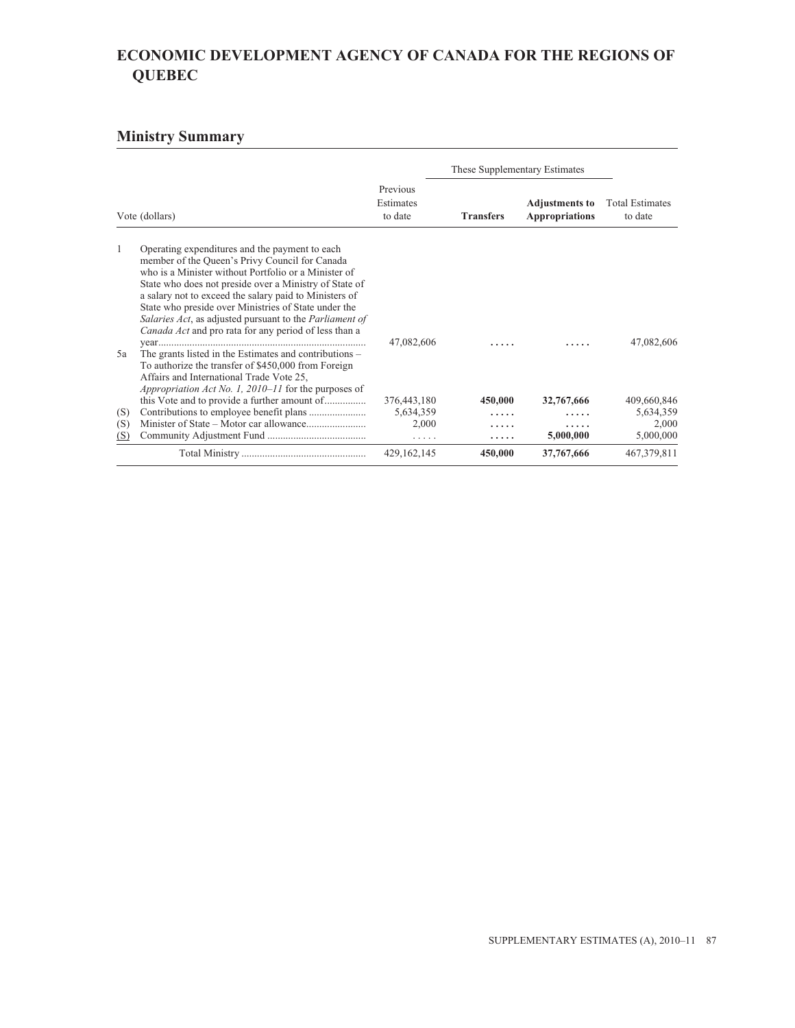# ECONOMIC DEVELOPMENT AGENCY OF CANADA FOR THE REGIONS OF QUEBEC

## Ministry Summary

| Vote (dollars) | | Previous Estimates to date | These Supplementary Estimates | | Total Estimates to date |
|---|---|---|---|---|---|
| | | | **Transfers** | **Adjustments to Appropriations** | |
| 1 | Operating expenditures and the payment to each member of the Queen's Privy Council for Canada who is a Minister without Portfolio or a Minister of State who does not preside over a Ministry of State of a salary not to exceed the salary paid to Ministers of State who preside over Ministries of State under the *Salaries Act*, as adjusted pursuant to the *Parliament of Canada Act* and pro rata for any period of less than a year | 47,082,606 | ..... | ..... | 47,082,606 |
| 5a | The grants listed in the Estimates and contributions – To authorize the transfer of $450,000 from Foreign Affairs and International Trade Vote 25, *Appropriation Act No. 1, 2010–11* for the purposes of this Vote and to provide a further amount of | 376,443,180 | **450,000** | **32,767,666** | 409,660,846 |
| (S) | Contributions to employee benefit plans | 5,634,359 | ..... | ..... | 5,634,359 |
| (S) | Minister of State – Motor car allowance | 2,000 | ..... | ..... | 2,000 |
| (S) | Community Adjustment Fund | ..... | ..... | **5,000,000** | 5,000,000 |
| | Total Ministry | 429,162,145 | **450,000** | **37,767,666** | 467,379,811 |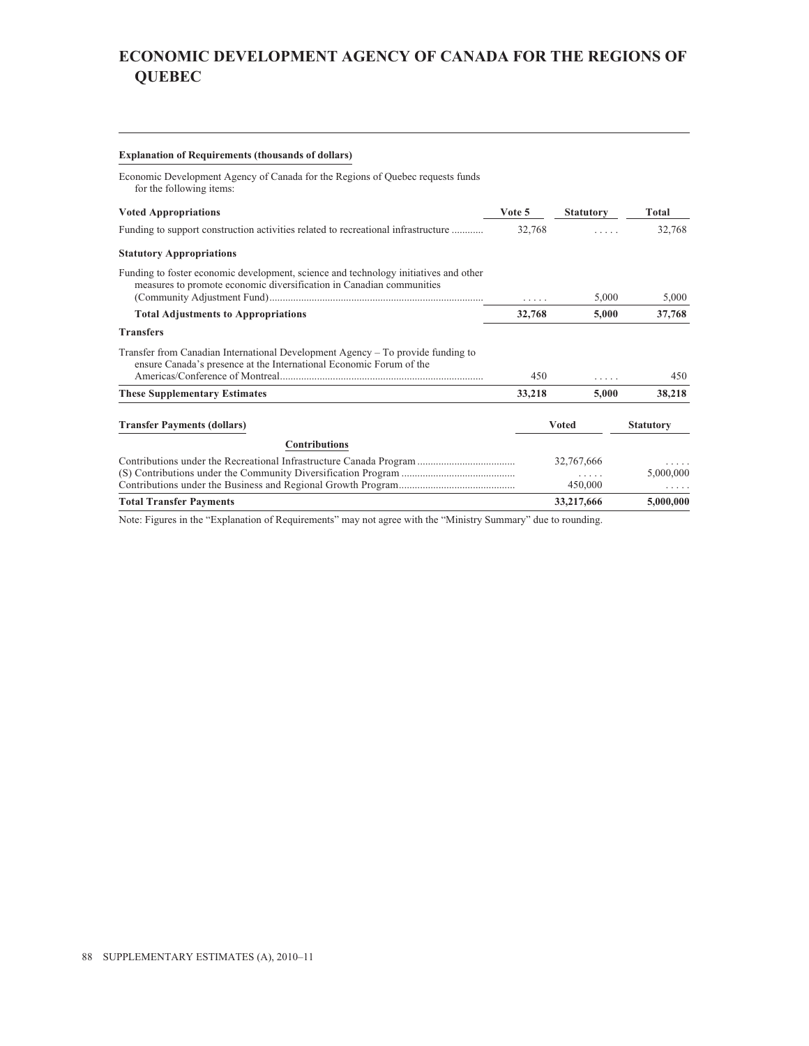# ECONOMIC DEVELOPMENT AGENCY OF CANADA FOR THE REGIONS OF QUEBEC

**Explanation of Requirements (thousands of dollars)**

Economic Development Agency of Canada for the Regions of Quebec requests funds for the following items:

| Voted Appropriations | Vote 5 | Statutory | Total |
|---|---|---|---|
| Funding to support construction activities related to recreational infrastructure | 32,768 | ..... | 32,768 |
| **Statutory Appropriations** | | | |
| Funding to foster economic development, science and technology initiatives and other measures to promote economic diversification in Canadian communities (Community Adjustment Fund) | ..... | 5,000 | 5,000 |
| **Total Adjustments to Appropriations** | **32,768** | **5,000** | **37,768** |
| **Transfers** | | | |
| Transfer from Canadian International Development Agency – To provide funding to ensure Canada's presence at the International Economic Forum of the Americas/Conference of Montreal | 450 | ..... | 450 |
| **These Supplementary Estimates** | **33,218** | **5,000** | **38,218** |

| Transfer Payments (dollars) | Voted | Statutory |
|---|---|---|
| **Contributions** | | |
| Contributions under the Recreational Infrastructure Canada Program | 32,767,666 | ..... |
| (S) Contributions under the Community Diversification Program | ..... | 5,000,000 |
| Contributions under the Business and Regional Growth Program | 450,000 | ..... |
| **Total Transfer Payments** | **33,217,666** | **5,000,000** |

Note: Figures in the "Explanation of Requirements" may not agree with the "Ministry Summary" due to rounding.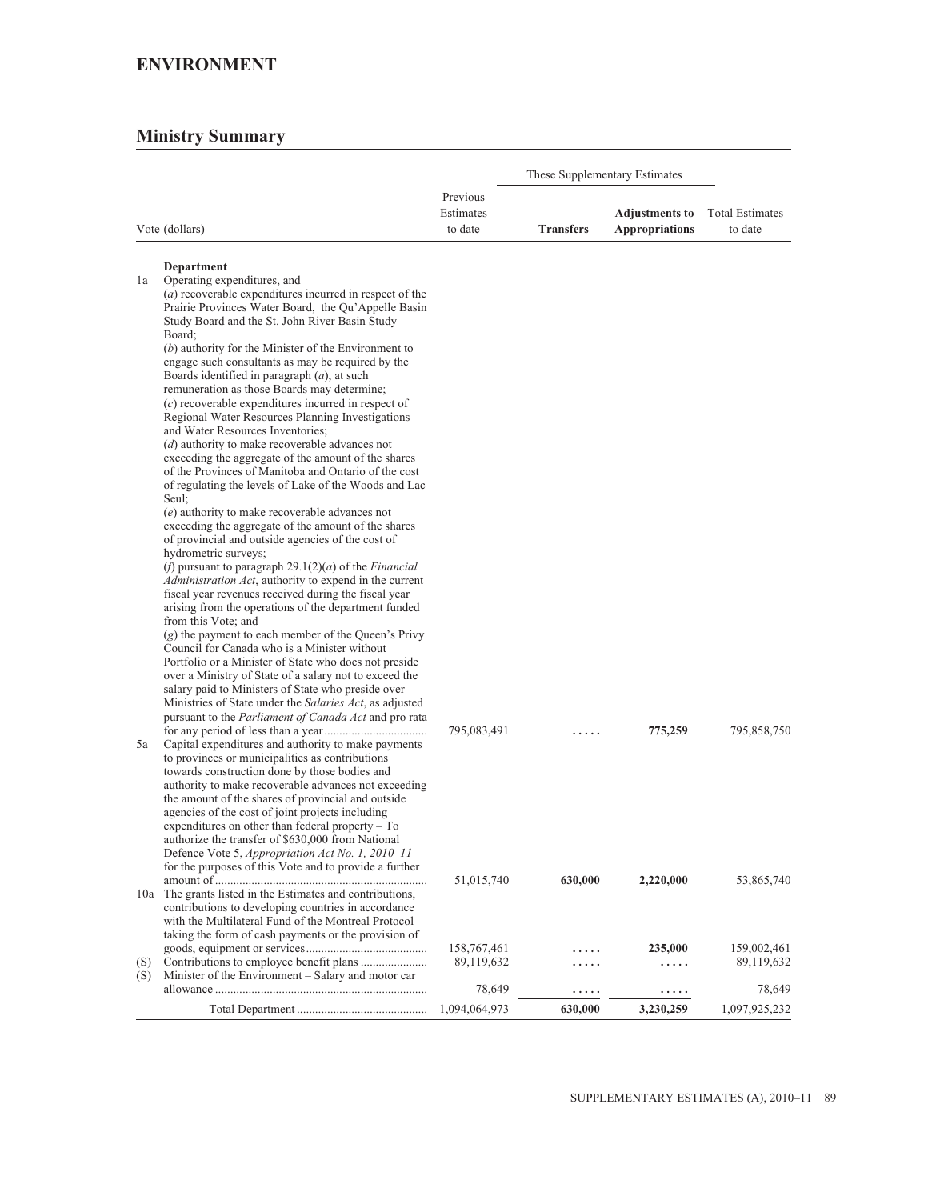## ENVIRONMENT

## Ministry Summary

| Vote (dollars) | | Previous Estimates to date | These Supplementary Estimates | | Total Estimates to date |
|---|---|---|---|---|---|
| | | | **Transfers** | **Adjustments to Appropriations** | |
| | **Department** | | | | |
| 1a | Operating expenditures, and (*a*) recoverable expenditures incurred in respect of the Prairie Provinces Water Board, the Qu'Appelle Basin Study Board and the St. John River Basin Study Board; (*b*) authority for the Minister of the Environment to engage such consultants as may be required by the Boards identified in paragraph (*a*), at such remuneration as those Boards may determine; (*c*) recoverable expenditures incurred in respect of Regional Water Resources Planning Investigations and Water Resources Inventories; (*d*) authority to make recoverable advances not exceeding the aggregate of the amount of the shares of the Provinces of Manitoba and Ontario of the cost of regulating the levels of Lake of the Woods and Lac Seul; (*e*) authority to make recoverable advances not exceeding the aggregate of the amount of the shares of provincial and outside agencies of the cost of hydrometric surveys; (*f*) pursuant to paragraph 29.1(2)(*a*) of the *Financial Administration Act*, authority to expend in the current fiscal year revenues received during the fiscal year arising from the operations of the department funded from this Vote; and (*g*) the payment to each member of the Queen's Privy Council for Canada who is a Minister without Portfolio or a Minister of State who does not preside over a Ministry of State of a salary not to exceed the salary paid to Ministers of State who preside over Ministries of State under the *Salaries Act*, as adjusted pursuant to the *Parliament of Canada Act* and pro rata for any period of less than a year | 795,083,491 | ..... | **775,259** | 795,858,750 |
| 5a | Capital expenditures and authority to make payments to provinces or municipalities as contributions towards construction done by those bodies and authority to make recoverable advances not exceeding the amount of the shares of provincial and outside agencies of the cost of joint projects including expenditures on other than federal property – To authorize the transfer of $630,000 from National Defence Vote 5, *Appropriation Act No. 1, 2010–11* for the purposes of this Vote and to provide a further amount of | 51,015,740 | **630,000** | **2,220,000** | 53,865,740 |
| 10a | The grants listed in the Estimates and contributions, contributions to developing countries in accordance with the Multilateral Fund of the Montreal Protocol taking the form of cash payments or the provision of goods, equipment or services | 158,767,461 | ..... | **235,000** | 159,002,461 |
| (S) | Contributions to employee benefit plans | 89,119,632 | ..... | ..... | 89,119,632 |
| (S) | Minister of the Environment – Salary and motor car allowance | 78,649 | ..... | ..... | 78,649 |
| | Total Department | 1,094,064,973 | 630,000 | 3,230,259 | 1,097,925,232 |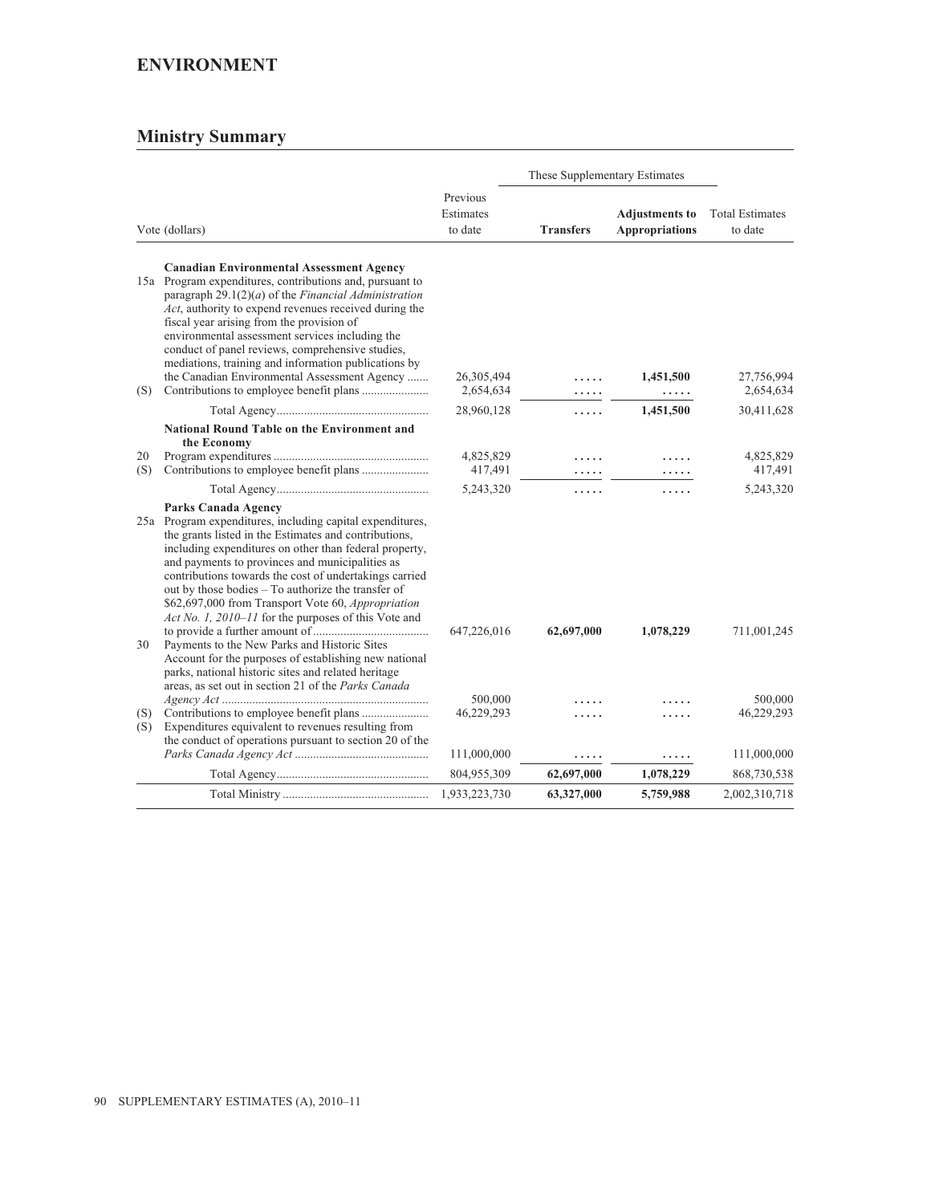# ENVIRONMENT

## Ministry Summary

| Vote (dollars) | | Previous Estimates to date | These Supplementary Estimates | | Total Estimates to date |
|---|---|---|---|---|---|
| | | | **Transfers** | **Adjustments to Appropriations** | |
| | **Canadian Environmental Assessment Agency** | | | | |
| 15a | Program expenditures, contributions and, pursuant to paragraph 29.1(2)(*a*) of the *Financial Administration Act*, authority to expend revenues received during the fiscal year arising from the provision of environmental assessment services including the conduct of panel reviews, comprehensive studies, mediations, training and information publications by the Canadian Environmental Assessment Agency ....... | 26,305,494 | ..... | **1,451,500** | 27,756,994 |
| (S) | Contributions to employee benefit plans ...................... | 2,654,634 | ..... | ..... | 2,654,634 |
| | Total Agency.................................................. | 28,960,128 | ..... | **1,451,500** | 30,411,628 |
| | **National Round Table on the Environment and the Economy** | | | | |
| 20 | Program expenditures .................................................. | 4,825,829 | ..... | ..... | 4,825,829 |
| (S) | Contributions to employee benefit plans ...................... | 417,491 | ..... | ..... | 417,491 |
| | Total Agency.................................................. | 5,243,320 | ..... | ..... | 5,243,320 |
| | **Parks Canada Agency** | | | | |
| 25a | Program expenditures, including capital expenditures, the grants listed in the Estimates and contributions, including expenditures on other than federal property, and payments to provinces and municipalities as contributions towards the cost of undertakings carried out by those bodies – To authorize the transfer of $62,697,000 from Transport Vote 60, *Appropriation Act No. 1, 2010–11* for the purposes of this Vote and to provide a further amount of ...................................... | 647,226,016 | **62,697,000** | **1,078,229** | 711,001,245 |
| 30 | Payments to the New Parks and Historic Sites Account for the purposes of establishing new national parks, national historic sites and related heritage areas, as set out in section 21 of the *Parks Canada Agency Act* ................................................................... | 500,000 | ..... | ..... | 500,000 |
| (S) | Contributions to employee benefit plans ...................... | 46,229,293 | ..... | ..... | 46,229,293 |
| (S) | Expenditures equivalent to revenues resulting from the conduct of operations pursuant to section 20 of the *Parks Canada Agency Act* ........................................... | 111,000,000 | ..... | ..... | 111,000,000 |
| | Total Agency.................................................. | 804,955,309 | **62,697,000** | **1,078,229** | 868,730,538 |
| | Total Ministry ................................................ | 1,933,223,730 | **63,327,000** | **5,759,988** | 2,002,310,718 |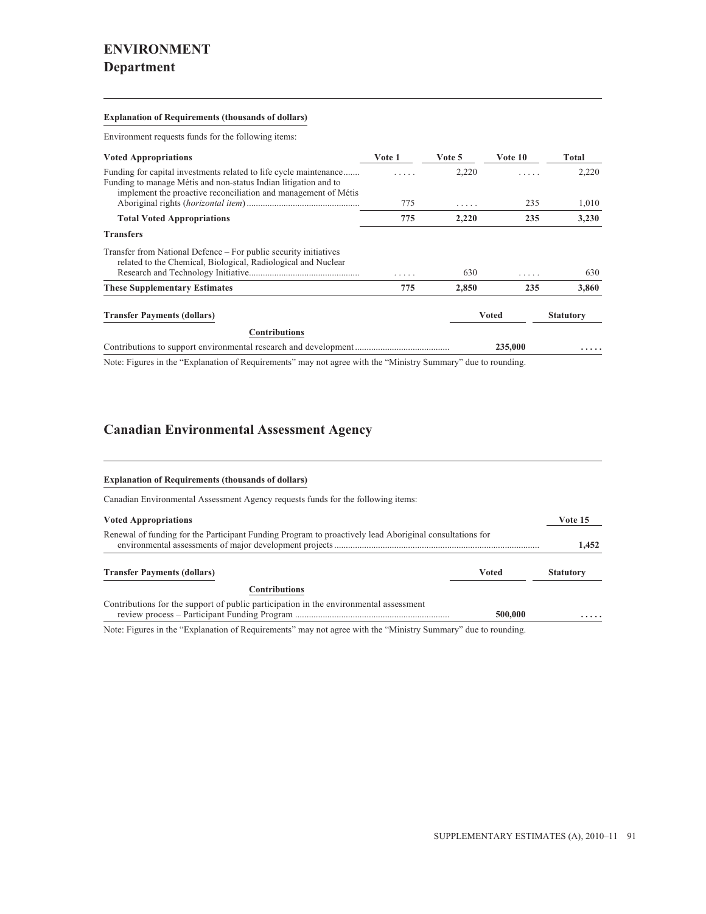# ENVIRONMENT

## Department

**Explanation of Requirements (thousands of dollars)**

Environment requests funds for the following items:

| Voted Appropriations | Vote 1 | Vote 5 | Vote 10 | Total |
|---|---|---|---|---|
| Funding for capital investments related to life cycle maintenance | ..... | 2,220 | ..... | 2,220 |
| Funding to manage Métis and non-status Indian litigation and to implement the proactive reconciliation and management of Métis Aboriginal rights (*horizontal item*) | 775 | ..... | 235 | 1,010 |
| **Total Voted Appropriations** | **775** | **2,220** | **235** | **3,230** |
| **Transfers** | | | | |
| Transfer from National Defence – For public security initiatives related to the Chemical, Biological, Radiological and Nuclear Research and Technology Initiative | ..... | 630 | ..... | 630 |
| **These Supplementary Estimates** | **775** | **2,850** | **235** | **3,860** |

| Transfer Payments (dollars) | Voted | Statutory |
|---|---|---|
| **Contributions** | | |
| Contributions to support environmental research and development | **235,000** | **.....** |

Note: Figures in the "Explanation of Requirements" may not agree with the "Ministry Summary" due to rounding.

## Canadian Environmental Assessment Agency

**Explanation of Requirements (thousands of dollars)**

Canadian Environmental Assessment Agency requests funds for the following items:

| Voted Appropriations | Vote 15 |
|---|---|
| Renewal of funding for the Participant Funding Program to proactively lead Aboriginal consultations for environmental assessments of major development projects | **1,452** |

| Transfer Payments (dollars) | Voted | Statutory |
|---|---|---|
| **Contributions** | | |
| Contributions for the support of public participation in the environmental assessment review process – Participant Funding Program | **500,000** | **.....** |

Note: Figures in the "Explanation of Requirements" may not agree with the "Ministry Summary" due to rounding.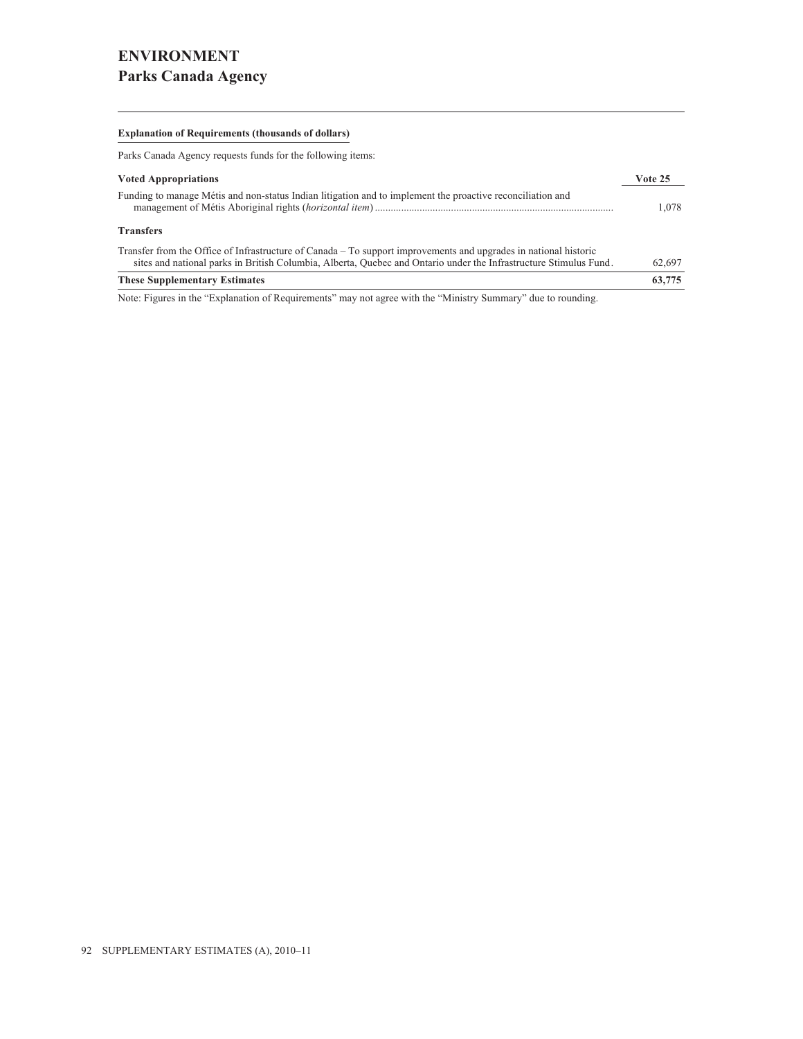# ENVIRONMENT
## Parks Canada Agency

**Explanation of Requirements (thousands of dollars)**

Parks Canada Agency requests funds for the following items:

| **Voted Appropriations** | **Vote 25** |
| --- | --- |
| Funding to manage Métis and non-status Indian litigation and to implement the proactive reconciliation and management of Métis Aboriginal rights (*horizontal item*) | 1,078 |
| **Transfers** | |
| Transfer from the Office of Infrastructure of Canada – To support improvements and upgrades in national historic sites and national parks in British Columbia, Alberta, Quebec and Ontario under the Infrastructure Stimulus Fund | 62,697 |
| **These Supplementary Estimates** | **63,775** |

Note: Figures in the "Explanation of Requirements" may not agree with the "Ministry Summary" due to rounding.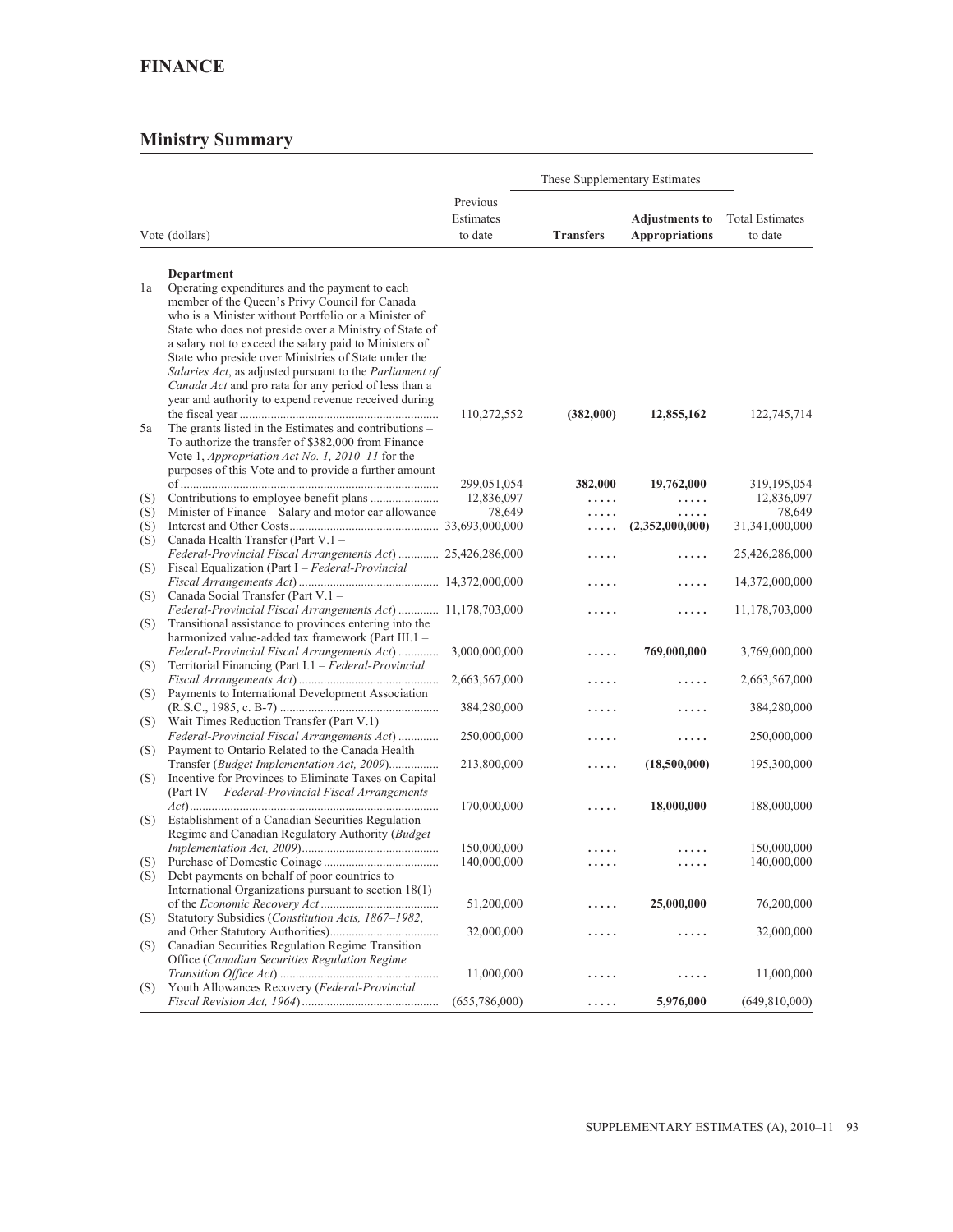# FINANCE

## Ministry Summary

| | Vote (dollars) | Previous Estimates to date | These Supplementary Estimates | | Total Estimates to date |
|---|---|---|---|---|---|
| | | | **Transfers** | **Adjustments to Appropriations** | |
| | **Department** | | | | |
| 1a | Operating expenditures and the payment to each member of the Queen's Privy Council for Canada who is a Minister without Portfolio or a Minister of State who does not preside over a Ministry of State of a salary not to exceed the salary paid to Ministers of State who preside over Ministries of State under the *Salaries Act*, as adjusted pursuant to the *Parliament of Canada Act* and pro rata for any period of less than a year and authority to expend revenue received during the fiscal year | 110,272,552 | **(382,000)** | **12,855,162** | 122,745,714 |
| 5a | The grants listed in the Estimates and contributions – To authorize the transfer of $382,000 from Finance Vote 1, *Appropriation Act No. 1, 2010–11* for the purposes of this Vote and to provide a further amount of | 299,051,054 | **382,000** | **19,762,000** | 319,195,054 |
| (S) | Contributions to employee benefit plans | 12,836,097 | ..... | ..... | 12,836,097 |
| (S) | Minister of Finance – Salary and motor car allowance | 78,649 | ..... | ..... | 78,649 |
| (S) | Interest and Other Costs | 33,693,000,000 | ..... | **(2,352,000,000)** | 31,341,000,000 |
| (S) | Canada Health Transfer (Part V.1 – *Federal-Provincial Fiscal Arrangements Act*) | 25,426,286,000 | ..... | ..... | 25,426,286,000 |
| (S) | Fiscal Equalization (Part I – *Federal-Provincial Fiscal Arrangements Act*) | 14,372,000,000 | ..... | ..... | 14,372,000,000 |
| (S) | Canada Social Transfer (Part V.1 – *Federal-Provincial Fiscal Arrangements Act*) | 11,178,703,000 | ..... | ..... | 11,178,703,000 |
| (S) | Transitional assistance to provinces entering into the harmonized value-added tax framework (Part III.1 – *Federal-Provincial Fiscal Arrangements Act*) | 3,000,000,000 | ..... | **769,000,000** | 3,769,000,000 |
| (S) | Territorial Financing (Part I.1 – *Federal-Provincial Fiscal Arrangements Act*) | 2,663,567,000 | ..... | ..... | 2,663,567,000 |
| (S) | Payments to International Development Association (R.S.C., 1985, c. B-7) | 384,280,000 | ..... | ..... | 384,280,000 |
| (S) | Wait Times Reduction Transfer (Part V.1) *Federal-Provincial Fiscal Arrangements Act*) | 250,000,000 | ..... | ..... | 250,000,000 |
| (S) | Payment to Ontario Related to the Canada Health Transfer (*Budget Implementation Act, 2009*) | 213,800,000 | ..... | **(18,500,000)** | 195,300,000 |
| (S) | Incentive for Provinces to Eliminate Taxes on Capital (Part IV – *Federal-Provincial Fiscal Arrangements Act*) | 170,000,000 | ..... | **18,000,000** | 188,000,000 |
| (S) | Establishment of a Canadian Securities Regulation Regime and Canadian Regulatory Authority (*Budget Implementation Act, 2009*) | 150,000,000 | ..... | ..... | 150,000,000 |
| (S) | Purchase of Domestic Coinage | 140,000,000 | ..... | ..... | 140,000,000 |
| (S) | Debt payments on behalf of poor countries to International Organizations pursuant to section 18(1) of the *Economic Recovery Act* | 51,200,000 | ..... | **25,000,000** | 76,200,000 |
| (S) | Statutory Subsidies (*Constitution Acts, 1867–1982*, and Other Statutory Authorities) | 32,000,000 | ..... | ..... | 32,000,000 |
| (S) | Canadian Securities Regulation Regime Transition Office (*Canadian Securities Regulation Regime Transition Office Act*) | 11,000,000 | ..... | ..... | 11,000,000 |
| (S) | Youth Allowances Recovery (*Federal-Provincial Fiscal Revision Act, 1964*) | (655,786,000) | ..... | **5,976,000** | (649,810,000) |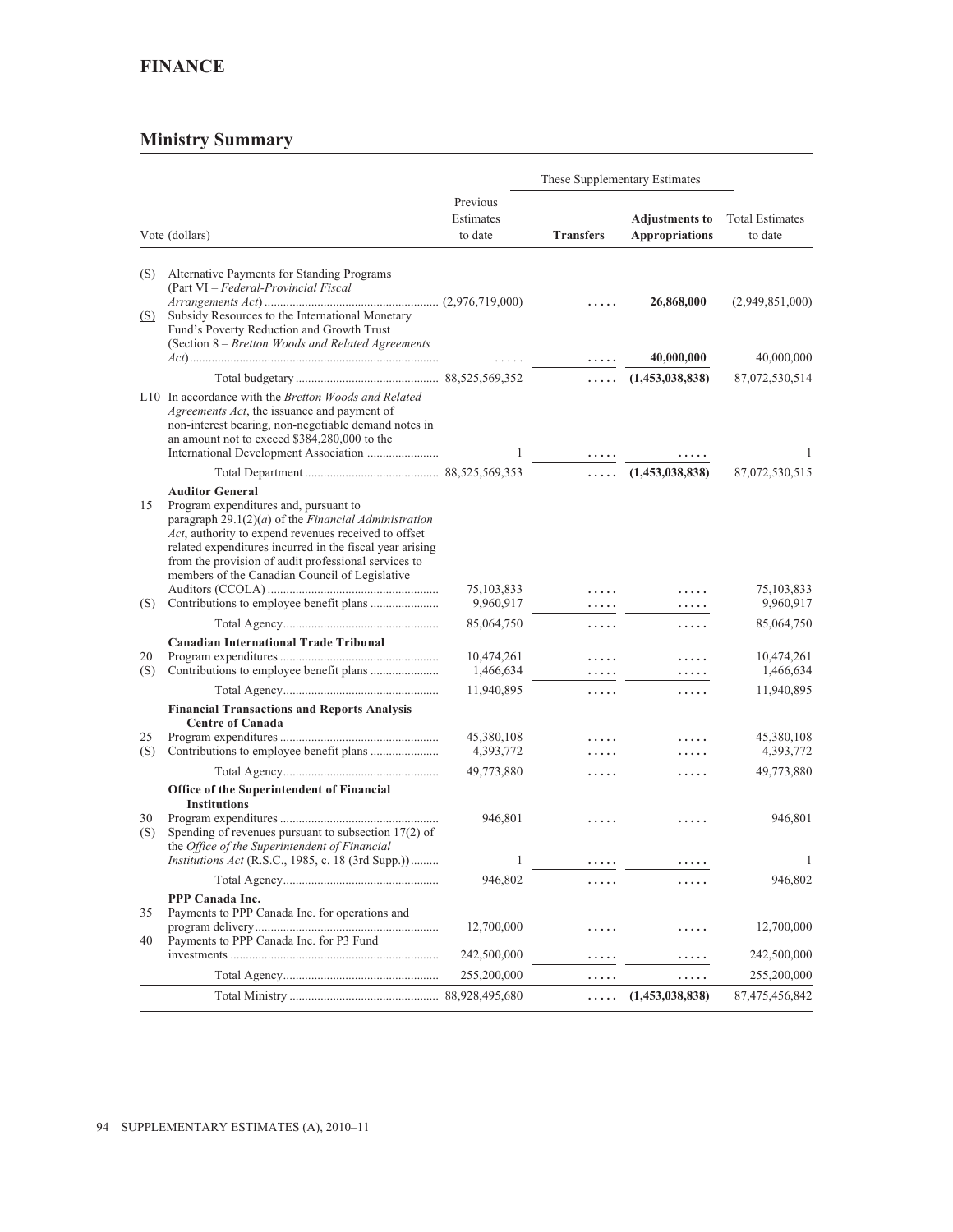# FINANCE

## Ministry Summary

| Vote (dollars) | | Previous Estimates to date | These Supplementary Estimates: Transfers | These Supplementary Estimates: Adjustments to Appropriations | Total Estimates to date |
|---|---|---|---|---|---|
| (S) | Alternative Payments for Standing Programs (Part VI – *Federal-Provincial Fiscal Arrangements Act*) | (2,976,719,000) | ..... | **26,868,000** | (2,949,851,000) |
| (S) | Subsidy Resources to the International Monetary Fund's Poverty Reduction and Growth Trust (Section 8 – *Bretton Woods and Related Agreements Act*) | ..... | ..... | **40,000,000** | 40,000,000 |
| | Total budgetary | 88,525,569,352 | ..... | **(1,453,038,838)** | 87,072,530,514 |
| L10 | In accordance with the *Bretton Woods and Related Agreements Act*, the issuance and payment of non-interest bearing, non-negotiable demand notes in an amount not to exceed $384,280,000 to the International Development Association | 1 | ..... | ..... | 1 |
| | Total Department | 88,525,569,353 | ..... | **(1,453,038,838)** | 87,072,530,515 |
| | **Auditor General** | | | | |
| 15 | Program expenditures and, pursuant to paragraph 29.1(2)(*a*) of the *Financial Administration Act*, authority to expend revenues received to offset related expenditures incurred in the fiscal year arising from the provision of audit professional services to members of the Canadian Council of Legislative Auditors (CCOLA) | 75,103,833 | ..... | ..... | 75,103,833 |
| (S) | Contributions to employee benefit plans | 9,960,917 | ..... | ..... | 9,960,917 |
| | Total Agency | 85,064,750 | ..... | ..... | 85,064,750 |
| | **Canadian International Trade Tribunal** | | | | |
| 20 | Program expenditures | 10,474,261 | ..... | ..... | 10,474,261 |
| (S) | Contributions to employee benefit plans | 1,466,634 | ..... | ..... | 1,466,634 |
| | Total Agency | 11,940,895 | ..... | ..... | 11,940,895 |
| | **Financial Transactions and Reports Analysis Centre of Canada** | | | | |
| 25 | Program expenditures | 45,380,108 | ..... | ..... | 45,380,108 |
| (S) | Contributions to employee benefit plans | 4,393,772 | ..... | ..... | 4,393,772 |
| | Total Agency | 49,773,880 | ..... | ..... | 49,773,880 |
| | **Office of the Superintendent of Financial Institutions** | | | | |
| 30 | Program expenditures | 946,801 | ..... | ..... | 946,801 |
| (S) | Spending of revenues pursuant to subsection 17(2) of the *Office of the Superintendent of Financial Institutions Act* (R.S.C., 1985, c. 18 (3rd Supp.)) | 1 | ..... | ..... | 1 |
| | Total Agency | 946,802 | ..... | ..... | 946,802 |
| | **PPP Canada Inc.** | | | | |
| 35 | Payments to PPP Canada Inc. for operations and program delivery | 12,700,000 | ..... | ..... | 12,700,000 |
| 40 | Payments to PPP Canada Inc. for P3 Fund investments | 242,500,000 | ..... | ..... | 242,500,000 |
| | Total Agency | 255,200,000 | ..... | ..... | 255,200,000 |
| | Total Ministry | 88,928,495,680 | ..... | **(1,453,038,838)** | 87,475,456,842 |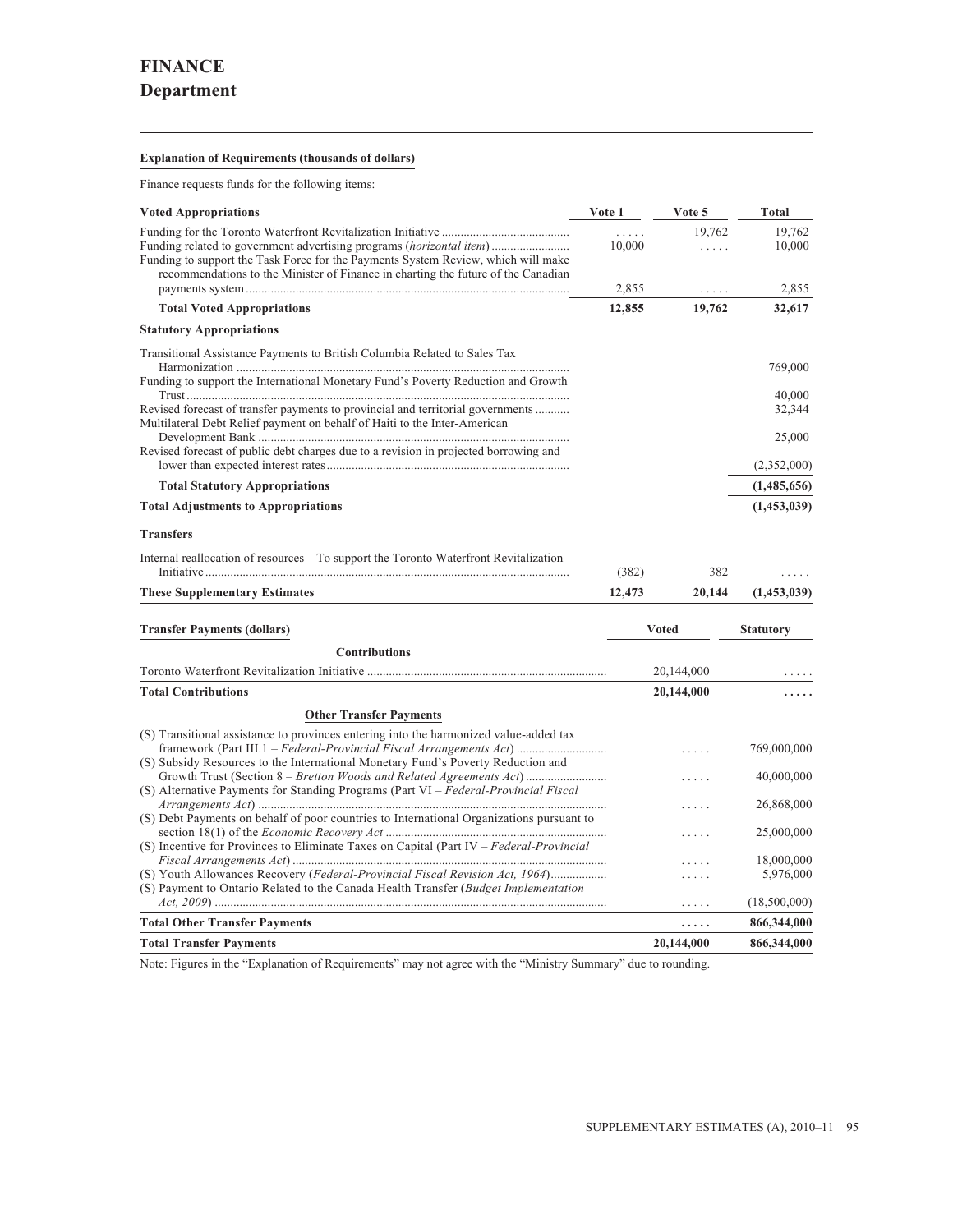# FINANCE
## Department

**Explanation of Requirements (thousands of dollars)**

Finance requests funds for the following items:

| Voted Appropriations | Vote 1 | Vote 5 | Total |
|---|---|---|---|
| Funding for the Toronto Waterfront Revitalization Initiative | ..... | 19,762 | 19,762 |
| Funding related to government advertising programs (*horizontal item*) | 10,000 | ..... | 10,000 |
| Funding to support the Task Force for the Payments System Review, which will make recommendations to the Minister of Finance in charting the future of the Canadian payments system | 2,855 | ..... | 2,855 |
| **Total Voted Appropriations** | **12,855** | **19,762** | **32,617** |
| **Statutory Appropriations** | | | |
| Transitional Assistance Payments to British Columbia Related to Sales Tax Harmonization | | | 769,000 |
| Funding to support the International Monetary Fund's Poverty Reduction and Growth Trust | | | 40,000 |
| Revised forecast of transfer payments to provincial and territorial governments | | | 32,344 |
| Multilateral Debt Relief payment on behalf of Haiti to the Inter-American Development Bank | | | 25,000 |
| Revised forecast of public debt charges due to a revision in projected borrowing and lower than expected interest rates | | | (2,352,000) |
| **Total Statutory Appropriations** | | | **(1,485,656)** |
| **Total Adjustments to Appropriations** | | | **(1,453,039)** |
| **Transfers** | | | |
| Internal reallocation of resources – To support the Toronto Waterfront Revitalization Initiative | (382) | 382 | ..... |
| **These Supplementary Estimates** | **12,473** | **20,144** | **(1,453,039)** |

| Transfer Payments (dollars) | Voted | Statutory |
|---|---|---|
| **Contributions** | | |
| Toronto Waterfront Revitalization Initiative | 20,144,000 | ..... |
| **Total Contributions** | **20,144,000** | **.....** |
| **Other Transfer Payments** | | |
| (S) Transitional assistance to provinces entering into the harmonized value-added tax framework (Part III.1 – *Federal-Provincial Fiscal Arrangements Act*) | ..... | 769,000,000 |
| (S) Subsidy Resources to the International Monetary Fund's Poverty Reduction and Growth Trust (Section 8 – *Bretton Woods and Related Agreements Act*) | ..... | 40,000,000 |
| (S) Alternative Payments for Standing Programs (Part VI – *Federal-Provincial Fiscal Arrangements Act*) | ..... | 26,868,000 |
| (S) Debt Payments on behalf of poor countries to International Organizations pursuant to section 18(1) of the *Economic Recovery Act* | ..... | 25,000,000 |
| (S) Incentive for Provinces to Eliminate Taxes on Capital (Part IV – *Federal-Provincial Fiscal Arrangements Act*) | ..... | 18,000,000 |
| (S) Youth Allowances Recovery (*Federal-Provincial Fiscal Revision Act, 1964*) | ..... | 5,976,000 |
| (S) Payment to Ontario Related to the Canada Health Transfer (*Budget Implementation Act, 2009*) | ..... | (18,500,000) |
| **Total Other Transfer Payments** | **.....** | **866,344,000** |
| **Total Transfer Payments** | **20,144,000** | **866,344,000** |

Note: Figures in the "Explanation of Requirements" may not agree with the "Ministry Summary" due to rounding.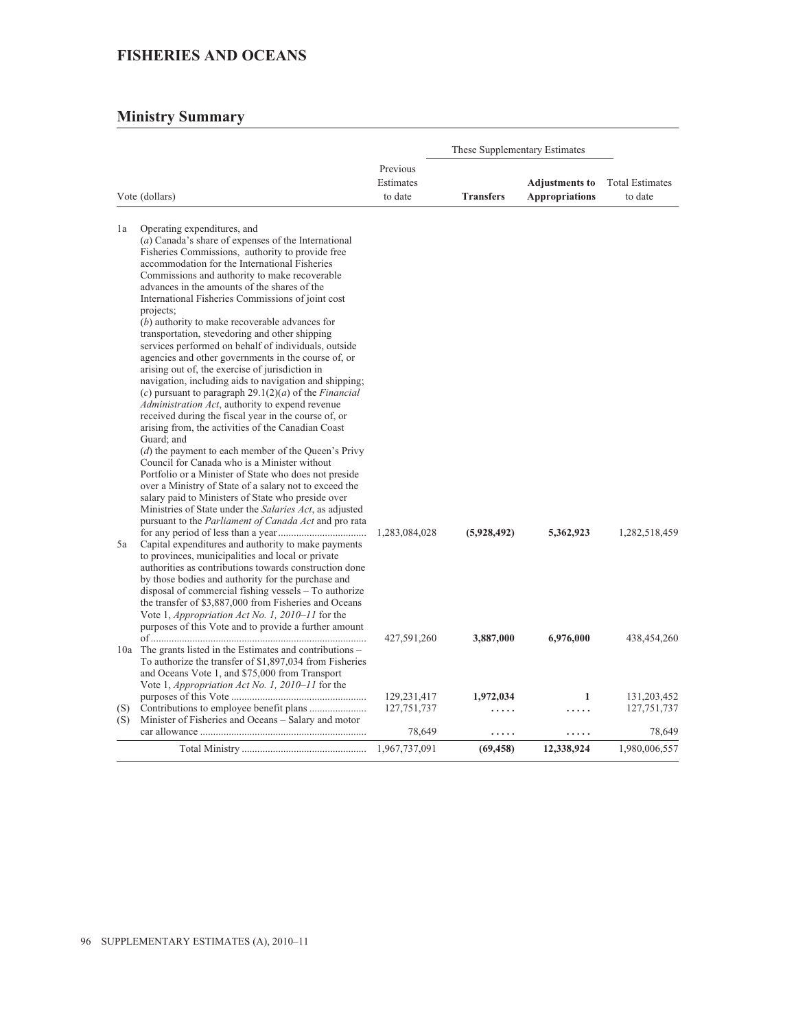## FISHERIES AND OCEANS

### Ministry Summary

| | Vote (dollars) | Previous Estimates to date | These Supplementary Estimates | | Total Estimates to date |
|---|---|---|---|---|---|
| | | | **Transfers** | **Adjustments to Appropriations** | |
| 1a | Operating expenditures, and (*a*) Canada's share of expenses of the International Fisheries Commissions, authority to provide free accommodation for the International Fisheries Commissions and authority to make recoverable advances in the amounts of the shares of the International Fisheries Commissions of joint cost projects; (*b*) authority to make recoverable advances for transportation, stevedoring and other shipping services performed on behalf of individuals, outside agencies and other governments in the course of, or arising out of, the exercise of jurisdiction in navigation, including aids to navigation and shipping; (*c*) pursuant to paragraph 29.1(2)(*a*) of the *Financial Administration Act*, authority to expend revenue received during the fiscal year in the course of, or arising from, the activities of the Canadian Coast Guard; and (*d*) the payment to each member of the Queen's Privy Council for Canada who is a Minister without Portfolio or a Minister of State who does not preside over a Ministry of State of a salary not to exceed the salary paid to Ministers of State who preside over Ministries of State under the *Salaries Act*, as adjusted pursuant to the *Parliament of Canada Act* and pro rata for any period of less than a year | 1,283,084,028 | **(5,928,492)** | **5,362,923** | 1,282,518,459 |
| 5a | Capital expenditures and authority to make payments to provinces, municipalities and local or private authorities as contributions towards construction done by those bodies and authority for the purchase and disposal of commercial fishing vessels – To authorize the transfer of $3,887,000 from Fisheries and Oceans Vote 1, *Appropriation Act No. 1, 2010–11* for the purposes of this Vote and to provide a further amount of | 427,591,260 | **3,887,000** | **6,976,000** | 438,454,260 |
| 10a | The grants listed in the Estimates and contributions – To authorize the transfer of $1,897,034 from Fisheries and Oceans Vote 1, and $75,000 from Transport Vote 1, *Appropriation Act No. 1, 2010–11* for the purposes of this Vote | 129,231,417 | **1,972,034** | **1** | 131,203,452 |
| (S) | Contributions to employee benefit plans | 127,751,737 | **.....** | **.....** | 127,751,737 |
| (S) | Minister of Fisheries and Oceans – Salary and motor car allowance | 78,649 | **.....** | **.....** | 78,649 |
| | Total Ministry | 1,967,737,091 | **(69,458)** | **12,338,924** | 1,980,006,557 |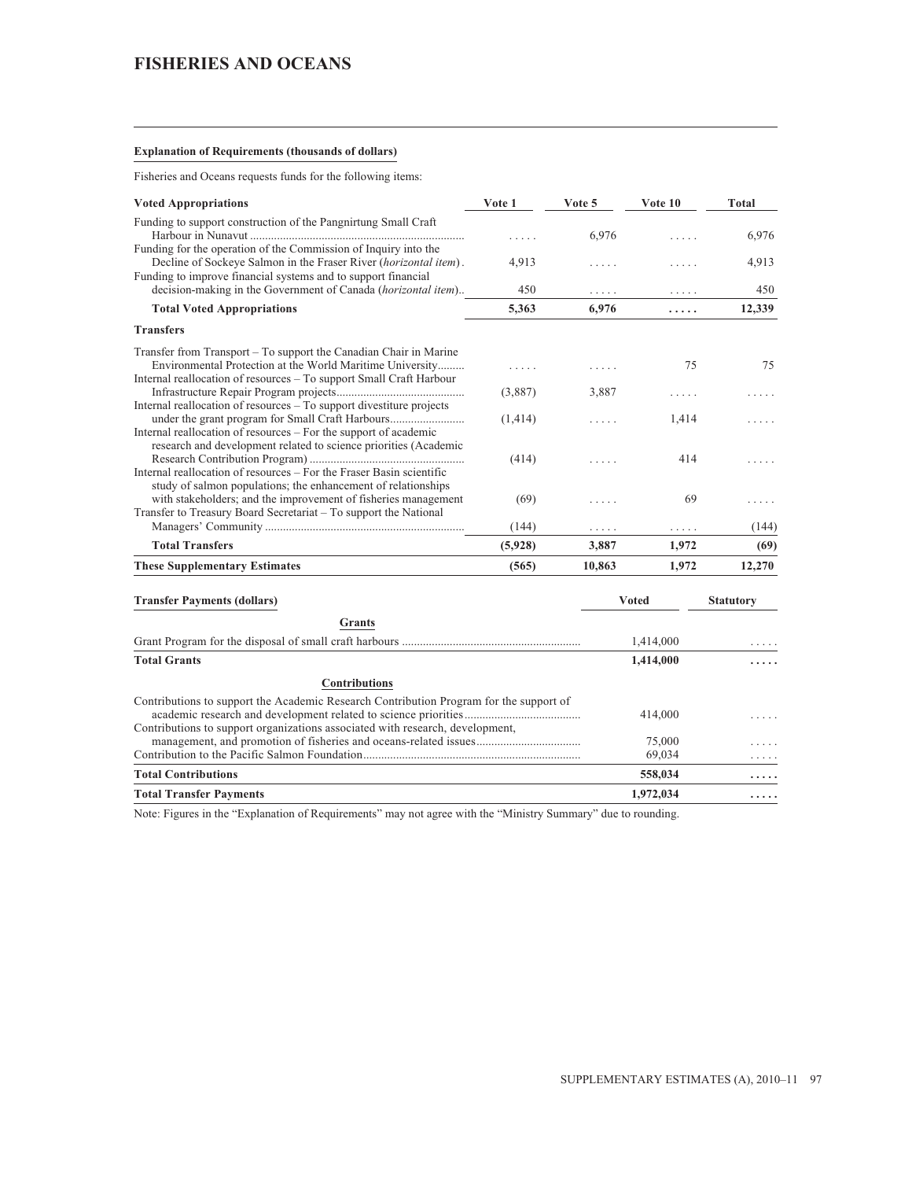# FISHERIES AND OCEANS

**Explanation of Requirements (thousands of dollars)**

Fisheries and Oceans requests funds for the following items:

| Voted Appropriations | Vote 1 | Vote 5 | Vote 10 | Total |
|---|---|---|---|---|
| Funding to support construction of the Pangnirtung Small Craft Harbour in Nunavut | ..... | 6,976 | ..... | 6,976 |
| Funding for the operation of the Commission of Inquiry into the Decline of Sockeye Salmon in the Fraser River (*horizontal item*) | 4,913 | ..... | ..... | 4,913 |
| Funding to improve financial systems and to support financial decision-making in the Government of Canada (*horizontal item*) | 450 | ..... | ..... | 450 |
| **Total Voted Appropriations** | **5,363** | **6,976** | **.....** | **12,339** |
| **Transfers** | | | | |
| Transfer from Transport – To support the Canadian Chair in Marine Environmental Protection at the World Maritime University | ..... | ..... | 75 | 75 |
| Internal reallocation of resources – To support Small Craft Harbour Infrastructure Repair Program projects | (3,887) | 3,887 | ..... | ..... |
| Internal reallocation of resources – To support divestiture projects under the grant program for Small Craft Harbours | (1,414) | ..... | 1,414 | ..... |
| Internal reallocation of resources – For the support of academic research and development related to science priorities (Academic Research Contribution Program) | (414) | ..... | 414 | ..... |
| Internal reallocation of resources – For the Fraser Basin scientific study of salmon populations; the enhancement of relationships with stakeholders; and the improvement of fisheries management | (69) | ..... | 69 | ..... |
| Transfer to Treasury Board Secretariat – To support the National Managers' Community | (144) | ..... | ..... | (144) |
| **Total Transfers** | **(5,928)** | **3,887** | **1,972** | **(69)** |
| **These Supplementary Estimates** | **(565)** | **10,863** | **1,972** | **12,270** |

| Transfer Payments (dollars) | Voted | Statutory |
|---|---|---|
| **Grants** | | |
| Grant Program for the disposal of small craft harbours | 1,414,000 | ..... |
| **Total Grants** | **1,414,000** | **.....** |
| **Contributions** | | |
| Contributions to support the Academic Research Contribution Program for the support of academic research and development related to science priorities | 414,000 | ..... |
| Contributions to support organizations associated with research, development, management, and promotion of fisheries and oceans-related issues | 75,000 | ..... |
| Contribution to the Pacific Salmon Foundation | 69,034 | ..... |
| **Total Contributions** | **558,034** | **.....** |
| **Total Transfer Payments** | **1,972,034** | **.....** |

Note: Figures in the "Explanation of Requirements" may not agree with the "Ministry Summary" due to rounding.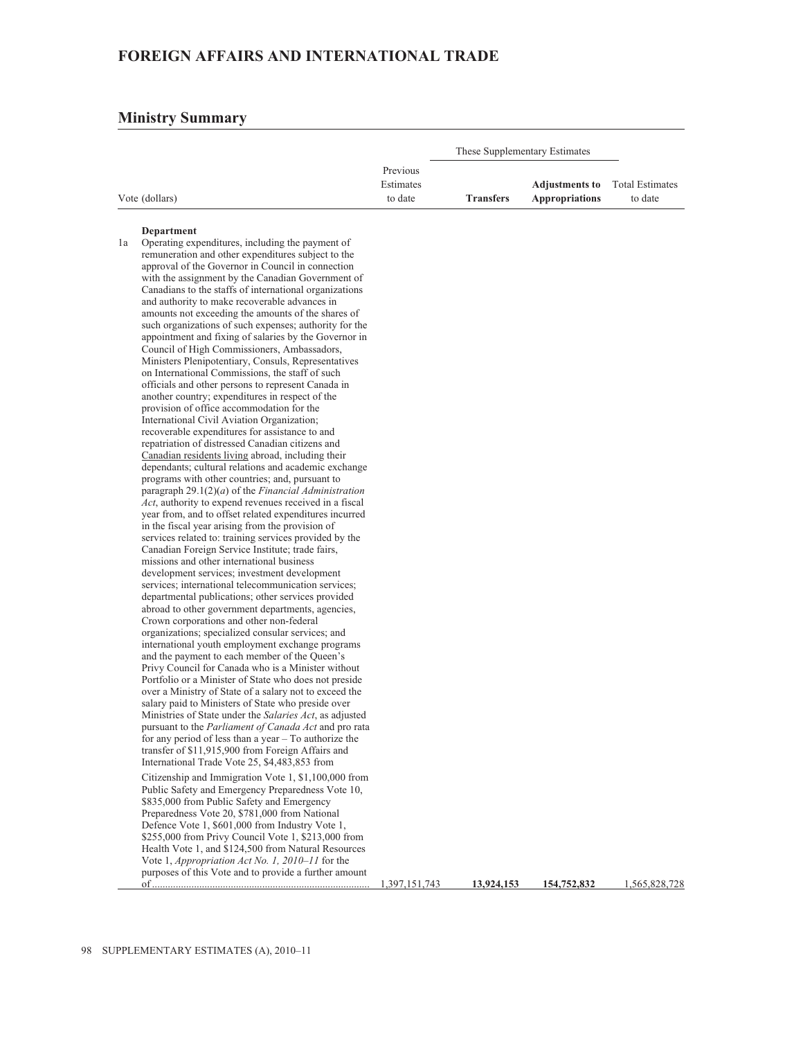# FOREIGN AFFAIRS AND INTERNATIONAL TRADE

## Ministry Summary

| Vote (dollars) | Previous Estimates to date | These Supplementary Estimates: **Transfers** | These Supplementary Estimates: **Adjustments to Appropriations** | Total Estimates to date |
|---|---|---|---|---|
| **Department** | | | | |
| 1a Operating expenditures, including the payment of remuneration and other expenditures subject to the approval of the Governor in Council in connection with the assignment by the Canadian Government of Canadians to the staffs of international organizations and authority to make recoverable advances in amounts not exceeding the amounts of the shares of such organizations of such expenses; authority for the appointment and fixing of salaries by the Governor in Council of High Commissioners, Ambassadors, Ministers Plenipotentiary, Consuls, Representatives on International Commissions, the staff of such officials and other persons to represent Canada in another country; expenditures in respect of the provision of office accommodation for the International Civil Aviation Organization; recoverable expenditures for assistance to and repatriation of distressed Canadian citizens and Canadian residents living abroad, including their dependants; cultural relations and academic exchange programs with other countries; and, pursuant to paragraph 29.1(2)(*a*) of the *Financial Administration Act*, authority to expend revenues received in a fiscal year from, and to offset related expenditures incurred in the fiscal year arising from the provision of services related to: training services provided by the Canadian Foreign Service Institute; trade fairs, missions and other international business development services; investment development services; international telecommunication services; departmental publications; other services provided abroad to other government departments, agencies, Crown corporations and other non-federal organizations; specialized consular services; and international youth employment exchange programs and the payment to each member of the Queen's Privy Council for Canada who is a Minister without Portfolio or a Minister of State who does not preside over a Ministry of State of a salary not to exceed the salary paid to Ministers of State who preside over Ministries of State under the *Salaries Act*, as adjusted pursuant to the *Parliament of Canada Act* and pro rata for any period of less than a year – To authorize the transfer of $11,915,900 from Foreign Affairs and International Trade Vote 25, $4,483,853 from Citizenship and Immigration Vote 1, $1,100,000 from Public Safety and Emergency Preparedness Vote 10, $835,000 from Public Safety and Emergency Preparedness Vote 20, $781,000 from National Defence Vote 1, $601,000 from Industry Vote 1, $255,000 from Privy Council Vote 1, $213,000 from Health Vote 1, and $124,500 from Natural Resources Vote 1, *Appropriation Act No. 1, 2010–11* for the purposes of this Vote and to provide a further amount of | 1,397,151,743 | **13,924,153** | **154,752,832** | 1,565,828,728 |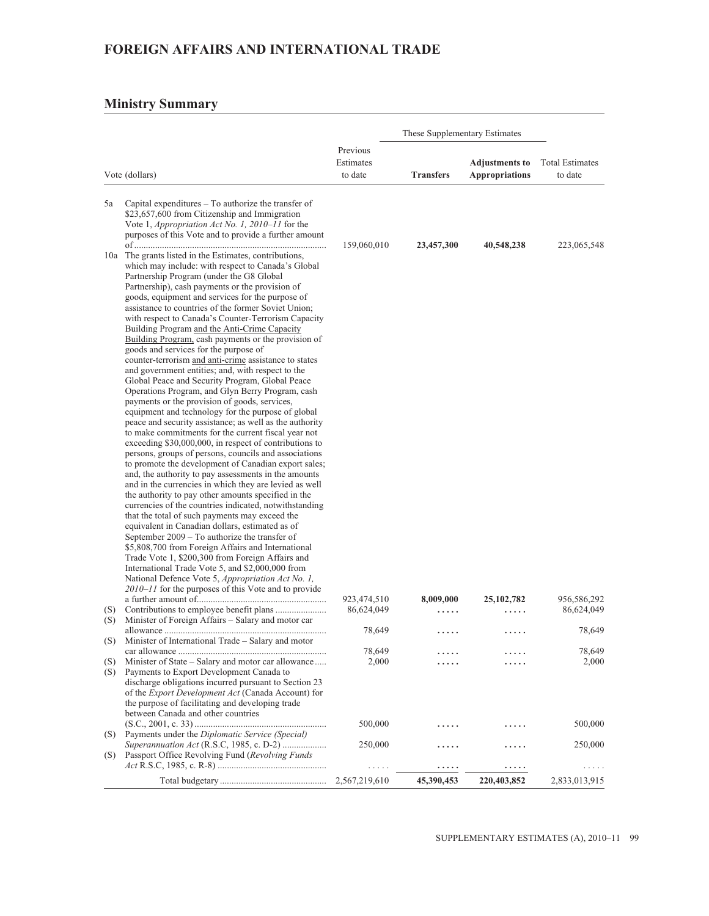# FOREIGN AFFAIRS AND INTERNATIONAL TRADE

## Ministry Summary

| Vote (dollars) | | Previous Estimates to date | These Supplementary Estimates | | Total Estimates to date |
|---|---|---|---|---|---|
| | | | **Transfers** | **Adjustments to Appropriations** | |
| 5a | Capital expenditures – To authorize the transfer of $23,657,600 from Citizenship and Immigration Vote 1, *Appropriation Act No. 1, 2010–11* for the purposes of this Vote and to provide a further amount of | 159,060,010 | **23,457,300** | **40,548,238** | 223,065,548 |
| 10a | The grants listed in the Estimates, contributions, which may include: with respect to Canada's Global Partnership Program (under the G8 Global Partnership), cash payments or the provision of goods, equipment and services for the purpose of assistance to countries of the former Soviet Union; with respect to Canada's Counter-Terrorism Capacity Building Program and the Anti-Crime Capacity Building Program, cash payments or the provision of goods and services for the purpose of counter-terrorism and anti-crime assistance to states and government entities; and, with respect to the Global Peace and Security Program, Global Peace Operations Program, and Glyn Berry Program, cash payments or the provision of goods, services, equipment and technology for the purpose of global peace and security assistance; as well as the authority to make commitments for the current fiscal year not exceeding $30,000,000, in respect of contributions to persons, groups of persons, councils and associations to promote the development of Canadian export sales; and, the authority to pay assessments in the amounts and in the currencies in which they are levied as well the authority to pay other amounts specified in the currencies of the countries indicated, notwithstanding that the total of such payments may exceed the equivalent in Canadian dollars, estimated as of September 2009 – To authorize the transfer of $5,808,700 from Foreign Affairs and International Trade Vote 1, $200,300 from Foreign Affairs and International Trade Vote 5, and $2,000,000 from National Defence Vote 5, *Appropriation Act No. 1, 2010–11* for the purposes of this Vote and to provide a further amount of | 923,474,510 | **8,009,000** | **25,102,782** | 956,586,292 |
| (S) | Contributions to employee benefit plans | 86,624,049 | ..... | ..... | 86,624,049 |
| (S) | Minister of Foreign Affairs – Salary and motor car allowance | 78,649 | ..... | ..... | 78,649 |
| (S) | Minister of International Trade – Salary and motor car allowance | 78,649 | ..... | ..... | 78,649 |
| (S) | Minister of State – Salary and motor car allowance | 2,000 | ..... | ..... | 2,000 |
| (S) | Payments to Export Development Canada to discharge obligations incurred pursuant to Section 23 of the *Export Development Act* (Canada Account) for the purpose of facilitating and developing trade between Canada and other countries (S.C., 2001, c. 33) | 500,000 | ..... | ..... | 500,000 |
| (S) | Payments under the *Diplomatic Service (Special) Superannuation Act* (R.S.C, 1985, c. D-2) | 250,000 | ..... | ..... | 250,000 |
| (S) | Passport Office Revolving Fund (*Revolving Funds Act* R.S.C, 1985, c. R-8) | ..... | ..... | ..... | ..... |
| | Total budgetary | 2,567,219,610 | **45,390,453** | **220,403,852** | 2,833,013,915 |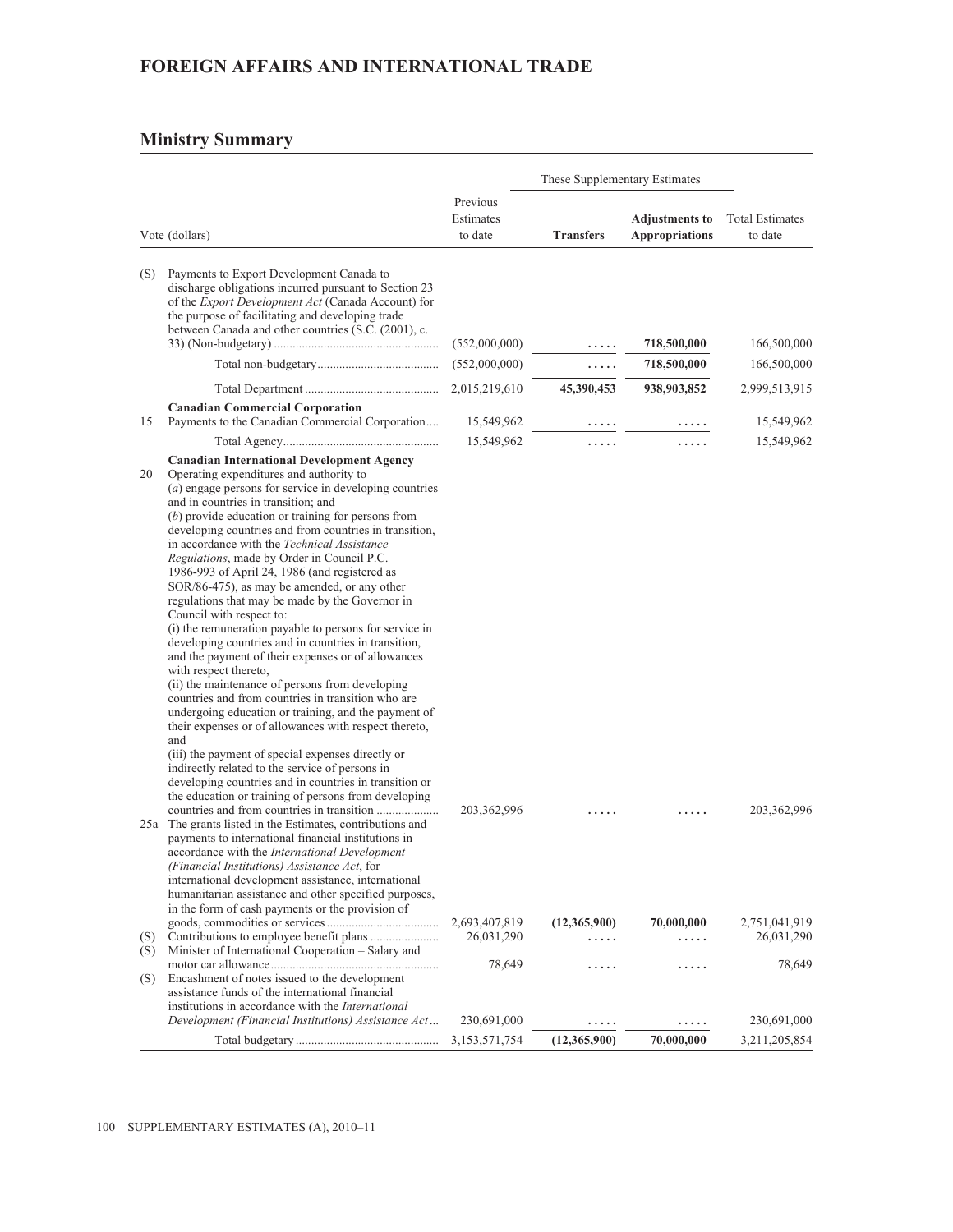# FOREIGN AFFAIRS AND INTERNATIONAL TRADE

## Ministry Summary

| Vote (dollars) | | Previous Estimates to date | These Supplementary Estimates Transfers | Adjustments to Appropriations | Total Estimates to date |
|---|---|---|---|---|---|
| (S) | Payments to Export Development Canada to discharge obligations incurred pursuant to Section 23 of the *Export Development Act* (Canada Account) for the purpose of facilitating and developing trade between Canada and other countries (S.C. (2001), c. 33) (Non-budgetary) | (552,000,000) | ..... | **718,500,000** | 166,500,000 |
| | Total non-budgetary | (552,000,000) | ..... | **718,500,000** | 166,500,000 |
| | Total Department | 2,015,219,610 | **45,390,453** | **938,903,852** | 2,999,513,915 |
| | **Canadian Commercial Corporation** | | | | |
| 15 | Payments to the Canadian Commercial Corporation | 15,549,962 | ..... | ..... | 15,549,962 |
| | Total Agency | 15,549,962 | ..... | ..... | 15,549,962 |
| | **Canadian International Development Agency** | | | | |
| 20 | Operating expenditures and authority to (*a*) engage persons for service in developing countries and in countries in transition; and (*b*) provide education or training for persons from developing countries and from countries in transition, in accordance with the *Technical Assistance Regulations*, made by Order in Council P.C. 1986-993 of April 24, 1986 (and registered as SOR/86-475), as may be amended, or any other regulations that may be made by the Governor in Council with respect to: (i) the remuneration payable to persons for service in developing countries and in countries in transition, and the payment of their expenses or of allowances with respect thereto, (ii) the maintenance of persons from developing countries and from countries in transition who are undergoing education or training, and the payment of their expenses or of allowances with respect thereto, and (iii) the payment of special expenses directly or indirectly related to the service of persons in developing countries and in countries in transition or the education or training of persons from developing countries and from countries in transition | 203,362,996 | ..... | ..... | 203,362,996 |
| 25a | The grants listed in the Estimates, contributions and payments to international financial institutions in accordance with the *International Development (Financial Institutions) Assistance Act*, for international development assistance, international humanitarian assistance and other specified purposes, in the form of cash payments or the provision of goods, commodities or services | 2,693,407,819 | **(12,365,900)** | **70,000,000** | 2,751,041,919 |
| (S) | Contributions to employee benefit plans | 26,031,290 | ..... | ..... | 26,031,290 |
| (S) | Minister of International Cooperation – Salary and motor car allowance | 78,649 | ..... | ..... | 78,649 |
| (S) | Encashment of notes issued to the development assistance funds of the international financial institutions in accordance with the *International Development (Financial Institutions) Assistance Act* | 230,691,000 | ..... | ..... | 230,691,000 |
| | Total budgetary | 3,153,571,754 | **(12,365,900)** | **70,000,000** | 3,211,205,854 |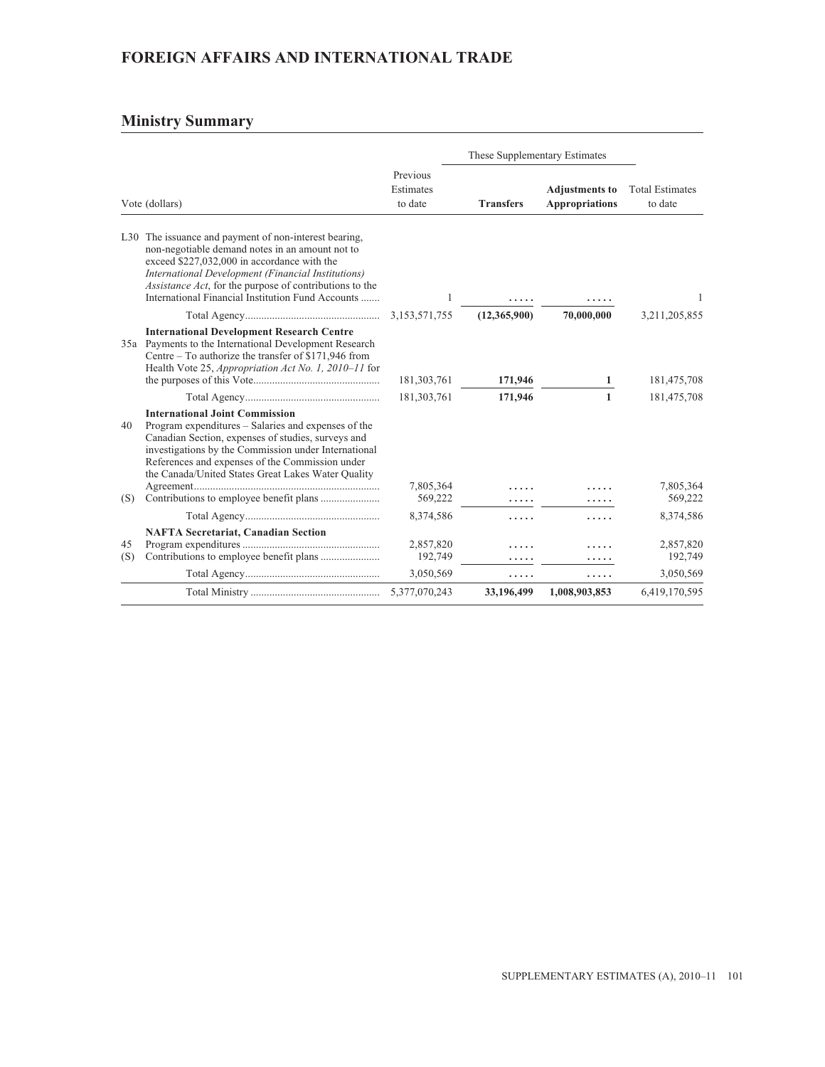## FOREIGN AFFAIRS AND INTERNATIONAL TRADE

### Ministry Summary

| Vote (dollars) | | Previous Estimates to date | These Supplementary Estimates | | Total Estimates to date |
|---|---|---|---|---|---|
| | | | **Transfers** | **Adjustments to Appropriations** | |
| L30 | The issuance and payment of non-interest bearing, non-negotiable demand notes in an amount not to exceed $227,032,000 in accordance with the *International Development (Financial Institutions) Assistance Act*, for the purpose of contributions to the International Financial Institution Fund Accounts ....... | 1 | ..... | ..... | 1 |
| | Total Agency.................................................. | 3,153,571,755 | **(12,365,900)** | **70,000,000** | 3,211,205,855 |
| | **International Development Research Centre** | | | | |
| 35a | Payments to the International Development Research Centre – To authorize the transfer of $171,946 from Health Vote 25, *Appropriation Act No. 1, 2010–11* for the purposes of this Vote.............................................. | 181,303,761 | **171,946** | **1** | 181,475,708 |
| | Total Agency.................................................. | 181,303,761 | **171,946** | **1** | 181,475,708 |
| | **International Joint Commission** | | | | |
| 40 | Program expenditures – Salaries and expenses of the Canadian Section, expenses of studies, surveys and investigations by the Commission under International References and expenses of the Commission under the Canada/United States Great Lakes Water Quality Agreement.................................................................... | 7,805,364 | ..... | ..... | 7,805,364 |
| (S) | Contributions to employee benefit plans ...................... | 569,222 | ..... | ..... | 569,222 |
| | Total Agency.................................................. | 8,374,586 | ..... | ..... | 8,374,586 |
| | **NAFTA Secretariat, Canadian Section** | | | | |
| 45 | Program expenditures .................................................. | 2,857,820 | ..... | ..... | 2,857,820 |
| (S) | Contributions to employee benefit plans ...................... | 192,749 | ..... | ..... | 192,749 |
| | Total Agency.................................................. | 3,050,569 | ..... | ..... | 3,050,569 |
| | Total Ministry ................................................ | 5,377,070,243 | **33,196,499** | **1,008,903,853** | 6,419,170,595 |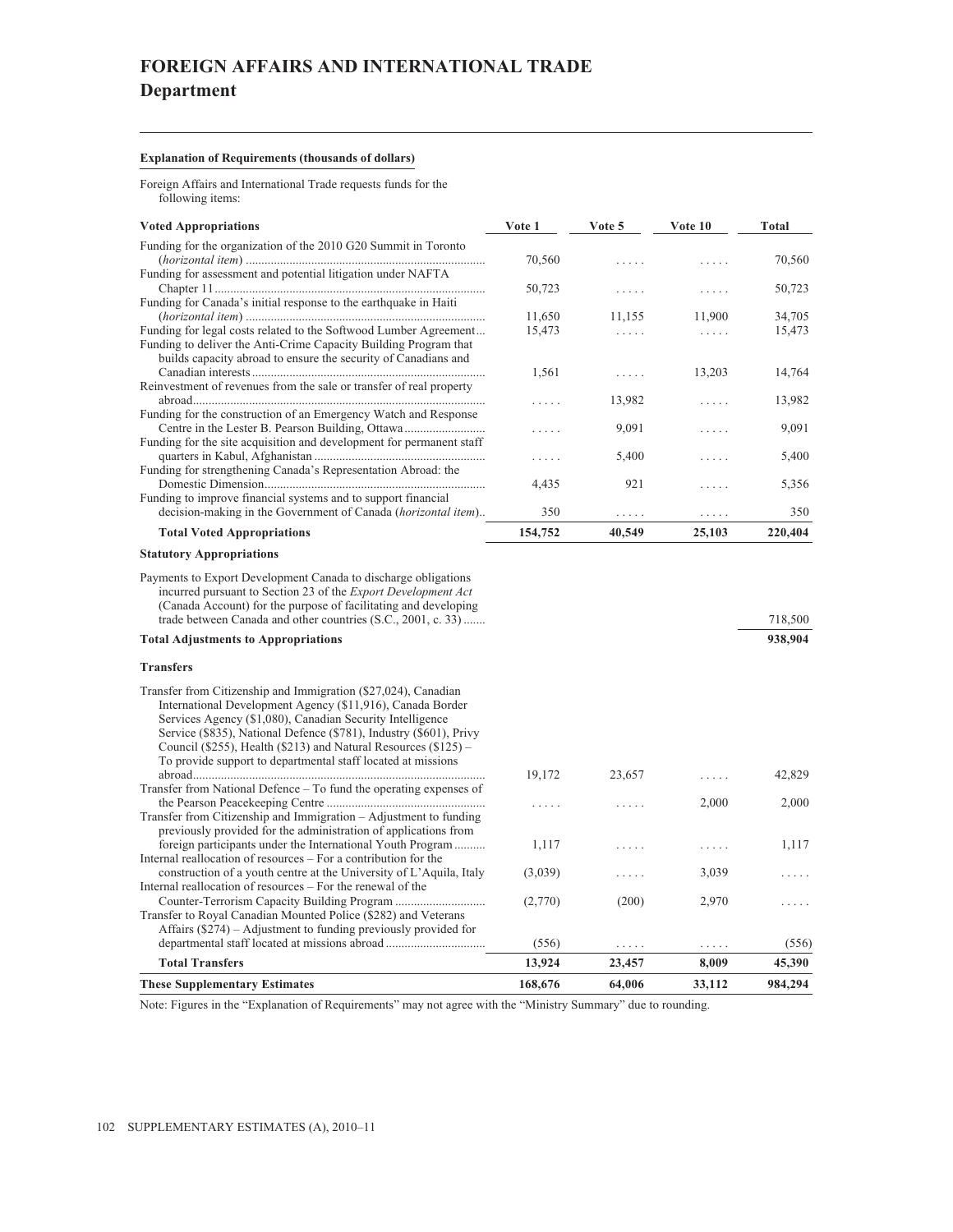# FOREIGN AFFAIRS AND INTERNATIONAL TRADE
## Department

**Explanation of Requirements (thousands of dollars)**

Foreign Affairs and International Trade requests funds for the following items:

| **Voted Appropriations** | **Vote 1** | **Vote 5** | **Vote 10** | **Total** |
|---|---|---|---|---|
| Funding for the organization of the 2010 G20 Summit in Toronto (*horizontal item*) | 70,560 | ..... | ..... | 70,560 |
| Funding for assessment and potential litigation under NAFTA Chapter 11 | 50,723 | ..... | ..... | 50,723 |
| Funding for Canada's initial response to the earthquake in Haiti (*horizontal item*) | 11,650 | 11,155 | 11,900 | 34,705 |
| Funding for legal costs related to the Softwood Lumber Agreement | 15,473 | ..... | ..... | 15,473 |
| Funding to deliver the Anti-Crime Capacity Building Program that builds capacity abroad to ensure the security of Canadians and Canadian interests | 1,561 | ..... | 13,203 | 14,764 |
| Reinvestment of revenues from the sale or transfer of real property abroad | ..... | 13,982 | ..... | 13,982 |
| Funding for the construction of an Emergency Watch and Response Centre in the Lester B. Pearson Building, Ottawa | ..... | 9,091 | ..... | 9,091 |
| Funding for the site acquisition and development for permanent staff quarters in Kabul, Afghanistan | ..... | 5,400 | ..... | 5,400 |
| Funding for strengthening Canada's Representation Abroad: the Domestic Dimension | 4,435 | 921 | ..... | 5,356 |
| Funding to improve financial systems and to support financial decision-making in the Government of Canada (*horizontal item*) | 350 | ..... | ..... | 350 |
| **Total Voted Appropriations** | **154,752** | **40,549** | **25,103** | **220,404** |
| **Statutory Appropriations** | | | | |
| Payments to Export Development Canada to discharge obligations incurred pursuant to Section 23 of the *Export Development Act* (Canada Account) for the purpose of facilitating and developing trade between Canada and other countries (S.C., 2001, c. 33) | | | | 718,500 |
| **Total Adjustments to Appropriations** | | | | **938,904** |
| **Transfers** | | | | |
| Transfer from Citizenship and Immigration ($27,024), Canadian International Development Agency ($11,916), Canada Border Services Agency ($1,080), Canadian Security Intelligence Service ($835), National Defence ($781), Industry ($601), Privy Council ($255), Health ($213) and Natural Resources ($125) – To provide support to departmental staff located at missions abroad | 19,172 | 23,657 | ..... | 42,829 |
| Transfer from National Defence – To fund the operating expenses of the Pearson Peacekeeping Centre | ..... | ..... | 2,000 | 2,000 |
| Transfer from Citizenship and Immigration – Adjustment to funding previously provided for the administration of applications from foreign participants under the International Youth Program | 1,117 | ..... | ..... | 1,117 |
| Internal reallocation of resources – For a contribution for the construction of a youth centre at the University of L'Aquila, Italy | (3,039) | ..... | 3,039 | ..... |
| Internal reallocation of resources – For the renewal of the Counter-Terrorism Capacity Building Program | (2,770) | (200) | 2,970 | ..... |
| Transfer to Royal Canadian Mounted Police ($282) and Veterans Affairs ($274) – Adjustment to funding previously provided for departmental staff located at missions abroad | (556) | ..... | ..... | (556) |
| **Total Transfers** | **13,924** | **23,457** | **8,009** | **45,390** |
| **These Supplementary Estimates** | **168,676** | **64,006** | **33,112** | **984,294** |

Note: Figures in the "Explanation of Requirements" may not agree with the "Ministry Summary" due to rounding.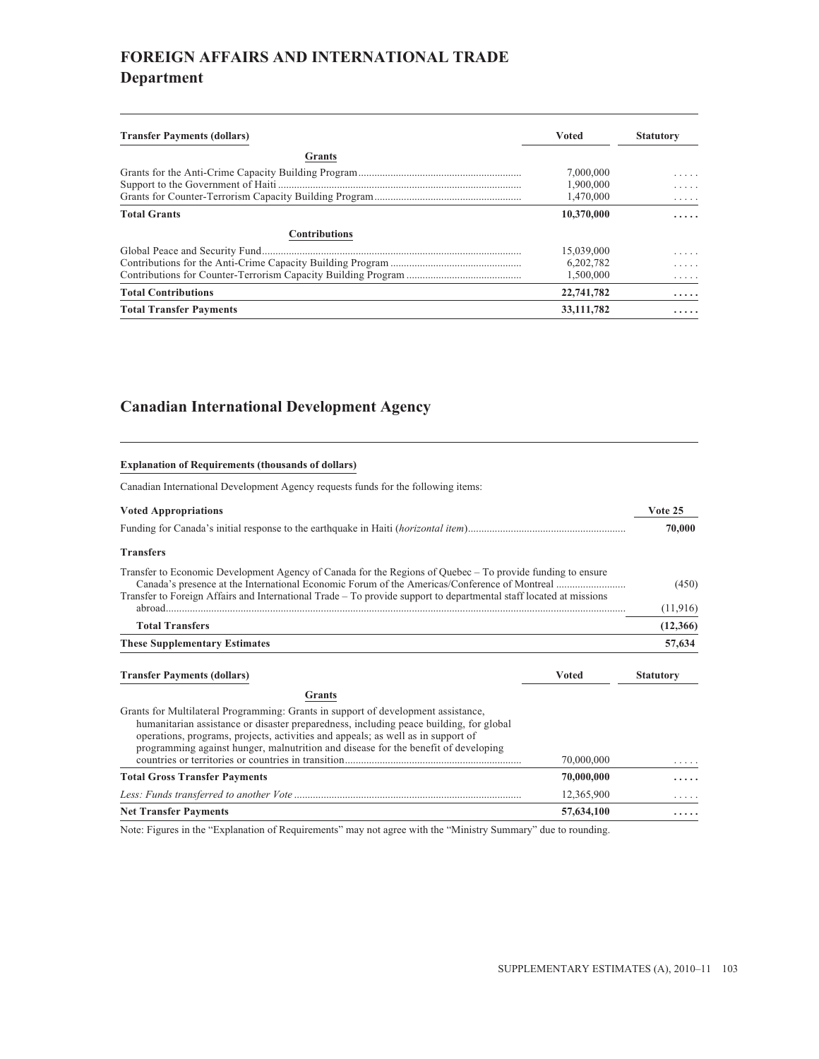# FOREIGN AFFAIRS AND INTERNATIONAL TRADE

## Department

| Transfer Payments (dollars) | Voted | Statutory |
|---|---|---|
| **Grants** | | |
| Grants for the Anti-Crime Capacity Building Program | 7,000,000 | ..... |
| Support to the Government of Haiti | 1,900,000 | ..... |
| Grants for Counter-Terrorism Capacity Building Program | 1,470,000 | ..... |
| **Total Grants** | **10,370,000** | **.....** |
| **Contributions** | | |
| Global Peace and Security Fund | 15,039,000 | ..... |
| Contributions for the Anti-Crime Capacity Building Program | 6,202,782 | ..... |
| Contributions for Counter-Terrorism Capacity Building Program | 1,500,000 | ..... |
| **Total Contributions** | **22,741,782** | **.....** |
| **Total Transfer Payments** | **33,111,782** | **.....** |

## Canadian International Development Agency

**Explanation of Requirements (thousands of dollars)**

Canadian International Development Agency requests funds for the following items:

| Voted Appropriations | Vote 25 |
|---|---|
| Funding for Canada's initial response to the earthquake in Haiti (*horizontal item*) | **70,000** |
| **Transfers** | |
| Transfer to Economic Development Agency of Canada for the Regions of Quebec – To provide funding to ensure Canada's presence at the International Economic Forum of the Americas/Conference of Montreal | (450) |
| Transfer to Foreign Affairs and International Trade – To provide support to departmental staff located at missions abroad | (11,916) |
| **Total Transfers** | **(12,366)** |
| **These Supplementary Estimates** | **57,634** |

| Transfer Payments (dollars) | Voted | Statutory |
|---|---|---|
| **Grants** | | |
| Grants for Multilateral Programming: Grants in support of development assistance, humanitarian assistance or disaster preparedness, including peace building, for global operations, programs, projects, activities and appeals; as well as in support of programming against hunger, malnutrition and disease for the benefit of developing countries or territories or countries in transition | 70,000,000 | ..... |
| **Total Gross Transfer Payments** | **70,000,000** | **.....** |
| *Less: Funds transferred to another Vote* | 12,365,900 | ..... |
| **Net Transfer Payments** | **57,634,100** | **.....** |

Note: Figures in the "Explanation of Requirements" may not agree with the "Ministry Summary" due to rounding.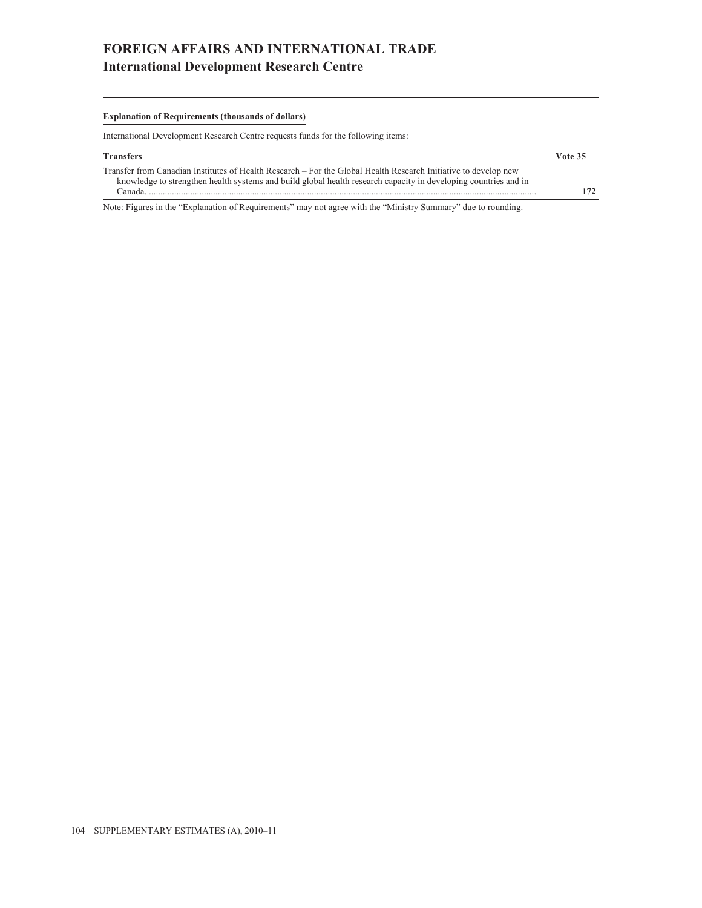# FOREIGN AFFAIRS AND INTERNATIONAL TRADE
## International Development Research Centre

**Explanation of Requirements (thousands of dollars)**

International Development Research Centre requests funds for the following items:

| **Transfers** | **Vote 35** |
| --- | --- |
| Transfer from Canadian Institutes of Health Research – For the Global Health Research Initiative to develop new knowledge to strengthen health systems and build global health research capacity in developing countries and in Canada. | **172** |

Note: Figures in the "Explanation of Requirements" may not agree with the "Ministry Summary" due to rounding.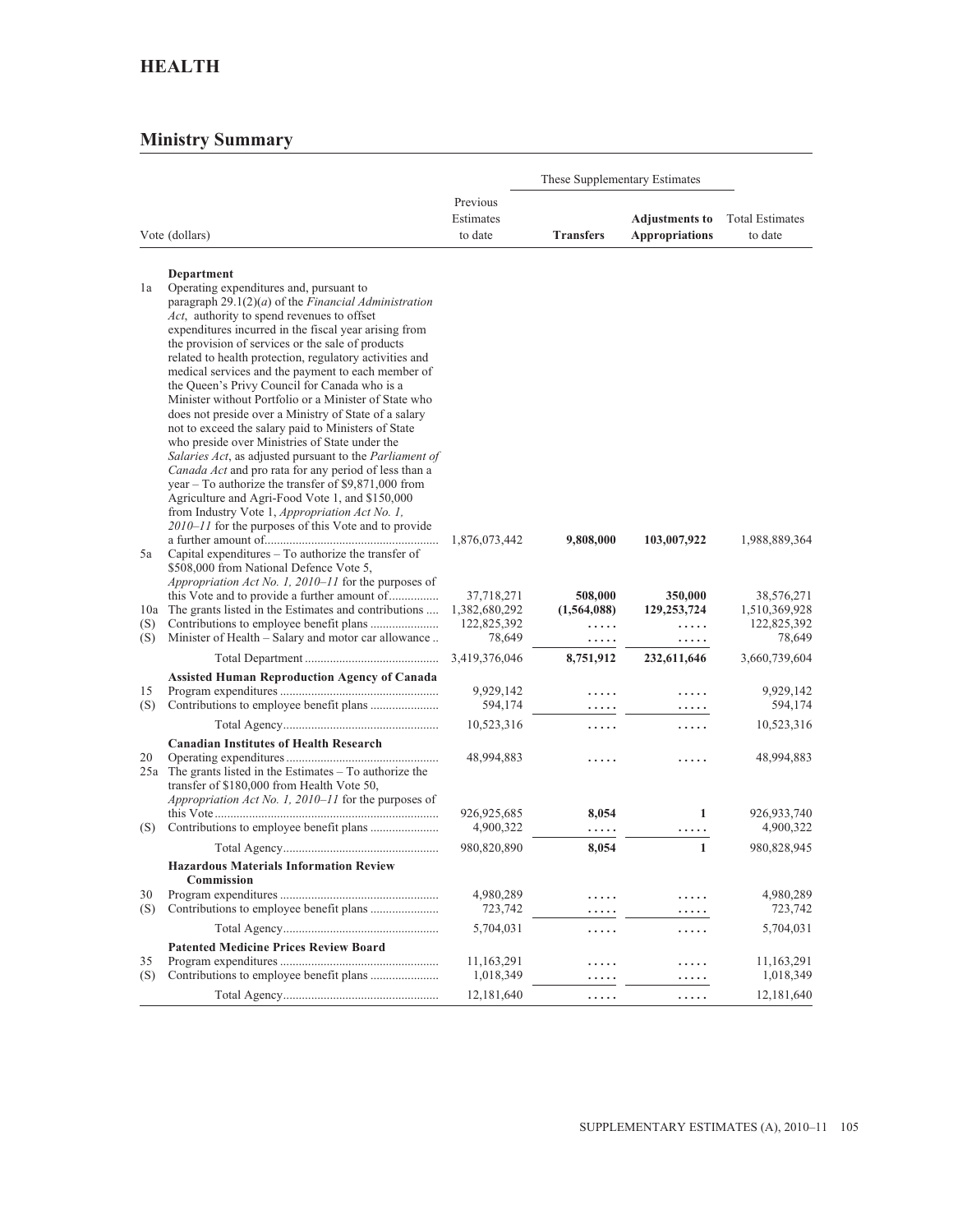# HEALTH

## Ministry Summary

| Vote (dollars) | | Previous Estimates to date | These Supplementary Estimates — Transfers | These Supplementary Estimates — Adjustments to Appropriations | Total Estimates to date |
|---|---|---|---|---|---|
| | **Department** | | | | |
| 1a | Operating expenditures and, pursuant to paragraph 29.1(2)(*a*) of the *Financial Administration Act*, authority to spend revenues to offset expenditures incurred in the fiscal year arising from the provision of services or the sale of products related to health protection, regulatory activities and medical services and the payment to each member of the Queen's Privy Council for Canada who is a Minister without Portfolio or a Minister of State who does not preside over a Ministry of State of a salary not to exceed the salary paid to Ministers of State who preside over Ministries of State under the *Salaries Act*, as adjusted pursuant to the *Parliament of Canada Act* and pro rata for any period of less than a year – To authorize the transfer of $9,871,000 from Agriculture and Agri-Food Vote 1, and $150,000 from Industry Vote 1, *Appropriation Act No. 1, 2010–11* for the purposes of this Vote and to provide a further amount of | 1,876,073,442 | **9,808,000** | **103,007,922** | 1,988,889,364 |
| 5a | Capital expenditures – To authorize the transfer of $508,000 from National Defence Vote 5, *Appropriation Act No. 1, 2010–11* for the purposes of this Vote and to provide a further amount of | 37,718,271 | **508,000** | **350,000** | 38,576,271 |
| 10a | The grants listed in the Estimates and contributions | 1,382,680,292 | **(1,564,088)** | **129,253,724** | 1,510,369,928 |
| (S) | Contributions to employee benefit plans | 122,825,392 | ..... | ..... | 122,825,392 |
| (S) | Minister of Health – Salary and motor car allowance | 78,649 | ..... | ..... | 78,649 |
| | Total Department | 3,419,376,046 | **8,751,912** | **232,611,646** | 3,660,739,604 |
| | **Assisted Human Reproduction Agency of Canada** | | | | |
| 15 | Program expenditures | 9,929,142 | ..... | ..... | 9,929,142 |
| (S) | Contributions to employee benefit plans | 594,174 | ..... | ..... | 594,174 |
| | Total Agency | 10,523,316 | ..... | ..... | 10,523,316 |
| | **Canadian Institutes of Health Research** | | | | |
| 20 | Operating expenditures | 48,994,883 | ..... | ..... | 48,994,883 |
| 25a | The grants listed in the Estimates – To authorize the transfer of $180,000 from Health Vote 50, *Appropriation Act No. 1, 2010–11* for the purposes of this Vote | 926,925,685 | **8,054** | **1** | 926,933,740 |
| (S) | Contributions to employee benefit plans | 4,900,322 | ..... | ..... | 4,900,322 |
| | Total Agency | 980,820,890 | **8,054** | **1** | 980,828,945 |
| | **Hazardous Materials Information Review Commission** | | | | |
| 30 | Program expenditures | 4,980,289 | ..... | ..... | 4,980,289 |
| (S) | Contributions to employee benefit plans | 723,742 | ..... | ..... | 723,742 |
| | Total Agency | 5,704,031 | ..... | ..... | 5,704,031 |
| | **Patented Medicine Prices Review Board** | | | | |
| 35 | Program expenditures | 11,163,291 | ..... | ..... | 11,163,291 |
| (S) | Contributions to employee benefit plans | 1,018,349 | ..... | ..... | 1,018,349 |
| | Total Agency | 12,181,640 | ..... | ..... | 12,181,640 |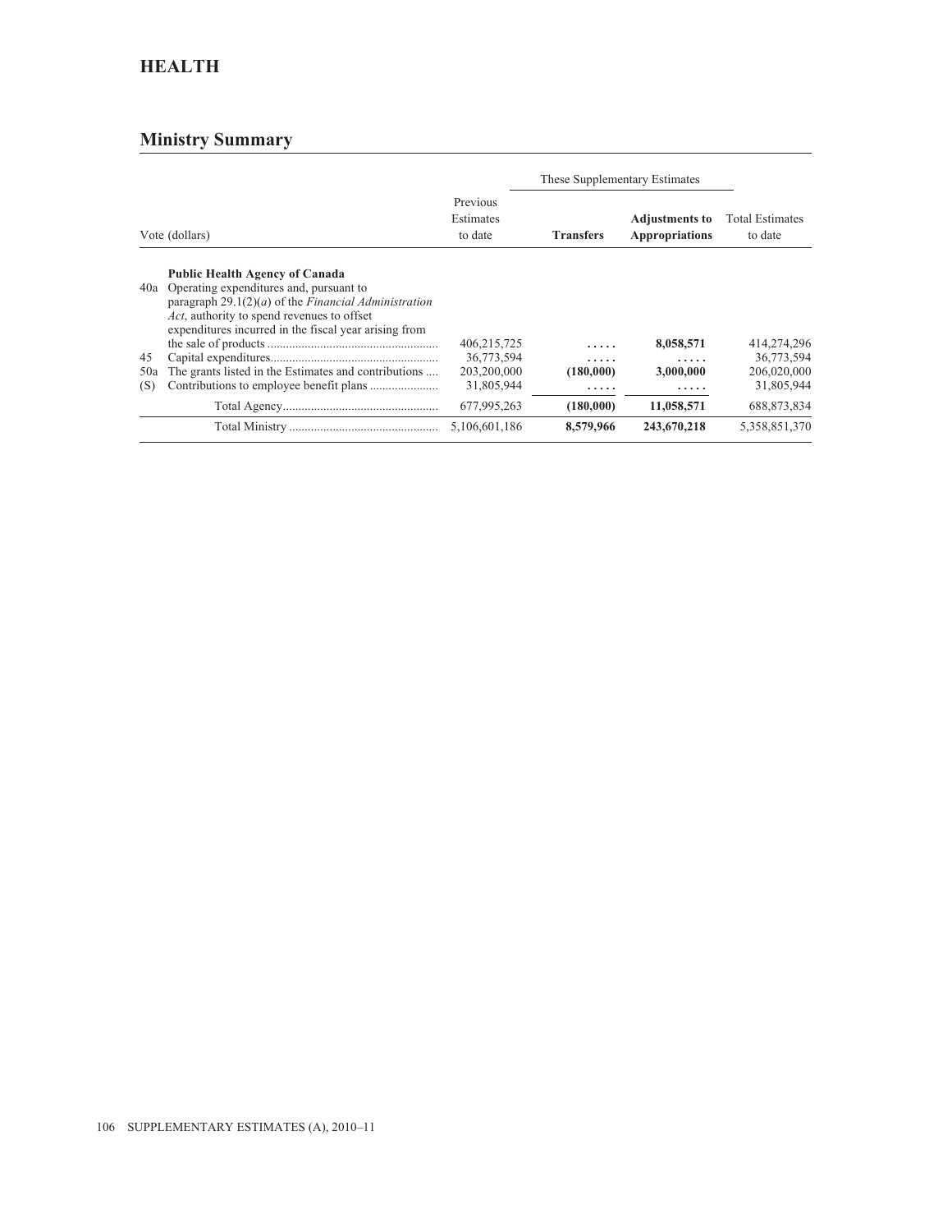# HEALTH

## Ministry Summary

| Vote (dollars) | | Previous Estimates to date | These Supplementary Estimates | | Total Estimates to date |
|---|---|---|---|---|---|
| | | | **Transfers** | **Adjustments to Appropriations** | |
| | **Public Health Agency of Canada** | | | | |
| 40a | Operating expenditures and, pursuant to paragraph 29.1(2)(*a*) of the *Financial Administration Act*, authority to spend revenues to offset expenditures incurred in the fiscal year arising from the sale of products | 406,215,725 | ..... | **8,058,571** | 414,274,296 |
| 45 | Capital expenditures | 36,773,594 | ..... | ..... | 36,773,594 |
| 50a | The grants listed in the Estimates and contributions | 203,200,000 | **(180,000)** | **3,000,000** | 206,020,000 |
| (S) | Contributions to employee benefit plans | 31,805,944 | ..... | ..... | 31,805,944 |
| | Total Agency | 677,995,263 | **(180,000)** | **11,058,571** | 688,873,834 |
| | Total Ministry | 5,106,601,186 | **8,579,966** | **243,670,218** | 5,358,851,370 |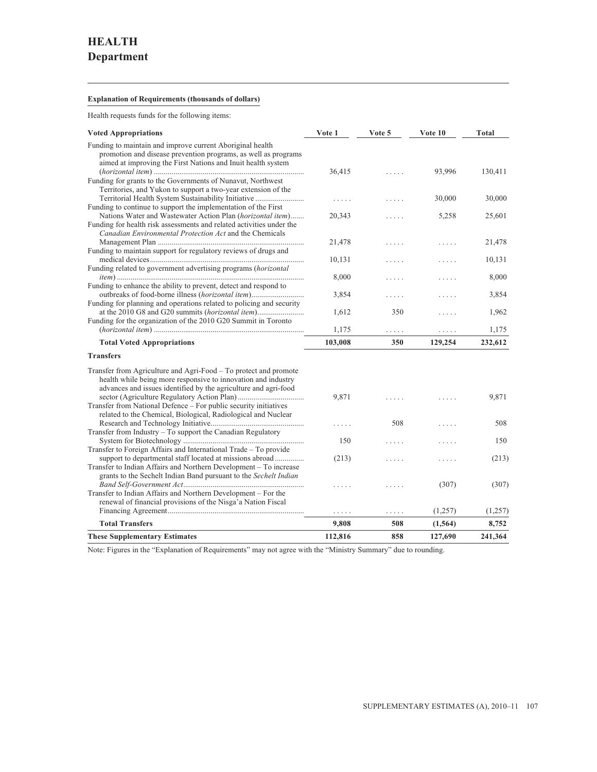# HEALTH
## Department

**Explanation of Requirements (thousands of dollars)**

Health requests funds for the following items:

| Voted Appropriations | Vote 1 | Vote 5 | Vote 10 | Total |
|---|---|---|---|---|
| Funding to maintain and improve current Aboriginal health promotion and disease prevention programs, as well as programs aimed at improving the First Nations and Inuit health system (*horizontal item*) | 36,415 | . . . . . | 93,996 | 130,411 |
| Funding for grants to the Governments of Nunavut, Northwest Territories, and Yukon to support a two-year extension of the Territorial Health System Sustainability Initiative | . . . . . | . . . . . | 30,000 | 30,000 |
| Funding to continue to support the implementation of the First Nations Water and Wastewater Action Plan (*horizontal item*) | 20,343 | . . . . . | 5,258 | 25,601 |
| Funding for health risk assessments and related activities under the *Canadian Environmental Protection Act* and the Chemicals Management Plan | 21,478 | . . . . . | . . . . . | 21,478 |
| Funding to maintain support for regulatory reviews of drugs and medical devices | 10,131 | . . . . . | . . . . . | 10,131 |
| Funding related to government advertising programs (*horizontal item*) | 8,000 | . . . . . | . . . . . | 8,000 |
| Funding to enhance the ability to prevent, detect and respond to outbreaks of food-borne illness (*horizontal item*) | 3,854 | . . . . . | . . . . . | 3,854 |
| Funding for planning and operations related to policing and security at the 2010 G8 and G20 summits (*horizontal item*) | 1,612 | 350 | . . . . . | 1,962 |
| Funding for the organization of the 2010 G20 Summit in Toronto (*horizontal item*) | 1,175 | . . . . . | . . . . . | 1,175 |
| **Total Voted Appropriations** | **103,008** | **350** | **129,254** | **232,612** |
| **Transfers** | | | | |
| Transfer from Agriculture and Agri-Food – To protect and promote health while being more responsive to innovation and industry advances and issues identified by the agriculture and agri-food sector (Agriculture Regulatory Action Plan) | 9,871 | . . . . . | . . . . . | 9,871 |
| Transfer from National Defence – For public security initiatives related to the Chemical, Biological, Radiological and Nuclear Research and Technology Initiative | . . . . . | 508 | . . . . . | 508 |
| Transfer from Industry – To support the Canadian Regulatory System for Biotechnology | 150 | . . . . . | . . . . . | 150 |
| Transfer to Foreign Affairs and International Trade – To provide support to departmental staff located at missions abroad | (213) | . . . . . | . . . . . | (213) |
| Transfer to Indian Affairs and Northern Development – To increase grants to the Sechelt Indian Band pursuant to the *Sechelt Indian Band Self-Government Act* | . . . . . | . . . . . | (307) | (307) |
| Transfer to Indian Affairs and Northern Development – For the renewal of financial provisions of the Nisga'a Nation Fiscal Financing Agreement | . . . . . | . . . . . | (1,257) | (1,257) |
| **Total Transfers** | **9,808** | **508** | **(1,564)** | **8,752** |
| **These Supplementary Estimates** | **112,816** | **858** | **127,690** | **241,364** |

Note: Figures in the "Explanation of Requirements" may not agree with the "Ministry Summary" due to rounding.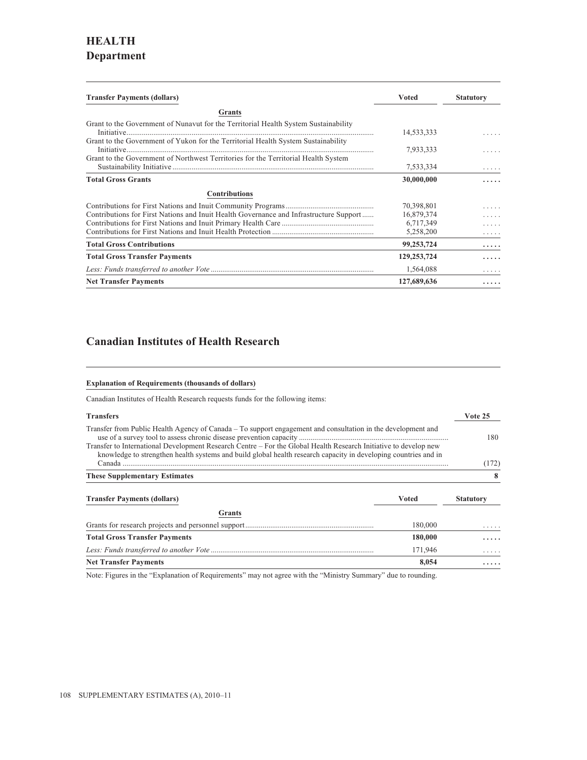# HEALTH
## Department

| Transfer Payments (dollars) | Voted | Statutory |
|---|---|---|
| **Grants** | | |
| Grant to the Government of Nunavut for the Territorial Health System Sustainability Initiative | 14,533,333 | ..... |
| Grant to the Government of Yukon for the Territorial Health System Sustainability Initiative | 7,933,333 | ..... |
| Grant to the Government of Northwest Territories for the Territorial Health System Sustainability Initiative | 7,533,334 | ..... |
| **Total Gross Grants** | **30,000,000** | **.....** |
| **Contributions** | | |
| Contributions for First Nations and Inuit Community Programs | 70,398,801 | ..... |
| Contributions for First Nations and Inuit Health Governance and Infrastructure Support | 16,879,374 | ..... |
| Contributions for First Nations and Inuit Primary Health Care | 6,717,349 | ..... |
| Contributions for First Nations and Inuit Health Protection | 5,258,200 | ..... |
| **Total Gross Contributions** | **99,253,724** | **.....** |
| **Total Gross Transfer Payments** | **129,253,724** | **.....** |
| *Less: Funds transferred to another Vote* | 1,564,088 | ..... |
| **Net Transfer Payments** | **127,689,636** | **.....** |

## Canadian Institutes of Health Research

**Explanation of Requirements (thousands of dollars)**

Canadian Institutes of Health Research requests funds for the following items:

| Transfers | Vote 25 |
|---|---|
| Transfer from Public Health Agency of Canada – To support engagement and consultation in the development and use of a survey tool to assess chronic disease prevention capacity | 180 |
| Transfer to International Development Research Centre – For the Global Health Research Initiative to develop new knowledge to strengthen health systems and build global health research capacity in developing countries and in Canada | (172) |
| **These Supplementary Estimates** | **8** |

| Transfer Payments (dollars) | Voted | Statutory |
|---|---|---|
| **Grants** | | |
| Grants for research projects and personnel support | 180,000 | ..... |
| **Total Gross Transfer Payments** | **180,000** | **.....** |
| *Less: Funds transferred to another Vote* | 171,946 | ..... |
| **Net Transfer Payments** | **8,054** | **.....** |

Note: Figures in the "Explanation of Requirements" may not agree with the "Ministry Summary" due to rounding.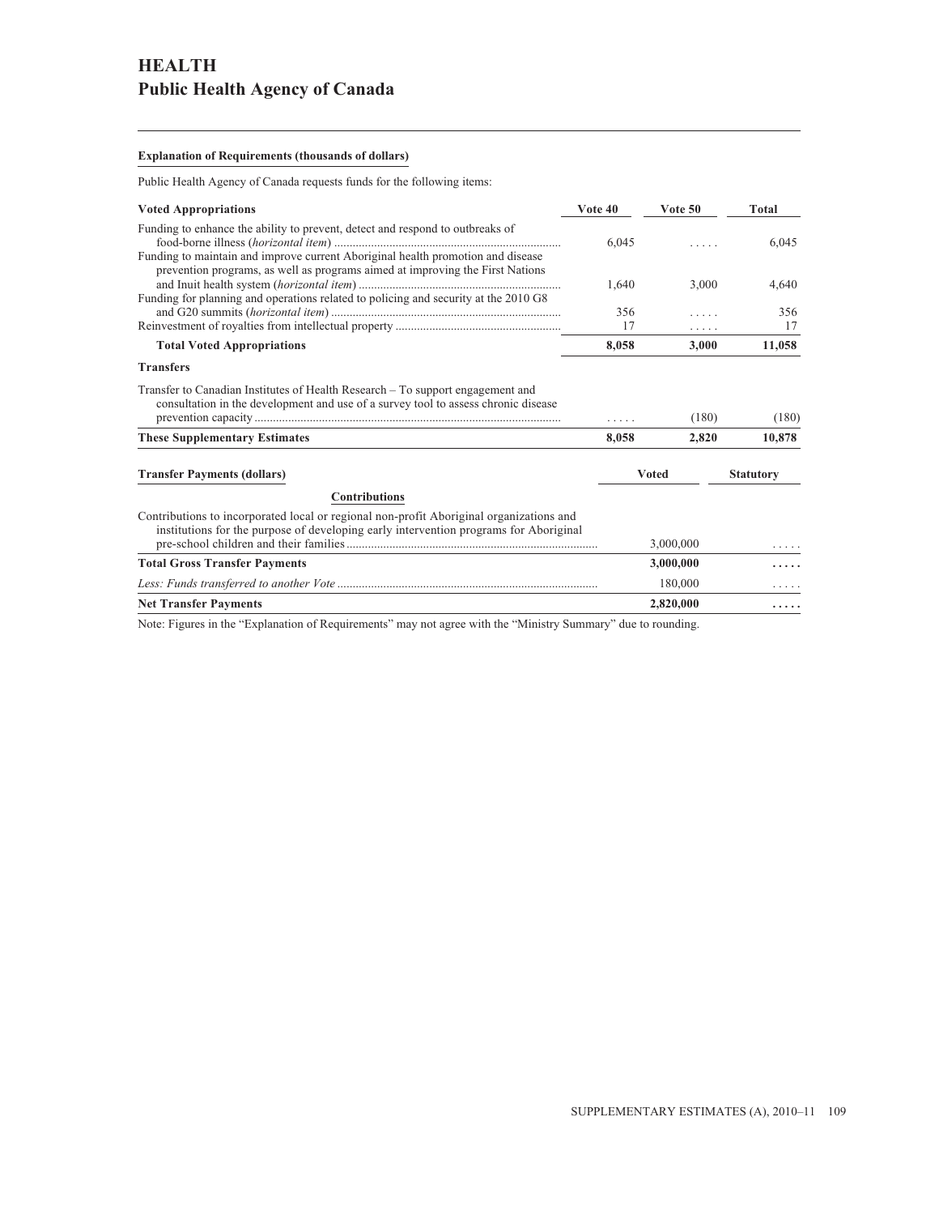# HEALTH
## Public Health Agency of Canada

**Explanation of Requirements (thousands of dollars)**

Public Health Agency of Canada requests funds for the following items:

| Voted Appropriations | Vote 40 | Vote 50 | Total |
|---|---|---|---|
| Funding to enhance the ability to prevent, detect and respond to outbreaks of food-borne illness (*horizontal item*) | 6,045 | ..... | 6,045 |
| Funding to maintain and improve current Aboriginal health promotion and disease prevention programs, as well as programs aimed at improving the First Nations and Inuit health system (*horizontal item*) | 1,640 | 3,000 | 4,640 |
| Funding for planning and operations related to policing and security at the 2010 G8 and G20 summits (*horizontal item*) | 356 | ..... | 356 |
| Reinvestment of royalties from intellectual property | 17 | ..... | 17 |
| **Total Voted Appropriations** | **8,058** | **3,000** | **11,058** |
| **Transfers** | | | |
| Transfer to Canadian Institutes of Health Research – To support engagement and consultation in the development and use of a survey tool to assess chronic disease prevention capacity | ..... | (180) | (180) |
| **These Supplementary Estimates** | **8,058** | **2,820** | **10,878** |

| Transfer Payments (dollars) | Voted | Statutory |
|---|---|---|
| **Contributions** | | |
| Contributions to incorporated local or regional non-profit Aboriginal organizations and institutions for the purpose of developing early intervention programs for Aboriginal pre-school children and their families | 3,000,000 | ..... |
| **Total Gross Transfer Payments** | **3,000,000** | **.....** |
| *Less: Funds transferred to another Vote* | 180,000 | ..... |
| **Net Transfer Payments** | **2,820,000** | **.....** |

Note: Figures in the "Explanation of Requirements" may not agree with the "Ministry Summary" due to rounding.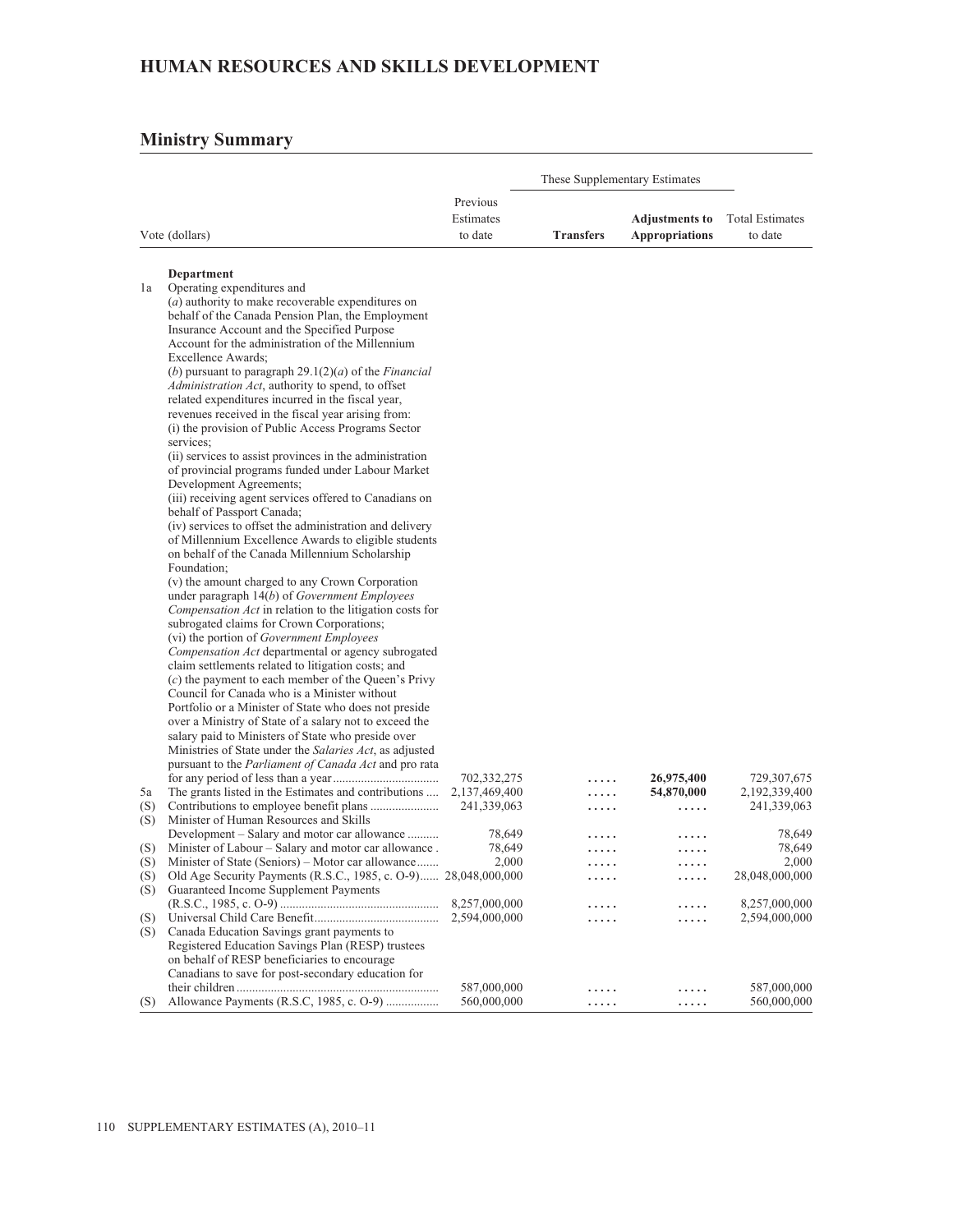# HUMAN RESOURCES AND SKILLS DEVELOPMENT

## Ministry Summary

| Vote (dollars) | | Previous Estimates to date | These Supplementary Estimates | | Total Estimates to date |
|---|---|---|---|---|---|
| | | | **Transfers** | **Adjustments to Appropriations** | |
| | **Department** | | | | |
| 1a | Operating expenditures and (*a*) authority to make recoverable expenditures on behalf of the Canada Pension Plan, the Employment Insurance Account and the Specified Purpose Account for the administration of the Millennium Excellence Awards; (*b*) pursuant to paragraph 29.1(2)(*a*) of the *Financial Administration Act*, authority to spend, to offset related expenditures incurred in the fiscal year, revenues received in the fiscal year arising from: (i) the provision of Public Access Programs Sector services; (ii) services to assist provinces in the administration of provincial programs funded under Labour Market Development Agreements; (iii) receiving agent services offered to Canadians on behalf of Passport Canada; (iv) services to offset the administration and delivery of Millennium Excellence Awards to eligible students on behalf of the Canada Millennium Scholarship Foundation; (v) the amount charged to any Crown Corporation under paragraph 14(*b*) of *Government Employees Compensation Act* in relation to the litigation costs for subrogated claims for Crown Corporations; (vi) the portion of *Government Employees Compensation Act* departmental or agency subrogated claim settlements related to litigation costs; and (*c*) the payment to each member of the Queen's Privy Council for Canada who is a Minister without Portfolio or a Minister of State who does not preside over a Ministry of State of a salary not to exceed the salary paid to Ministers of State who preside over Ministries of State under the *Salaries Act*, as adjusted pursuant to the *Parliament of Canada Act* and pro rata for any period of less than a year | 702,332,275 | ..... | **26,975,400** | 729,307,675 |
| 5a | The grants listed in the Estimates and contributions | 2,137,469,400 | ..... | **54,870,000** | 2,192,339,400 |
| (S) | Contributions to employee benefit plans | 241,339,063 | ..... | ..... | 241,339,063 |
| (S) | Minister of Human Resources and Skills Development – Salary and motor car allowance | 78,649 | ..... | ..... | 78,649 |
| (S) | Minister of Labour – Salary and motor car allowance | 78,649 | ..... | ..... | 78,649 |
| (S) | Minister of State (Seniors) – Motor car allowance | 2,000 | ..... | ..... | 2,000 |
| (S) | Old Age Security Payments (R.S.C., 1985, c. O-9) | 28,048,000,000 | ..... | ..... | 28,048,000,000 |
| (S) | Guaranteed Income Supplement Payments (R.S.C., 1985, c. O-9) | 8,257,000,000 | ..... | ..... | 8,257,000,000 |
| (S) | Universal Child Care Benefit | 2,594,000,000 | ..... | ..... | 2,594,000,000 |
| (S) | Canada Education Savings grant payments to Registered Education Savings Plan (RESP) trustees on behalf of RESP beneficiaries to encourage Canadians to save for post-secondary education for their children | 587,000,000 | ..... | ..... | 587,000,000 |
| (S) | Allowance Payments (R.S.C, 1985, c. O-9) | 560,000,000 | ..... | ..... | 560,000,000 |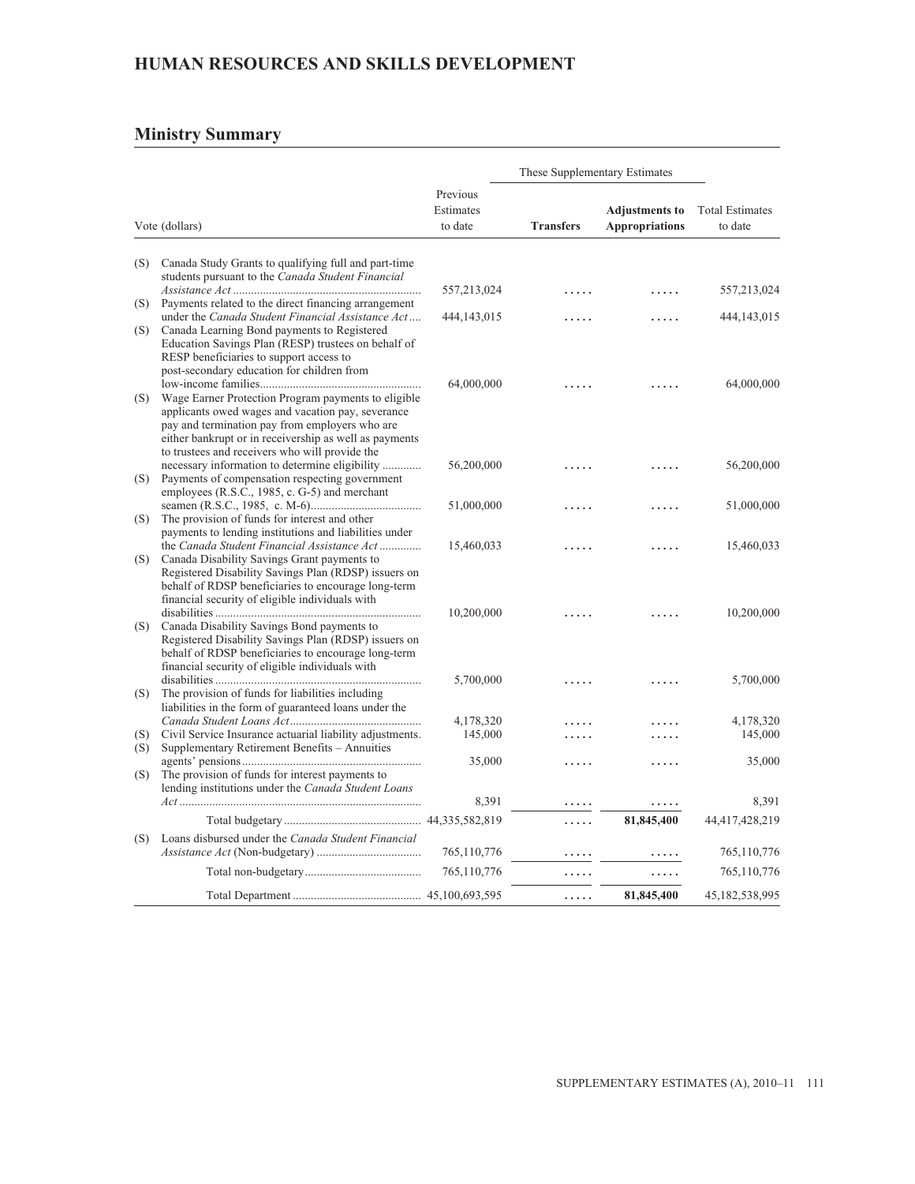## HUMAN RESOURCES AND SKILLS DEVELOPMENT

### Ministry Summary

| | Vote (dollars) | Previous Estimates to date | These Supplementary Estimates | | Total Estimates to date |
|---|---|---|---|---|---|
| | | | **Transfers** | **Adjustments to Appropriations** | |
| (S) | Canada Study Grants to qualifying full and part-time students pursuant to the *Canada Student Financial Assistance Act* | 557,213,024 | ..... | ..... | 557,213,024 |
| (S) | Payments related to the direct financing arrangement under the *Canada Student Financial Assistance Act* | 444,143,015 | ..... | ..... | 444,143,015 |
| (S) | Canada Learning Bond payments to Registered Education Savings Plan (RESP) trustees on behalf of RESP beneficiaries to support access to post-secondary education for children from low-income families | 64,000,000 | ..... | ..... | 64,000,000 |
| (S) | Wage Earner Protection Program payments to eligible applicants owed wages and vacation pay, severance pay and termination pay from employers who are either bankrupt or in receivership as well as payments to trustees and receivers who will provide the necessary information to determine eligibility | 56,200,000 | ..... | ..... | 56,200,000 |
| (S) | Payments of compensation respecting government employees (R.S.C., 1985, c. G-5) and merchant seamen (R.S.C., 1985, c. M-6) | 51,000,000 | ..... | ..... | 51,000,000 |
| (S) | The provision of funds for interest and other payments to lending institutions and liabilities under the *Canada Student Financial Assistance Act* | 15,460,033 | ..... | ..... | 15,460,033 |
| (S) | Canada Disability Savings Grant payments to Registered Disability Savings Plan (RDSP) issuers on behalf of RDSP beneficiaries to encourage long-term financial security of eligible individuals with disabilities | 10,200,000 | ..... | ..... | 10,200,000 |
| (S) | Canada Disability Savings Bond payments to Registered Disability Savings Plan (RDSP) issuers on behalf of RDSP beneficiaries to encourage long-term financial security of eligible individuals with disabilities | 5,700,000 | ..... | ..... | 5,700,000 |
| (S) | The provision of funds for liabilities including liabilities in the form of guaranteed loans under the *Canada Student Loans Act* | 4,178,320 | ..... | ..... | 4,178,320 |
| (S) | Civil Service Insurance actuarial liability adjustments. | 145,000 | ..... | ..... | 145,000 |
| (S) | Supplementary Retirement Benefits – Annuities agents' pensions | 35,000 | ..... | ..... | 35,000 |
| (S) | The provision of funds for interest payments to lending institutions under the *Canada Student Loans Act* | 8,391 | ..... | ..... | 8,391 |
| | Total budgetary | 44,335,582,819 | ..... | **81,845,400** | 44,417,428,219 |
| (S) | Loans disbursed under the *Canada Student Financial Assistance Act* (Non-budgetary) | 765,110,776 | ..... | ..... | 765,110,776 |
| | Total non-budgetary | 765,110,776 | ..... | ..... | 765,110,776 |
| | Total Department | 45,100,693,595 | ..... | **81,845,400** | 45,182,538,995 |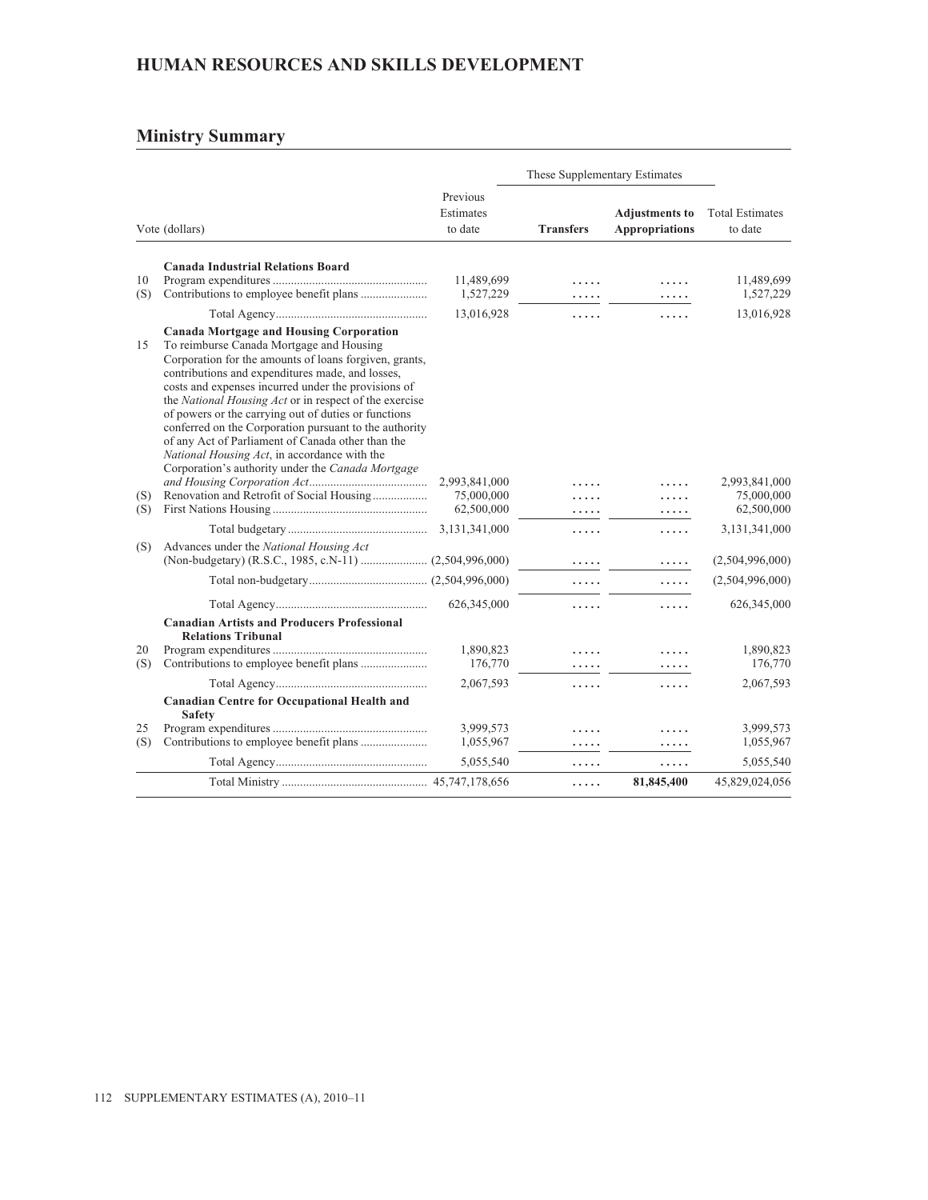## HUMAN RESOURCES AND SKILLS DEVELOPMENT

## Ministry Summary

| | Vote (dollars) | Previous Estimates to date | These Supplementary Estimates | | Total Estimates to date |
|---|---|---|---|---|---|
| | | | Transfers | Adjustments to Appropriations | |
| | **Canada Industrial Relations Board** | | | | |
| 10 | Program expenditures | 11,489,699 | ..... | ..... | 11,489,699 |
| (S) | Contributions to employee benefit plans | 1,527,229 | ..... | ..... | 1,527,229 |
| | Total Agency | 13,016,928 | ..... | ..... | 13,016,928 |
| | **Canada Mortgage and Housing Corporation** | | | | |
| 15 | To reimburse Canada Mortgage and Housing Corporation for the amounts of loans forgiven, grants, contributions and expenditures made, and losses, costs and expenses incurred under the provisions of the *National Housing Act* or in respect of the exercise of powers or the carrying out of duties or functions conferred on the Corporation pursuant to the authority of any Act of Parliament of Canada other than the *National Housing Act*, in accordance with the Corporation's authority under the *Canada Mortgage and Housing Corporation Act* | 2,993,841,000 | ..... | ..... | 2,993,841,000 |
| (S) | Renovation and Retrofit of Social Housing | 75,000,000 | ..... | ..... | 75,000,000 |
| (S) | First Nations Housing | 62,500,000 | ..... | ..... | 62,500,000 |
| | Total budgetary | 3,131,341,000 | ..... | ..... | 3,131,341,000 |
| (S) | Advances under the *National Housing Act* (Non-budgetary) (R.S.C., 1985, c.N-11) | (2,504,996,000) | ..... | ..... | (2,504,996,000) |
| | Total non-budgetary | (2,504,996,000) | ..... | ..... | (2,504,996,000) |
| | Total Agency | 626,345,000 | ..... | ..... | 626,345,000 |
| | **Canadian Artists and Producers Professional Relations Tribunal** | | | | |
| 20 | Program expenditures | 1,890,823 | ..... | ..... | 1,890,823 |
| (S) | Contributions to employee benefit plans | 176,770 | ..... | ..... | 176,770 |
| | Total Agency | 2,067,593 | ..... | ..... | 2,067,593 |
| | **Canadian Centre for Occupational Health and Safety** | | | | |
| 25 | Program expenditures | 3,999,573 | ..... | ..... | 3,999,573 |
| (S) | Contributions to employee benefit plans | 1,055,967 | ..... | ..... | 1,055,967 |
| | Total Agency | 5,055,540 | ..... | ..... | 5,055,540 |
| | Total Ministry | 45,747,178,656 | ..... | **81,845,400** | 45,829,024,056 |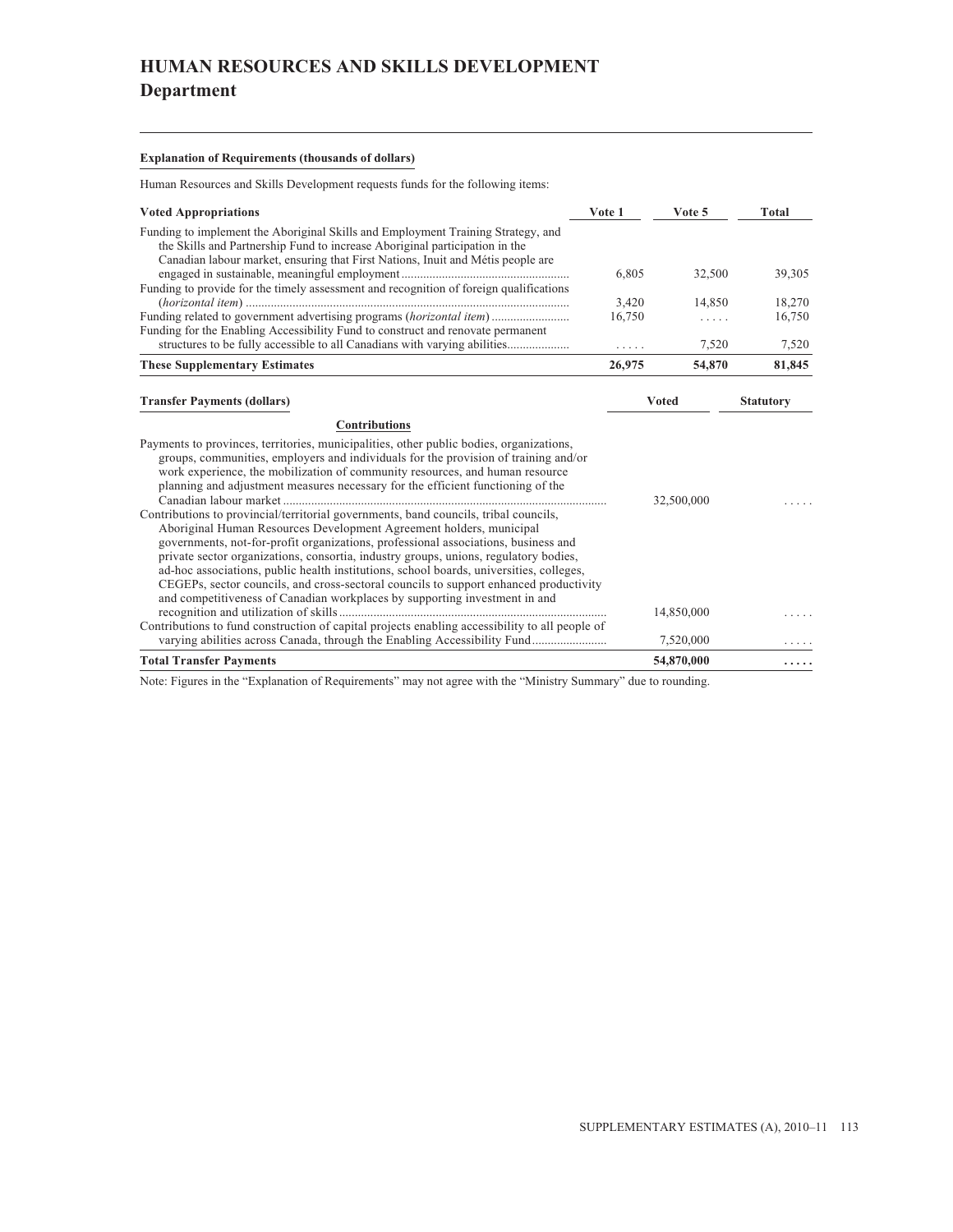# HUMAN RESOURCES AND SKILLS DEVELOPMENT
## Department

**Explanation of Requirements (thousands of dollars)**

Human Resources and Skills Development requests funds for the following items:

| Voted Appropriations | Vote 1 | Vote 5 | Total |
|---|---|---|---|
| Funding to implement the Aboriginal Skills and Employment Training Strategy, and the Skills and Partnership Fund to increase Aboriginal participation in the Canadian labour market, ensuring that First Nations, Inuit and Métis people are engaged in sustainable, meaningful employment | 6,805 | 32,500 | 39,305 |
| Funding to provide for the timely assessment and recognition of foreign qualifications (*horizontal item*) | 3,420 | 14,850 | 18,270 |
| Funding related to government advertising programs (*horizontal item*) | 16,750 | ..... | 16,750 |
| Funding for the Enabling Accessibility Fund to construct and renovate permanent structures to be fully accessible to all Canadians with varying abilities | ..... | 7,520 | 7,520 |
| **These Supplementary Estimates** | **26,975** | **54,870** | **81,845** |

| Transfer Payments (dollars) | Voted | Statutory |
|---|---|---|
| **Contributions** | | |
| Payments to provinces, territories, municipalities, other public bodies, organizations, groups, communities, employers and individuals for the provision of training and/or work experience, the mobilization of community resources, and human resource planning and adjustment measures necessary for the efficient functioning of the Canadian labour market | 32,500,000 | ..... |
| Contributions to provincial/territorial governments, band councils, tribal councils, Aboriginal Human Resources Development Agreement holders, municipal governments, not-for-profit organizations, professional associations, business and private sector organizations, consortia, industry groups, unions, regulatory bodies, ad-hoc associations, public health institutions, school boards, universities, colleges, CEGEPs, sector councils, and cross-sectoral councils to support enhanced productivity and competitiveness of Canadian workplaces by supporting investment in and recognition and utilization of skills | 14,850,000 | ..... |
| Contributions to fund construction of capital projects enabling accessibility to all people of varying abilities across Canada, through the Enabling Accessibility Fund | 7,520,000 | ..... |
| **Total Transfer Payments** | **54,870,000** | **.....** |

Note: Figures in the "Explanation of Requirements" may not agree with the "Ministry Summary" due to rounding.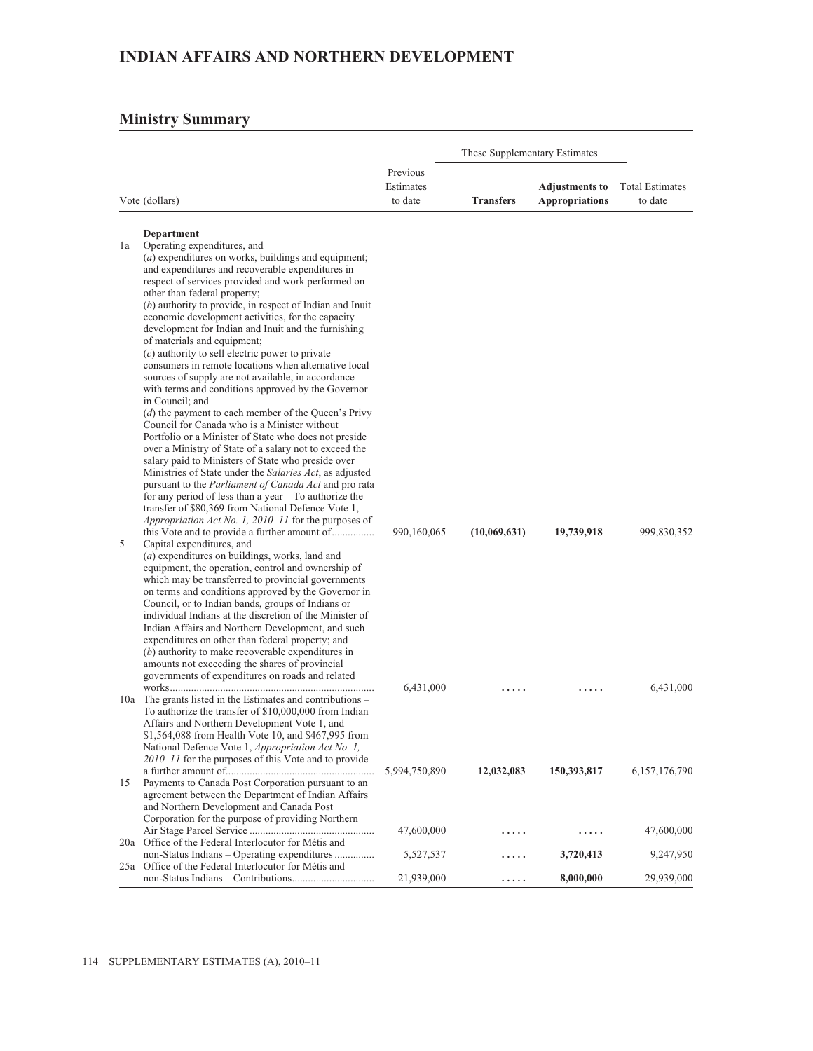# INDIAN AFFAIRS AND NORTHERN DEVELOPMENT

## Ministry Summary

| | Vote (dollars) | Previous Estimates to date | These Supplementary Estimates | | Total Estimates to date |
|---|---|---|---|---|---|
| | | | **Transfers** | **Adjustments to Appropriations** | |
| | **Department** | | | | |
| 1a | Operating expenditures, and (*a*) expenditures on works, buildings and equipment; and expenditures and recoverable expenditures in respect of services provided and work performed on other than federal property; (*b*) authority to provide, in respect of Indian and Inuit economic development activities, for the capacity development for Indian and Inuit and the furnishing of materials and equipment; (*c*) authority to sell electric power to private consumers in remote locations when alternative local sources of supply are not available, in accordance with terms and conditions approved by the Governor in Council; and (*d*) the payment to each member of the Queen's Privy Council for Canada who is a Minister without Portfolio or a Minister of State who does not preside over a Ministry of State of a salary not to exceed the salary paid to Ministers of State who preside over Ministries of State under the *Salaries Act*, as adjusted pursuant to the *Parliament of Canada Act* and pro rata for any period of less than a year – To authorize the transfer of $80,369 from National Defence Vote 1, *Appropriation Act No. 1, 2010–11* for the purposes of this Vote and to provide a further amount of................ | 990,160,065 | **(10,069,631)** | **19,739,918** | 999,830,352 |
| 5 | Capital expenditures, and (*a*) expenditures on buildings, works, land and equipment, the operation, control and ownership of which may be transferred to provincial governments on terms and conditions approved by the Governor in Council, or to Indian bands, groups of Indians or individual Indians at the discretion of the Minister of Indian Affairs and Northern Development, and such expenditures on other than federal property; and (*b*) authority to make recoverable expenditures in amounts not exceeding the shares of provincial governments of expenditures on roads and related works............................................................................ | 6,431,000 | ..... | ..... | 6,431,000 |
| 10a | The grants listed in the Estimates and contributions – To authorize the transfer of $10,000,000 from Indian Affairs and Northern Development Vote 1, and $1,564,088 from Health Vote 10, and $467,995 from National Defence Vote 1, *Appropriation Act No. 1, 2010–11* for the purposes of this Vote and to provide a further amount of........................................................ | 5,994,750,890 | **12,032,083** | **150,393,817** | 6,157,176,790 |
| 15 | Payments to Canada Post Corporation pursuant to an agreement between the Department of Indian Affairs and Northern Development and Canada Post Corporation for the purpose of providing Northern Air Stage Parcel Service .............................................. | 47,600,000 | ..... | ..... | 47,600,000 |
| 20a | Office of the Federal Interlocutor for Métis and non-Status Indians – Operating expenditures ............... | 5,527,537 | ..... | **3,720,413** | 9,247,950 |
| 25a | Office of the Federal Interlocutor for Métis and non-Status Indians – Contributions.............................. | 21,939,000 | ..... | **8,000,000** | 29,939,000 |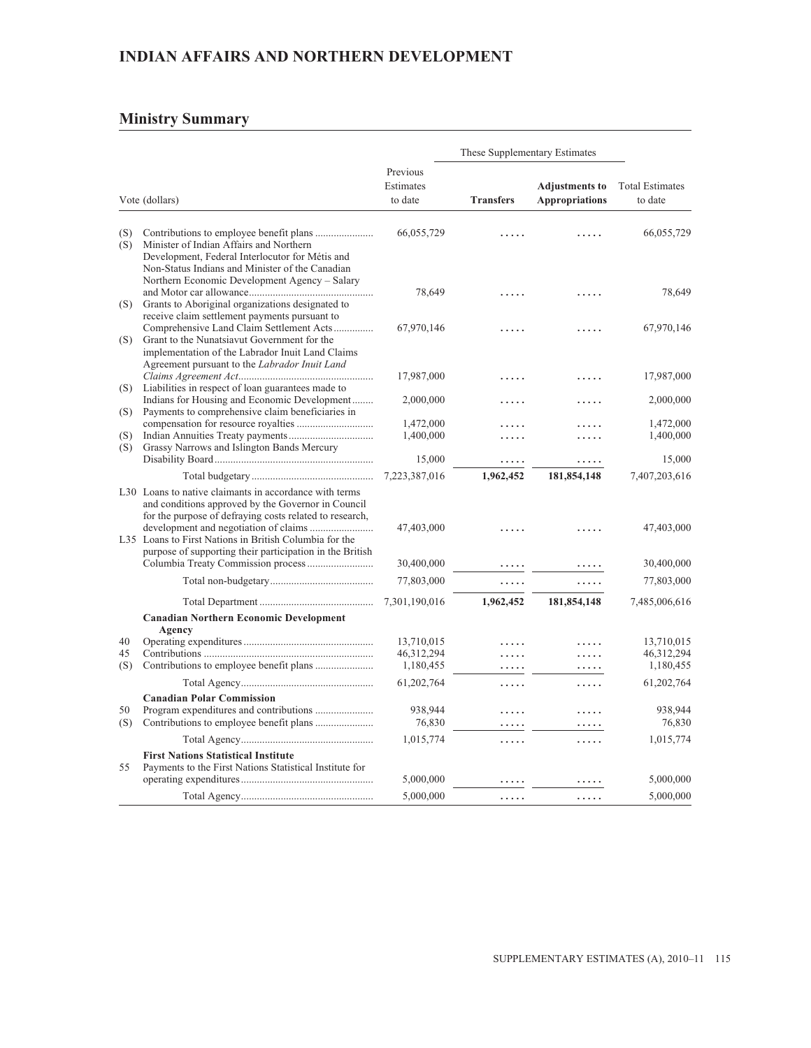# INDIAN AFFAIRS AND NORTHERN DEVELOPMENT

## Ministry Summary

| | Vote (dollars) | Previous Estimates to date | These Supplementary Estimates | | Total Estimates to date |
|---|---|---|---|---|---|
| | | | **Transfers** | **Adjustments to Appropriations** | |
| (S) | Contributions to employee benefit plans | 66,055,729 | ..... | ..... | 66,055,729 |
| (S) | Minister of Indian Affairs and Northern Development, Federal Interlocutor for Métis and Non-Status Indians and Minister of the Canadian Northern Economic Development Agency – Salary and Motor car allowance | 78,649 | ..... | ..... | 78,649 |
| (S) | Grants to Aboriginal organizations designated to receive claim settlement payments pursuant to Comprehensive Land Claim Settlement Acts | 67,970,146 | ..... | ..... | 67,970,146 |
| (S) | Grant to the Nunatsiavut Government for the implementation of the Labrador Inuit Land Claims Agreement pursuant to the *Labrador Inuit Land Claims Agreement Act* | 17,987,000 | ..... | ..... | 17,987,000 |
| (S) | Liabilities in respect of loan guarantees made to Indians for Housing and Economic Development | 2,000,000 | ..... | ..... | 2,000,000 |
| (S) | Payments to comprehensive claim beneficiaries in compensation for resource royalties | 1,472,000 | ..... | ..... | 1,472,000 |
| (S) | Indian Annuities Treaty payments | 1,400,000 | ..... | ..... | 1,400,000 |
| (S) | Grassy Narrows and Islington Bands Mercury Disability Board | 15,000 | ..... | ..... | 15,000 |
| | Total budgetary | 7,223,387,016 | **1,962,452** | **181,854,148** | 7,407,203,616 |
| L30 | Loans to native claimants in accordance with terms and conditions approved by the Governor in Council for the purpose of defraying costs related to research, development and negotiation of claims | 47,403,000 | ..... | ..... | 47,403,000 |
| L35 | Loans to First Nations in British Columbia for the purpose of supporting their participation in the British Columbia Treaty Commission process | 30,400,000 | ..... | ..... | 30,400,000 |
| | Total non-budgetary | 77,803,000 | ..... | ..... | 77,803,000 |
| | Total Department | 7,301,190,016 | **1,962,452** | **181,854,148** | 7,485,006,616 |
| | **Canadian Northern Economic Development Agency** | | | | |
| 40 | Operating expenditures | 13,710,015 | ..... | ..... | 13,710,015 |
| 45 | Contributions | 46,312,294 | ..... | ..... | 46,312,294 |
| (S) | Contributions to employee benefit plans | 1,180,455 | ..... | ..... | 1,180,455 |
| | Total Agency | 61,202,764 | ..... | ..... | 61,202,764 |
| | **Canadian Polar Commission** | | | | |
| 50 | Program expenditures and contributions | 938,944 | ..... | ..... | 938,944 |
| (S) | Contributions to employee benefit plans | 76,830 | ..... | ..... | 76,830 |
| | Total Agency | 1,015,774 | ..... | ..... | 1,015,774 |
| | **First Nations Statistical Institute** | | | | |
| 55 | Payments to the First Nations Statistical Institute for operating expenditures | 5,000,000 | ..... | ..... | 5,000,000 |
| | Total Agency | 5,000,000 | ..... | ..... | 5,000,000 |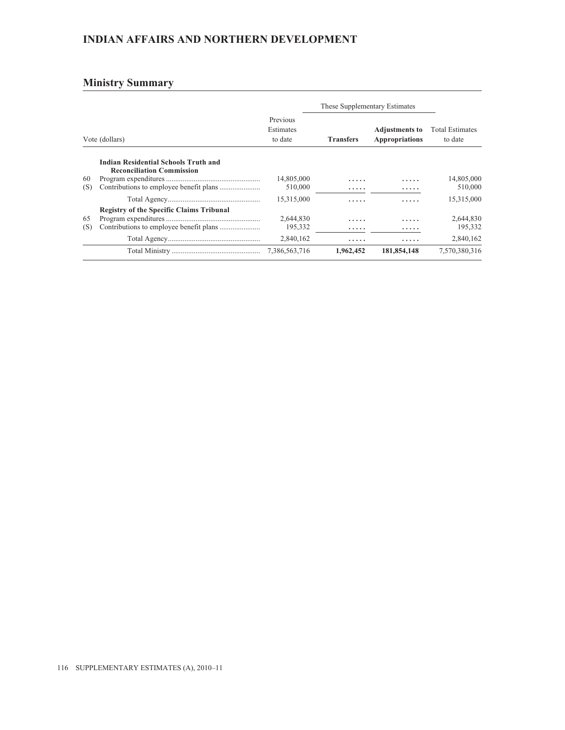## INDIAN AFFAIRS AND NORTHERN DEVELOPMENT

## Ministry Summary

| Vote (dollars) | | Previous Estimates to date | These Supplementary Estimates | | Total Estimates to date |
|---|---|---|---|---|---|
| | | | **Transfers** | **Adjustments to Appropriations** | |
| | **Indian Residential Schools Truth and Reconciliation Commission** | | | | |
| 60 | Program expenditures | 14,805,000 | ..... | ..... | 14,805,000 |
| (S) | Contributions to employee benefit plans | 510,000 | ..... | ..... | 510,000 |
| | Total Agency | 15,315,000 | ..... | ..... | 15,315,000 |
| | **Registry of the Specific Claims Tribunal** | | | | |
| 65 | Program expenditures | 2,644,830 | ..... | ..... | 2,644,830 |
| (S) | Contributions to employee benefit plans | 195,332 | ..... | ..... | 195,332 |
| | Total Agency | 2,840,162 | ..... | ..... | 2,840,162 |
| | Total Ministry | 7,386,563,716 | **1,962,452** | **181,854,148** | 7,570,380,316 |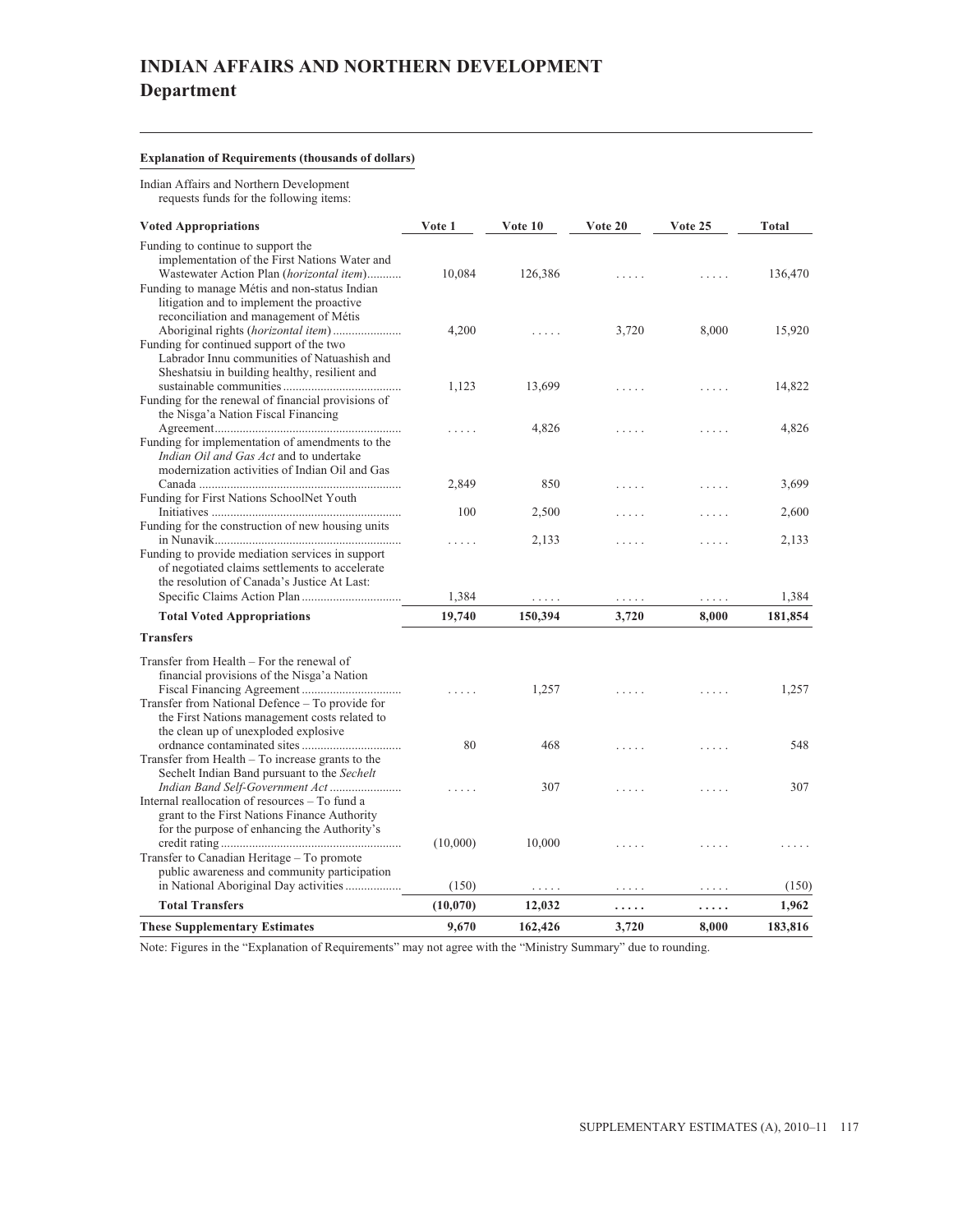# INDIAN AFFAIRS AND NORTHERN DEVELOPMENT
## Department

**Explanation of Requirements (thousands of dollars)**

Indian Affairs and Northern Development requests funds for the following items:

| Voted Appropriations | Vote 1 | Vote 10 | Vote 20 | Vote 25 | Total |
|---|---|---|---|---|---|
| Funding to continue to support the implementation of the First Nations Water and Wastewater Action Plan (*horizontal item*) | 10,084 | 126,386 | . . . . . | . . . . . | 136,470 |
| Funding to manage Métis and non-status Indian litigation and to implement the proactive reconciliation and management of Métis Aboriginal rights (*horizontal item*) | 4,200 | . . . . . | 3,720 | 8,000 | 15,920 |
| Funding for continued support of the two Labrador Innu communities of Natuashish and Sheshatsiu in building healthy, resilient and sustainable communities | 1,123 | 13,699 | . . . . . | . . . . . | 14,822 |
| Funding for the renewal of financial provisions of the Nisga'a Nation Fiscal Financing Agreement | . . . . . | 4,826 | . . . . . | . . . . . | 4,826 |
| Funding for implementation of amendments to the *Indian Oil and Gas Act* and to undertake modernization activities of Indian Oil and Gas Canada | 2,849 | 850 | . . . . . | . . . . . | 3,699 |
| Funding for First Nations SchoolNet Youth Initiatives | 100 | 2,500 | . . . . . | . . . . . | 2,600 |
| Funding for the construction of new housing units in Nunavik | . . . . . | 2,133 | . . . . . | . . . . . | 2,133 |
| Funding to provide mediation services in support of negotiated claims settlements to accelerate the resolution of Canada's Justice At Last: Specific Claims Action Plan | 1,384 | . . . . . | . . . . . | . . . . . | 1,384 |
| **Total Voted Appropriations** | **19,740** | **150,394** | **3,720** | **8,000** | **181,854** |
| **Transfers** | | | | | |
| Transfer from Health – For the renewal of financial provisions of the Nisga'a Nation Fiscal Financing Agreement | . . . . . | 1,257 | . . . . . | . . . . . | 1,257 |
| Transfer from National Defence – To provide for the First Nations management costs related to the clean up of unexploded explosive ordnance contaminated sites | 80 | 468 | . . . . . | . . . . . | 548 |
| Transfer from Health – To increase grants to the Sechelt Indian Band pursuant to the *Sechelt Indian Band Self-Government Act* | . . . . . | 307 | . . . . . | . . . . . | 307 |
| Internal reallocation of resources – To fund a grant to the First Nations Finance Authority for the purpose of enhancing the Authority's credit rating | (10,000) | 10,000 | . . . . . | . . . . . | . . . . . |
| Transfer to Canadian Heritage – To promote public awareness and community participation in National Aboriginal Day activities | (150) | . . . . . | . . . . . | . . . . . | (150) |
| **Total Transfers** | **(10,070)** | **12,032** | **. . . . .** | **. . . . .** | **1,962** |
| **These Supplementary Estimates** | **9,670** | **162,426** | **3,720** | **8,000** | **183,816** |

Note: Figures in the "Explanation of Requirements" may not agree with the "Ministry Summary" due to rounding.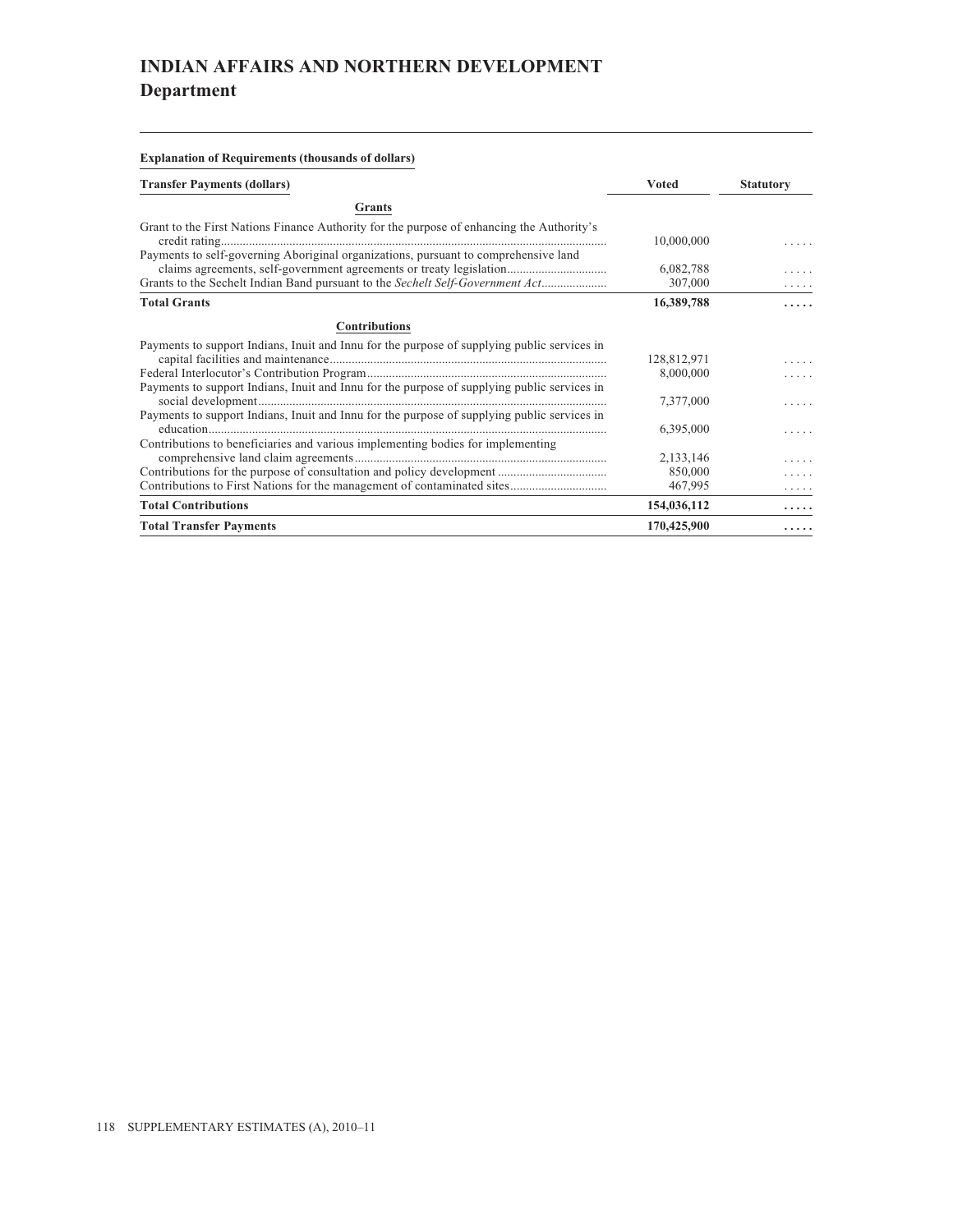# INDIAN AFFAIRS AND NORTHERN DEVELOPMENT
## Department

**Explanation of Requirements (thousands of dollars)**

| Transfer Payments (dollars) | Voted | Statutory |
|---|---|---|
| **Grants** | | |
| Grant to the First Nations Finance Authority for the purpose of enhancing the Authority's credit rating | 10,000,000 | ..... |
| Payments to self-governing Aboriginal organizations, pursuant to comprehensive land claims agreements, self-government agreements or treaty legislation | 6,082,788 | ..... |
| Grants to the Sechelt Indian Band pursuant to the *Sechelt Self-Government Act* | 307,000 | ..... |
| **Total Grants** | **16,389,788** | **.....** |
| **Contributions** | | |
| Payments to support Indians, Inuit and Innu for the purpose of supplying public services in capital facilities and maintenance | 128,812,971 | ..... |
| Federal Interlocutor's Contribution Program | 8,000,000 | ..... |
| Payments to support Indians, Inuit and Innu for the purpose of supplying public services in social development | 7,377,000 | ..... |
| Payments to support Indians, Inuit and Innu for the purpose of supplying public services in education | 6,395,000 | ..... |
| Contributions to beneficiaries and various implementing bodies for implementing comprehensive land claim agreements | 2,133,146 | ..... |
| Contributions for the purpose of consultation and policy development | 850,000 | ..... |
| Contributions to First Nations for the management of contaminated sites | 467,995 | ..... |
| **Total Contributions** | **154,036,112** | **.....** |
| **Total Transfer Payments** | **170,425,900** | **.....** |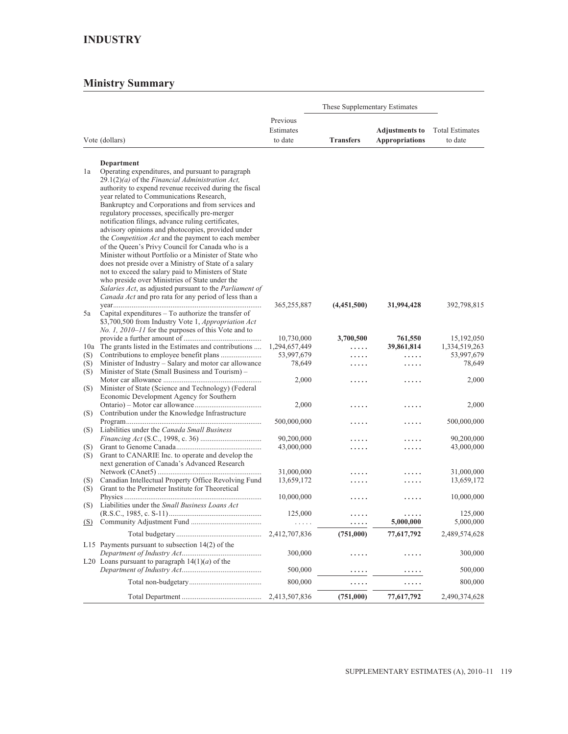## INDUSTRY

### Ministry Summary

| | Vote (dollars) | Previous Estimates to date | These Supplementary Estimates | | Total Estimates to date |
|---|---|---|---|---|---|
| | | | **Transfers** | **Adjustments to Appropriations** | |
| | **Department** | | | | |
| 1a | Operating expenditures, and pursuant to paragraph 29.1(2)*(a)* of the *Financial Administration Act,* authority to expend revenue received during the fiscal year related to Communications Research, Bankruptcy and Corporations and from services and regulatory processes, specifically pre-merger notification filings, advance ruling certificates, advisory opinions and photocopies, provided under the *Competition Act* and the payment to each member of the Queen's Privy Council for Canada who is a Minister without Portfolio or a Minister of State who does not preside over a Ministry of State of a salary not to exceed the salary paid to Ministers of State who preside over Ministries of State under the *Salaries Act*, as adjusted pursuant to the *Parliament of Canada Act* and pro rata for any period of less than a year | 365,255,887 | **(4,451,500)** | **31,994,428** | 392,798,815 |
| 5a | Capital expenditures – To authorize the transfer of $3,700,500 from Industry Vote 1, *Appropriation Act No. 1, 2010–11* for the purposes of this Vote and to provide a further amount of | 10,730,000 | **3,700,500** | **761,550** | 15,192,050 |
| 10a | The grants listed in the Estimates and contributions | 1,294,657,449 | **.....** | **39,861,814** | 1,334,519,263 |
| (S) | Contributions to employee benefit plans | 53,997,679 | **.....** | **.....** | 53,997,679 |
| (S) | Minister of Industry – Salary and motor car allowance | 78,649 | **.....** | **.....** | 78,649 |
| (S) | Minister of State (Small Business and Tourism) – Motor car allowance | 2,000 | **.....** | **.....** | 2,000 |
| (S) | Minister of State (Science and Technology) (Federal Economic Development Agency for Southern Ontario) – Motor car allowance | 2,000 | **.....** | **.....** | 2,000 |
| (S) | Contribution under the Knowledge Infrastructure Program | 500,000,000 | **.....** | **.....** | 500,000,000 |
| (S) | Liabilities under the *Canada Small Business Financing Act* (S.C., 1998, c. 36) | 90,200,000 | **.....** | **.....** | 90,200,000 |
| (S) | Grant to Genome Canada | 43,000,000 | **.....** | **.....** | 43,000,000 |
| (S) | Grant to CANARIE Inc. to operate and develop the next generation of Canada's Advanced Research Network (CAnet5) | 31,000,000 | **.....** | **.....** | 31,000,000 |
| (S) | Canadian Intellectual Property Office Revolving Fund | 13,659,172 | **.....** | **.....** | 13,659,172 |
| (S) | Grant to the Perimeter Institute for Theoretical Physics | 10,000,000 | **.....** | **.....** | 10,000,000 |
| (S) | Liabilities under the *Small Business Loans Act* (R.S.C., 1985, c. S-11) | 125,000 | **.....** | **.....** | 125,000 |
| (S) | Community Adjustment Fund | ..... | **.....** | **5,000,000** | 5,000,000 |
| | Total budgetary | 2,412,707,836 | **(751,000)** | **77,617,792** | 2,489,574,628 |
| L15 | Payments pursuant to subsection 14(2) of the *Department of Industry Act* | 300,000 | **.....** | **.....** | 300,000 |
| L20 | Loans pursuant to paragraph 14(1)*(a)* of the *Department of Industry Act* | 500,000 | **.....** | **.....** | 500,000 |
| | Total non-budgetary | 800,000 | **.....** | **.....** | 800,000 |
| | Total Department | 2,413,507,836 | **(751,000)** | **77,617,792** | 2,490,374,628 |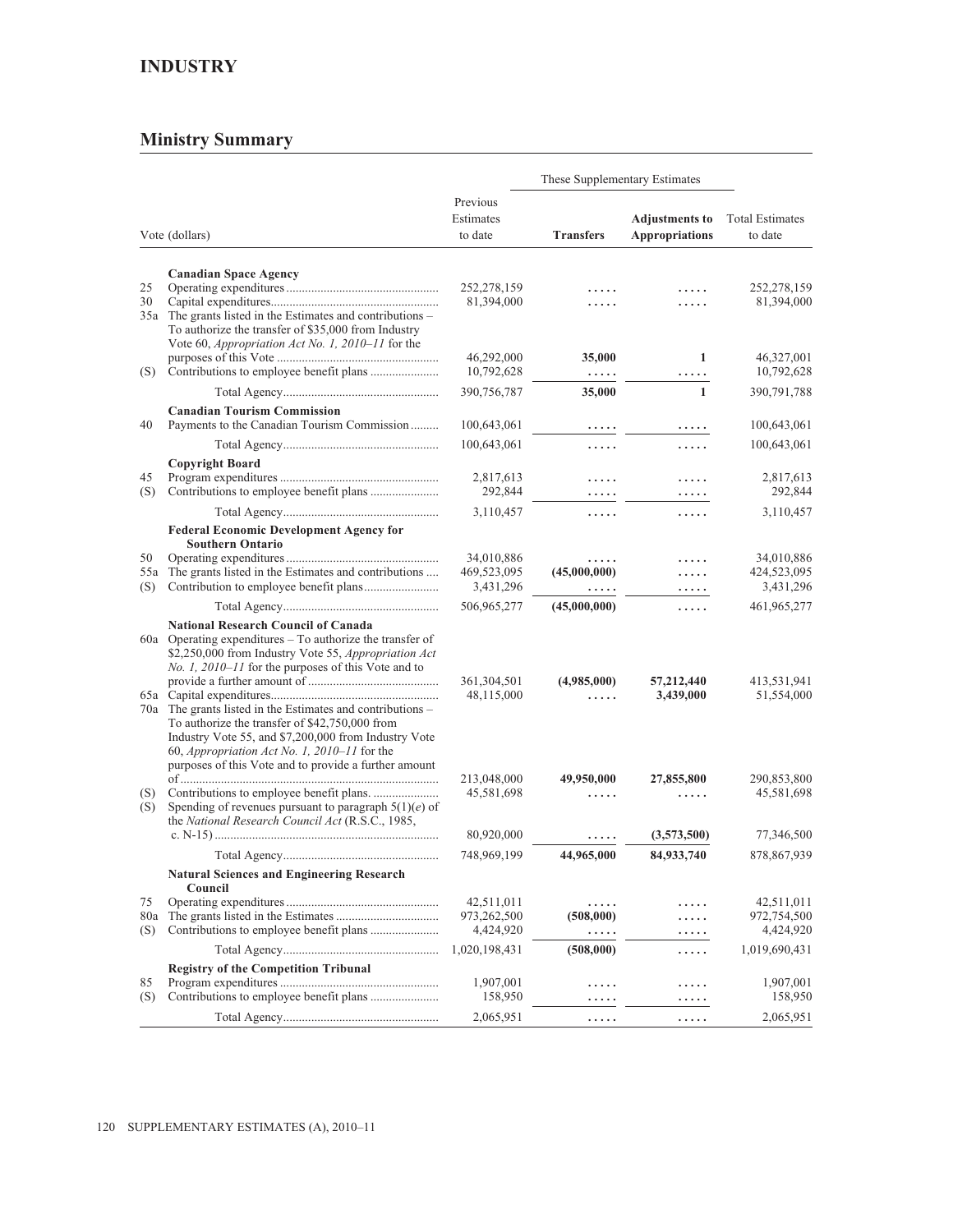# INDUSTRY

## Ministry Summary

| Vote (dollars) | | Previous Estimates to date | These Supplementary Estimates | | Total Estimates to date |
|---|---|---|---|---|---|
| | | | **Transfers** | **Adjustments to Appropriations** | |
| | **Canadian Space Agency** | | | | |
| 25 | Operating expenditures | 252,278,159 | ..... | ..... | 252,278,159 |
| 30 | Capital expenditures | 81,394,000 | ..... | ..... | 81,394,000 |
| 35a | The grants listed in the Estimates and contributions – To authorize the transfer of $35,000 from Industry Vote 60, *Appropriation Act No. 1, 2010–11* for the purposes of this Vote | 46,292,000 | **35,000** | **1** | 46,327,001 |
| (S) | Contributions to employee benefit plans | 10,792,628 | ..... | ..... | 10,792,628 |
| | Total Agency | 390,756,787 | **35,000** | **1** | 390,791,788 |
| | **Canadian Tourism Commission** | | | | |
| 40 | Payments to the Canadian Tourism Commission | 100,643,061 | ..... | ..... | 100,643,061 |
| | Total Agency | 100,643,061 | ..... | ..... | 100,643,061 |
| | **Copyright Board** | | | | |
| 45 | Program expenditures | 2,817,613 | ..... | ..... | 2,817,613 |
| (S) | Contributions to employee benefit plans | 292,844 | ..... | ..... | 292,844 |
| | Total Agency | 3,110,457 | ..... | ..... | 3,110,457 |
| | **Federal Economic Development Agency for Southern Ontario** | | | | |
| 50 | Operating expenditures | 34,010,886 | ..... | ..... | 34,010,886 |
| 55a | The grants listed in the Estimates and contributions | 469,523,095 | **(45,000,000)** | ..... | 424,523,095 |
| (S) | Contribution to employee benefit plans | 3,431,296 | ..... | ..... | 3,431,296 |
| | Total Agency | 506,965,277 | **(45,000,000)** | ..... | 461,965,277 |
| | **National Research Council of Canada** | | | | |
| 60a | Operating expenditures – To authorize the transfer of $2,250,000 from Industry Vote 55, *Appropriation Act No. 1, 2010–11* for the purposes of this Vote and to provide a further amount of | 361,304,501 | **(4,985,000)** | **57,212,440** | 413,531,941 |
| 65a | Capital expenditures | 48,115,000 | ..... | **3,439,000** | 51,554,000 |
| 70a | The grants listed in the Estimates and contributions – To authorize the transfer of $42,750,000 from Industry Vote 55, and $7,200,000 from Industry Vote 60, *Appropriation Act No. 1, 2010–11* for the purposes of this Vote and to provide a further amount of | 213,048,000 | **49,950,000** | **27,855,800** | 290,853,800 |
| (S) | Contributions to employee benefit plans. | 45,581,698 | ..... | ..... | 45,581,698 |
| (S) | Spending of revenues pursuant to paragraph 5(1)(*e*) of the *National Research Council Act* (R.S.C., 1985, c. N-15) | 80,920,000 | ..... | **(3,573,500)** | 77,346,500 |
| | Total Agency | 748,969,199 | **44,965,000** | **84,933,740** | 878,867,939 |
| | **Natural Sciences and Engineering Research Council** | | | | |
| 75 | Operating expenditures | 42,511,011 | ..... | ..... | 42,511,011 |
| 80a | The grants listed in the Estimates | 973,262,500 | **(508,000)** | ..... | 972,754,500 |
| (S) | Contributions to employee benefit plans | 4,424,920 | ..... | ..... | 4,424,920 |
| | Total Agency | 1,020,198,431 | **(508,000)** | ..... | 1,019,690,431 |
| | **Registry of the Competition Tribunal** | | | | |
| 85 | Program expenditures | 1,907,001 | ..... | ..... | 1,907,001 |
| (S) | Contributions to employee benefit plans | 158,950 | ..... | ..... | 158,950 |
| | Total Agency | 2,065,951 | ..... | ..... | 2,065,951 |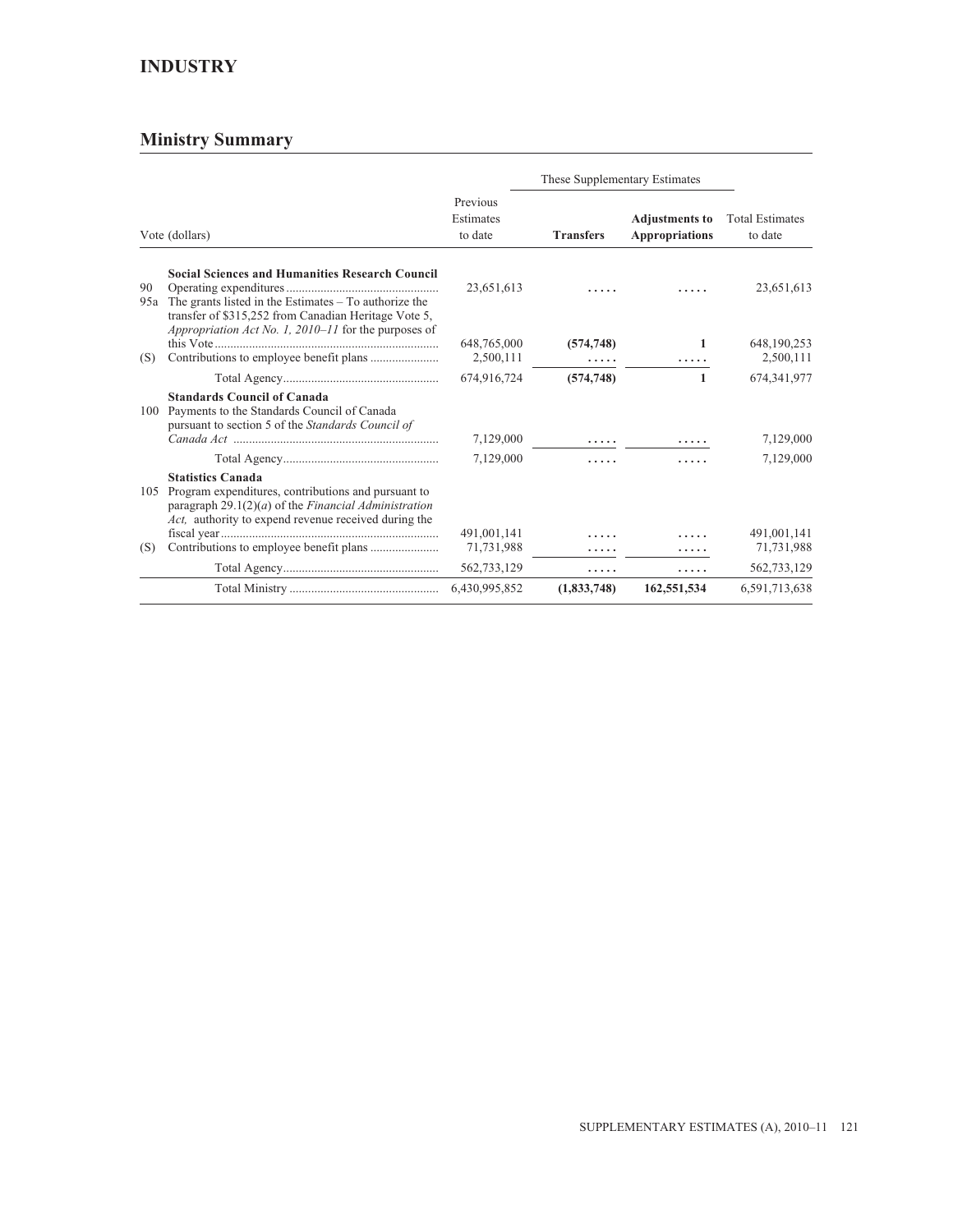## INDUSTRY

### Ministry Summary

| Vote (dollars) | | Previous Estimates to date | These Supplementary Estimates | | Total Estimates to date |
|---|---|---|---|---|---|
| | | | **Transfers** | **Adjustments to Appropriations** | |
| | **Social Sciences and Humanities Research Council** | | | | |
| 90 | Operating expenditures | 23,651,613 | ..... | ..... | 23,651,613 |
| 95a | The grants listed in the Estimates – To authorize the transfer of $315,252 from Canadian Heritage Vote 5, *Appropriation Act No. 1, 2010–11* for the purposes of this Vote | 648,765,000 | **(574,748)** | **1** | 648,190,253 |
| (S) | Contributions to employee benefit plans | 2,500,111 | ..... | ..... | 2,500,111 |
| | Total Agency | 674,916,724 | **(574,748)** | **1** | 674,341,977 |
| | **Standards Council of Canada** | | | | |
| 100 | Payments to the Standards Council of Canada pursuant to section 5 of the *Standards Council of Canada Act* | 7,129,000 | ..... | ..... | 7,129,000 |
| | Total Agency | 7,129,000 | ..... | ..... | 7,129,000 |
| | **Statistics Canada** | | | | |
| 105 | Program expenditures, contributions and pursuant to paragraph 29.1(2)(*a*) of the *Financial Administration Act,* authority to expend revenue received during the fiscal year | 491,001,141 | ..... | ..... | 491,001,141 |
| (S) | Contributions to employee benefit plans | 71,731,988 | ..... | ..... | 71,731,988 |
| | Total Agency | 562,733,129 | ..... | ..... | 562,733,129 |
| | Total Ministry | 6,430,995,852 | **(1,833,748)** | **162,551,534** | 6,591,713,638 |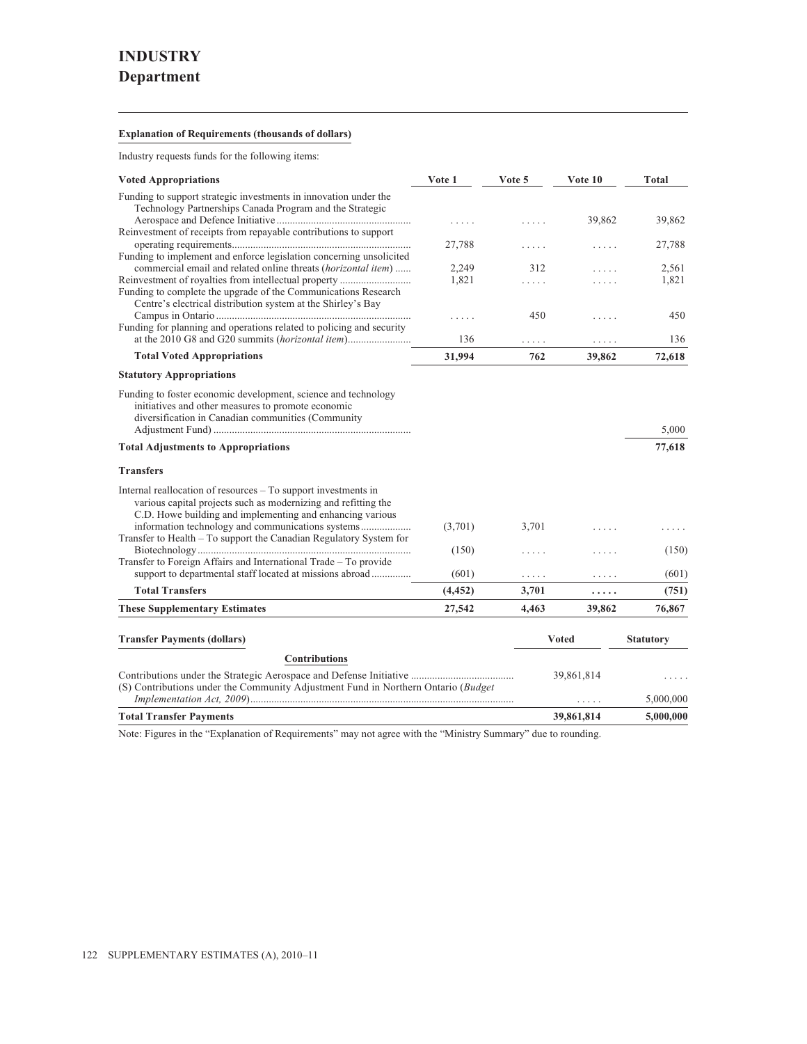# INDUSTRY
## Department

**Explanation of Requirements (thousands of dollars)**

Industry requests funds for the following items:

| Voted Appropriations | Vote 1 | Vote 5 | Vote 10 | Total |
|---|---|---|---|---|
| Funding to support strategic investments in innovation under the Technology Partnerships Canada Program and the Strategic Aerospace and Defence Initiative | ..... | ..... | 39,862 | 39,862 |
| Reinvestment of receipts from repayable contributions to support operating requirements | 27,788 | ..... | ..... | 27,788 |
| Funding to implement and enforce legislation concerning unsolicited commercial email and related online threats (*horizontal item*) | 2,249 | 312 | ..... | 2,561 |
| Reinvestment of royalties from intellectual property | 1,821 | ..... | ..... | 1,821 |
| Funding to complete the upgrade of the Communications Research Centre's electrical distribution system at the Shirley's Bay Campus in Ontario | ..... | 450 | ..... | 450 |
| Funding for planning and operations related to policing and security at the 2010 G8 and G20 summits (*horizontal item*) | 136 | ..... | ..... | 136 |
| **Total Voted Appropriations** | **31,994** | **762** | **39,862** | **72,618** |
| **Statutory Appropriations** | | | | |
| Funding to foster economic development, science and technology initiatives and other measures to promote economic diversification in Canadian communities (Community Adjustment Fund) | | | | 5,000 |
| **Total Adjustments to Appropriations** | | | | **77,618** |
| **Transfers** | | | | |
| Internal reallocation of resources – To support investments in various capital projects such as modernizing and refitting the C.D. Howe building and implementing and enhancing various information technology and communications systems | (3,701) | 3,701 | ..... | ..... |
| Transfer to Health – To support the Canadian Regulatory System for Biotechnology | (150) | ..... | ..... | (150) |
| Transfer to Foreign Affairs and International Trade – To provide support to departmental staff located at missions abroad | (601) | ..... | ..... | (601) |
| **Total Transfers** | **(4,452)** | **3,701** | **.....** | **(751)** |
| **These Supplementary Estimates** | **27,542** | **4,463** | **39,862** | **76,867** |

| Transfer Payments (dollars) | Voted | Statutory |
|---|---|---|
| **Contributions** | | |
| Contributions under the Strategic Aerospace and Defense Initiative | 39,861,814 | ..... |
| (S) Contributions under the Community Adjustment Fund in Northern Ontario (*Budget Implementation Act, 2009*) | ..... | 5,000,000 |
| **Total Transfer Payments** | **39,861,814** | **5,000,000** |

Note: Figures in the "Explanation of Requirements" may not agree with the "Ministry Summary" due to rounding.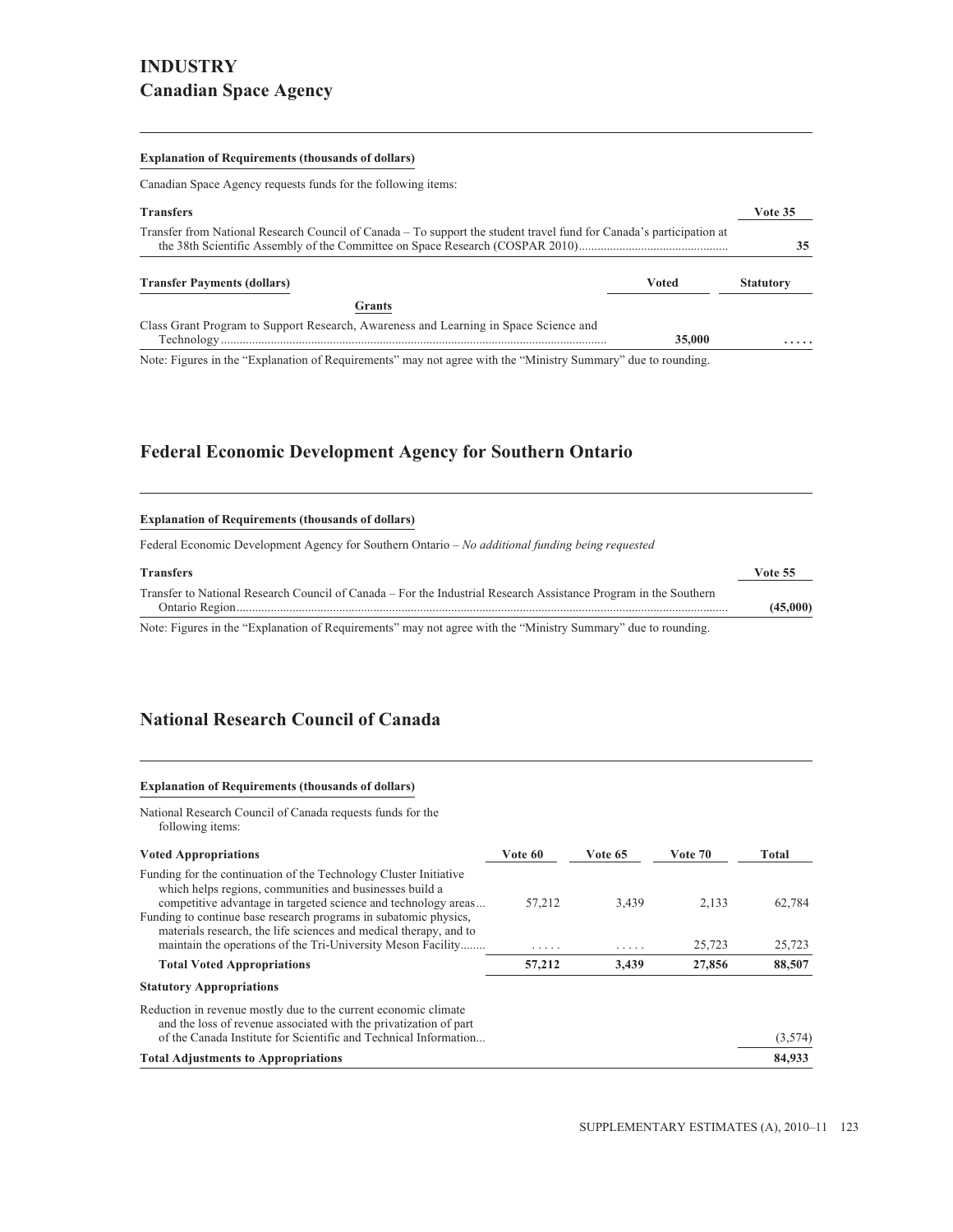# INDUSTRY

## Canadian Space Agency

**Explanation of Requirements (thousands of dollars)**

Canadian Space Agency requests funds for the following items:

| Transfers | Vote 35 |
|---|---|
| Transfer from National Research Council of Canada – To support the student travel fund for Canada's participation at the 38th Scientific Assembly of the Committee on Space Research (COSPAR 2010) | 35 |

| Transfer Payments (dollars) | Voted | Statutory |
|---|---|---|
| **Grants** | | |
| Class Grant Program to Support Research, Awareness and Learning in Space Science and Technology | **35,000** | ..... |

Note: Figures in the "Explanation of Requirements" may not agree with the "Ministry Summary" due to rounding.

## Federal Economic Development Agency for Southern Ontario

**Explanation of Requirements (thousands of dollars)**

Federal Economic Development Agency for Southern Ontario – *No additional funding being requested*

| Transfers | Vote 55 |
|---|---|
| Transfer to National Research Council of Canada – For the Industrial Research Assistance Program in the Southern Ontario Region | (45,000) |

Note: Figures in the "Explanation of Requirements" may not agree with the "Ministry Summary" due to rounding.

## National Research Council of Canada

**Explanation of Requirements (thousands of dollars)**

National Research Council of Canada requests funds for the following items:

| Voted Appropriations | Vote 60 | Vote 65 | Vote 70 | Total |
|---|---|---|---|---|
| Funding for the continuation of the Technology Cluster Initiative which helps regions, communities and businesses build a competitive advantage in targeted science and technology areas | 57,212 | 3,439 | 2,133 | 62,784 |
| Funding to continue base research programs in subatomic physics, materials research, the life sciences and medical therapy, and to maintain the operations of the Tri-University Meson Facility | ..... | ..... | 25,723 | 25,723 |
| **Total Voted Appropriations** | **57,212** | **3,439** | **27,856** | **88,507** |
| **Statutory Appropriations** | | | | |
| Reduction in revenue mostly due to the current economic climate and the loss of revenue associated with the privatization of part of the Canada Institute for Scientific and Technical Information | | | | (3,574) |
| **Total Adjustments to Appropriations** | | | | **84,933** |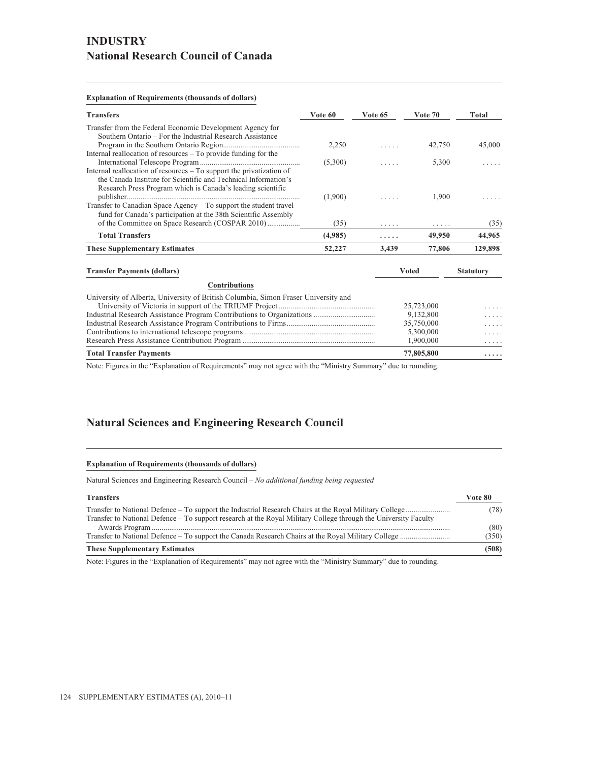# INDUSTRY

## National Research Council of Canada

**Explanation of Requirements (thousands of dollars)**

| Transfers | Vote 60 | Vote 65 | Vote 70 | Total |
|---|---|---|---|---|
| Transfer from the Federal Economic Development Agency for Southern Ontario – For the Industrial Research Assistance Program in the Southern Ontario Region | 2,250 | ..... | 42,750 | 45,000 |
| Internal reallocation of resources – To provide funding for the International Telescope Program | (5,300) | ..... | 5,300 | ..... |
| Internal reallocation of resources – To support the privatization of the Canada Institute for Scientific and Technical Information's Research Press Program which is Canada's leading scientific publisher | (1,900) | ..... | 1,900 | ..... |
| Transfer to Canadian Space Agency – To support the student travel fund for Canada's participation at the 38th Scientific Assembly of the Committee on Space Research (COSPAR 2010) | (35) | ..... | ..... | (35) |
| **Total Transfers** | **(4,985)** | **.....** | **49,950** | **44,965** |
| **These Supplementary Estimates** | **52,227** | **3,439** | **77,806** | **129,898** |

| Transfer Payments (dollars) | Voted | Statutory |
|---|---|---|
| **Contributions** | | |
| University of Alberta, University of British Columbia, Simon Fraser University and University of Victoria in support of the TRIUMF Project | 25,723,000 | ..... |
| Industrial Research Assistance Program Contributions to Organizations | 9,132,800 | ..... |
| Industrial Research Assistance Program Contributions to Firms | 35,750,000 | ..... |
| Contributions to international telescope programs | 5,300,000 | ..... |
| Research Press Assistance Contribution Program | 1,900,000 | ..... |
| **Total Transfer Payments** | **77,805,800** | **.....** |

Note: Figures in the "Explanation of Requirements" may not agree with the "Ministry Summary" due to rounding.

## Natural Sciences and Engineering Research Council

**Explanation of Requirements (thousands of dollars)**

Natural Sciences and Engineering Research Council – *No additional funding being requested*

| Transfers | Vote 80 |
|---|---|
| Transfer to National Defence – To support the Industrial Research Chairs at the Royal Military College | (78) |
| Transfer to National Defence – To support research at the Royal Military College through the University Faculty Awards Program | (80) |
| Transfer to National Defence – To support the Canada Research Chairs at the Royal Military College | (350) |
| **These Supplementary Estimates** | **(508)** |

Note: Figures in the "Explanation of Requirements" may not agree with the "Ministry Summary" due to rounding.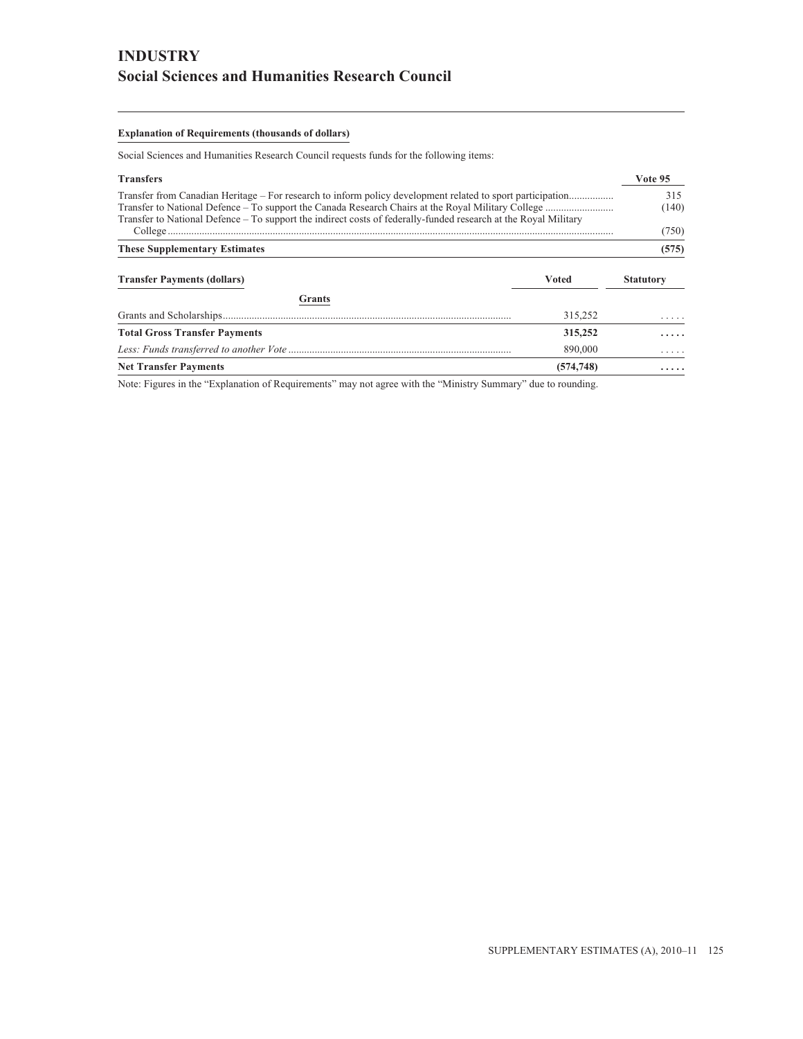# INDUSTRY
## Social Sciences and Humanities Research Council

**Explanation of Requirements (thousands of dollars)**

Social Sciences and Humanities Research Council requests funds for the following items:

| Transfers | Vote 95 |
|---|---|
| Transfer from Canadian Heritage – For research to inform policy development related to sport participation | 315 |
| Transfer to National Defence – To support the Canada Research Chairs at the Royal Military College | (140) |
| Transfer to National Defence – To support the indirect costs of federally-funded research at the Royal Military College | (750) |
| **These Supplementary Estimates** | **(575)** |

| Transfer Payments (dollars) | Voted | Statutory |
|---|---|---|
| **Grants** | | |
| Grants and Scholarships | 315,252 | ..... |
| **Total Gross Transfer Payments** | **315,252** | **.....** |
| *Less: Funds transferred to another Vote* | 890,000 | ..... |
| **Net Transfer Payments** | **(574,748)** | **.....** |

Note: Figures in the "Explanation of Requirements" may not agree with the "Ministry Summary" due to rounding.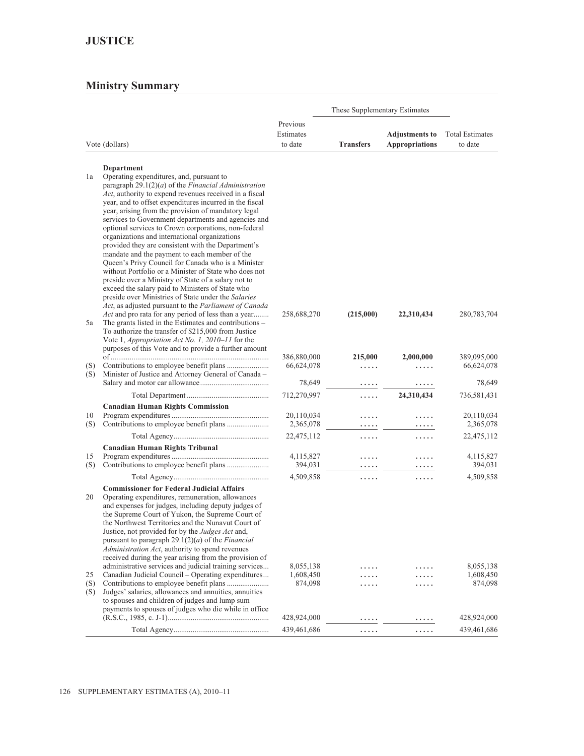# JUSTICE

## Ministry Summary

| Vote (dollars) | | Previous Estimates to date | These Supplementary Estimates – Transfers | These Supplementary Estimates – Adjustments to Appropriations | Total Estimates to date |
|---|---|---|---|---|---|
| | **Department** | | | | |
| 1a | Operating expenditures, and, pursuant to paragraph 29.1(2)(*a*) of the *Financial Administration Act*, authority to expend revenues received in a fiscal year, and to offset expenditures incurred in the fiscal year, arising from the provision of mandatory legal services to Government departments and agencies and optional services to Crown corporations, non-federal organizations and international organizations provided they are consistent with the Department's mandate and the payment to each member of the Queen's Privy Council for Canada who is a Minister without Portfolio or a Minister of State who does not preside over a Ministry of State of a salary not to exceed the salary paid to Ministers of State who preside over Ministries of State under the *Salaries Act*, as adjusted pursuant to the *Parliament of Canada Act* and pro rata for any period of less than a year | 258,688,270 | **(215,000)** | **22,310,434** | 280,783,704 |
| 5a | The grants listed in the Estimates and contributions – To authorize the transfer of $215,000 from Justice Vote 1, *Appropriation Act No. 1, 2010–11* for the purposes of this Vote and to provide a further amount of | 386,880,000 | **215,000** | **2,000,000** | 389,095,000 |
| (S) | Contributions to employee benefit plans | 66,624,078 | ..... | ..... | 66,624,078 |
| (S) | Minister of Justice and Attorney General of Canada – Salary and motor car allowance | 78,649 | ..... | ..... | 78,649 |
| | Total Department | 712,270,997 | ..... | **24,310,434** | 736,581,431 |
| | **Canadian Human Rights Commission** | | | | |
| 10 | Program expenditures | 20,110,034 | ..... | ..... | 20,110,034 |
| (S) | Contributions to employee benefit plans | 2,365,078 | ..... | ..... | 2,365,078 |
| | Total Agency | 22,475,112 | ..... | ..... | 22,475,112 |
| | **Canadian Human Rights Tribunal** | | | | |
| 15 | Program expenditures | 4,115,827 | ..... | ..... | 4,115,827 |
| (S) | Contributions to employee benefit plans | 394,031 | ..... | ..... | 394,031 |
| | Total Agency | 4,509,858 | ..... | ..... | 4,509,858 |
| | **Commissioner for Federal Judicial Affairs** | | | | |
| 20 | Operating expenditures, remuneration, allowances and expenses for judges, including deputy judges of the Supreme Court of Yukon, the Supreme Court of the Northwest Territories and the Nunavut Court of Justice, not provided for by the *Judges Act* and, pursuant to paragraph 29.1(2)(*a*) of the *Financial Administration Act*, authority to spend revenues received during the year arising from the provision of administrative services and judicial training services | 8,055,138 | ..... | ..... | 8,055,138 |
| 25 | Canadian Judicial Council – Operating expenditures | 1,608,450 | ..... | ..... | 1,608,450 |
| (S) | Contributions to employee benefit plans | 874,098 | ..... | ..... | 874,098 |
| (S) | Judges' salaries, allowances and annuities, annuities to spouses and children of judges and lump sum payments to spouses of judges who die while in office (R.S.C., 1985, c. J-1) | 428,924,000 | ..... | ..... | 428,924,000 |
| | Total Agency | 439,461,686 | ..... | ..... | 439,461,686 |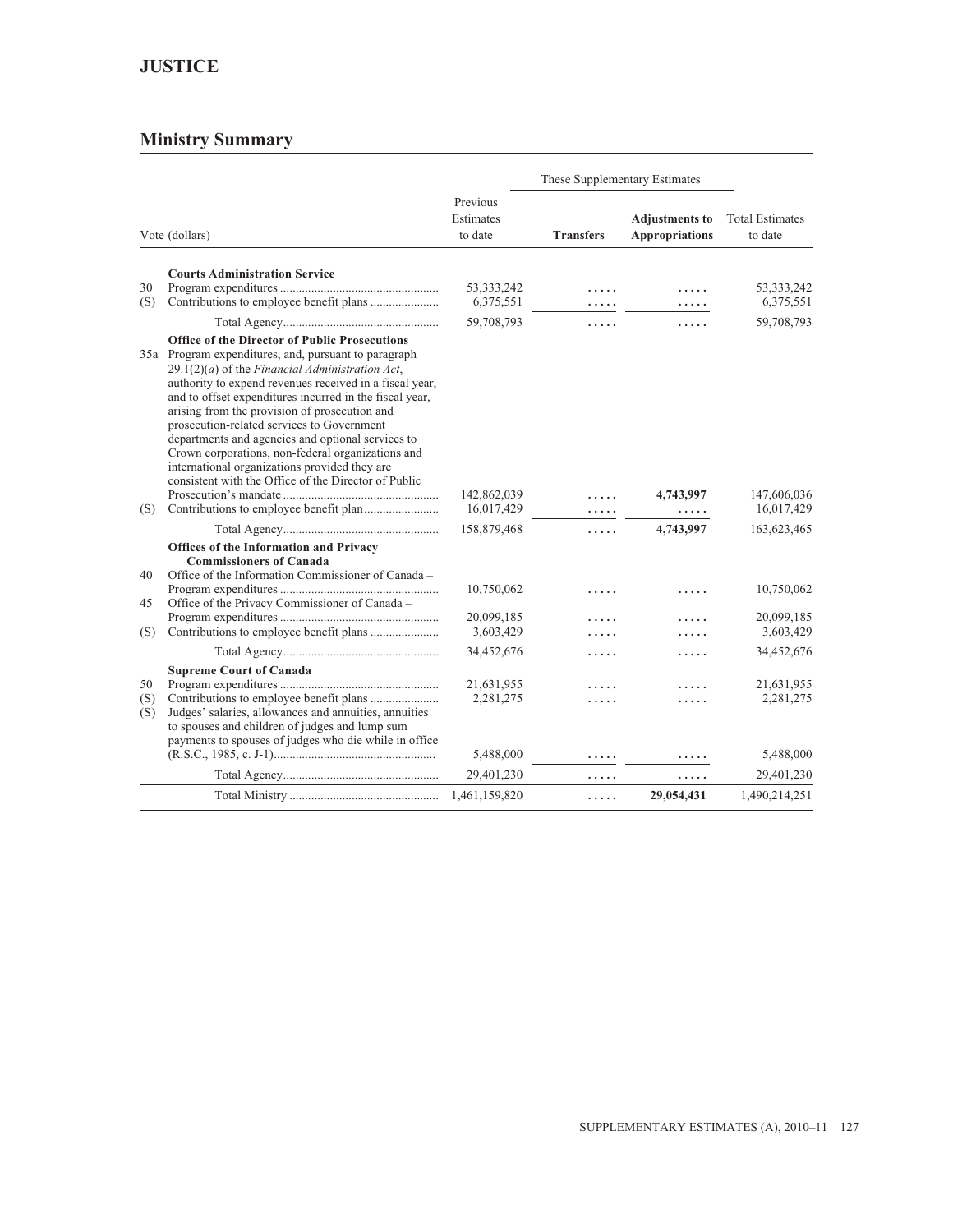# JUSTICE

## Ministry Summary

| Vote (dollars) | | Previous Estimates to date | These Supplementary Estimates | | Total Estimates to date |
|---|---|---|---|---|---|
| | | | **Transfers** | **Adjustments to Appropriations** | |
| | **Courts Administration Service** | | | | |
| 30 | Program expenditures | 53,333,242 | ..... | ..... | 53,333,242 |
| (S) | Contributions to employee benefit plans | 6,375,551 | ..... | ..... | 6,375,551 |
| | Total Agency | 59,708,793 | ..... | ..... | 59,708,793 |
| | **Office of the Director of Public Prosecutions** | | | | |
| 35a | Program expenditures, and, pursuant to paragraph 29.1(2)(*a*) of the *Financial Administration Act*, authority to expend revenues received in a fiscal year, and to offset expenditures incurred in the fiscal year, arising from the provision of prosecution and prosecution-related services to Government departments and agencies and optional services to Crown corporations, non-federal organizations and international organizations provided they are consistent with the Office of the Director of Public Prosecution's mandate | 142,862,039 | ..... | **4,743,997** | 147,606,036 |
| (S) | Contributions to employee benefit plan | 16,017,429 | ..... | ..... | 16,017,429 |
| | Total Agency | 158,879,468 | ..... | **4,743,997** | 163,623,465 |
| | **Offices of the Information and Privacy Commissioners of Canada** | | | | |
| 40 | Office of the Information Commissioner of Canada – Program expenditures | 10,750,062 | ..... | ..... | 10,750,062 |
| 45 | Office of the Privacy Commissioner of Canada – Program expenditures | 20,099,185 | ..... | ..... | 20,099,185 |
| (S) | Contributions to employee benefit plans | 3,603,429 | ..... | ..... | 3,603,429 |
| | Total Agency | 34,452,676 | ..... | ..... | 34,452,676 |
| | **Supreme Court of Canada** | | | | |
| 50 | Program expenditures | 21,631,955 | ..... | ..... | 21,631,955 |
| (S) | Contributions to employee benefit plans | 2,281,275 | ..... | ..... | 2,281,275 |
| (S) | Judges' salaries, allowances and annuities, annuities to spouses and children of judges and lump sum payments to spouses of judges who die while in office (R.S.C., 1985, c. J-1) | 5,488,000 | ..... | ..... | 5,488,000 |
| | Total Agency | 29,401,230 | ..... | ..... | 29,401,230 |
| | Total Ministry | 1,461,159,820 | ..... | **29,054,431** | 1,490,214,251 |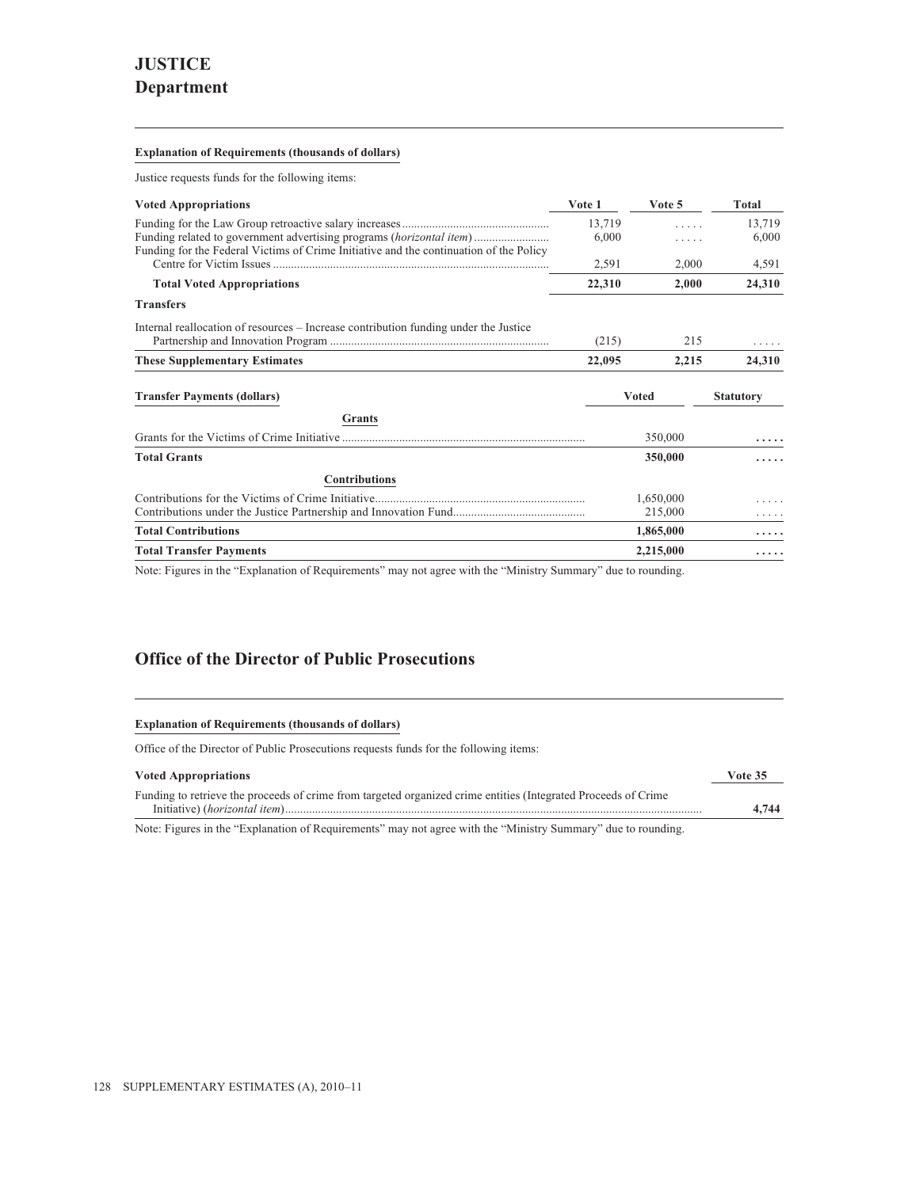# JUSTICE

## Department

#### Explanation of Requirements (thousands of dollars)

Justice requests funds for the following items:

| Voted Appropriations | Vote 1 | Vote 5 | Total |
|---|---|---|---|
| Funding for the Law Group retroactive salary increases | 13,719 | ..... | 13,719 |
| Funding related to government advertising programs (*horizontal item*) | 6,000 | ..... | 6,000 |
| Funding for the Federal Victims of Crime Initiative and the continuation of the Policy Centre for Victim Issues | 2,591 | 2,000 | 4,591 |
| **Total Voted Appropriations** | **22,310** | **2,000** | **24,310** |
| **Transfers** | | | |
| Internal reallocation of resources – Increase contribution funding under the Justice Partnership and Innovation Program | (215) | 215 | ..... |
| **These Supplementary Estimates** | **22,095** | **2,215** | **24,310** |

| Transfer Payments (dollars) | Voted | Statutory |
|---|---|---|
| **Grants** | | |
| Grants for the Victims of Crime Initiative | 350,000 | ..... |
| **Total Grants** | **350,000** | ..... |
| **Contributions** | | |
| Contributions for the Victims of Crime Initiative | 1,650,000 | ..... |
| Contributions under the Justice Partnership and Innovation Fund | 215,000 | ..... |
| **Total Contributions** | **1,865,000** | ..... |
| **Total Transfer Payments** | **2,215,000** | ..... |

Note: Figures in the "Explanation of Requirements" may not agree with the "Ministry Summary" due to rounding.

## Office of the Director of Public Prosecutions

#### Explanation of Requirements (thousands of dollars)

Office of the Director of Public Prosecutions requests funds for the following items:

| Voted Appropriations | Vote 35 |
|---|---|
| Funding to retrieve the proceeds of crime from targeted organized crime entities (Integrated Proceeds of Crime Initiative) (*horizontal item*) | **4,744** |

Note: Figures in the "Explanation of Requirements" may not agree with the "Ministry Summary" due to rounding.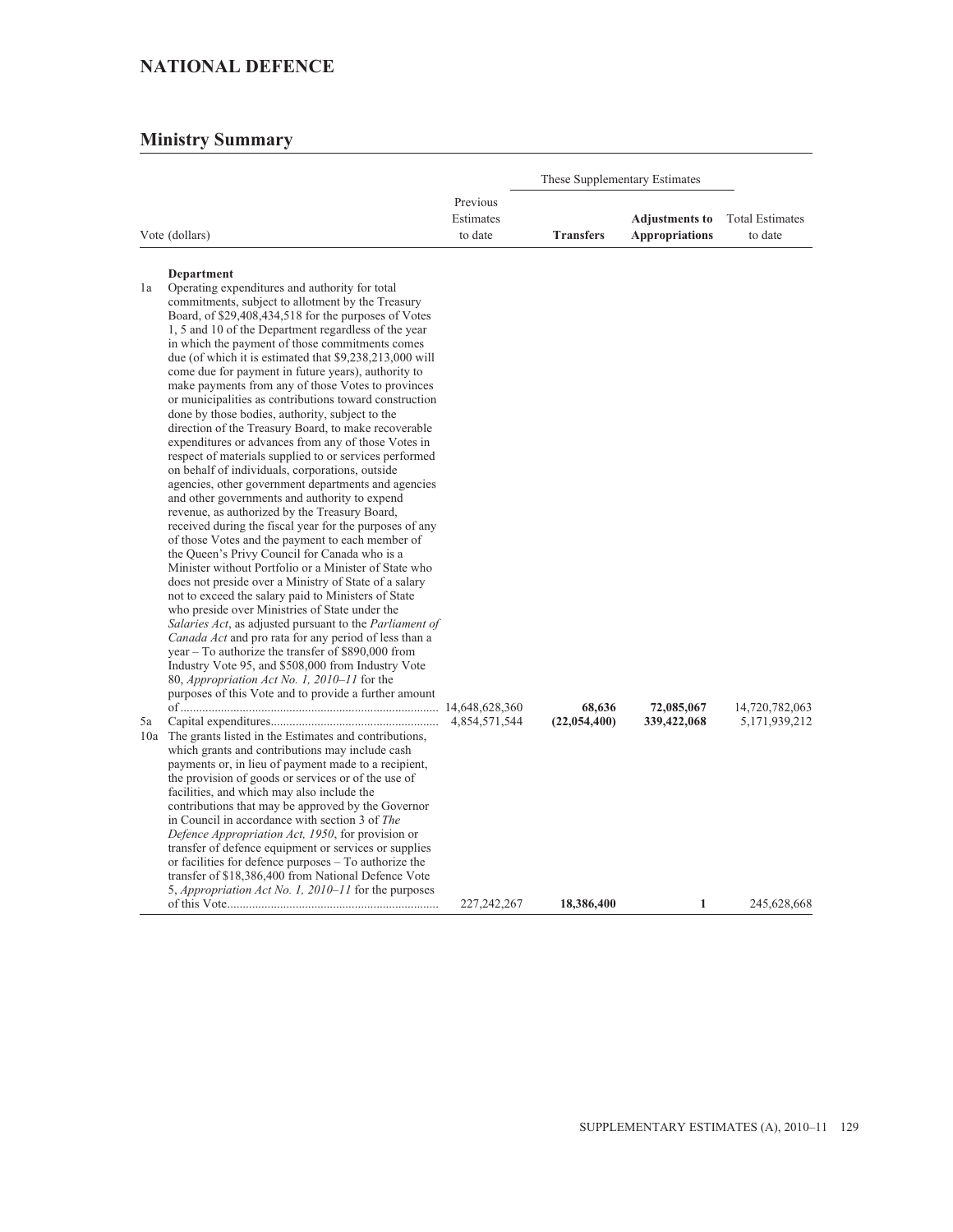## NATIONAL DEFENCE

### Ministry Summary

| Vote (dollars) | | Previous Estimates to date | These Supplementary Estimates | | Total Estimates to date |
|---|---|---|---|---|---|
| | | | **Transfers** | **Adjustments to Appropriations** | |
| | **Department** | | | | |
| 1a | Operating expenditures and authority for total commitments, subject to allotment by the Treasury Board, of $29,408,434,518 for the purposes of Votes 1, 5 and 10 of the Department regardless of the year in which the payment of those commitments comes due (of which it is estimated that $9,238,213,000 will come due for payment in future years), authority to make payments from any of those Votes to provinces or municipalities as contributions toward construction done by those bodies, authority, subject to the direction of the Treasury Board, to make recoverable expenditures or advances from any of those Votes in respect of materials supplied to or services performed on behalf of individuals, corporations, outside agencies, other government departments and agencies and other governments and authority to expend revenue, as authorized by the Treasury Board, received during the fiscal year for the purposes of any of those Votes and the payment to each member of the Queen's Privy Council for Canada who is a Minister without Portfolio or a Minister of State who does not preside over a Ministry of State of a salary not to exceed the salary paid to Ministers of State who preside over Ministries of State under the *Salaries Act*, as adjusted pursuant to the *Parliament of Canada Act* and pro rata for any period of less than a year – To authorize the transfer of $890,000 from Industry Vote 95, and $508,000 from Industry Vote 80, *Appropriation Act No. 1, 2010–11* for the purposes of this Vote and to provide a further amount of | 14,648,628,360 | **68,636** | **72,085,067** | 14,720,782,063 |
| 5a | Capital expenditures | 4,854,571,544 | **(22,054,400)** | **339,422,068** | 5,171,939,212 |
| 10a | The grants listed in the Estimates and contributions, which grants and contributions may include cash payments or, in lieu of payment made to a recipient, the provision of goods or services or of the use of facilities, and which may also include the contributions that may be approved by the Governor in Council in accordance with section 3 of *The Defence Appropriation Act, 1950*, for provision or transfer of defence equipment or services or supplies or facilities for defence purposes – To authorize the transfer of $18,386,400 from National Defence Vote 5, *Appropriation Act No. 1, 2010–11* for the purposes of this Vote | 227,242,267 | **18,386,400** | **1** | 245,628,668 |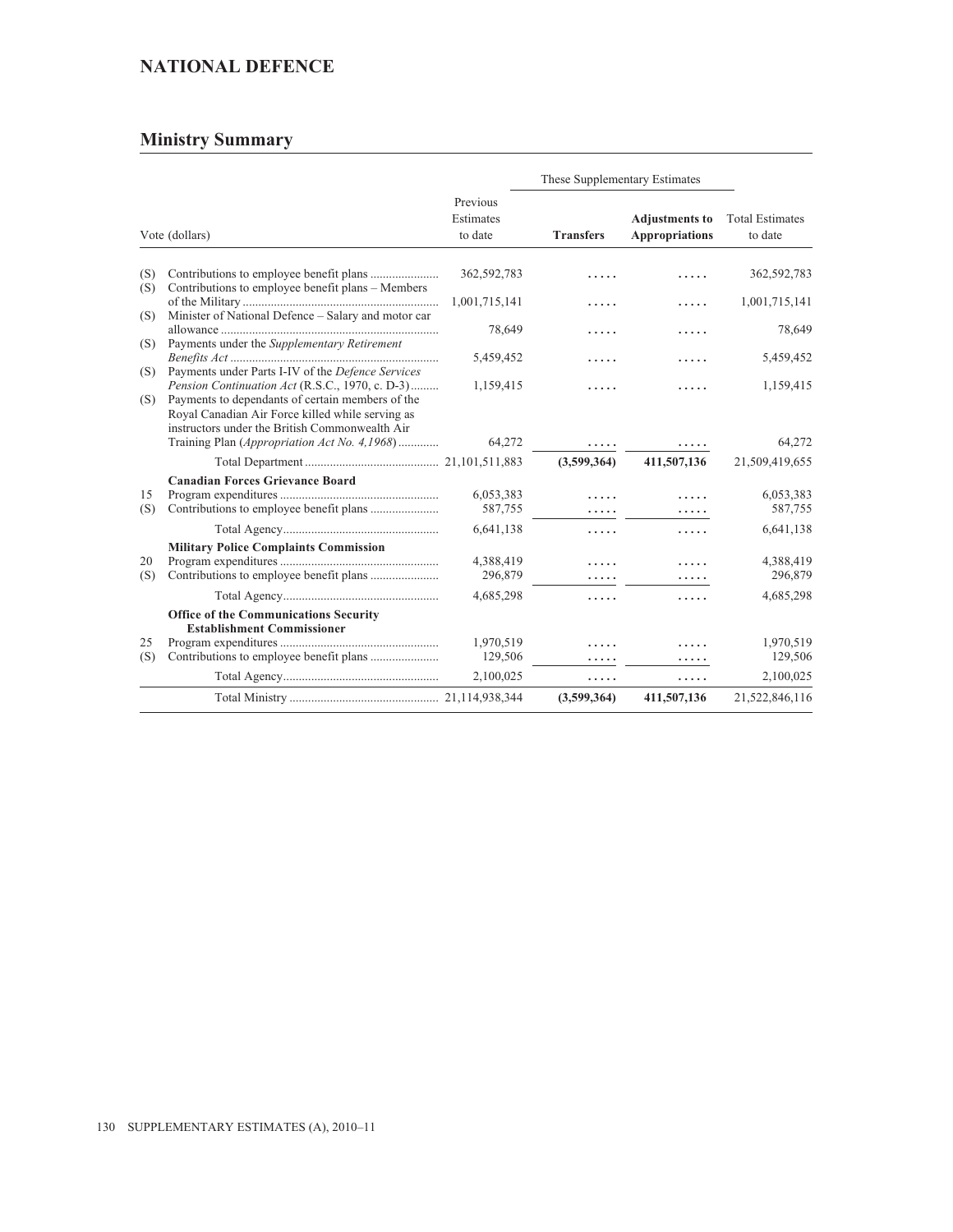## NATIONAL DEFENCE

### Ministry Summary

| | Vote (dollars) | Previous Estimates to date | These Supplementary Estimates | | Total Estimates to date |
|---|---|---|---|---|---|
| | | | **Transfers** | **Adjustments to Appropriations** | |
| (S) | Contributions to employee benefit plans | 362,592,783 | ..... | ..... | 362,592,783 |
| (S) | Contributions to employee benefit plans – Members of the Military | 1,001,715,141 | ..... | ..... | 1,001,715,141 |
| (S) | Minister of National Defence – Salary and motor car allowance | 78,649 | ..... | ..... | 78,649 |
| (S) | Payments under the *Supplementary Retirement Benefits Act* | 5,459,452 | ..... | ..... | 5,459,452 |
| (S) | Payments under Parts I-IV of the *Defence Services Pension Continuation Act* (R.S.C., 1970, c. D-3) | 1,159,415 | ..... | ..... | 1,159,415 |
| (S) | Payments to dependants of certain members of the Royal Canadian Air Force killed while serving as instructors under the British Commonwealth Air Training Plan (*Appropriation Act No. 4,1968*) | 64,272 | ..... | ..... | 64,272 |
| | Total Department | 21,101,511,883 | **(3,599,364)** | **411,507,136** | 21,509,419,655 |
| | **Canadian Forces Grievance Board** | | | | |
| 15 | Program expenditures | 6,053,383 | ..... | ..... | 6,053,383 |
| (S) | Contributions to employee benefit plans | 587,755 | ..... | ..... | 587,755 |
| | Total Agency | 6,641,138 | ..... | ..... | 6,641,138 |
| | **Military Police Complaints Commission** | | | | |
| 20 | Program expenditures | 4,388,419 | ..... | ..... | 4,388,419 |
| (S) | Contributions to employee benefit plans | 296,879 | ..... | ..... | 296,879 |
| | Total Agency | 4,685,298 | ..... | ..... | 4,685,298 |
| | **Office of the Communications Security Establishment Commissioner** | | | | |
| 25 | Program expenditures | 1,970,519 | ..... | ..... | 1,970,519 |
| (S) | Contributions to employee benefit plans | 129,506 | ..... | ..... | 129,506 |
| | Total Agency | 2,100,025 | ..... | ..... | 2,100,025 |
| | Total Ministry | 21,114,938,344 | **(3,599,364)** | **411,507,136** | 21,522,846,116 |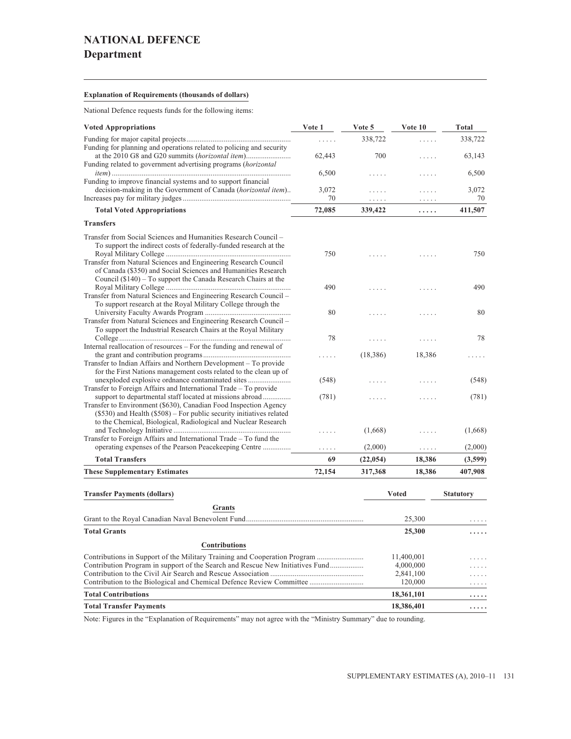# NATIONAL DEFENCE

## Department

**Explanation of Requirements (thousands of dollars)**

National Defence requests funds for the following items:

| Voted Appropriations | Vote 1 | Vote 5 | Vote 10 | Total |
|---|---|---|---|---|
| Funding for major capital projects | ..... | 338,722 | ..... | 338,722 |
| Funding for planning and operations related to policing and security at the 2010 G8 and G20 summits (*horizontal item*) | 62,443 | 700 | ..... | 63,143 |
| Funding related to government advertising programs (*horizontal item*) | 6,500 | ..... | ..... | 6,500 |
| Funding to improve financial systems and to support financial decision-making in the Government of Canada (*horizontal item*) | 3,072 | ..... | ..... | 3,072 |
| Increases pay for military judges | 70 | ..... | ..... | 70 |
| **Total Voted Appropriations** | **72,085** | **339,422** | **.....** | **411,507** |
| **Transfers** | | | | |
| Transfer from Social Sciences and Humanities Research Council – To support the indirect costs of federally-funded research at the Royal Military College | 750 | ..... | ..... | 750 |
| Transfer from Natural Sciences and Engineering Research Council of Canada ($350) and Social Sciences and Humanities Research Council ($140) – To support the Canada Research Chairs at the Royal Military College | 490 | ..... | ..... | 490 |
| Transfer from Natural Sciences and Engineering Research Council – To support research at the Royal Military College through the University Faculty Awards Program | 80 | ..... | ..... | 80 |
| Transfer from Natural Sciences and Engineering Research Council – To support the Industrial Research Chairs at the Royal Military College | 78 | ..... | ..... | 78 |
| Internal reallocation of resources – For the funding and renewal of the grant and contribution programs | ..... | (18,386) | 18,386 | ..... |
| Transfer to Indian Affairs and Northern Development – To provide for the First Nations management costs related to the clean up of unexploded explosive ordnance contaminated sites | (548) | ..... | ..... | (548) |
| Transfer to Foreign Affairs and International Trade – To provide support to departmental staff located at missions abroad | (781) | ..... | ..... | (781) |
| Transfer to Environment ($630), Canadian Food Inspection Agency ($530) and Health ($508) – For public security initiatives related to the Chemical, Biological, Radiological and Nuclear Research and Technology Initiative | ..... | (1,668) | ..... | (1,668) |
| Transfer to Foreign Affairs and International Trade – To fund the operating expenses of the Pearson Peacekeeping Centre | ..... | (2,000) | ..... | (2,000) |
| **Total Transfers** | **69** | **(22,054)** | **18,386** | **(3,599)** |
| **These Supplementary Estimates** | **72,154** | **317,368** | **18,386** | **407,908** |

| Transfer Payments (dollars) | Voted | Statutory |
|---|---|---|
| **Grants** | | |
| Grant to the Royal Canadian Naval Benevolent Fund | 25,300 | ..... |
| **Total Grants** | **25,300** | **.....** |
| **Contributions** | | |
| Contributions in Support of the Military Training and Cooperation Program | 11,400,001 | ..... |
| Contribution Program in support of the Search and Rescue New Initiatives Fund | 4,000,000 | ..... |
| Contribution to the Civil Air Search and Rescue Association | 2,841,100 | ..... |
| Contribution to the Biological and Chemical Defence Review Committee | 120,000 | ..... |
| **Total Contributions** | **18,361,101** | **.....** |
| **Total Transfer Payments** | **18,386,401** | **.....** |

Note: Figures in the "Explanation of Requirements" may not agree with the "Ministry Summary" due to rounding.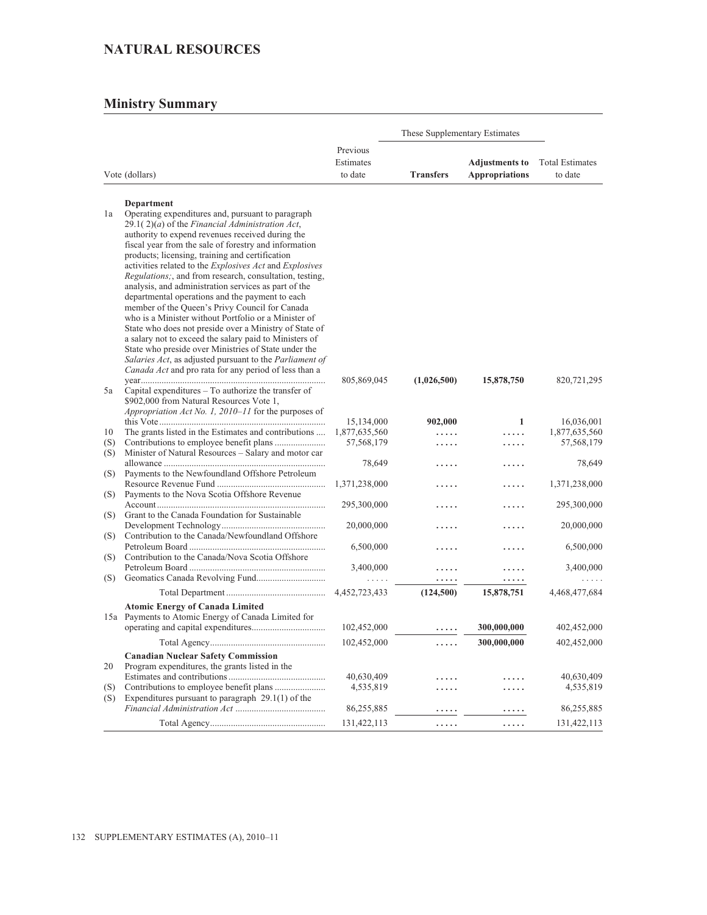## NATURAL RESOURCES

### Ministry Summary

| | Vote (dollars) | Previous Estimates to date | These Supplementary Estimates | | Total Estimates to date |
|---|---|---|---|---|---|
| | | | **Transfers** | **Adjustments to Appropriations** | |
| | **Department** | | | | |
| 1a | Operating expenditures and, pursuant to paragraph 29.1( 2)(*a*) of the *Financial Administration Act*, authority to expend revenues received during the fiscal year from the sale of forestry and information products; licensing, training and certification activities related to the *Explosives Act* and *Explosives Regulations;*, and from research, consultation, testing, analysis, and administration services as part of the departmental operations and the payment to each member of the Queen's Privy Council for Canada who is a Minister without Portfolio or a Minister of State who does not preside over a Ministry of State of a salary not to exceed the salary paid to Ministers of State who preside over Ministries of State under the *Salaries Act*, as adjusted pursuant to the *Parliament of Canada Act* and pro rata for any period of less than a year | 805,869,045 | **(1,026,500)** | **15,878,750** | 820,721,295 |
| 5a | Capital expenditures – To authorize the transfer of $902,000 from Natural Resources Vote 1, *Appropriation Act No. 1, 2010–11* for the purposes of this Vote | 15,134,000 | **902,000** | **1** | 16,036,001 |
| 10 | The grants listed in the Estimates and contributions | 1,877,635,560 | ..... | ..... | 1,877,635,560 |
| (S) | Contributions to employee benefit plans | 57,568,179 | ..... | ..... | 57,568,179 |
| (S) | Minister of Natural Resources – Salary and motor car allowance | 78,649 | ..... | ..... | 78,649 |
| (S) | Payments to the Newfoundland Offshore Petroleum Resource Revenue Fund | 1,371,238,000 | ..... | ..... | 1,371,238,000 |
| (S) | Payments to the Nova Scotia Offshore Revenue Account | 295,300,000 | ..... | ..... | 295,300,000 |
| (S) | Grant to the Canada Foundation for Sustainable Development Technology | 20,000,000 | ..... | ..... | 20,000,000 |
| (S) | Contribution to the Canada/Newfoundland Offshore Petroleum Board | 6,500,000 | ..... | ..... | 6,500,000 |
| (S) | Contribution to the Canada/Nova Scotia Offshore Petroleum Board | 3,400,000 | ..... | ..... | 3,400,000 |
| (S) | Geomatics Canada Revolving Fund | ..... | ..... | ..... | ..... |
| | Total Department | 4,452,723,433 | **(124,500)** | **15,878,751** | 4,468,477,684 |
| | **Atomic Energy of Canada Limited** | | | | |
| 15a | Payments to Atomic Energy of Canada Limited for operating and capital expenditures | 102,452,000 | ..... | **300,000,000** | 402,452,000 |
| | Total Agency | 102,452,000 | ..... | **300,000,000** | 402,452,000 |
| | **Canadian Nuclear Safety Commission** | | | | |
| 20 | Program expenditures, the grants listed in the Estimates and contributions | 40,630,409 | ..... | ..... | 40,630,409 |
| (S) | Contributions to employee benefit plans | 4,535,819 | ..... | ..... | 4,535,819 |
| (S) | Expenditures pursuant to paragraph 29.1(1) of the *Financial Administration Act* | 86,255,885 | ..... | ..... | 86,255,885 |
| | Total Agency | 131,422,113 | ..... | ..... | 131,422,113 |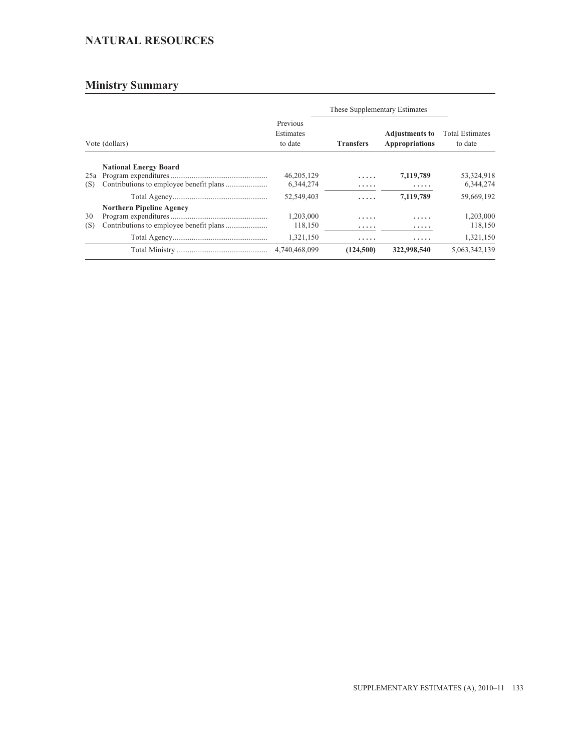## NATURAL RESOURCES

### Ministry Summary

| Vote (dollars) | | Previous Estimates to date | These Supplementary Estimates | | Total Estimates to date |
|---|---|---|---|---|---|
| | | | **Transfers** | **Adjustments to Appropriations** | |
| | **National Energy Board** | | | | |
| 25a | Program expenditures | 46,205,129 | ..... | **7,119,789** | 53,324,918 |
| (S) | Contributions to employee benefit plans | 6,344,274 | ..... | ..... | 6,344,274 |
| | Total Agency | 52,549,403 | ..... | **7,119,789** | 59,669,192 |
| | **Northern Pipeline Agency** | | | | |
| 30 | Program expenditures | 1,203,000 | ..... | ..... | 1,203,000 |
| (S) | Contributions to employee benefit plans | 118,150 | ..... | ..... | 118,150 |
| | Total Agency | 1,321,150 | ..... | ..... | 1,321,150 |
| | Total Ministry | 4,740,468,099 | **(124,500)** | **322,998,540** | 5,063,342,139 |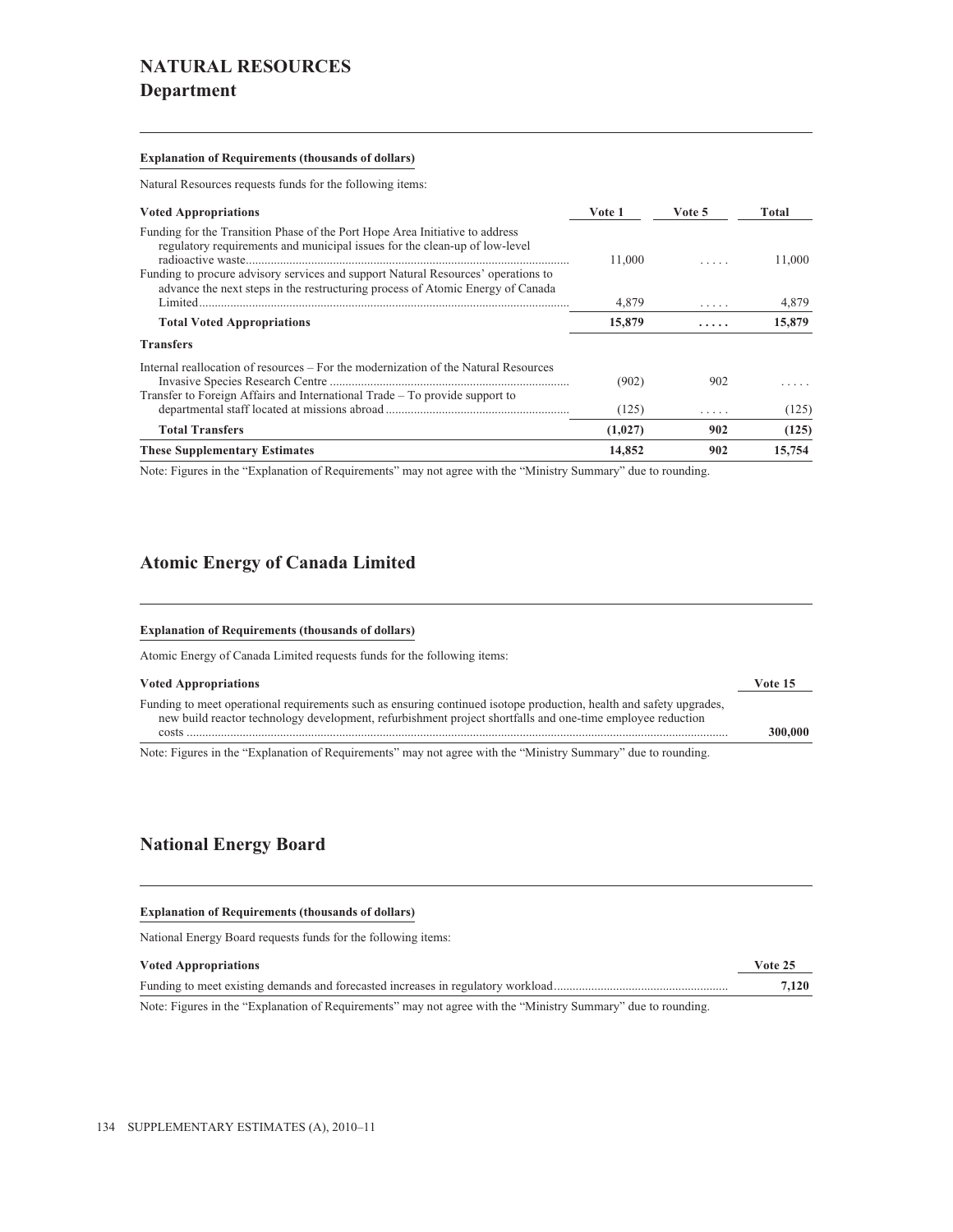# NATURAL RESOURCES
## Department

**Explanation of Requirements (thousands of dollars)**

Natural Resources requests funds for the following items:

| Voted Appropriations | Vote 1 | Vote 5 | Total |
|---|---|---|---|
| Funding for the Transition Phase of the Port Hope Area Initiative to address regulatory requirements and municipal issues for the clean-up of low-level radioactive waste | 11,000 | ..... | 11,000 |
| Funding to procure advisory services and support Natural Resources' operations to advance the next steps in the restructuring process of Atomic Energy of Canada Limited | 4,879 | ..... | 4,879 |
| **Total Voted Appropriations** | **15,879** | **.....** | **15,879** |
| **Transfers** | | | |
| Internal reallocation of resources – For the modernization of the Natural Resources Invasive Species Research Centre | (902) | 902 | ..... |
| Transfer to Foreign Affairs and International Trade – To provide support to departmental staff located at missions abroad | (125) | ..... | (125) |
| **Total Transfers** | **(1,027)** | **902** | **(125)** |
| **These Supplementary Estimates** | **14,852** | **902** | **15,754** |

Note: Figures in the "Explanation of Requirements" may not agree with the "Ministry Summary" due to rounding.

## Atomic Energy of Canada Limited

**Explanation of Requirements (thousands of dollars)**

Atomic Energy of Canada Limited requests funds for the following items:

| Voted Appropriations | Vote 15 |
|---|---|
| Funding to meet operational requirements such as ensuring continued isotope production, health and safety upgrades, new build reactor technology development, refurbishment project shortfalls and one-time employee reduction costs | **300,000** |

Note: Figures in the "Explanation of Requirements" may not agree with the "Ministry Summary" due to rounding.

## National Energy Board

**Explanation of Requirements (thousands of dollars)**

National Energy Board requests funds for the following items:

| Voted Appropriations | Vote 25 |
|---|---|
| Funding to meet existing demands and forecasted increases in regulatory workload | **7,120** |

Note: Figures in the "Explanation of Requirements" may not agree with the "Ministry Summary" due to rounding.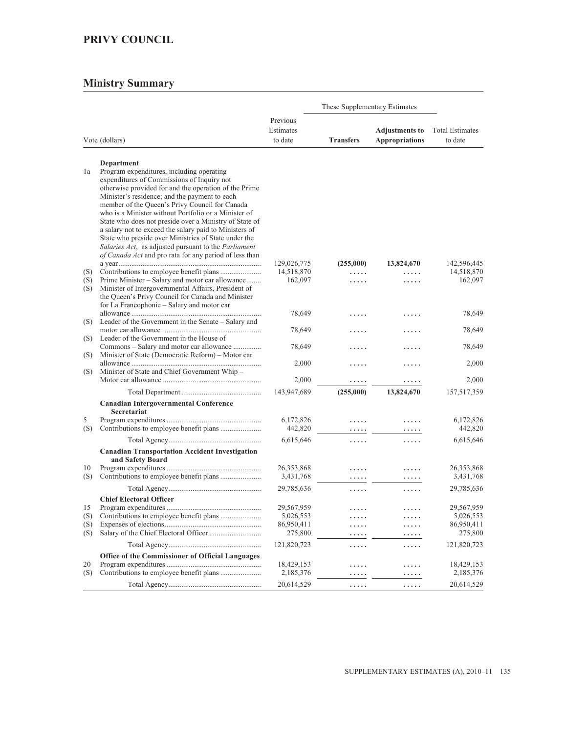## PRIVY COUNCIL

## Ministry Summary

| Vote (dollars) | | Previous Estimates to date | These Supplementary Estimates | | Total Estimates to date |
|---|---|---|---|---|---|
| | | | **Transfers** | **Adjustments to Appropriations** | |
| | **Department** | | | | |
| 1a | Program expenditures, including operating expenditures of Commissions of Inquiry not otherwise provided for and the operation of the Prime Minister's residence; and the payment to each member of the Queen's Privy Council for Canada who is a Minister without Portfolio or a Minister of State who does not preside over a Ministry of State of a salary not to exceed the salary paid to Ministers of State who preside over Ministries of State under the *Salaries Act*, as adjusted pursuant to the *Parliament of Canada Act* and pro rata for any period of less than a year | 129,026,775 | **(255,000)** | **13,824,670** | 142,596,445 |
| (S) | Contributions to employee benefit plans | 14,518,870 | ..... | ..... | 14,518,870 |
| (S) | Prime Minister – Salary and motor car allowance | 162,097 | ..... | ..... | 162,097 |
| (S) | Minister of Intergovernmental Affairs, President of the Queen's Privy Council for Canada and Minister for La Francophonie – Salary and motor car allowance | 78,649 | ..... | ..... | 78,649 |
| (S) | Leader of the Government in the Senate – Salary and motor car allowance | 78,649 | ..... | ..... | 78,649 |
| (S) | Leader of the Government in the House of Commons – Salary and motor car allowance | 78,649 | ..... | ..... | 78,649 |
| (S) | Minister of State (Democratic Reform) – Motor car allowance | 2,000 | ..... | ..... | 2,000 |
| (S) | Minister of State and Chief Government Whip – Motor car allowance | 2,000 | ..... | ..... | 2,000 |
| | Total Department | 143,947,689 | **(255,000)** | **13,824,670** | 157,517,359 |
| | **Canadian Intergovernmental Conference Secretariat** | | | | |
| 5 | Program expenditures | 6,172,826 | ..... | ..... | 6,172,826 |
| (S) | Contributions to employee benefit plans | 442,820 | ..... | ..... | 442,820 |
| | Total Agency | 6,615,646 | ..... | ..... | 6,615,646 |
| | **Canadian Transportation Accident Investigation and Safety Board** | | | | |
| 10 | Program expenditures | 26,353,868 | ..... | ..... | 26,353,868 |
| (S) | Contributions to employee benefit plans | 3,431,768 | ..... | ..... | 3,431,768 |
| | Total Agency | 29,785,636 | ..... | ..... | 29,785,636 |
| | **Chief Electoral Officer** | | | | |
| 15 | Program expenditures | 29,567,959 | ..... | ..... | 29,567,959 |
| (S) | Contributions to employee benefit plans | 5,026,553 | ..... | ..... | 5,026,553 |
| (S) | Expenses of elections | 86,950,411 | ..... | ..... | 86,950,411 |
| (S) | Salary of the Chief Electoral Officer | 275,800 | ..... | ..... | 275,800 |
| | Total Agency | 121,820,723 | ..... | ..... | 121,820,723 |
| | **Office of the Commissioner of Official Languages** | | | | |
| 20 | Program expenditures | 18,429,153 | ..... | ..... | 18,429,153 |
| (S) | Contributions to employee benefit plans | 2,185,376 | ..... | ..... | 2,185,376 |
| | Total Agency | 20,614,529 | ..... | ..... | 20,614,529 |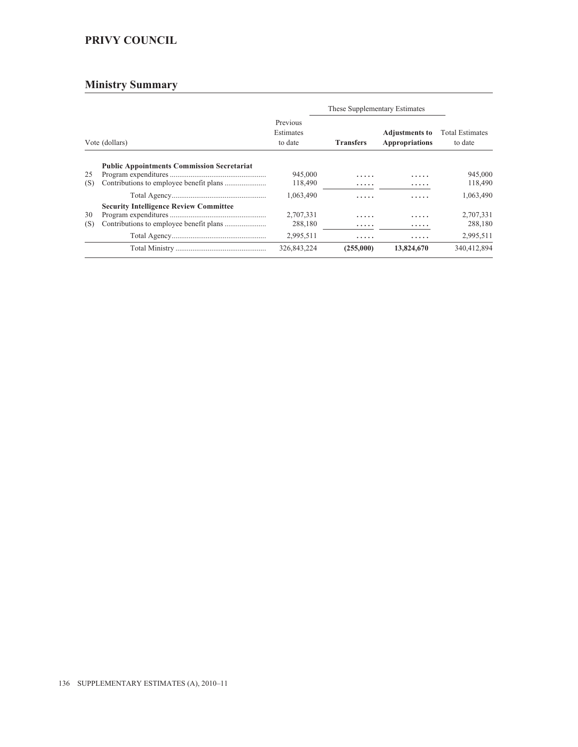## PRIVY COUNCIL

## Ministry Summary

| Vote (dollars) | | Previous Estimates to date | These Supplementary Estimates | | Total Estimates to date |
|---|---|---|---|---|---|
| | | | **Transfers** | **Adjustments to Appropriations** | |
| | **Public Appointments Commission Secretariat** | | | | |
| 25 | Program expenditures | 945,000 | ..... | ..... | 945,000 |
| (S) | Contributions to employee benefit plans | 118,490 | ..... | ..... | 118,490 |
| | Total Agency | 1,063,490 | ..... | ..... | 1,063,490 |
| | **Security Intelligence Review Committee** | | | | |
| 30 | Program expenditures | 2,707,331 | ..... | ..... | 2,707,331 |
| (S) | Contributions to employee benefit plans | 288,180 | ..... | ..... | 288,180 |
| | Total Agency | 2,995,511 | ..... | ..... | 2,995,511 |
| | Total Ministry | 326,843,224 | **(255,000)** | **13,824,670** | 340,412,894 |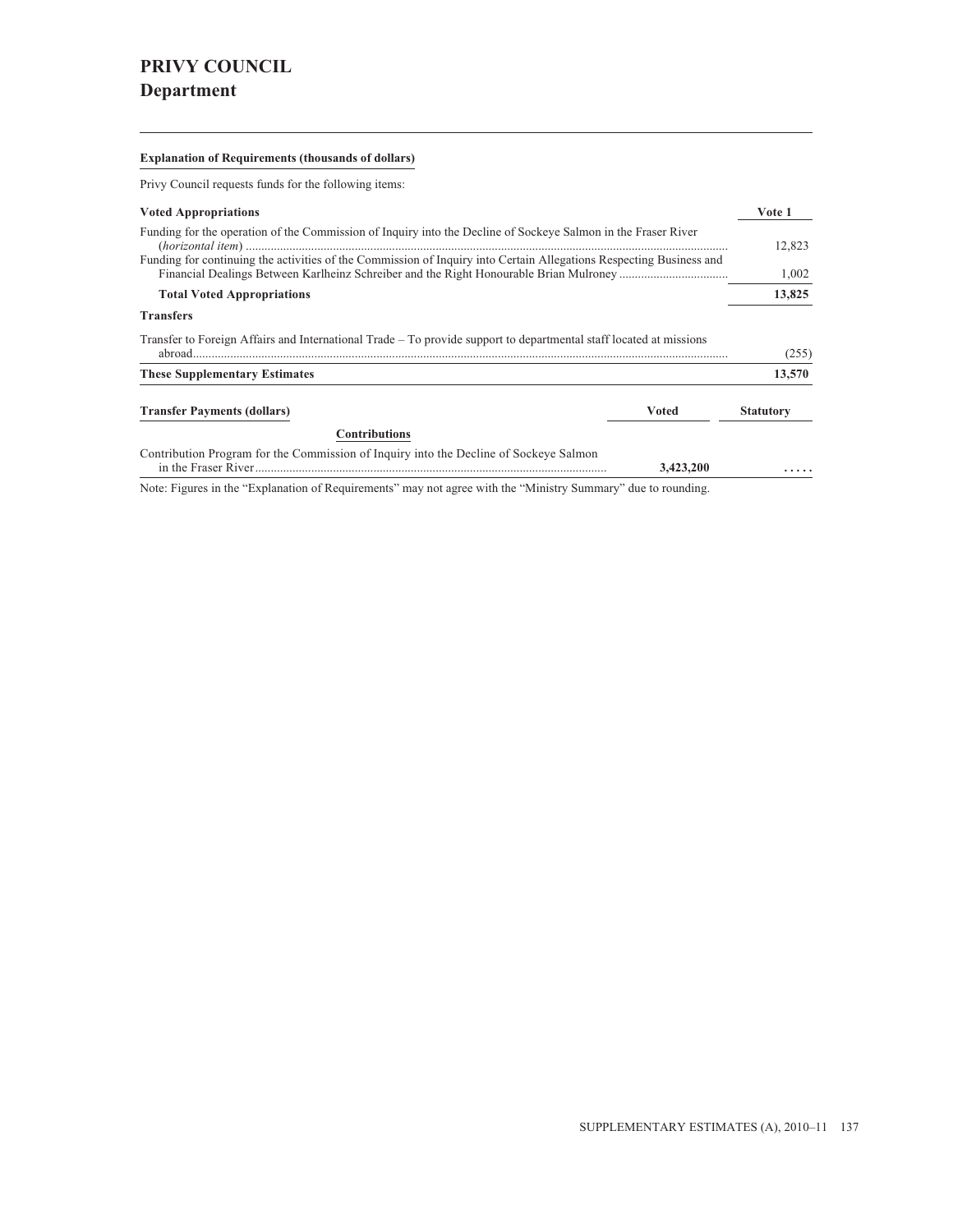# PRIVY COUNCIL
## Department

**Explanation of Requirements (thousands of dollars)**

Privy Council requests funds for the following items:

| **Voted Appropriations** | **Vote 1** |
|---|---|
| Funding for the operation of the Commission of Inquiry into the Decline of Sockeye Salmon in the Fraser River (*horizontal item*) | 12,823 |
| Funding for continuing the activities of the Commission of Inquiry into Certain Allegations Respecting Business and Financial Dealings Between Karlheinz Schreiber and the Right Honourable Brian Mulroney | 1,002 |
| **Total Voted Appropriations** | **13,825** |
| **Transfers** | |
| Transfer to Foreign Affairs and International Trade – To provide support to departmental staff located at missions abroad | (255) |
| **These Supplementary Estimates** | **13,570** |

| **Transfer Payments (dollars)** | **Voted** | **Statutory** |
|---|---|---|
| **Contributions** | | |
| Contribution Program for the Commission of Inquiry into the Decline of Sockeye Salmon in the Fraser River | **3,423,200** | ..... |

Note: Figures in the "Explanation of Requirements" may not agree with the "Ministry Summary" due to rounding.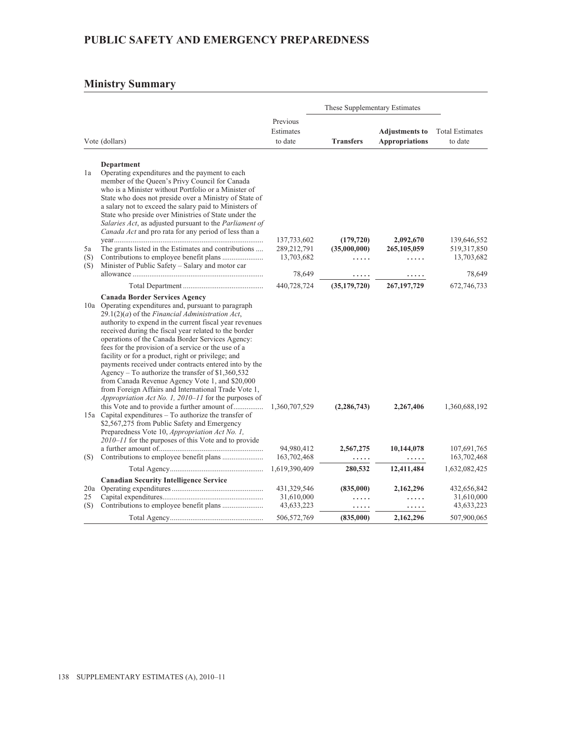# PUBLIC SAFETY AND EMERGENCY PREPAREDNESS

## Ministry Summary

| | Vote (dollars) | Previous Estimates to date | These Supplementary Estimates | | Total Estimates to date |
|---|---|---|---|---|---|
| | | | **Transfers** | **Adjustments to Appropriations** | |
| | **Department** | | | | |
| 1a | Operating expenditures and the payment to each member of the Queen's Privy Council for Canada who is a Minister without Portfolio or a Minister of State who does not preside over a Ministry of State of a salary not to exceed the salary paid to Ministers of State who preside over Ministries of State under the *Salaries Act*, as adjusted pursuant to the *Parliament of Canada Act* and pro rata for any period of less than a year | 137,733,602 | **(179,720)** | **2,092,670** | 139,646,552 |
| 5a | The grants listed in the Estimates and contributions | 289,212,791 | **(35,000,000)** | **265,105,059** | 519,317,850 |
| (S) | Contributions to employee benefit plans | 13,703,682 | ..... | ..... | 13,703,682 |
| (S) | Minister of Public Safety – Salary and motor car allowance | 78,649 | ..... | ..... | 78,649 |
| | Total Department | 440,728,724 | **(35,179,720)** | **267,197,729** | 672,746,733 |
| | **Canada Border Services Agency** | | | | |
| 10a | Operating expenditures and, pursuant to paragraph 29.1(2)(*a*) of the *Financial Administration Act*, authority to expend in the current fiscal year revenues received during the fiscal year related to the border operations of the Canada Border Services Agency: fees for the provision of a service or the use of a facility or for a product, right or privilege; and payments received under contracts entered into by the Agency – To authorize the transfer of $1,360,532 from Canada Revenue Agency Vote 1, and $20,000 from Foreign Affairs and International Trade Vote 1, *Appropriation Act No. 1, 2010–11* for the purposes of this Vote and to provide a further amount of | 1,360,707,529 | **(2,286,743)** | **2,267,406** | 1,360,688,192 |
| 15a | Capital expenditures – To authorize the transfer of $2,567,275 from Public Safety and Emergency Preparedness Vote 10, *Appropriation Act No. 1, 2010–11* for the purposes of this Vote and to provide a further amount of | 94,980,412 | **2,567,275** | **10,144,078** | 107,691,765 |
| (S) | Contributions to employee benefit plans | 163,702,468 | ..... | ..... | 163,702,468 |
| | Total Agency | 1,619,390,409 | **280,532** | **12,411,484** | 1,632,082,425 |
| | **Canadian Security Intelligence Service** | | | | |
| 20a | Operating expenditures | 431,329,546 | **(835,000)** | **2,162,296** | 432,656,842 |
| 25 | Capital expenditures | 31,610,000 | ..... | ..... | 31,610,000 |
| (S) | Contributions to employee benefit plans | 43,633,223 | ..... | ..... | 43,633,223 |
| | Total Agency | 506,572,769 | **(835,000)** | **2,162,296** | 507,900,065 |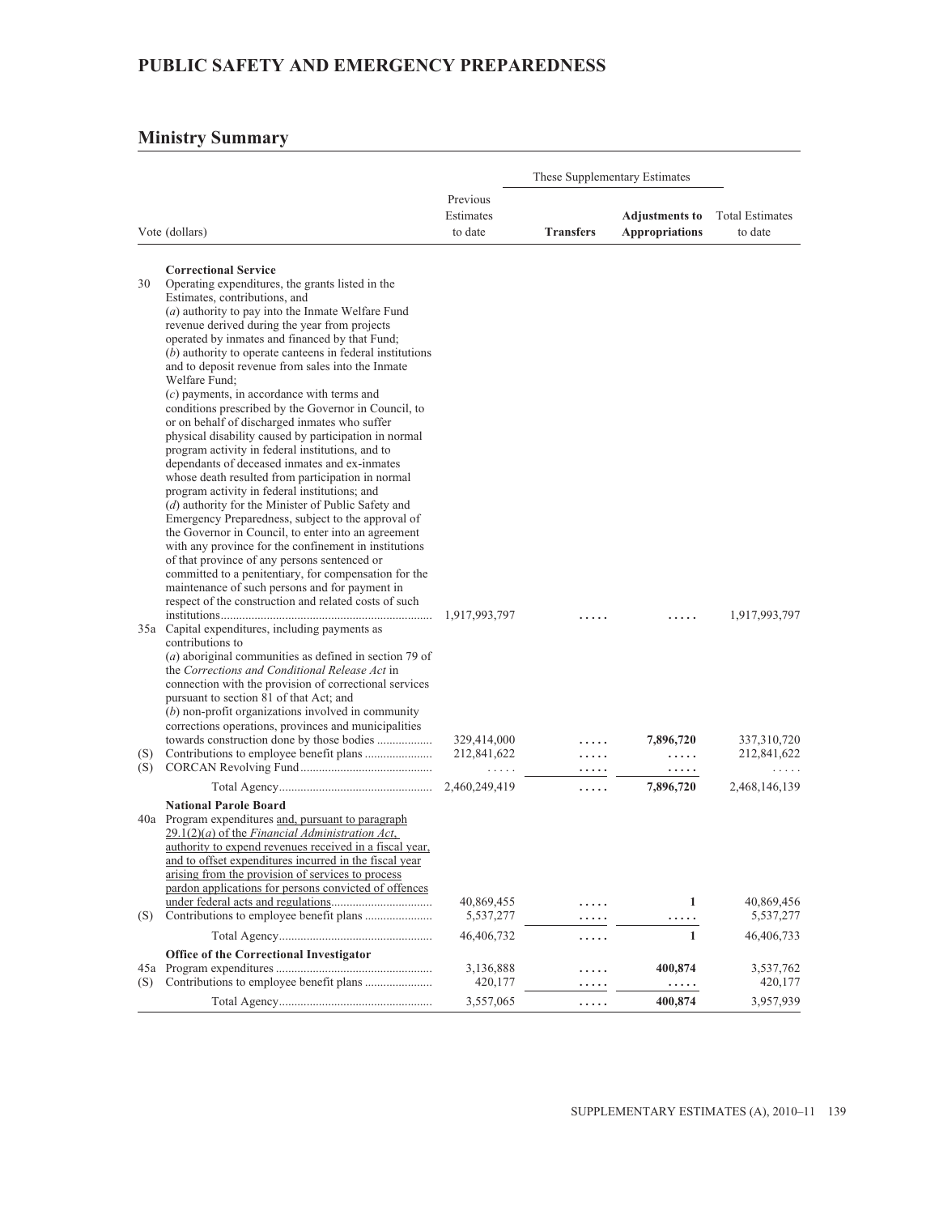# PUBLIC SAFETY AND EMERGENCY PREPAREDNESS

## Ministry Summary

| Vote (dollars) | | Previous Estimates to date | These Supplementary Estimates | | Total Estimates to date |
|---|---|---|---|---|---|
| | | | **Transfers** | **Adjustments to Appropriations** | |
| | **Correctional Service** | | | | |
| 30 | Operating expenditures, the grants listed in the Estimates, contributions, and (*a*) authority to pay into the Inmate Welfare Fund revenue derived during the year from projects operated by inmates and financed by that Fund; (*b*) authority to operate canteens in federal institutions and to deposit revenue from sales into the Inmate Welfare Fund; (*c*) payments, in accordance with terms and conditions prescribed by the Governor in Council, to or on behalf of discharged inmates who suffer physical disability caused by participation in normal program activity in federal institutions, and to dependants of deceased inmates and ex-inmates whose death resulted from participation in normal program activity in federal institutions; and (*d*) authority for the Minister of Public Safety and Emergency Preparedness, subject to the approval of the Governor in Council, to enter into an agreement with any province for the confinement in institutions of that province of any persons sentenced or committed to a penitentiary, for compensation for the maintenance of such persons and for payment in respect of the construction and related costs of such institutions | 1,917,993,797 | ..... | ..... | 1,917,993,797 |
| 35a | Capital expenditures, including payments as contributions to (*a*) aboriginal communities as defined in section 79 of the *Corrections and Conditional Release Act* in connection with the provision of correctional services pursuant to section 81 of that Act; and (*b*) non-profit organizations involved in community corrections operations, provinces and municipalities towards construction done by those bodies | 329,414,000 | ..... | **7,896,720** | 337,310,720 |
| (S) | Contributions to employee benefit plans | 212,841,622 | ..... | ..... | 212,841,622 |
| (S) | CORCAN Revolving Fund | ..... | ..... | ..... | ..... |
| | Total Agency | 2,460,249,419 | ..... | **7,896,720** | 2,468,146,139 |
| | **National Parole Board** | | | | |
| 40a | Program expenditures <u>and, pursuant to paragraph 29.1(2)(*a*) of the *Financial Administration Act*, authority to expend revenues received in a fiscal year, and to offset expenditures incurred in the fiscal year arising from the provision of services to process pardon applications for persons convicted of offences under federal acts and regulations</u> | 40,869,455 | ..... | **1** | 40,869,456 |
| (S) | Contributions to employee benefit plans | 5,537,277 | ..... | ..... | 5,537,277 |
| | Total Agency | 46,406,732 | ..... | **1** | 46,406,733 |
| | **Office of the Correctional Investigator** | | | | |
| 45a | Program expenditures | 3,136,888 | ..... | **400,874** | 3,537,762 |
| (S) | Contributions to employee benefit plans | 420,177 | ..... | ..... | 420,177 |
| | Total Agency | 3,557,065 | ..... | **400,874** | 3,957,939 |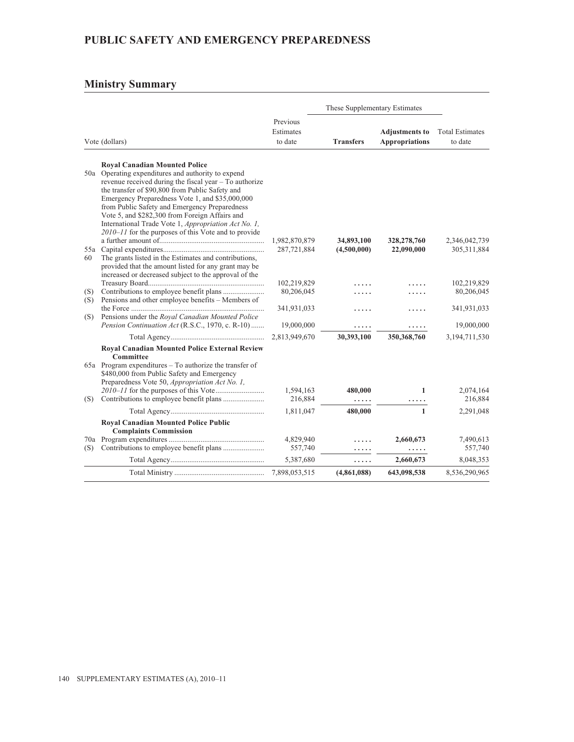# PUBLIC SAFETY AND EMERGENCY PREPAREDNESS

## Ministry Summary

| | Vote (dollars) | Previous Estimates to date | These Supplementary Estimates – Transfers | These Supplementary Estimates – Adjustments to Appropriations | Total Estimates to date |
|---|---|---|---|---|---|
| | **Royal Canadian Mounted Police** | | | | |
| 50a | Operating expenditures and authority to expend revenue received during the fiscal year – To authorize the transfer of $90,800 from Public Safety and Emergency Preparedness Vote 1, and $35,000,000 from Public Safety and Emergency Preparedness Vote 5, and $282,300 from Foreign Affairs and International Trade Vote 1, *Appropriation Act No. 1, 2010–11* for the purposes of this Vote and to provide a further amount of | 1,982,870,879 | **34,893,100** | **328,278,760** | 2,346,042,739 |
| 55a | Capital expenditures | 287,721,884 | **(4,500,000)** | **22,090,000** | 305,311,884 |
| 60 | The grants listed in the Estimates and contributions, provided that the amount listed for any grant may be increased or decreased subject to the approval of the Treasury Board | 102,219,829 | ..... | ..... | 102,219,829 |
| (S) | Contributions to employee benefit plans | 80,206,045 | ..... | ..... | 80,206,045 |
| (S) | Pensions and other employee benefits – Members of the Force | 341,931,033 | ..... | ..... | 341,931,033 |
| (S) | Pensions under the *Royal Canadian Mounted Police Pension Continuation Act* (R.S.C., 1970, c. R-10) | 19,000,000 | ..... | ..... | 19,000,000 |
| | Total Agency | 2,813,949,670 | **30,393,100** | **350,368,760** | 3,194,711,530 |
| | **Royal Canadian Mounted Police External Review Committee** | | | | |
| 65a | Program expenditures – To authorize the transfer of $480,000 from Public Safety and Emergency Preparedness Vote 50, *Appropriation Act No. 1, 2010–11* for the purposes of this Vote | 1,594,163 | **480,000** | **1** | 2,074,164 |
| (S) | Contributions to employee benefit plans | 216,884 | ..... | ..... | 216,884 |
| | Total Agency | 1,811,047 | **480,000** | **1** | 2,291,048 |
| | **Royal Canadian Mounted Police Public Complaints Commission** | | | | |
| 70a | Program expenditures | 4,829,940 | ..... | **2,660,673** | 7,490,613 |
| (S) | Contributions to employee benefit plans | 557,740 | ..... | ..... | 557,740 |
| | Total Agency | 5,387,680 | ..... | **2,660,673** | 8,048,353 |
| | Total Ministry | 7,898,053,515 | **(4,861,088)** | **643,098,538** | 8,536,290,965 |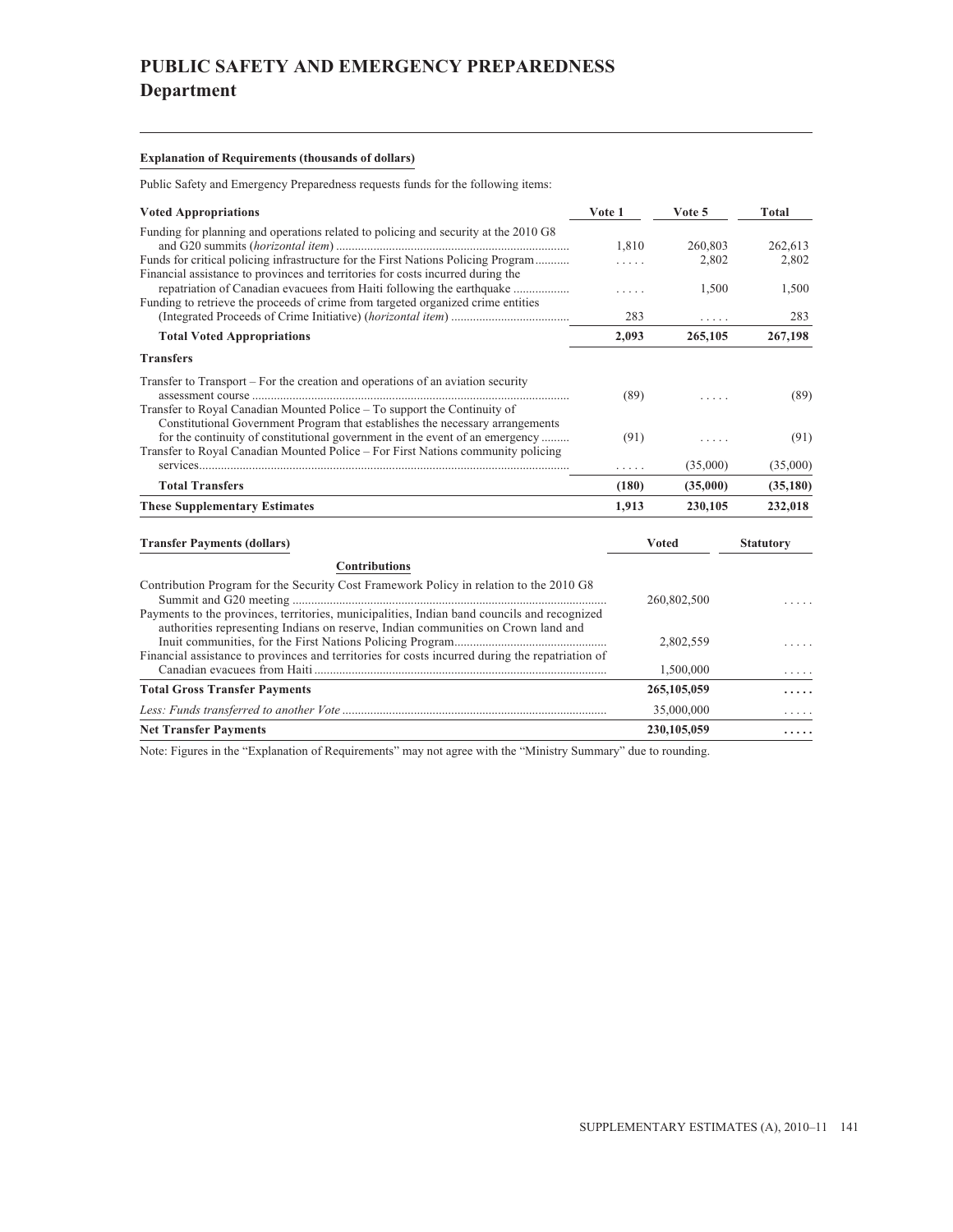# PUBLIC SAFETY AND EMERGENCY PREPAREDNESS
## Department

**Explanation of Requirements (thousands of dollars)**

Public Safety and Emergency Preparedness requests funds for the following items:

| Voted Appropriations | Vote 1 | Vote 5 | Total |
|---|---|---|---|
| Funding for planning and operations related to policing and security at the 2010 G8 and G20 summits (*horizontal item*) | 1,810 | 260,803 | 262,613 |
| Funds for critical policing infrastructure for the First Nations Policing Program | ..... | 2,802 | 2,802 |
| Financial assistance to provinces and territories for costs incurred during the repatriation of Canadian evacuees from Haiti following the earthquake | ..... | 1,500 | 1,500 |
| Funding to retrieve the proceeds of crime from targeted organized crime entities (Integrated Proceeds of Crime Initiative) (*horizontal item*) | 283 | ..... | 283 |
| **Total Voted Appropriations** | **2,093** | **265,105** | **267,198** |
| **Transfers** | | | |
| Transfer to Transport – For the creation and operations of an aviation security assessment course | (89) | ..... | (89) |
| Transfer to Royal Canadian Mounted Police – To support the Continuity of Constitutional Government Program that establishes the necessary arrangements for the continuity of constitutional government in the event of an emergency | (91) | ..... | (91) |
| Transfer to Royal Canadian Mounted Police – For First Nations community policing services | ..... | (35,000) | (35,000) |
| **Total Transfers** | **(180)** | **(35,000)** | **(35,180)** |
| **These Supplementary Estimates** | **1,913** | **230,105** | **232,018** |

| Transfer Payments (dollars) | Voted | Statutory |
|---|---|---|
| **Contributions** | | |
| Contribution Program for the Security Cost Framework Policy in relation to the 2010 G8 Summit and G20 meeting | 260,802,500 | ..... |
| Payments to the provinces, territories, municipalities, Indian band councils and recognized authorities representing Indians on reserve, Indian communities on Crown land and Inuit communities, for the First Nations Policing Program | 2,802,559 | ..... |
| Financial assistance to provinces and territories for costs incurred during the repatriation of Canadian evacuees from Haiti | 1,500,000 | ..... |
| **Total Gross Transfer Payments** | **265,105,059** | **.....** |
| *Less: Funds transferred to another Vote* | 35,000,000 | ..... |
| **Net Transfer Payments** | **230,105,059** | **.....** |

Note: Figures in the "Explanation of Requirements" may not agree with the "Ministry Summary" due to rounding.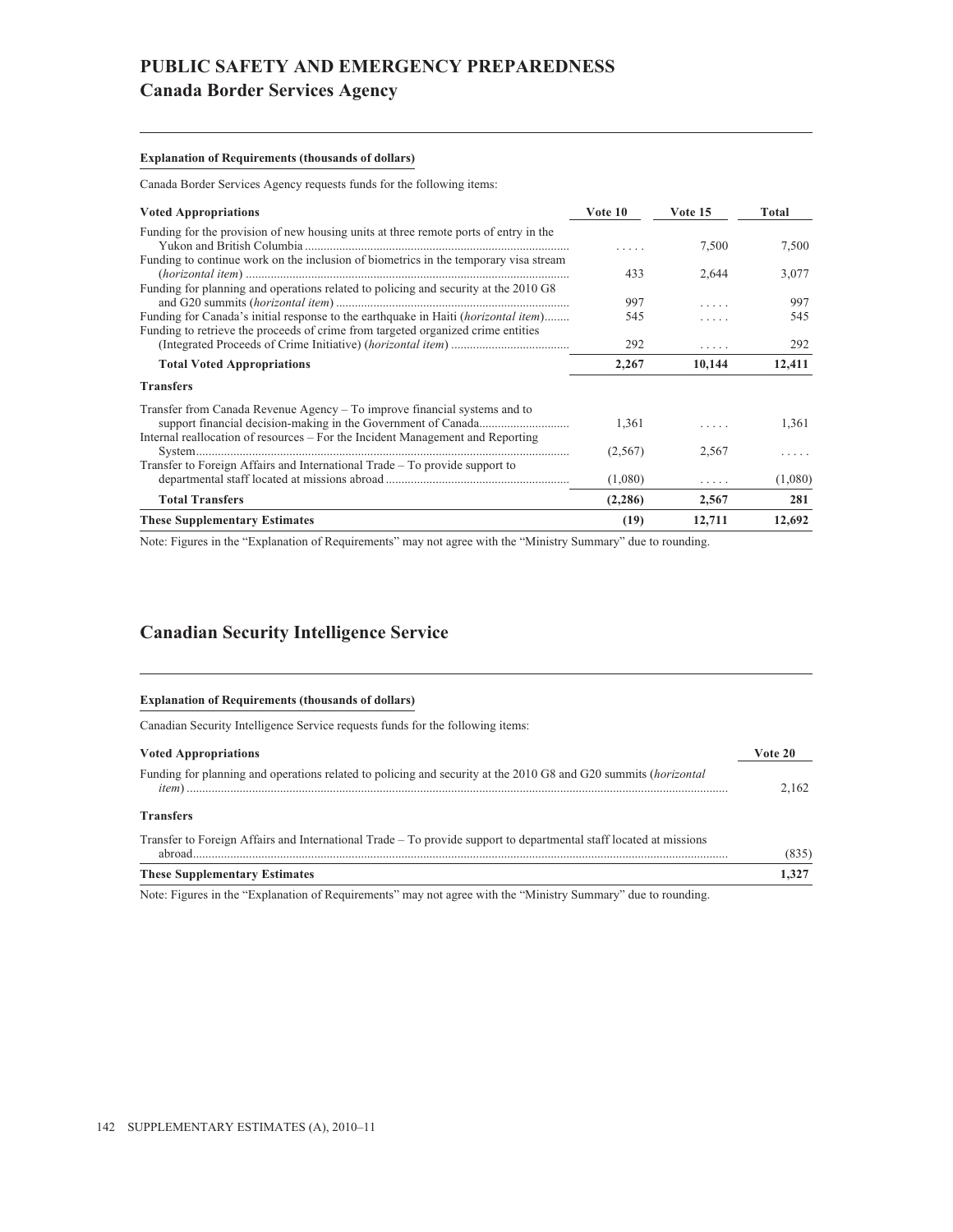# PUBLIC SAFETY AND EMERGENCY PREPAREDNESS

## Canada Border Services Agency

**Explanation of Requirements (thousands of dollars)**

Canada Border Services Agency requests funds for the following items:

| Voted Appropriations | Vote 10 | Vote 15 | Total |
|---|---|---|---|
| Funding for the provision of new housing units at three remote ports of entry in the Yukon and British Columbia | . . . . . | 7,500 | 7,500 |
| Funding to continue work on the inclusion of biometrics in the temporary visa stream (*horizontal item*) | 433 | 2,644 | 3,077 |
| Funding for planning and operations related to policing and security at the 2010 G8 and G20 summits (*horizontal item*) | 997 | . . . . . | 997 |
| Funding for Canada's initial response to the earthquake in Haiti (*horizontal item*) | 545 | . . . . . | 545 |
| Funding to retrieve the proceeds of crime from targeted organized crime entities (Integrated Proceeds of Crime Initiative) (*horizontal item*) | 292 | . . . . . | 292 |
| **Total Voted Appropriations** | **2,267** | **10,144** | **12,411** |
| **Transfers** | | | |
| Transfer from Canada Revenue Agency – To improve financial systems and to support financial decision-making in the Government of Canada | 1,361 | . . . . . | 1,361 |
| Internal reallocation of resources – For the Incident Management and Reporting System | (2,567) | 2,567 | . . . . . |
| Transfer to Foreign Affairs and International Trade – To provide support to departmental staff located at missions abroad | (1,080) | . . . . . | (1,080) |
| **Total Transfers** | **(2,286)** | **2,567** | **281** |
| **These Supplementary Estimates** | **(19)** | **12,711** | **12,692** |

Note: Figures in the "Explanation of Requirements" may not agree with the "Ministry Summary" due to rounding.

## Canadian Security Intelligence Service

**Explanation of Requirements (thousands of dollars)**

Canadian Security Intelligence Service requests funds for the following items:

| Voted Appropriations | Vote 20 |
|---|---|
| Funding for planning and operations related to policing and security at the 2010 G8 and G20 summits (*horizontal item*) | 2,162 |
| **Transfers** | |
| Transfer to Foreign Affairs and International Trade – To provide support to departmental staff located at missions abroad | (835) |
| **These Supplementary Estimates** | **1,327** |

Note: Figures in the "Explanation of Requirements" may not agree with the "Ministry Summary" due to rounding.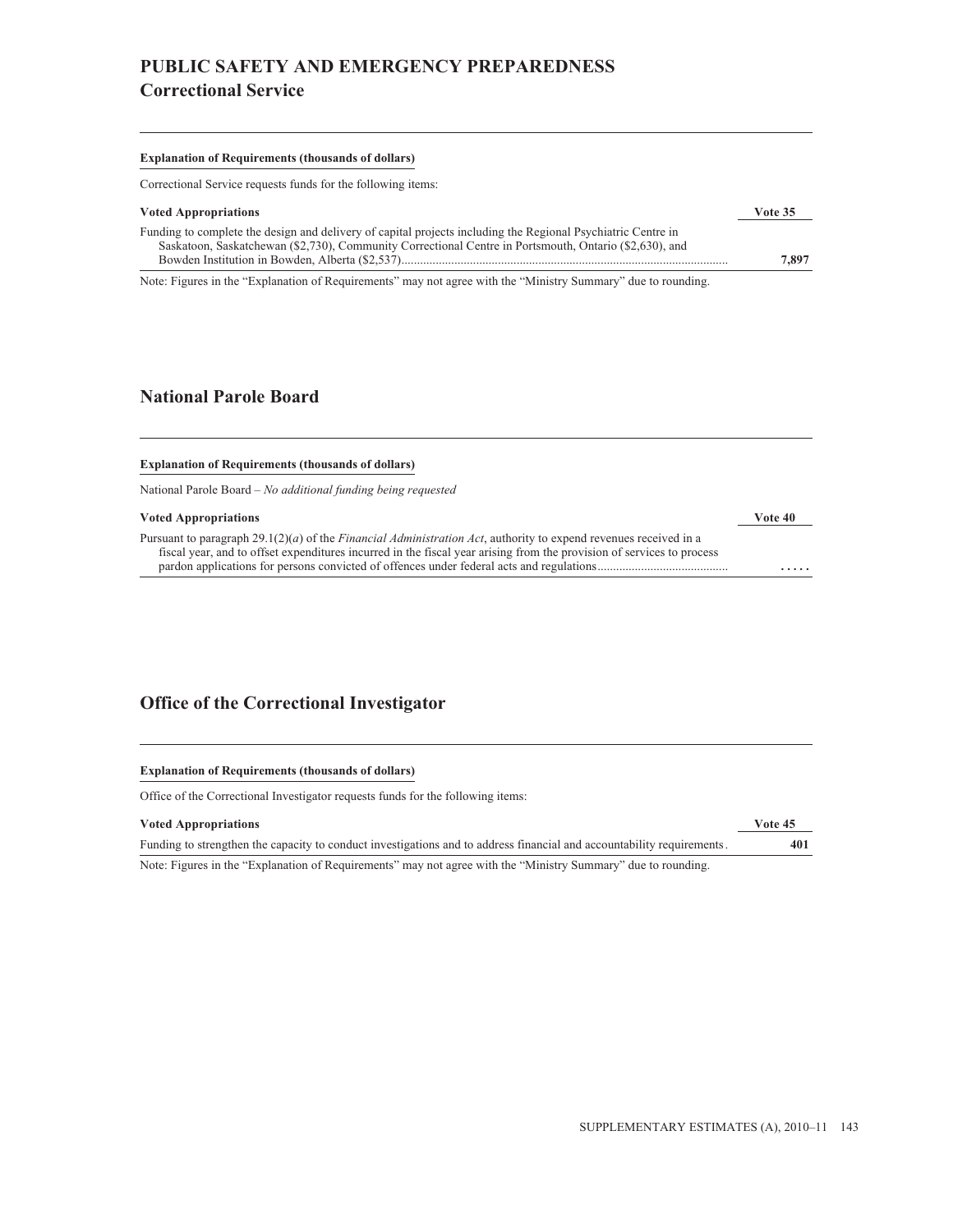# PUBLIC SAFETY AND EMERGENCY PREPAREDNESS

## Correctional Service

**Explanation of Requirements (thousands of dollars)**

Correctional Service requests funds for the following items:

| Voted Appropriations | Vote 35 |
| --- | --- |
| Funding to complete the design and delivery of capital projects including the Regional Psychiatric Centre in Saskatoon, Saskatchewan ($2,730), Community Correctional Centre in Portsmouth, Ontario ($2,630), and Bowden Institution in Bowden, Alberta ($2,537) | **7,897** |

Note: Figures in the "Explanation of Requirements" may not agree with the "Ministry Summary" due to rounding.

## National Parole Board

**Explanation of Requirements (thousands of dollars)**

National Parole Board – *No additional funding being requested*

| Voted Appropriations | Vote 40 |
| --- | --- |
| Pursuant to paragraph 29.1(2)(*a*) of the *Financial Administration Act*, authority to expend revenues received in a fiscal year, and to offset expenditures incurred in the fiscal year arising from the provision of services to process pardon applications for persons convicted of offences under federal acts and regulations | **.....** |

## Office of the Correctional Investigator

**Explanation of Requirements (thousands of dollars)**

Office of the Correctional Investigator requests funds for the following items:

| Voted Appropriations | Vote 45 |
| --- | --- |
| Funding to strengthen the capacity to conduct investigations and to address financial and accountability requirements | **401** |

Note: Figures in the "Explanation of Requirements" may not agree with the "Ministry Summary" due to rounding.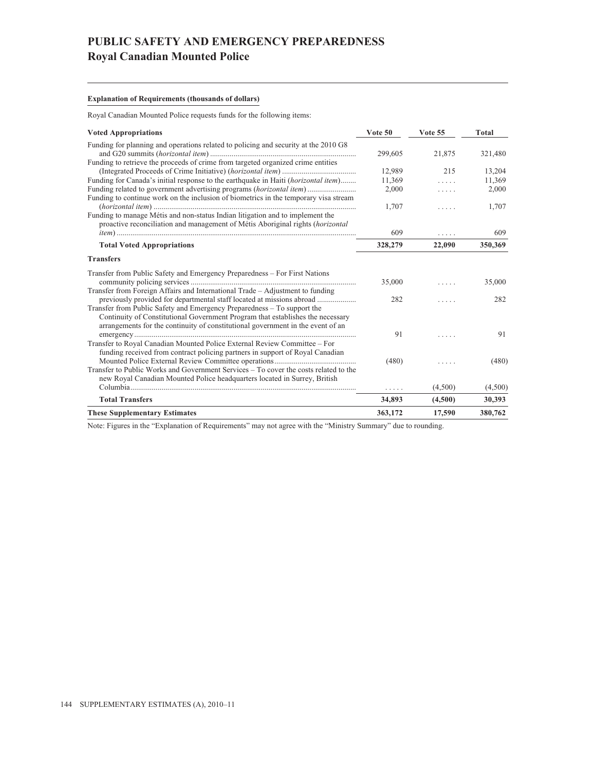# PUBLIC SAFETY AND EMERGENCY PREPAREDNESS

## Royal Canadian Mounted Police

**Explanation of Requirements (thousands of dollars)**

Royal Canadian Mounted Police requests funds for the following items:

| Voted Appropriations | Vote 50 | Vote 55 | Total |
|---|---|---|---|
| Funding for planning and operations related to policing and security at the 2010 G8 and G20 summits (*horizontal item*) | 299,605 | 21,875 | 321,480 |
| Funding to retrieve the proceeds of crime from targeted organized crime entities (Integrated Proceeds of Crime Initiative) (*horizontal item*) | 12,989 | 215 | 13,204 |
| Funding for Canada's initial response to the earthquake in Haiti (*horizontal item*) | 11,369 | ..... | 11,369 |
| Funding related to government advertising programs (*horizontal item*) | 2,000 | ..... | 2,000 |
| Funding to continue work on the inclusion of biometrics in the temporary visa stream (*horizontal item*) | 1,707 | ..... | 1,707 |
| Funding to manage Métis and non-status Indian litigation and to implement the proactive reconciliation and management of Métis Aboriginal rights (*horizontal item*) | 609 | ..... | 609 |
| **Total Voted Appropriations** | **328,279** | **22,090** | **350,369** |
| **Transfers** | | | |
| Transfer from Public Safety and Emergency Preparedness – For First Nations community policing services | 35,000 | ..... | 35,000 |
| Transfer from Foreign Affairs and International Trade – Adjustment to funding previously provided for departmental staff located at missions abroad | 282 | ..... | 282 |
| Transfer from Public Safety and Emergency Preparedness – To support the Continuity of Constitutional Government Program that establishes the necessary arrangements for the continuity of constitutional government in the event of an emergency | 91 | ..... | 91 |
| Transfer to Royal Canadian Mounted Police External Review Committee – For funding received from contract policing partners in support of Royal Canadian Mounted Police External Review Committee operations | (480) | ..... | (480) |
| Transfer to Public Works and Government Services – To cover the costs related to the new Royal Canadian Mounted Police headquarters located in Surrey, British Columbia | ..... | (4,500) | (4,500) |
| **Total Transfers** | **34,893** | **(4,500)** | **30,393** |
| **These Supplementary Estimates** | **363,172** | **17,590** | **380,762** |

Note: Figures in the "Explanation of Requirements" may not agree with the "Ministry Summary" due to rounding.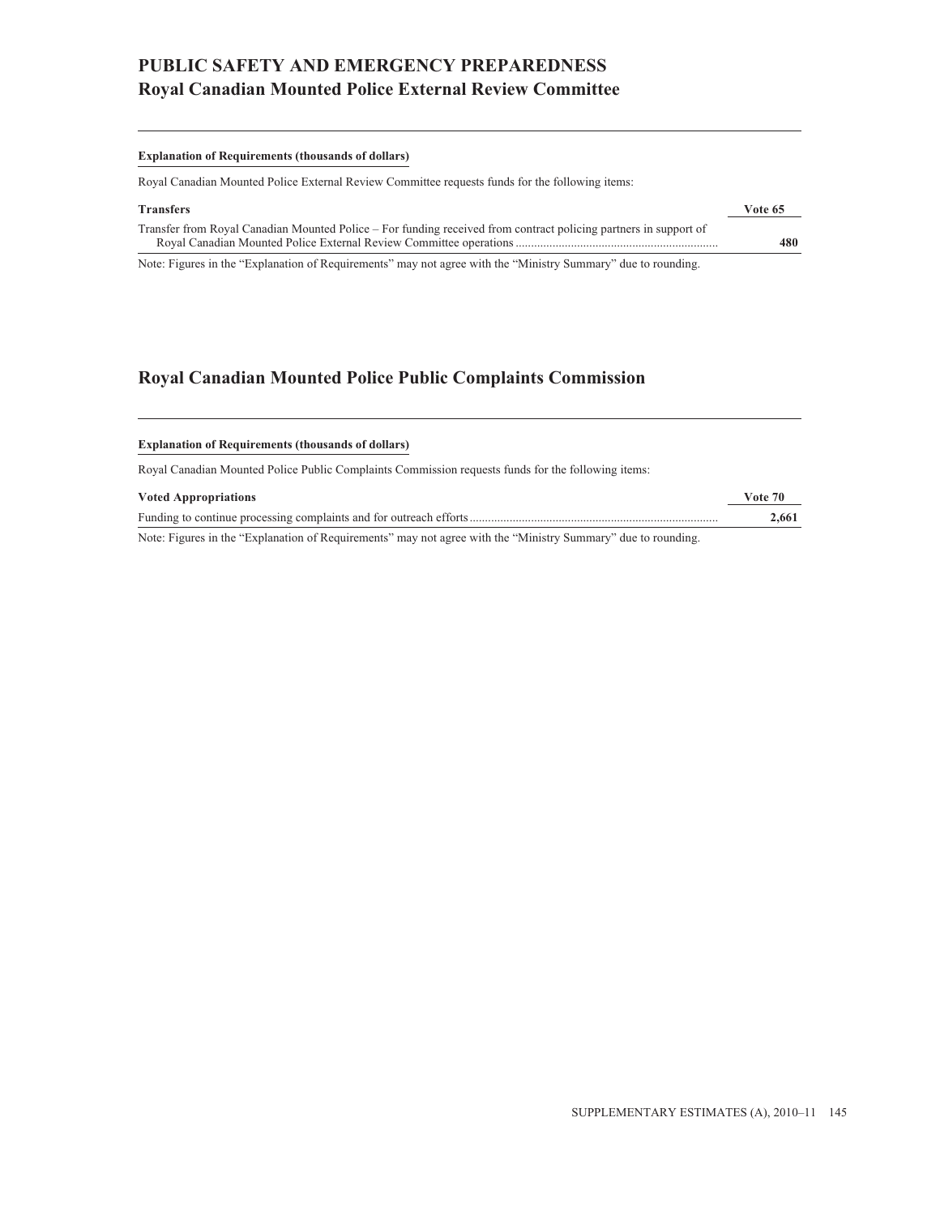# PUBLIC SAFETY AND EMERGENCY PREPAREDNESS

## Royal Canadian Mounted Police External Review Committee

**Explanation of Requirements (thousands of dollars)**

Royal Canadian Mounted Police External Review Committee requests funds for the following items:

| Transfers | Vote 65 |
|---|---|
| Transfer from Royal Canadian Mounted Police – For funding received from contract policing partners in support of Royal Canadian Mounted Police External Review Committee operations | **480** |

Note: Figures in the "Explanation of Requirements" may not agree with the "Ministry Summary" due to rounding.

## Royal Canadian Mounted Police Public Complaints Commission

**Explanation of Requirements (thousands of dollars)**

Royal Canadian Mounted Police Public Complaints Commission requests funds for the following items:

| Voted Appropriations | Vote 70 |
|---|---|
| Funding to continue processing complaints and for outreach efforts | **2,661** |

Note: Figures in the "Explanation of Requirements" may not agree with the "Ministry Summary" due to rounding.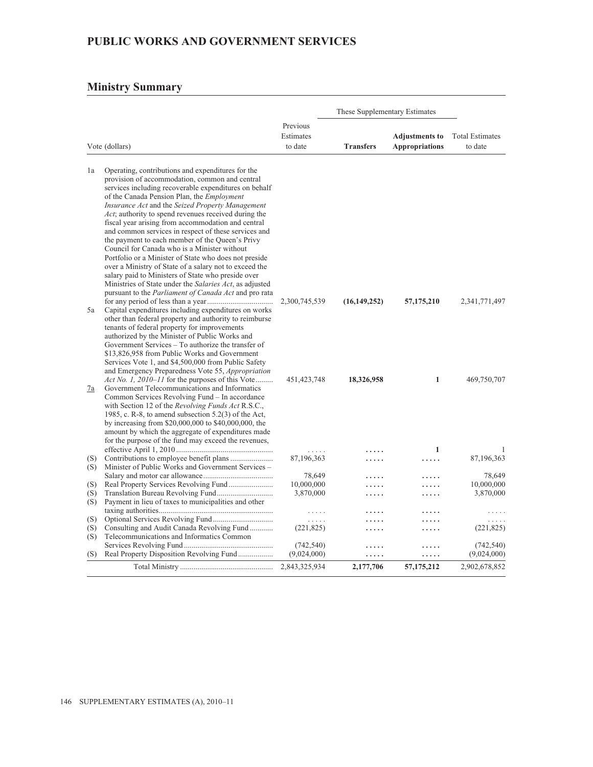# PUBLIC WORKS AND GOVERNMENT SERVICES

## Ministry Summary

| Vote (dollars) | | Previous Estimates to date | These Supplementary Estimates | | Total Estimates to date |
|---|---|---|---|---|---|
| | | | **Transfers** | **Adjustments to Appropriations** | |
| 1a | Operating, contributions and expenditures for the provision of accommodation, common and central services including recoverable expenditures on behalf of the Canada Pension Plan, the *Employment Insurance Act* and the *Seized Property Management Act*; authority to spend revenues received during the fiscal year arising from accommodation and central and common services in respect of these services and the payment to each member of the Queen's Privy Council for Canada who is a Minister without Portfolio or a Minister of State who does not preside over a Ministry of State of a salary not to exceed the salary paid to Ministers of State who preside over Ministries of State under the *Salaries Act*, as adjusted pursuant to the *Parliament of Canada Act* and pro rata for any period of less than a year | 2,300,745,539 | **(16,149,252)** | **57,175,210** | 2,341,771,497 |
| 5a | Capital expenditures including expenditures on works other than federal property and authority to reimburse tenants of federal property for improvements authorized by the Minister of Public Works and Government Services – To authorize the transfer of $13,826,958 from Public Works and Government Services Vote 1, and $4,500,000 from Public Safety and Emergency Preparedness Vote 55, *Appropriation Act No. 1, 2010–11* for the purposes of this Vote | 451,423,748 | **18,326,958** | **1** | 469,750,707 |
| 7a | Government Telecommunications and Informatics Common Services Revolving Fund – In accordance with Section 12 of the *Revolving Funds Act* R.S.C., 1985, c. R-8, to amend subsection 5.2(3) of the Act, by increasing from $20,000,000 to $40,000,000, the amount by which the aggregate of expenditures made for the purpose of the fund may exceed the revenues, effective April 1, 2010 | ..... | ..... | **1** | 1 |
| (S) | Contributions to employee benefit plans | 87,196,363 | ..... | ..... | 87,196,363 |
| (S) | Minister of Public Works and Government Services – Salary and motor car allowance | 78,649 | ..... | ..... | 78,649 |
| (S) | Real Property Services Revolving Fund | 10,000,000 | ..... | ..... | 10,000,000 |
| (S) | Translation Bureau Revolving Fund | 3,870,000 | ..... | ..... | 3,870,000 |
| (S) | Payment in lieu of taxes to municipalities and other taxing authorities | ..... | ..... | ..... | ..... |
| (S) | Optional Services Revolving Fund | ..... | ..... | ..... | ..... |
| (S) | Consulting and Audit Canada Revolving Fund | (221,825) | ..... | ..... | (221,825) |
| (S) | Telecommunications and Informatics Common Services Revolving Fund | (742,540) | ..... | ..... | (742,540) |
| (S) | Real Property Disposition Revolving Fund | (9,024,000) | ..... | ..... | (9,024,000) |
| | Total Ministry | 2,843,325,934 | **2,177,706** | **57,175,212** | 2,902,678,852 |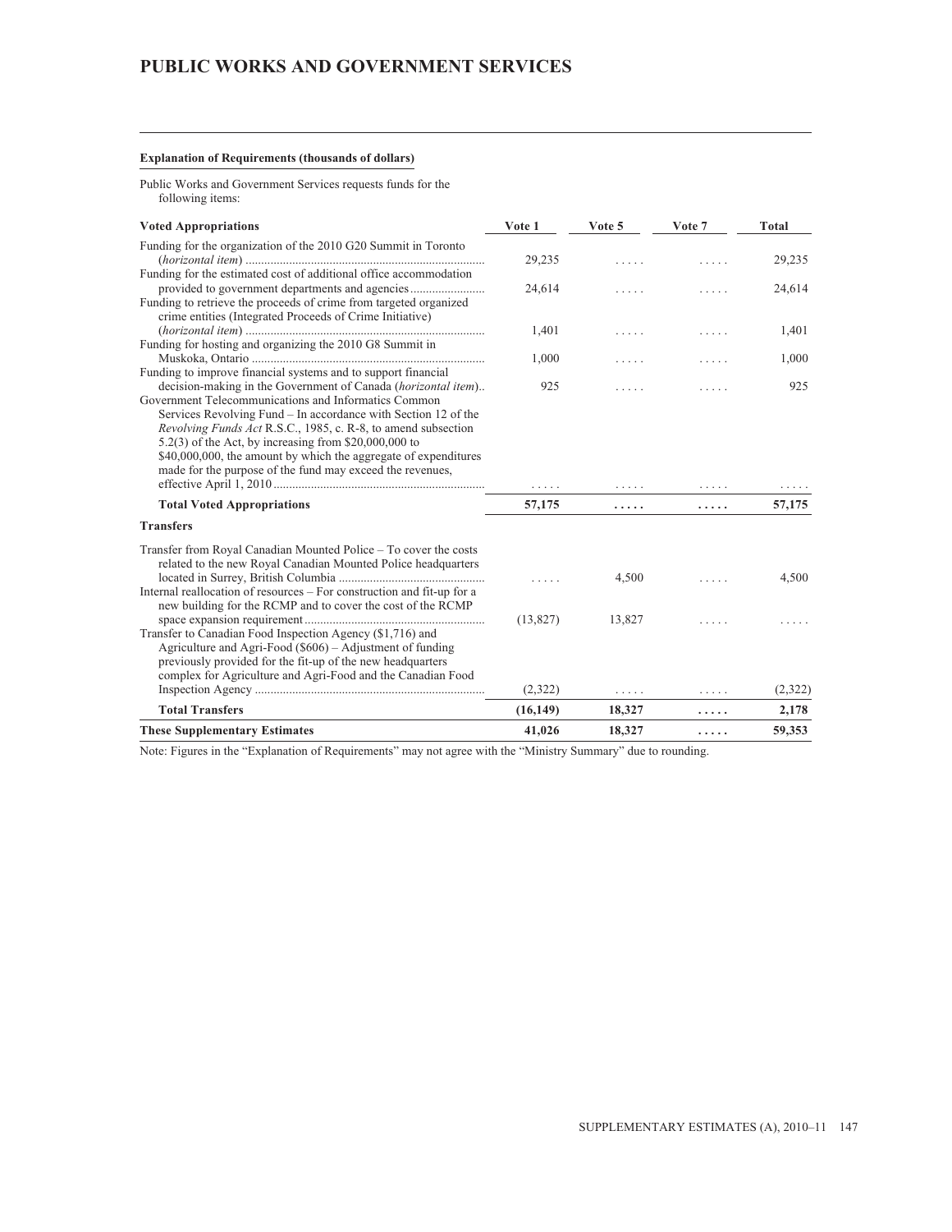# PUBLIC WORKS AND GOVERNMENT SERVICES

**Explanation of Requirements (thousands of dollars)**

Public Works and Government Services requests funds for the following items:

| Voted Appropriations | Vote 1 | Vote 5 | Vote 7 | Total |
|---|---|---|---|---|
| Funding for the organization of the 2010 G20 Summit in Toronto (*horizontal item*) | 29,235 | ..... | ..... | 29,235 |
| Funding for the estimated cost of additional office accommodation provided to government departments and agencies | 24,614 | ..... | ..... | 24,614 |
| Funding to retrieve the proceeds of crime from targeted organized crime entities (Integrated Proceeds of Crime Initiative) (*horizontal item*) | 1,401 | ..... | ..... | 1,401 |
| Funding for hosting and organizing the 2010 G8 Summit in Muskoka, Ontario | 1,000 | ..... | ..... | 1,000 |
| Funding to improve financial systems and to support financial decision-making in the Government of Canada (*horizontal item*) | 925 | ..... | ..... | 925 |
| Government Telecommunications and Informatics Common Services Revolving Fund – In accordance with Section 12 of the *Revolving Funds Act* R.S.C., 1985, c. R-8, to amend subsection 5.2(3) of the Act, by increasing from $20,000,000 to $40,000,000, the amount by which the aggregate of expenditures made for the purpose of the fund may exceed the revenues, effective April 1, 2010 | ..... | ..... | ..... | ..... |
| **Total Voted Appropriations** | **57,175** | **.....** | **.....** | **57,175** |
| **Transfers** | | | | |
| Transfer from Royal Canadian Mounted Police – To cover the costs related to the new Royal Canadian Mounted Police headquarters located in Surrey, British Columbia | ..... | 4,500 | ..... | 4,500 |
| Internal reallocation of resources – For construction and fit-up for a new building for the RCMP and to cover the cost of the RCMP space expansion requirement | (13,827) | 13,827 | ..... | ..... |
| Transfer to Canadian Food Inspection Agency ($1,716) and Agriculture and Agri-Food ($606) – Adjustment of funding previously provided for the fit-up of the new headquarters complex for Agriculture and Agri-Food and the Canadian Food Inspection Agency | (2,322) | ..... | ..... | (2,322) |
| **Total Transfers** | **(16,149)** | **18,327** | **.....** | **2,178** |
| **These Supplementary Estimates** | **41,026** | **18,327** | **.....** | **59,353** |

Note: Figures in the "Explanation of Requirements" may not agree with the "Ministry Summary" due to rounding.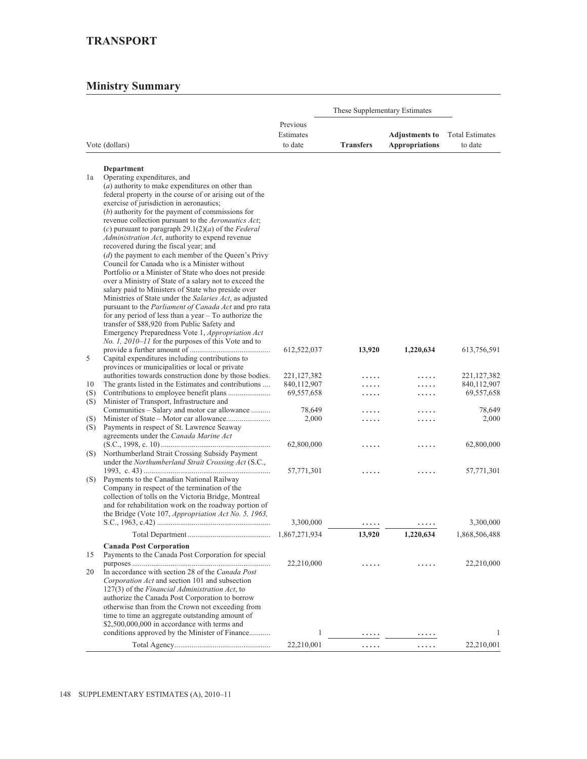# TRANSPORT

## Ministry Summary

| | Vote (dollars) | Previous Estimates to date | These Supplementary Estimates: Transfers | These Supplementary Estimates: Adjustments to Appropriations | Total Estimates to date |
|---|---|---|---|---|---|
| | **Department** | | | | |
| 1a | Operating expenditures, and (*a*) authority to make expenditures on other than federal property in the course of or arising out of the exercise of jurisdiction in aeronautics; (*b*) authority for the payment of commissions for revenue collection pursuant to the *Aeronautics Act*; (*c*) pursuant to paragraph 29.1(2)(*a*) of the *Federal Administration Act*, authority to expend revenue recovered during the fiscal year; and (*d*) the payment to each member of the Queen's Privy Council for Canada who is a Minister without Portfolio or a Minister of State who does not preside over a Ministry of State of a salary not to exceed the salary paid to Ministers of State who preside over Ministries of State under the *Salaries Act*, as adjusted pursuant to the *Parliament of Canada Act* and pro rata for any period of less than a year – To authorize the transfer of $88,920 from Public Safety and Emergency Preparedness Vote 1, *Appropriation Act No. 1, 2010–11* for the purposes of this Vote and to provide a further amount of | 612,522,037 | **13,920** | **1,220,634** | 613,756,591 |
| 5 | Capital expenditures including contributions to provinces or municipalities or local or private authorities towards construction done by those bodies. | 221,127,382 | ..... | ..... | 221,127,382 |
| 10 | The grants listed in the Estimates and contributions | 840,112,907 | ..... | ..... | 840,112,907 |
| (S) | Contributions to employee benefit plans | 69,557,658 | ..... | ..... | 69,557,658 |
| (S) | Minister of Transport, Infrastructure and Communities – Salary and motor car allowance | 78,649 | ..... | ..... | 78,649 |
| (S) | Minister of State – Motor car allowance | 2,000 | ..... | ..... | 2,000 |
| (S) | Payments in respect of St. Lawrence Seaway agreements under the *Canada Marine Act* (S.C., 1998, c. 10) | 62,800,000 | ..... | ..... | 62,800,000 |
| (S) | Northumberland Strait Crossing Subsidy Payment under the *Northumberland Strait Crossing Act* (S.C., 1993, c. 43) | 57,771,301 | ..... | ..... | 57,771,301 |
| (S) | Payments to the Canadian National Railway Company in respect of the termination of the collection of tolls on the Victoria Bridge, Montreal and for rehabilitation work on the roadway portion of the Bridge (Vote 107, *Appropriation Act No. 5, 1963*, S.C., 1963, c.42) | 3,300,000 | ..... | ..... | 3,300,000 |
| | Total Department | 1,867,271,934 | **13,920** | **1,220,634** | 1,868,506,488 |
| | **Canada Post Corporation** | | | | |
| 15 | Payments to the Canada Post Corporation for special purposes | 22,210,000 | ..... | ..... | 22,210,000 |
| 20 | In accordance with section 28 of the *Canada Post Corporation Act* and section 101 and subsection 127(3) of the *Financial Administration Act*, to authorize the Canada Post Corporation to borrow otherwise than from the Crown not exceeding from time to time an aggregate outstanding amount of $2,500,000,000 in accordance with terms and conditions approved by the Minister of Finance | 1 | ..... | ..... | 1 |
| | Total Agency | 22,210,001 | ..... | ..... | 22,210,001 |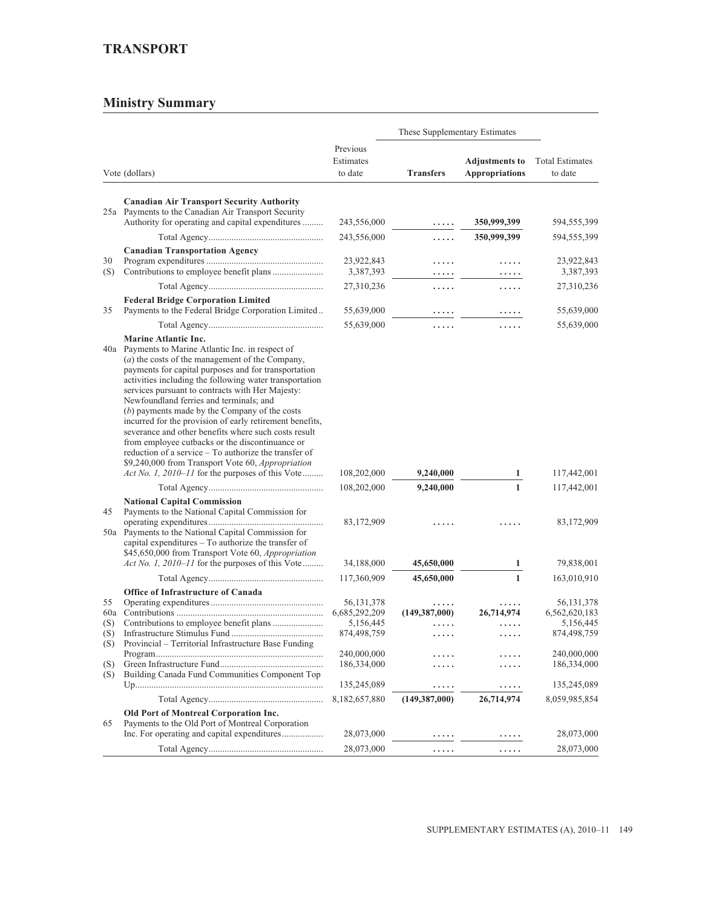## TRANSPORT

## Ministry Summary

| Vote (dollars) | | Previous Estimates to date | These Supplementary Estimates: Transfers | These Supplementary Estimates: Adjustments to Appropriations | Total Estimates to date |
|---|---|---|---|---|---|
| | **Canadian Air Transport Security Authority** | | | | |
| 25a | Payments to the Canadian Air Transport Security Authority for operating and capital expenditures | 243,556,000 | ..... | **350,999,399** | 594,555,399 |
| | Total Agency | 243,556,000 | ..... | 350,999,399 | 594,555,399 |
| | **Canadian Transportation Agency** | | | | |
| 30 | Program expenditures | 23,922,843 | ..... | ..... | 23,922,843 |
| (S) | Contributions to employee benefit plans | 3,387,393 | ..... | ..... | 3,387,393 |
| | Total Agency | 27,310,236 | ..... | ..... | 27,310,236 |
| | **Federal Bridge Corporation Limited** | | | | |
| 35 | Payments to the Federal Bridge Corporation Limited | 55,639,000 | ..... | ..... | 55,639,000 |
| | Total Agency | 55,639,000 | ..... | ..... | 55,639,000 |
| | **Marine Atlantic Inc.** | | | | |
| 40a | Payments to Marine Atlantic Inc. in respect of (*a*) the costs of the management of the Company, payments for capital purposes and for transportation activities including the following water transportation services pursuant to contracts with Her Majesty: Newfoundland ferries and terminals; and (*b*) payments made by the Company of the costs incurred for the provision of early retirement benefits, severance and other benefits where such costs result from employee cutbacks or the discontinuance or reduction of a service – To authorize the transfer of $9,240,000 from Transport Vote 60, *Appropriation Act No. 1, 2010–11* for the purposes of this Vote | 108,202,000 | **9,240,000** | **1** | 117,442,001 |
| | Total Agency | 108,202,000 | 9,240,000 | 1 | 117,442,001 |
| | **National Capital Commission** | | | | |
| 45 | Payments to the National Capital Commission for operating expenditures | 83,172,909 | ..... | ..... | 83,172,909 |
| 50a | Payments to the National Capital Commission for capital expenditures – To authorize the transfer of $45,650,000 from Transport Vote 60, *Appropriation Act No. 1, 2010–11* for the purposes of this Vote | 34,188,000 | **45,650,000** | **1** | 79,838,001 |
| | Total Agency | 117,360,909 | 45,650,000 | 1 | 163,010,910 |
| | **Office of Infrastructure of Canada** | | | | |
| 55 | Operating expenditures | 56,131,378 | ..... | ..... | 56,131,378 |
| 60a | Contributions | 6,685,292,209 | **(149,387,000)** | **26,714,974** | 6,562,620,183 |
| (S) | Contributions to employee benefit plans | 5,156,445 | ..... | ..... | 5,156,445 |
| (S) | Infrastructure Stimulus Fund | 874,498,759 | ..... | ..... | 874,498,759 |
| (S) | Provincial – Territorial Infrastructure Base Funding Program | 240,000,000 | ..... | ..... | 240,000,000 |
| (S) | Green Infrastructure Fund | 186,334,000 | ..... | ..... | 186,334,000 |
| (S) | Building Canada Fund Communities Component Top Up | 135,245,089 | ..... | ..... | 135,245,089 |
| | Total Agency | 8,182,657,880 | (149,387,000) | 26,714,974 | 8,059,985,854 |
| | **Old Port of Montreal Corporation Inc.** | | | | |
| 65 | Payments to the Old Port of Montreal Corporation Inc. For operating and capital expenditures | 28,073,000 | ..... | ..... | 28,073,000 |
| | Total Agency | 28,073,000 | ..... | ..... | 28,073,000 |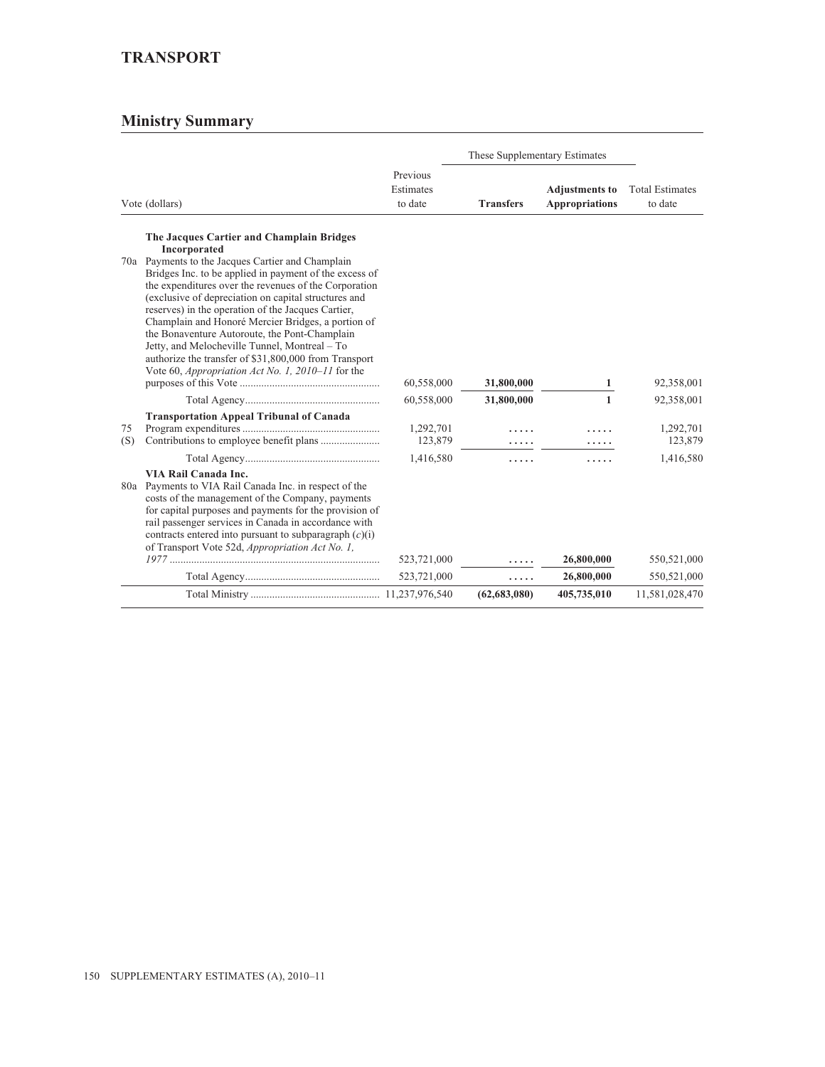## TRANSPORT

## Ministry Summary

| | Vote (dollars) | Previous Estimates to date | These Supplementary Estimates | | Total Estimates to date |
|---|---|---|---|---|---|
| | | | **Transfers** | **Adjustments to Appropriations** | |
| | **The Jacques Cartier and Champlain Bridges Incorporated** | | | | |
| 70a | Payments to the Jacques Cartier and Champlain Bridges Inc. to be applied in payment of the excess of the expenditures over the revenues of the Corporation (exclusive of depreciation on capital structures and reserves) in the operation of the Jacques Cartier, Champlain and Honoré Mercier Bridges, a portion of the Bonaventure Autoroute, the Pont-Champlain Jetty, and Melocheville Tunnel, Montreal – To authorize the transfer of $31,800,000 from Transport Vote 60, *Appropriation Act No. 1, 2010–11* for the purposes of this Vote | 60,558,000 | 31,800,000 | 1 | 92,358,001 |
| | Total Agency | 60,558,000 | 31,800,000 | 1 | 92,358,001 |
| | **Transportation Appeal Tribunal of Canada** | | | | |
| 75 | Program expenditures | 1,292,701 | ..... | ..... | 1,292,701 |
| (S) | Contributions to employee benefit plans | 123,879 | ..... | ..... | 123,879 |
| | Total Agency | 1,416,580 | ..... | ..... | 1,416,580 |
| | **VIA Rail Canada Inc.** | | | | |
| 80a | Payments to VIA Rail Canada Inc. in respect of the costs of the management of the Company, payments for capital purposes and payments for the provision of rail passenger services in Canada in accordance with contracts entered into pursuant to subparagraph (*c*)(i) of Transport Vote 52d, *Appropriation Act No. 1, 1977* | 523,721,000 | ..... | 26,800,000 | 550,521,000 |
| | Total Agency | 523,721,000 | ..... | 26,800,000 | 550,521,000 |
| | Total Ministry | 11,237,976,540 | (62,683,080) | 405,735,010 | 11,581,028,470 |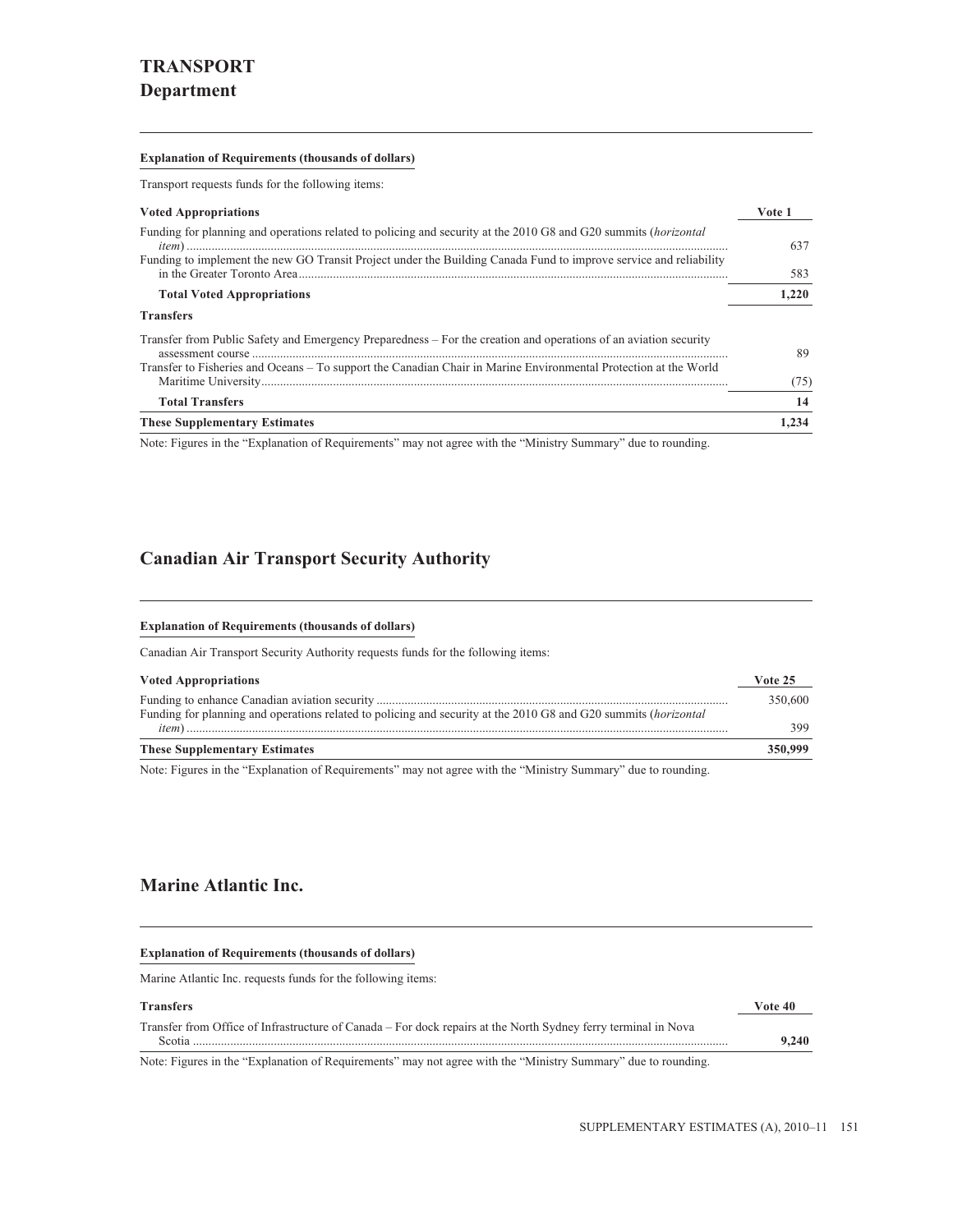# TRANSPORT
## Department

**Explanation of Requirements (thousands of dollars)**

Transport requests funds for the following items:

| **Voted Appropriations** | **Vote 1** |
|---|---|
| Funding for planning and operations related to policing and security at the 2010 G8 and G20 summits (*horizontal item*) | 637 |
| Funding to implement the new GO Transit Project under the Building Canada Fund to improve service and reliability in the Greater Toronto Area | 583 |
| **Total Voted Appropriations** | **1,220** |
| **Transfers** | |
| Transfer from Public Safety and Emergency Preparedness – For the creation and operations of an aviation security assessment course | 89 |
| Transfer to Fisheries and Oceans – To support the Canadian Chair in Marine Environmental Protection at the World Maritime University | (75) |
| **Total Transfers** | **14** |
| **These Supplementary Estimates** | **1,234** |

Note: Figures in the "Explanation of Requirements" may not agree with the "Ministry Summary" due to rounding.

## Canadian Air Transport Security Authority

**Explanation of Requirements (thousands of dollars)**

Canadian Air Transport Security Authority requests funds for the following items:

| **Voted Appropriations** | **Vote 25** |
|---|---|
| Funding to enhance Canadian aviation security | 350,600 |
| Funding for planning and operations related to policing and security at the 2010 G8 and G20 summits (*horizontal item*) | 399 |
| **These Supplementary Estimates** | **350,999** |

Note: Figures in the "Explanation of Requirements" may not agree with the "Ministry Summary" due to rounding.

## Marine Atlantic Inc.

**Explanation of Requirements (thousands of dollars)**

Marine Atlantic Inc. requests funds for the following items:

| **Transfers** | **Vote 40** |
|---|---|
| Transfer from Office of Infrastructure of Canada – For dock repairs at the North Sydney ferry terminal in Nova Scotia | **9,240** |

Note: Figures in the "Explanation of Requirements" may not agree with the "Ministry Summary" due to rounding.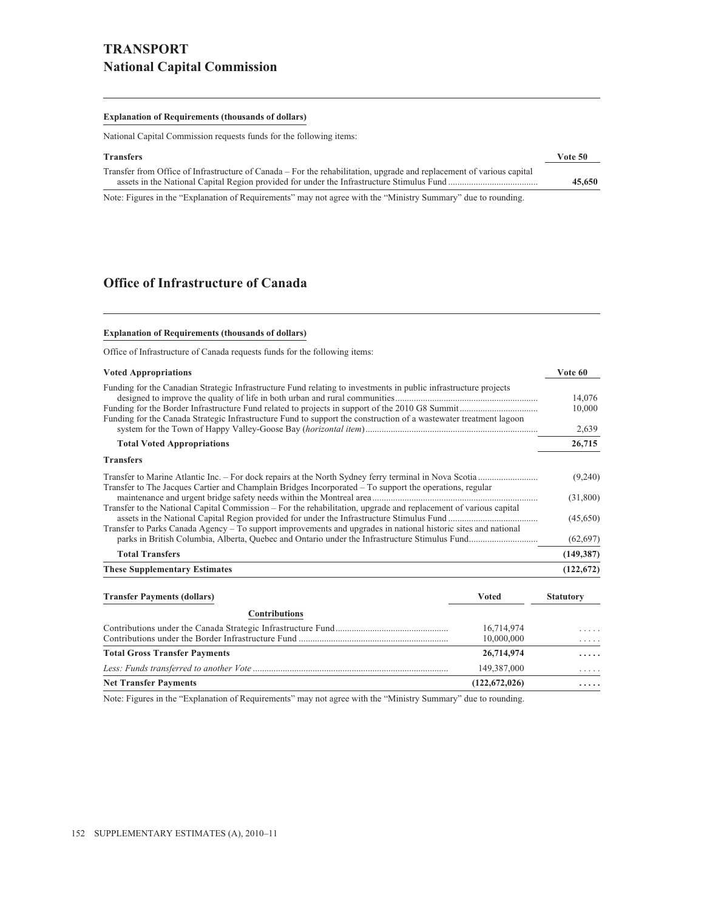# TRANSPORT

## National Capital Commission

**Explanation of Requirements (thousands of dollars)**

National Capital Commission requests funds for the following items:

| Transfers | Vote 50 |
|---|---|
| Transfer from Office of Infrastructure of Canada – For the rehabilitation, upgrade and replacement of various capital assets in the National Capital Region provided for under the Infrastructure Stimulus Fund | **45,650** |

Note: Figures in the "Explanation of Requirements" may not agree with the "Ministry Summary" due to rounding.

## Office of Infrastructure of Canada

**Explanation of Requirements (thousands of dollars)**

Office of Infrastructure of Canada requests funds for the following items:

| **Voted Appropriations** | **Vote 60** |
|---|---|
| Funding for the Canadian Strategic Infrastructure Fund relating to investments in public infrastructure projects designed to improve the quality of life in both urban and rural communities | 14,076 |
| Funding for the Border Infrastructure Fund related to projects in support of the 2010 G8 Summit | 10,000 |
| Funding for the Canada Strategic Infrastructure Fund to support the construction of a wastewater treatment lagoon system for the Town of Happy Valley-Goose Bay (*horizontal item*) | 2,639 |
| **Total Voted Appropriations** | **26,715** |
| **Transfers** | |
| Transfer to Marine Atlantic Inc. – For dock repairs at the North Sydney ferry terminal in Nova Scotia | (9,240) |
| Transfer to The Jacques Cartier and Champlain Bridges Incorporated – To support the operations, regular maintenance and urgent bridge safety needs within the Montreal area | (31,800) |
| Transfer to the National Capital Commission – For the rehabilitation, upgrade and replacement of various capital assets in the National Capital Region provided for under the Infrastructure Stimulus Fund | (45,650) |
| Transfer to Parks Canada Agency – To support improvements and upgrades in national historic sites and national parks in British Columbia, Alberta, Quebec and Ontario under the Infrastructure Stimulus Fund | (62,697) |
| **Total Transfers** | **(149,387)** |
| **These Supplementary Estimates** | **(122,672)** |

| **Transfer Payments (dollars)** | **Voted** | **Statutory** |
|---|---|---|
| **Contributions** | | |
| Contributions under the Canada Strategic Infrastructure Fund | 16,714,974 | ..... |
| Contributions under the Border Infrastructure Fund | 10,000,000 | ..... |
| **Total Gross Transfer Payments** | **26,714,974** | **.....** |
| *Less: Funds transferred to another Vote* | 149,387,000 | ..... |
| **Net Transfer Payments** | **(122,672,026)** | **.....** |

Note: Figures in the "Explanation of Requirements" may not agree with the "Ministry Summary" due to rounding.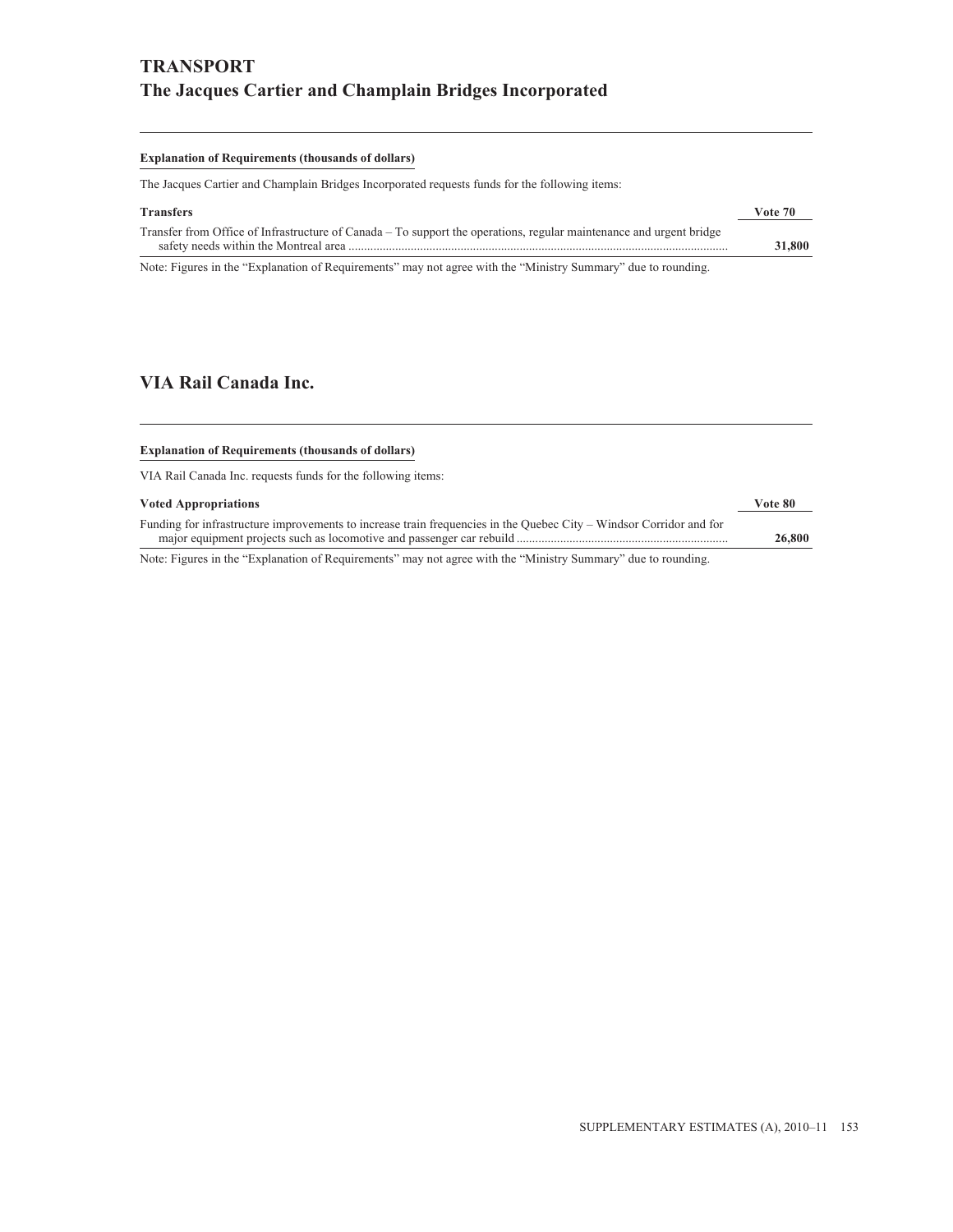# TRANSPORT

## The Jacques Cartier and Champlain Bridges Incorporated

**Explanation of Requirements (thousands of dollars)**

The Jacques Cartier and Champlain Bridges Incorporated requests funds for the following items:

| **Transfers** | **Vote 70** |
|---|---|
| Transfer from Office of Infrastructure of Canada – To support the operations, regular maintenance and urgent bridge safety needs within the Montreal area | **31,800** |

Note: Figures in the "Explanation of Requirements" may not agree with the "Ministry Summary" due to rounding.

## VIA Rail Canada Inc.

**Explanation of Requirements (thousands of dollars)**

VIA Rail Canada Inc. requests funds for the following items:

| **Voted Appropriations** | **Vote 80** |
|---|---|
| Funding for infrastructure improvements to increase train frequencies in the Quebec City – Windsor Corridor and for major equipment projects such as locomotive and passenger car rebuild | **26,800** |

Note: Figures in the "Explanation of Requirements" may not agree with the "Ministry Summary" due to rounding.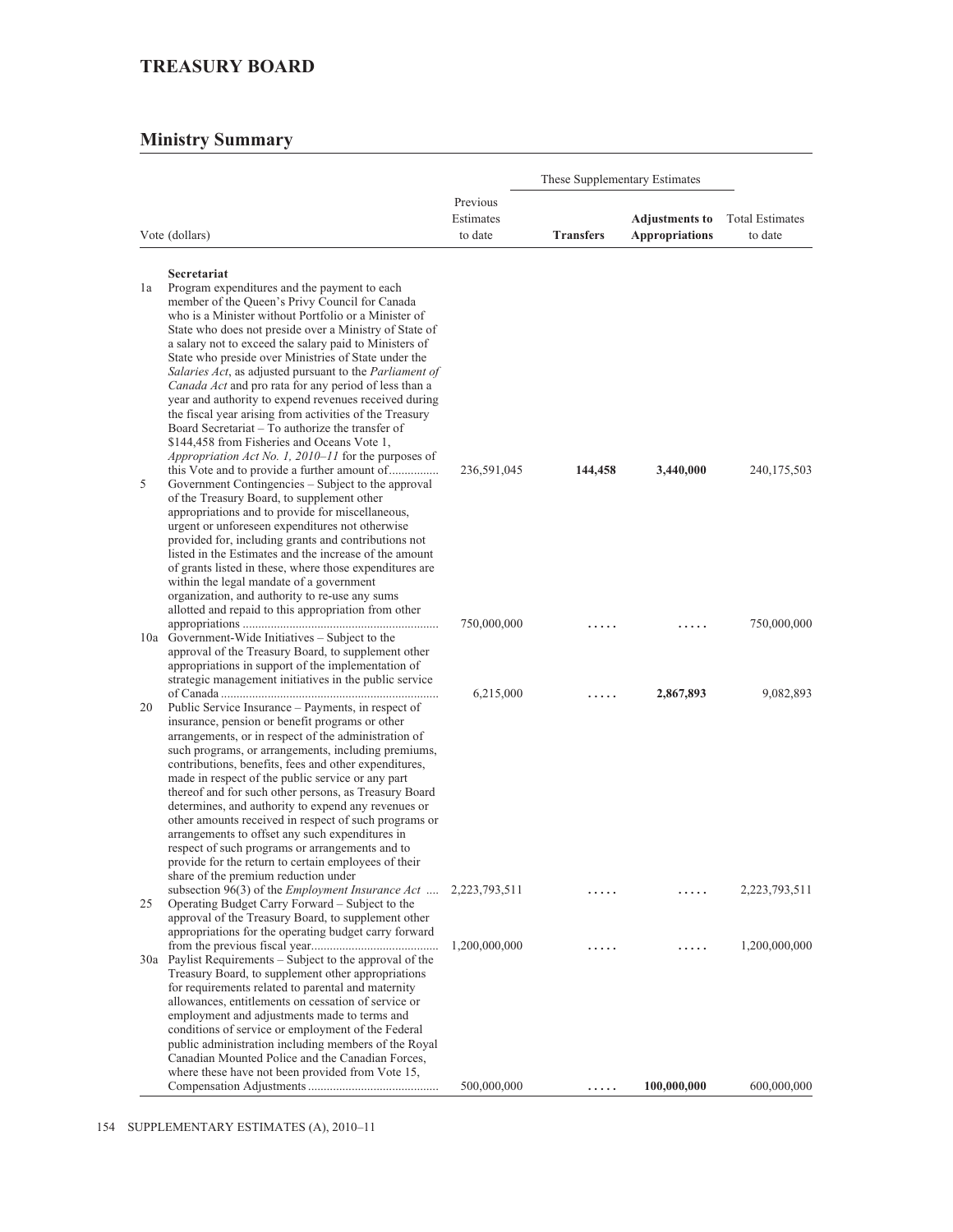# TREASURY BOARD

## Ministry Summary

| Vote (dollars) | | Previous Estimates to date | These Supplementary Estimates | | Total Estimates to date |
|---|---|---|---|---|---|
| | | | **Transfers** | **Adjustments to Appropriations** | |
| | **Secretariat** | | | | |
| 1a | Program expenditures and the payment to each member of the Queen's Privy Council for Canada who is a Minister without Portfolio or a Minister of State who does not preside over a Ministry of State of a salary not to exceed the salary paid to Ministers of State who preside over Ministries of State under the *Salaries Act*, as adjusted pursuant to the *Parliament of Canada Act* and pro rata for any period of less than a year and authority to expend revenues received during the fiscal year arising from activities of the Treasury Board Secretariat – To authorize the transfer of $144,458 from Fisheries and Oceans Vote 1, *Appropriation Act No. 1, 2010–11* for the purposes of this Vote and to provide a further amount of | 236,591,045 | **144,458** | **3,440,000** | 240,175,503 |
| 5 | Government Contingencies – Subject to the approval of the Treasury Board, to supplement other appropriations and to provide for miscellaneous, urgent or unforeseen expenditures not otherwise provided for, including grants and contributions not listed in the Estimates and the increase of the amount of grants listed in these, where those expenditures are within the legal mandate of a government organization, and authority to re-use any sums allotted and repaid to this appropriation from other appropriations | 750,000,000 | ..... | ..... | 750,000,000 |
| 10a | Government-Wide Initiatives – Subject to the approval of the Treasury Board, to supplement other appropriations in support of the implementation of strategic management initiatives in the public service of Canada | 6,215,000 | ..... | **2,867,893** | 9,082,893 |
| 20 | Public Service Insurance – Payments, in respect of insurance, pension or benefit programs or other arrangements, or in respect of the administration of such programs, or arrangements, including premiums, contributions, benefits, fees and other expenditures, made in respect of the public service or any part thereof and for such other persons, as Treasury Board determines, and authority to expend any revenues or other amounts received in respect of such programs or arrangements to offset any such expenditures in respect of such programs or arrangements and to provide for the return to certain employees of their share of the premium reduction under subsection 96(3) of the *Employment Insurance Act* | 2,223,793,511 | ..... | ..... | 2,223,793,511 |
| 25 | Operating Budget Carry Forward – Subject to the approval of the Treasury Board, to supplement other appropriations for the operating budget carry forward from the previous fiscal year | 1,200,000,000 | ..... | ..... | 1,200,000,000 |
| 30a | Paylist Requirements – Subject to the approval of the Treasury Board, to supplement other appropriations for requirements related to parental and maternity allowances, entitlements on cessation of service or employment and adjustments made to terms and conditions of service or employment of the Federal public administration including members of the Royal Canadian Mounted Police and the Canadian Forces, where these have not been provided from Vote 15, Compensation Adjustments | 500,000,000 | ..... | **100,000,000** | 600,000,000 |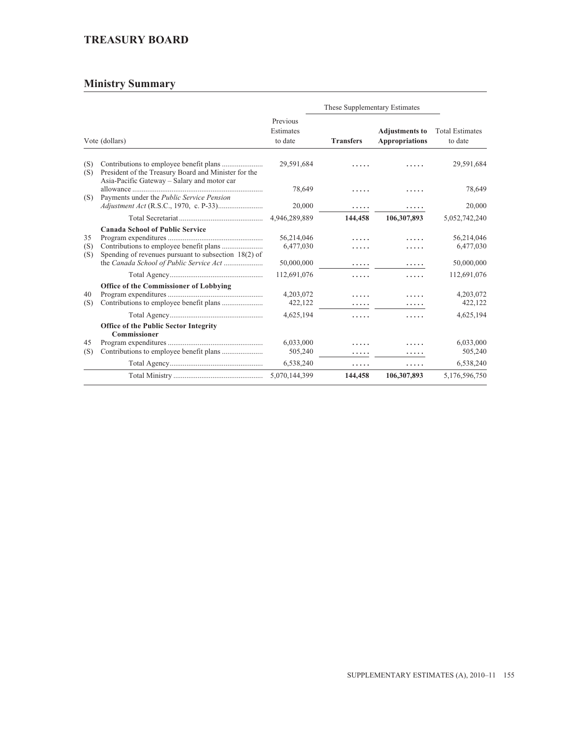## TREASURY BOARD

### Ministry Summary

| Vote (dollars) | | Previous Estimates to date | These Supplementary Estimates | | Total Estimates to date |
|---|---|---|---|---|---|
| | | | Transfers | Adjustments to Appropriations | |
| (S) | Contributions to employee benefit plans | 29,591,684 | ..... | ..... | 29,591,684 |
| (S) | President of the Treasury Board and Minister for the Asia-Pacific Gateway – Salary and motor car allowance | 78,649 | ..... | ..... | 78,649 |
| (S) | Payments under the *Public Service Pension Adjustment Act* (R.S.C., 1970, c. P-33) | 20,000 | ..... | ..... | 20,000 |
| | Total Secretariat | 4,946,289,889 | **144,458** | **106,307,893** | 5,052,742,240 |
| | **Canada School of Public Service** | | | | |
| 35 | Program expenditures | 56,214,046 | ..... | ..... | 56,214,046 |
| (S) | Contributions to employee benefit plans | 6,477,030 | ..... | ..... | 6,477,030 |
| (S) | Spending of revenues pursuant to subsection 18(2) of the *Canada School of Public Service Act* | 50,000,000 | ..... | ..... | 50,000,000 |
| | Total Agency | 112,691,076 | ..... | ..... | 112,691,076 |
| | **Office of the Commissioner of Lobbying** | | | | |
| 40 | Program expenditures | 4,203,072 | ..... | ..... | 4,203,072 |
| (S) | Contributions to employee benefit plans | 422,122 | ..... | ..... | 422,122 |
| | Total Agency | 4,625,194 | ..... | ..... | 4,625,194 |
| | **Office of the Public Sector Integrity Commissioner** | | | | |
| 45 | Program expenditures | 6,033,000 | ..... | ..... | 6,033,000 |
| (S) | Contributions to employee benefit plans | 505,240 | ..... | ..... | 505,240 |
| | Total Agency | 6,538,240 | ..... | ..... | 6,538,240 |
| | Total Ministry | 5,070,144,399 | **144,458** | **106,307,893** | 5,176,596,750 |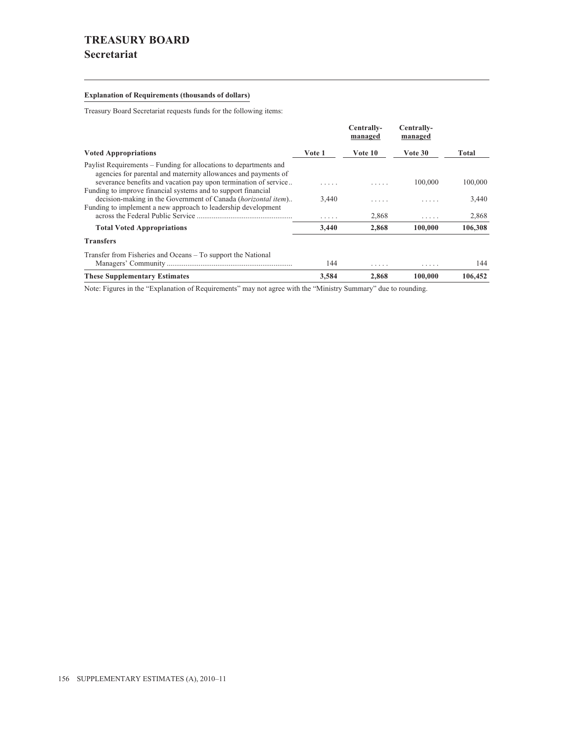# TREASURY BOARD

## Secretariat

**Explanation of Requirements (thousands of dollars)**

Treasury Board Secretariat requests funds for the following items:

| Voted Appropriations | Vote 1 | Centrally-managed Vote 10 | Centrally-managed Vote 30 | Total |
|---|---|---|---|---|
| Paylist Requirements – Funding for allocations to departments and agencies for parental and maternity allowances and payments of severance benefits and vacation pay upon termination of service | ..... | ..... | 100,000 | 100,000 |
| Funding to improve financial systems and to support financial decision-making in the Government of Canada (*horizontal item*) | 3,440 | ..... | ..... | 3,440 |
| Funding to implement a new approach to leadership development across the Federal Public Service | ..... | 2,868 | ..... | 2,868 |
| **Total Voted Appropriations** | **3,440** | **2,868** | **100,000** | **106,308** |
| **Transfers** | | | | |
| Transfer from Fisheries and Oceans – To support the National Managers' Community | 144 | ..... | ..... | 144 |
| **These Supplementary Estimates** | **3,584** | **2,868** | **100,000** | **106,452** |

Note: Figures in the "Explanation of Requirements" may not agree with the "Ministry Summary" due to rounding.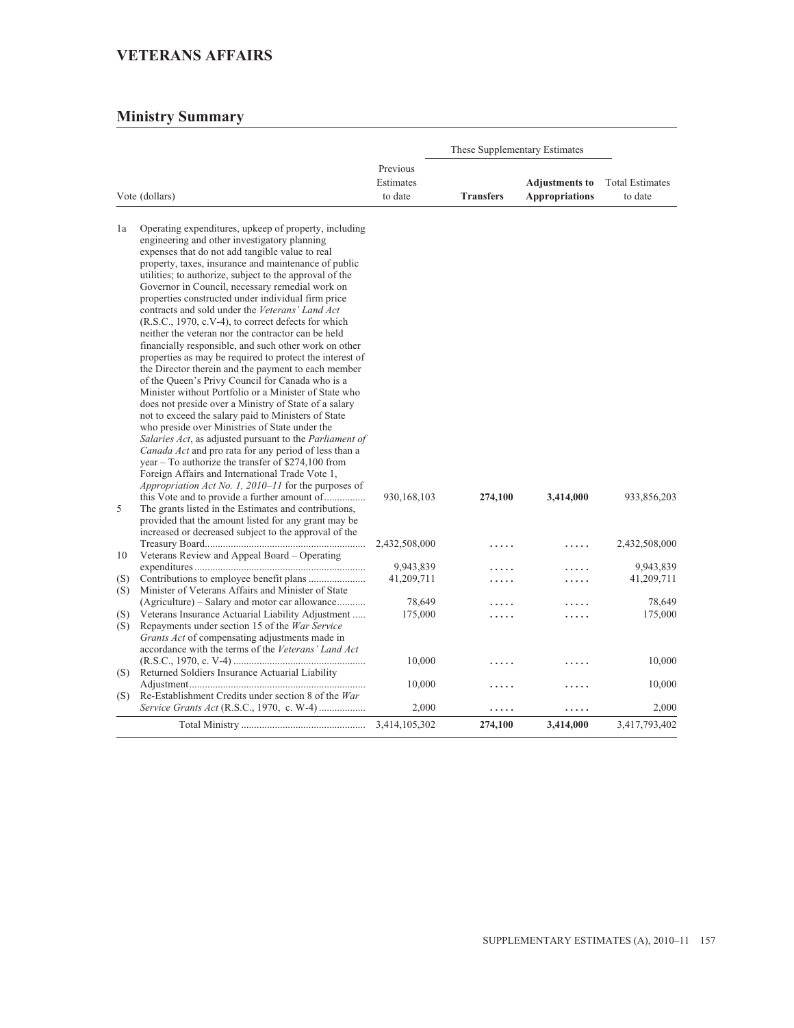# VETERANS AFFAIRS

## Ministry Summary

| Vote (dollars) | | Previous Estimates to date | These Supplementary Estimates | | Total Estimates to date |
|---|---|---|---|---|---|
| | | | **Transfers** | **Adjustments to Appropriations** | |
| 1a | Operating expenditures, upkeep of property, including engineering and other investigatory planning expenses that do not add tangible value to real property, taxes, insurance and maintenance of public utilities; to authorize, subject to the approval of the Governor in Council, necessary remedial work on properties constructed under individual firm price contracts and sold under the *Veterans' Land Act* (R.S.C., 1970, c.V-4), to correct defects for which neither the veteran nor the contractor can be held financially responsible, and such other work on other properties as may be required to protect the interest of the Director therein and the payment to each member of the Queen's Privy Council for Canada who is a Minister without Portfolio or a Minister of State who does not preside over a Ministry of State of a salary not to exceed the salary paid to Ministers of State who preside over Ministries of State under the *Salaries Act*, as adjusted pursuant to the *Parliament of Canada Act* and pro rata for any period of less than a year – To authorize the transfer of $274,100 from Foreign Affairs and International Trade Vote 1, *Appropriation Act No. 1, 2010–11* for the purposes of this Vote and to provide a further amount of................ | 930,168,103 | **274,100** | **3,414,000** | 933,856,203 |
| 5 | The grants listed in the Estimates and contributions, provided that the amount listed for any grant may be increased or decreased subject to the approval of the Treasury Board............................................................. | 2,432,508,000 | ..... | ..... | 2,432,508,000 |
| 10 | Veterans Review and Appeal Board – Operating expenditures.................................................................. | 9,943,839 | ..... | ..... | 9,943,839 |
| (S) | Contributions to employee benefit plans ...................... | 41,209,711 | ..... | ..... | 41,209,711 |
| (S) | Minister of Veterans Affairs and Minister of State (Agriculture) – Salary and motor car allowance........... | 78,649 | ..... | ..... | 78,649 |
| (S) | Veterans Insurance Actuarial Liability Adjustment ..... | 175,000 | ..... | ..... | 175,000 |
| (S) | Repayments under section 15 of the *War Service Grants Act* of compensating adjustments made in accordance with the terms of the *Veterans' Land Act* (R.S.C., 1970, c. V-4) .................................................. | 10,000 | ..... | ..... | 10,000 |
| (S) | Returned Soldiers Insurance Actuarial Liability Adjustment................................................................... | 10,000 | ..... | ..... | 10,000 |
| (S) | Re-Establishment Credits under section 8 of the *War Service Grants Act* (R.S.C., 1970, c. W-4) .................. | 2,000 | ..... | ..... | 2,000 |
| | Total Ministry ............................................... | 3,414,105,302 | **274,100** | **3,414,000** | 3,417,793,402 |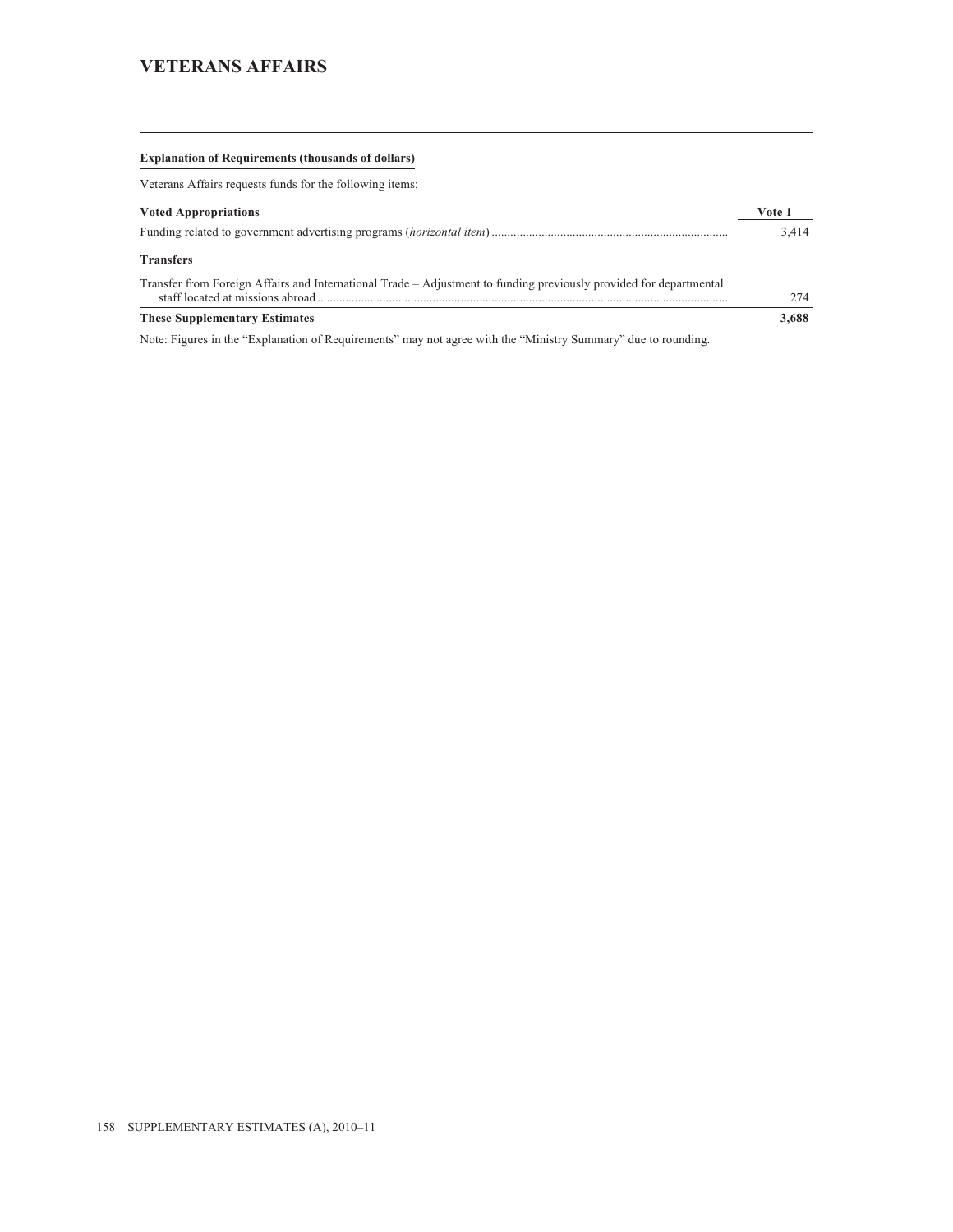# VETERANS AFFAIRS

**Explanation of Requirements (thousands of dollars)**

Veterans Affairs requests funds for the following items:

| **Voted Appropriations** | **Vote 1** |
|---|---|
| Funding related to government advertising programs (*horizontal item*) | 3,414 |
| **Transfers** | |
| Transfer from Foreign Affairs and International Trade – Adjustment to funding previously provided for departmental staff located at missions abroad | 274 |
| **These Supplementary Estimates** | **3,688** |

Note: Figures in the "Explanation of Requirements" may not agree with the "Ministry Summary" due to rounding.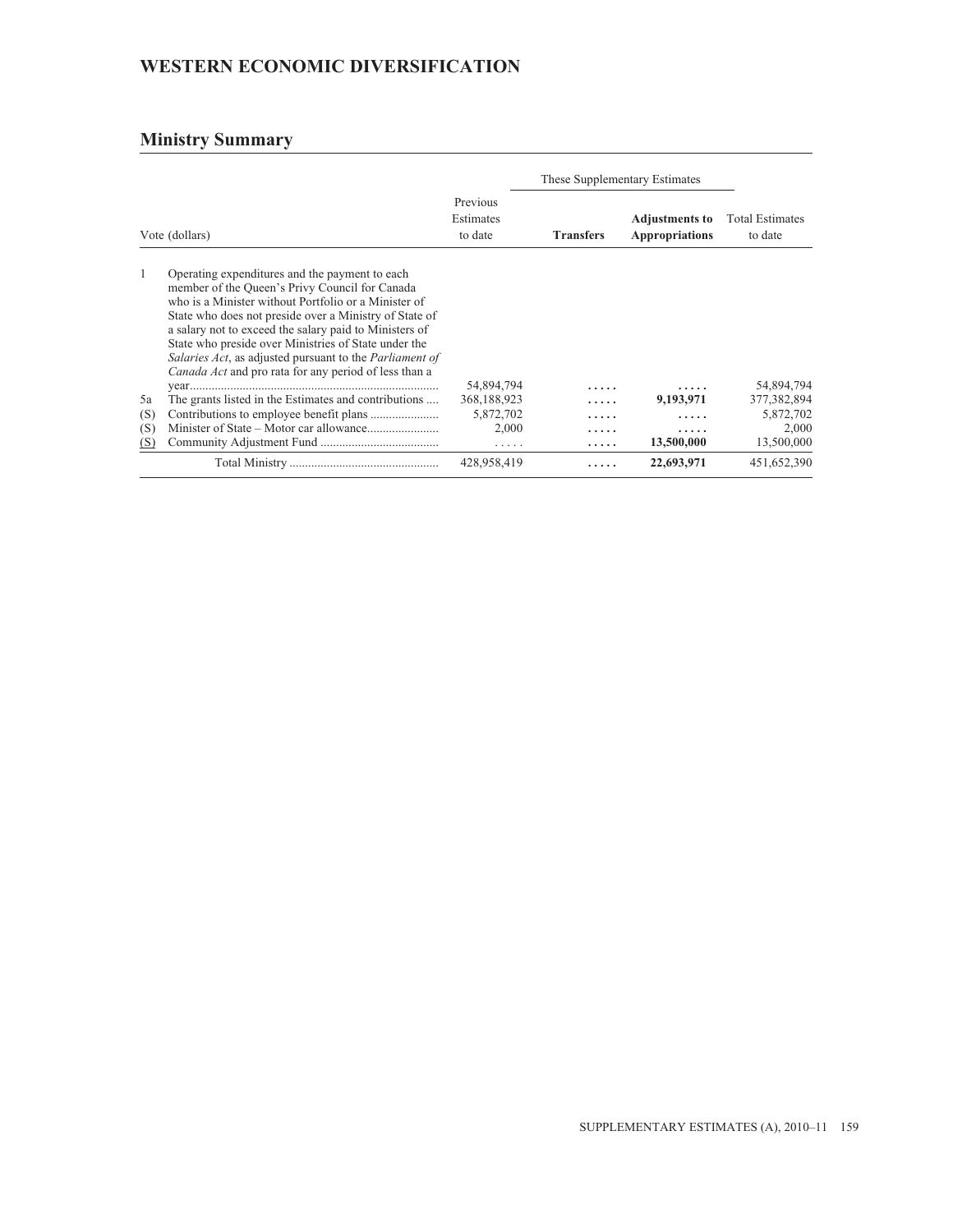## WESTERN ECONOMIC DIVERSIFICATION

### Ministry Summary

| Vote (dollars) | | Previous Estimates to date | These Supplementary Estimates | | Total Estimates to date |
|---|---|---|---|---|---|
| | | | **Transfers** | **Adjustments to Appropriations** | |
| 1 | Operating expenditures and the payment to each member of the Queen's Privy Council for Canada who is a Minister without Portfolio or a Minister of State who does not preside over a Ministry of State of a salary not to exceed the salary paid to Ministers of State who preside over Ministries of State under the *Salaries Act*, as adjusted pursuant to the *Parliament of Canada Act* and pro rata for any period of less than a year | 54,894,794 | ..... | ..... | 54,894,794 |
| 5a | The grants listed in the Estimates and contributions | 368,188,923 | ..... | **9,193,971** | 377,382,894 |
| (S) | Contributions to employee benefit plans | 5,872,702 | ..... | ..... | 5,872,702 |
| (S) | Minister of State – Motor car allowance | 2,000 | ..... | ..... | 2,000 |
| (S) | Community Adjustment Fund | ..... | ..... | **13,500,000** | 13,500,000 |
| | Total Ministry | 428,958,419 | ..... | **22,693,971** | 451,652,390 |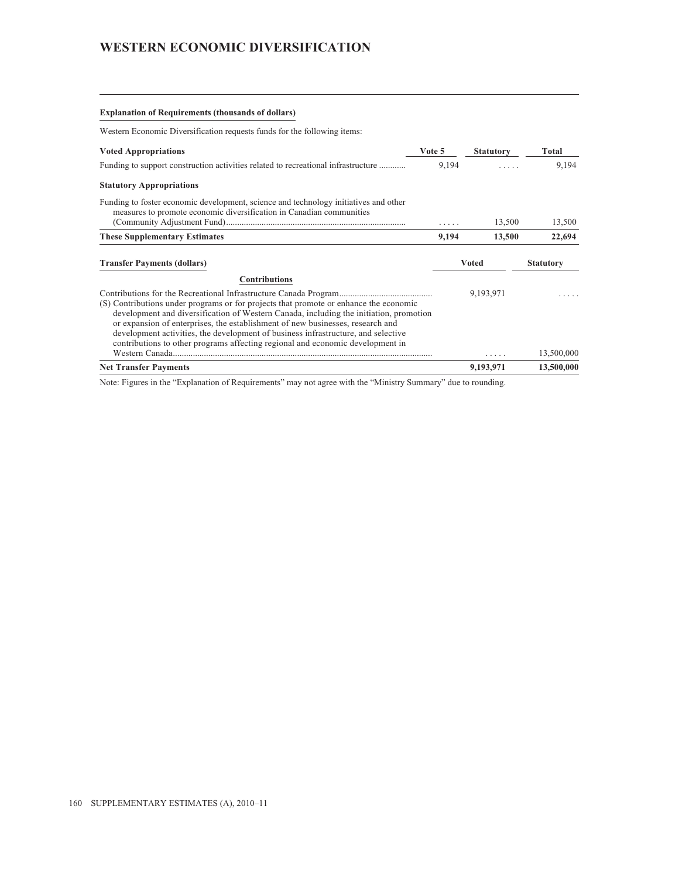# WESTERN ECONOMIC DIVERSIFICATION

**Explanation of Requirements (thousands of dollars)**

Western Economic Diversification requests funds for the following items:

| Voted Appropriations | Vote 5 | Statutory | Total |
|---|---|---|---|
| Funding to support construction activities related to recreational infrastructure ............ | 9,194 | ..... | 9,194 |
| **Statutory Appropriations** | | | |
| Funding to foster economic development, science and technology initiatives and other measures to promote economic diversification in Canadian communities (Community Adjustment Fund)................................................................................ | ..... | 13,500 | 13,500 |
| **These Supplementary Estimates** | **9,194** | **13,500** | **22,694** |

| Transfer Payments (dollars) | Voted | Statutory |
|---|---|---|
| **Contributions** | | |
| Contributions for the Recreational Infrastructure Canada Program.......................................... | 9,193,971 | ..... |
| (S) Contributions under programs or for projects that promote or enhance the economic development and diversification of Western Canada, including the initiation, promotion or expansion of enterprises, the establishment of new businesses, research and development activities, the development of business infrastructure, and selective contributions to other programs affecting regional and economic development in Western Canada.................................................................................................................... | ..... | 13,500,000 |
| **Net Transfer Payments** | **9,193,971** | **13,500,000** |

Note: Figures in the "Explanation of Requirements" may not agree with the "Ministry Summary" due to rounding.